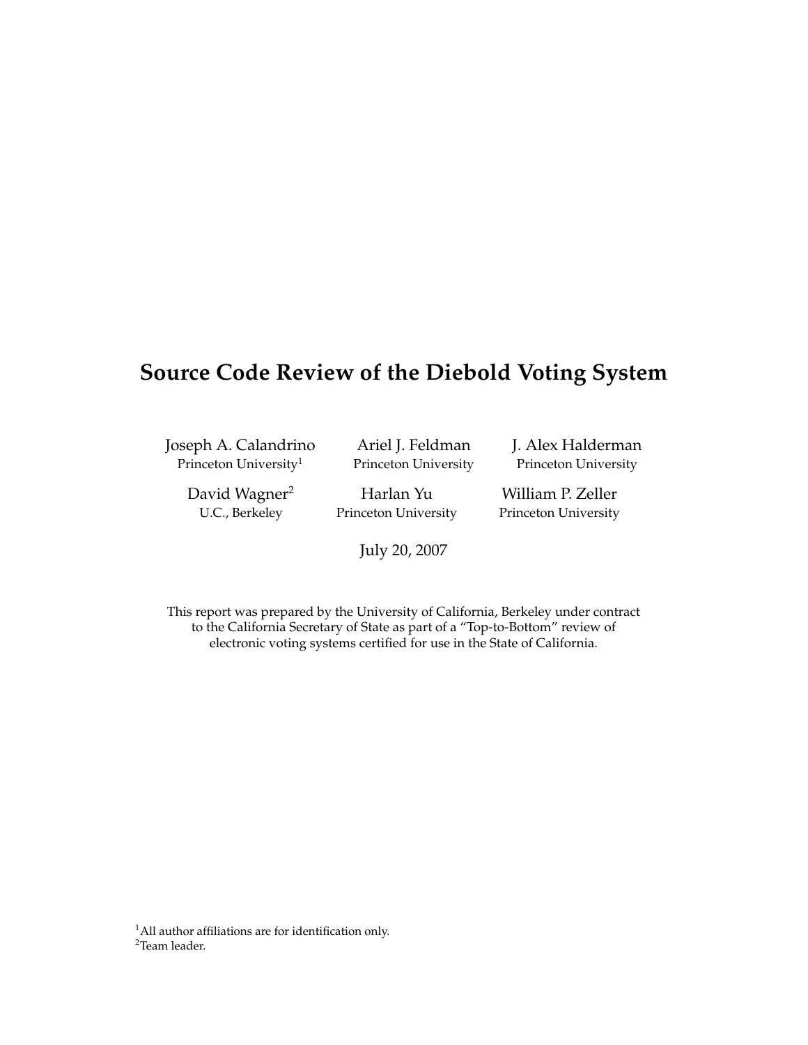# Source Code Review of the Diebold Voting System

Joseph A. Calandrino, Princeton University[1]

Ariel J. Feldman, Princeton University

J. Alex Halderman, Princeton University

David Wagner[2], U.C., Berkeley

Harlan Yu, Princeton University

William P. Zeller, Princeton University

July 20, 2007

This report was prepared by the University of California, Berkeley under contract to the California Secretary of State as part of a "Top-to-Bottom" review of electronic voting systems certified for use in the State of California.

[1] All author affiliations are for identification only.
[2] Team leader.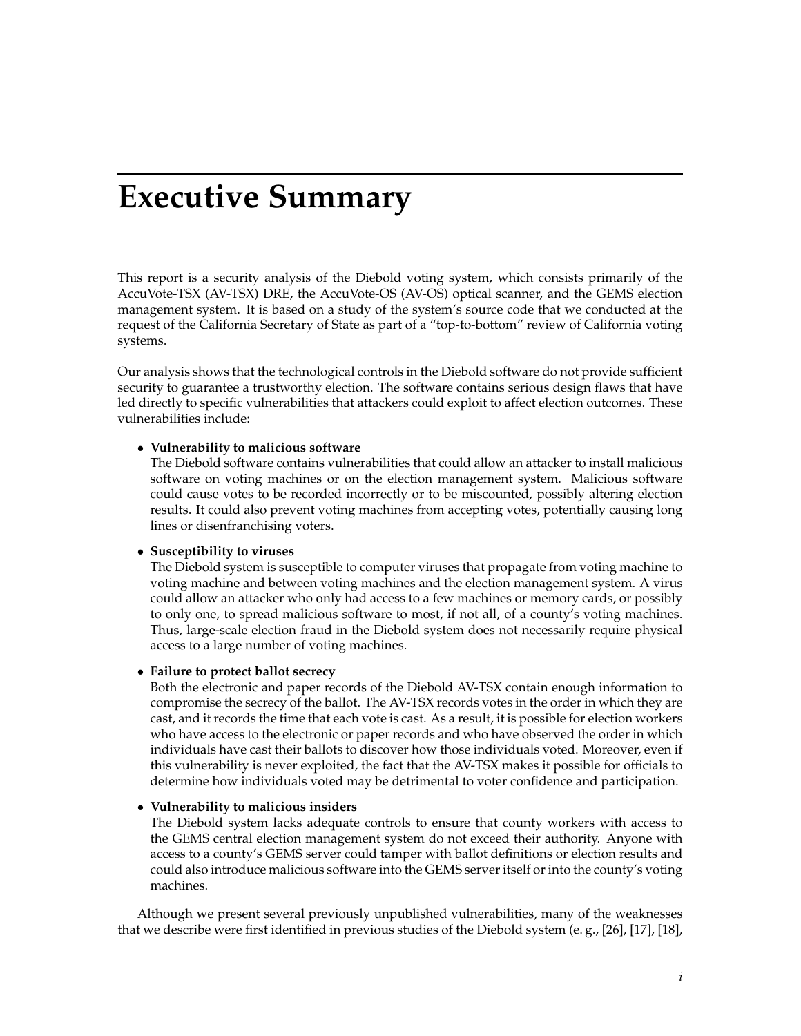# Executive Summary

This report is a security analysis of the Diebold voting system, which consists primarily of the AccuVote-TSX (AV-TSX) DRE, the AccuVote-OS (AV-OS) optical scanner, and the GEMS election management system. It is based on a study of the system's source code that we conducted at the request of the California Secretary of State as part of a "top-to-bottom" review of California voting systems.

Our analysis shows that the technological controls in the Diebold software do not provide sufficient security to guarantee a trustworthy election. The software contains serious design flaws that have led directly to specific vulnerabilities that attackers could exploit to affect election outcomes. These vulnerabilities include:

- **Vulnerability to malicious software**
  The Diebold software contains vulnerabilities that could allow an attacker to install malicious software on voting machines or on the election management system. Malicious software could cause votes to be recorded incorrectly or to be miscounted, possibly altering election results. It could also prevent voting machines from accepting votes, potentially causing long lines or disenfranchising voters.

- **Susceptibility to viruses**
  The Diebold system is susceptible to computer viruses that propagate from voting machine to voting machine and between voting machines and the election management system. A virus could allow an attacker who only had access to a few machines or memory cards, or possibly to only one, to spread malicious software to most, if not all, of a county's voting machines. Thus, large-scale election fraud in the Diebold system does not necessarily require physical access to a large number of voting machines.

- **Failure to protect ballot secrecy**
  Both the electronic and paper records of the Diebold AV-TSX contain enough information to compromise the secrecy of the ballot. The AV-TSX records votes in the order in which they are cast, and it records the time that each vote is cast. As a result, it is possible for election workers who have access to the electronic or paper records and who have observed the order in which individuals have cast their ballots to discover how those individuals voted. Moreover, even if this vulnerability is never exploited, the fact that the AV-TSX makes it possible for officials to determine how individuals voted may be detrimental to voter confidence and participation.

- **Vulnerability to malicious insiders**
  The Diebold system lacks adequate controls to ensure that county workers with access to the GEMS central election management system do not exceed their authority. Anyone with access to a county's GEMS server could tamper with ballot definitions or election results and could also introduce malicious software into the GEMS server itself or into the county's voting machines.

Although we present several previously unpublished vulnerabilities, many of the weaknesses that we describe were first identified in previous studies of the Diebold system (e. g., [26], [17], [18],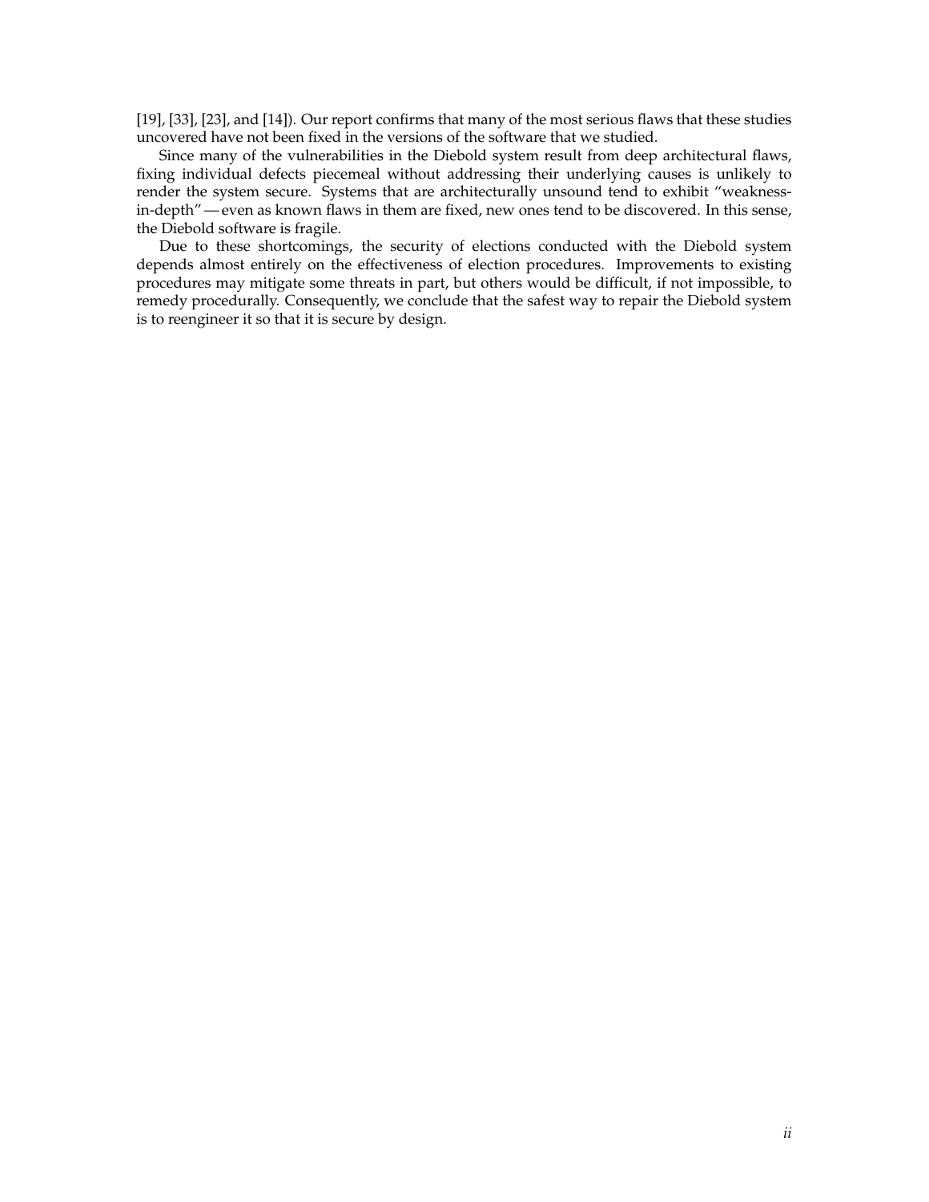[19], [33], [23], and [14]). Our report confirms that many of the most serious flaws that these studies uncovered have not been fixed in the versions of the software that we studied.

Since many of the vulnerabilities in the Diebold system result from deep architectural flaws, fixing individual defects piecemeal without addressing their underlying causes is unlikely to render the system secure. Systems that are architecturally unsound tend to exhibit "weakness-in-depth" — even as known flaws in them are fixed, new ones tend to be discovered. In this sense, the Diebold software is fragile.

Due to these shortcomings, the security of elections conducted with the Diebold system depends almost entirely on the effectiveness of election procedures. Improvements to existing procedures may mitigate some threats in part, but others would be difficult, if not impossible, to remedy procedurally. Consequently, we conclude that the safest way to repair the Diebold system is to reengineer it so that it is secure by design.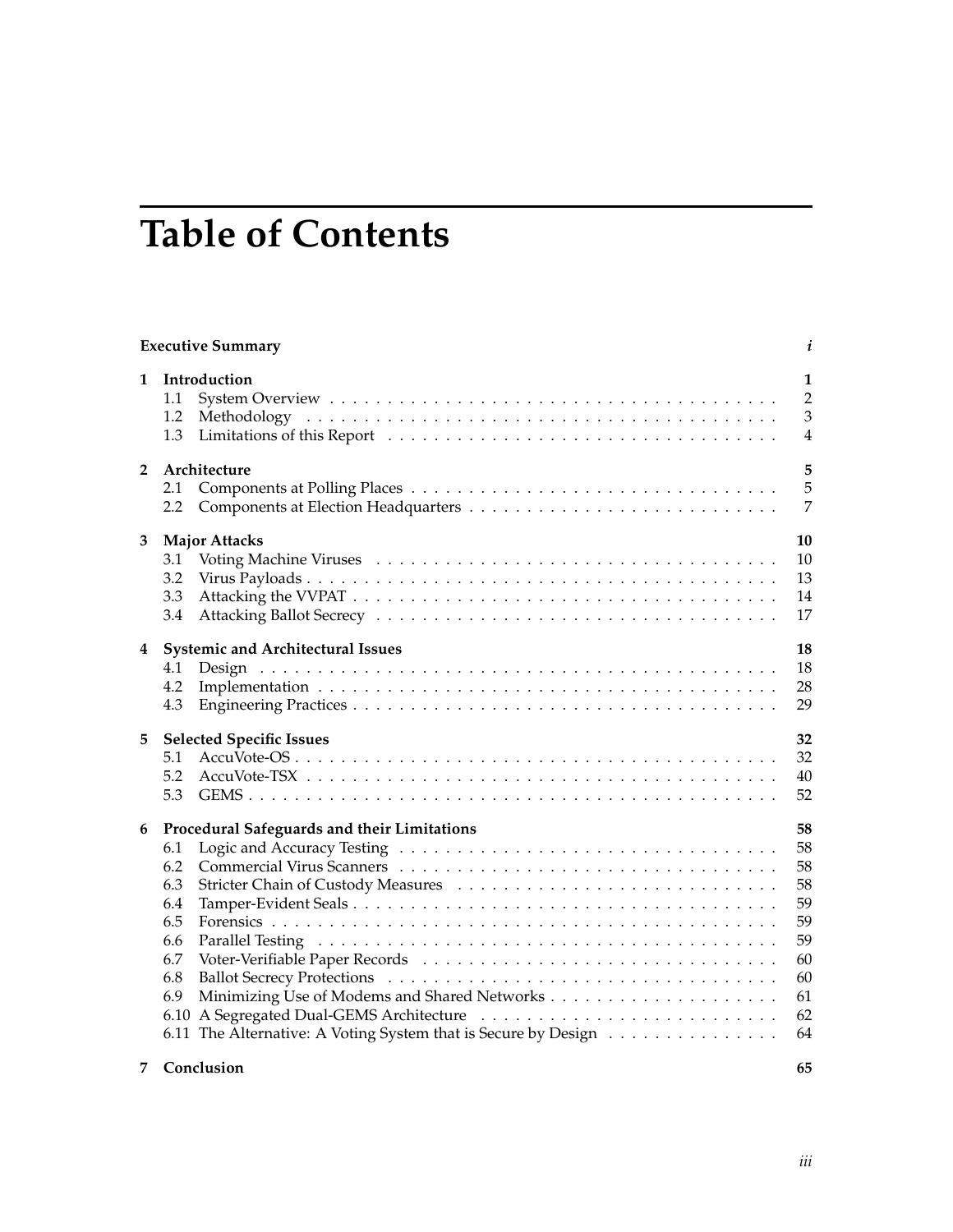# Table of Contents

**Executive Summary** *i*

**1 Introduction** **1**
- 1.1 System Overview . . . 2
- 1.2 Methodology . . . 3
- 1.3 Limitations of this Report . . . 4

**2 Architecture** **5**
- 2.1 Components at Polling Places . . . 5
- 2.2 Components at Election Headquarters . . . 7

**3 Major Attacks** **10**
- 3.1 Voting Machine Viruses . . . 10
- 3.2 Virus Payloads . . . 13
- 3.3 Attacking the VVPAT . . . 14
- 3.4 Attacking Ballot Secrecy . . . 17

**4 Systemic and Architectural Issues** **18**
- 4.1 Design . . . 18
- 4.2 Implementation . . . 28
- 4.3 Engineering Practices . . . 29

**5 Selected Specific Issues** **32**
- 5.1 AccuVote-OS . . . 32
- 5.2 AccuVote-TSX . . . 40
- 5.3 GEMS . . . 52

**6 Procedural Safeguards and their Limitations** **58**
- 6.1 Logic and Accuracy Testing . . . 58
- 6.2 Commercial Virus Scanners . . . 58
- 6.3 Stricter Chain of Custody Measures . . . 58
- 6.4 Tamper-Evident Seals . . . 59
- 6.5 Forensics . . . 59
- 6.6 Parallel Testing . . . 59
- 6.7 Voter-Verifiable Paper Records . . . 60
- 6.8 Ballot Secrecy Protections . . . 60
- 6.9 Minimizing Use of Modems and Shared Networks . . . 61
- 6.10 A Segregated Dual-GEMS Architecture . . . 62
- 6.11 The Alternative: A Voting System that is Secure by Design . . . 64

**7 Conclusion** **65**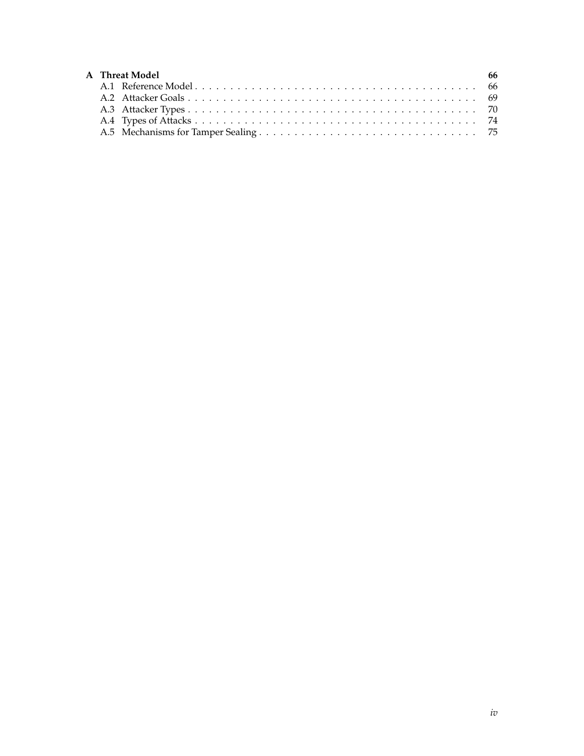**A Threat Model** — 66

- A.1 Reference Model — 66
- A.2 Attacker Goals — 69
- A.3 Attacker Types — 70
- A.4 Types of Attacks — 74
- A.5 Mechanisms for Tamper Sealing — 75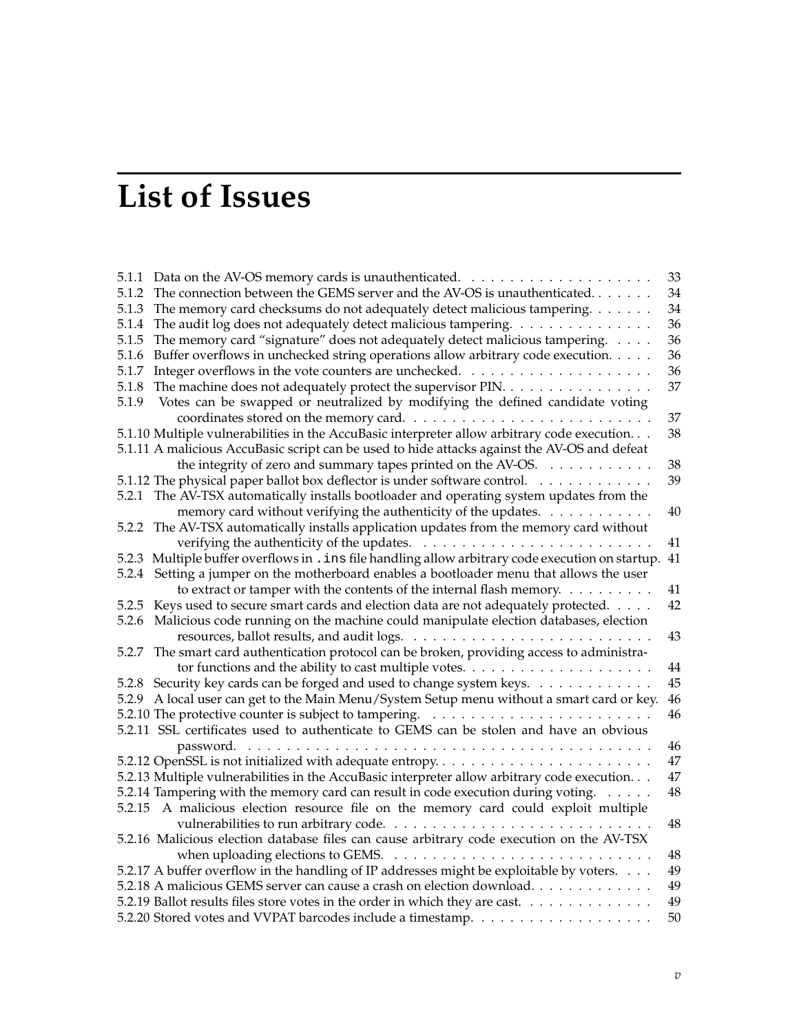# List of Issues

5.1.1 Data on the AV-OS memory cards is unauthenticated. . . . . . . . . . . . . . . . . . . . 33
5.1.2 The connection between the GEMS server and the AV-OS is unauthenticated. . . . . . . 34
5.1.3 The memory card checksums do not adequately detect malicious tampering. . . . . . . 34
5.1.4 The audit log does not adequately detect malicious tampering. . . . . . . . . . . . . . . 36
5.1.5 The memory card "signature" does not adequately detect malicious tampering. . . . . 36
5.1.6 Buffer overflows in unchecked string operations allow arbitrary code execution. . . . . 36
5.1.7 Integer overflows in the vote counters are unchecked. . . . . . . . . . . . . . . . . . . 36
5.1.8 The machine does not adequately protect the supervisor PIN. . . . . . . . . . . . . . . 37
5.1.9 Votes can be swapped or neutralized by modifying the defined candidate voting coordinates stored on the memory card. . . . . . . . . . . . . . . . . . . . . . . . . . 37
5.1.10 Multiple vulnerabilities in the AccuBasic interpreter allow arbitrary code execution. . . 38
5.1.11 A malicious AccuBasic script can be used to hide attacks against the AV-OS and defeat the integrity of zero and summary tapes printed on the AV-OS. . . . . . . . . . . 38
5.1.12 The physical paper ballot box deflector is under software control. . . . . . . . . . . . 39
5.2.1 The AV-TSX automatically installs bootloader and operating system updates from the memory card without verifying the authenticity of the updates. . . . . . . . . . . 40
5.2.2 The AV-TSX automatically installs application updates from the memory card without verifying the authenticity of the updates. . . . . . . . . . . . . . . . . . . . . . . . . 41
5.2.3 Multiple buffer overflows in `.ins` file handling allow arbitrary code execution on startup. 41
5.2.4 Setting a jumper on the motherboard enables a bootloader menu that allows the user to extract or tamper with the contents of the internal flash memory. . . . . . . . . . 41
5.2.5 Keys used to secure smart cards and election data are not adequately protected. . . . . 42
5.2.6 Malicious code running on the machine could manipulate election databases, election resources, ballot results, and audit logs. . . . . . . . . . . . . . . . . . . . . . . . . 43
5.2.7 The smart card authentication protocol can be broken, providing access to administrator functions and the ability to cast multiple votes. . . . . . . . . . . . . . . . . . . . 44
5.2.8 Security key cards can be forged and used to change system keys. . . . . . . . . . . . . 45
5.2.9 A local user can get to the Main Menu/System Setup menu without a smart card or key. 46
5.2.10 The protective counter is subject to tampering. . . . . . . . . . . . . . . . . . . . . . . 46
5.2.11 SSL certificates used to authenticate to GEMS can be stolen and have an obvious password. . . . . . . . . . . . . . . . . . . . . . . . . . . . . . . . . . . . . . . . . . . 46
5.2.12 OpenSSL is not initialized with adequate entropy. . . . . . . . . . . . . . . . . . . . . . 47
5.2.13 Multiple vulnerabilities in the AccuBasic interpreter allow arbitrary code execution. . . 47
5.2.14 Tampering with the memory card can result in code execution during voting. . . . . . 48
5.2.15 A malicious election resource file on the memory card could exploit multiple vulnerabilities to run arbitrary code. . . . . . . . . . . . . . . . . . . . . . . . . . . . 48
5.2.16 Malicious election database files can cause arbitrary code execution on the AV-TSX when uploading elections to GEMS. . . . . . . . . . . . . . . . . . . . . . . . . . . . 48
5.2.17 A buffer overflow in the handling of IP addresses might be exploitable by voters. . . . 49
5.2.18 A malicious GEMS server can cause a crash on election download. . . . . . . . . . . . . 49
5.2.19 Ballot results files store votes in the order in which they are cast. . . . . . . . . . . . . 49
5.2.20 Stored votes and VVPAT barcodes include a timestamp. . . . . . . . . . . . . . . . . . . 50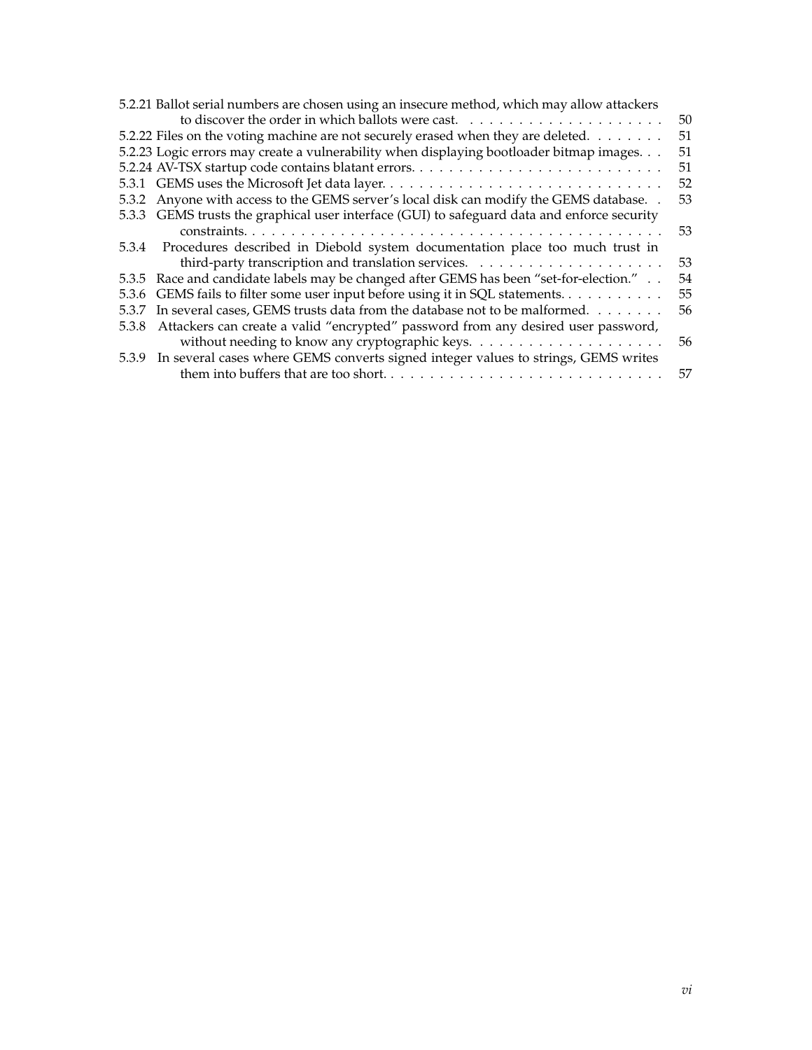5.2.21 Ballot serial numbers are chosen using an insecure method, which may allow attackers to discover the order in which ballots were cast. . . . . . . . . . . . . . . . . . . . . 50
5.2.22 Files on the voting machine are not securely erased when they are deleted. . . . . . . . 51
5.2.23 Logic errors may create a vulnerability when displaying bootloader bitmap images. . . 51
5.2.24 AV-TSX startup code contains blatant errors. . . . . . . . . . . . . . . . . . . . . . . . . . 51
5.3.1 GEMS uses the Microsoft Jet data layer. . . . . . . . . . . . . . . . . . . . . . . . . . . . . 52
5.3.2 Anyone with access to the GEMS server's local disk can modify the GEMS database. . 53
5.3.3 GEMS trusts the graphical user interface (GUI) to safeguard data and enforce security constraints. . . . . . . . . . . . . . . . . . . . . . . . . . . . . . . . . . . . . . . . . . . . 53
5.3.4 Procedures described in Diebold system documentation place too much trust in third-party transcription and translation services. . . . . . . . . . . . . . . . . . . . 53
5.3.5 Race and candidate labels may be changed after GEMS has been "set-for-election." . . 54
5.3.6 GEMS fails to filter some user input before using it in SQL statements. . . . . . . . . . . 55
5.3.7 In several cases, GEMS trusts data from the database not to be malformed. . . . . . . . 56
5.3.8 Attackers can create a valid "encrypted" password from any desired user password, without needing to know any cryptographic keys. . . . . . . . . . . . . . . . . . . . 56
5.3.9 In several cases where GEMS converts signed integer values to strings, GEMS writes them into buffers that are too short. . . . . . . . . . . . . . . . . . . . . . . . . . . . . 57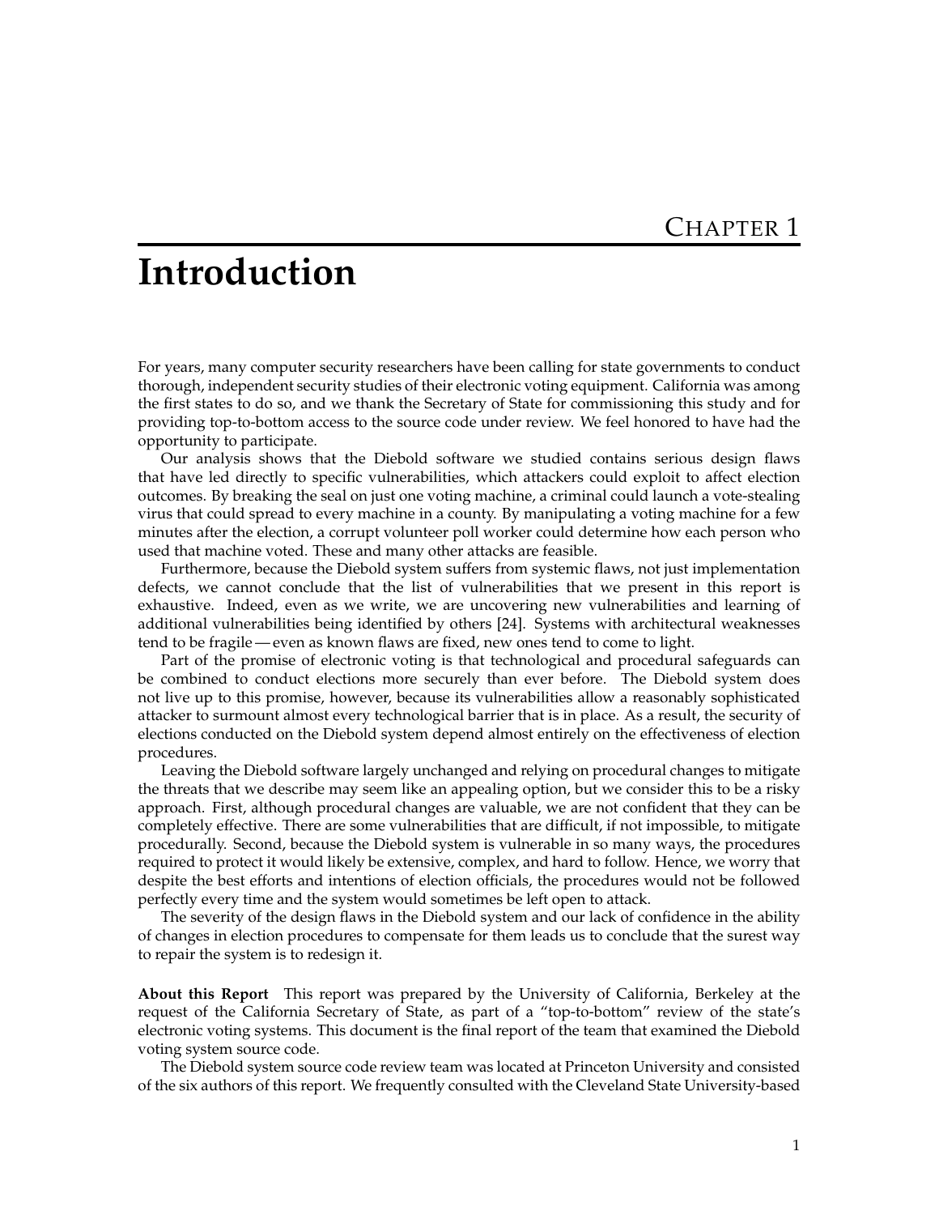# Chapter 1

# Introduction

For years, many computer security researchers have been calling for state governments to conduct thorough, independent security studies of their electronic voting equipment. California was among the first states to do so, and we thank the Secretary of State for commissioning this study and for providing top-to-bottom access to the source code under review. We feel honored to have had the opportunity to participate.

Our analysis shows that the Diebold software we studied contains serious design flaws that have led directly to specific vulnerabilities, which attackers could exploit to affect election outcomes. By breaking the seal on just one voting machine, a criminal could launch a vote-stealing virus that could spread to every machine in a county. By manipulating a voting machine for a few minutes after the election, a corrupt volunteer poll worker could determine how each person who used that machine voted. These and many other attacks are feasible.

Furthermore, because the Diebold system suffers from systemic flaws, not just implementation defects, we cannot conclude that the list of vulnerabilities that we present in this report is exhaustive. Indeed, even as we write, we are uncovering new vulnerabilities and learning of additional vulnerabilities being identified by others [24]. Systems with architectural weaknesses tend to be fragile — even as known flaws are fixed, new ones tend to come to light.

Part of the promise of electronic voting is that technological and procedural safeguards can be combined to conduct elections more securely than ever before. The Diebold system does not live up to this promise, however, because its vulnerabilities allow a reasonably sophisticated attacker to surmount almost every technological barrier that is in place. As a result, the security of elections conducted on the Diebold system depend almost entirely on the effectiveness of election procedures.

Leaving the Diebold software largely unchanged and relying on procedural changes to mitigate the threats that we describe may seem like an appealing option, but we consider this to be a risky approach. First, although procedural changes are valuable, we are not confident that they can be completely effective. There are some vulnerabilities that are difficult, if not impossible, to mitigate procedurally. Second, because the Diebold system is vulnerable in so many ways, the procedures required to protect it would likely be extensive, complex, and hard to follow. Hence, we worry that despite the best efforts and intentions of election officials, the procedures would not be followed perfectly every time and the system would sometimes be left open to attack.

The severity of the design flaws in the Diebold system and our lack of confidence in the ability of changes in election procedures to compensate for them leads us to conclude that the surest way to repair the system is to redesign it.

**About this Report** This report was prepared by the University of California, Berkeley at the request of the California Secretary of State, as part of a "top-to-bottom" review of the state's electronic voting systems. This document is the final report of the team that examined the Diebold voting system source code.

The Diebold system source code review team was located at Princeton University and consisted of the six authors of this report. We frequently consulted with the Cleveland State University-based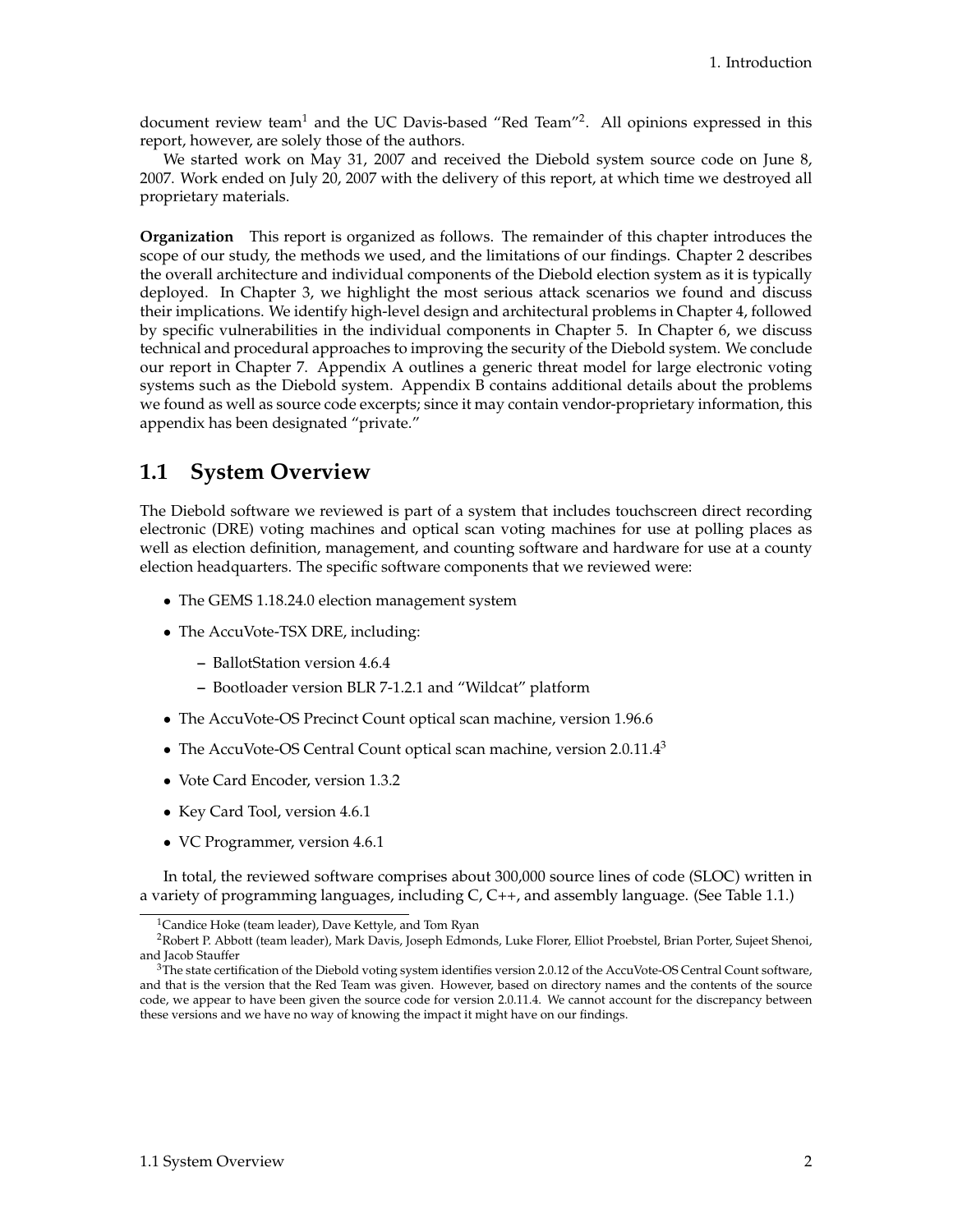document review team[1] and the UC Davis-based "Red Team"[2]. All opinions expressed in this report, however, are solely those of the authors.

We started work on May 31, 2007 and received the Diebold system source code on June 8, 2007. Work ended on July 20, 2007 with the delivery of this report, at which time we destroyed all proprietary materials.

**Organization** This report is organized as follows. The remainder of this chapter introduces the scope of our study, the methods we used, and the limitations of our findings. Chapter 2 describes the overall architecture and individual components of the Diebold election system as it is typically deployed. In Chapter 3, we highlight the most serious attack scenarios we found and discuss their implications. We identify high-level design and architectural problems in Chapter 4, followed by specific vulnerabilities in the individual components in Chapter 5. In Chapter 6, we discuss technical and procedural approaches to improving the security of the Diebold system. We conclude our report in Chapter 7. Appendix A outlines a generic threat model for large electronic voting systems such as the Diebold system. Appendix B contains additional details about the problems we found as well as source code excerpts; since it may contain vendor-proprietary information, this appendix has been designated "private."

## 1.1 System Overview

The Diebold software we reviewed is part of a system that includes touchscreen direct recording electronic (DRE) voting machines and optical scan voting machines for use at polling places as well as election definition, management, and counting software and hardware for use at a county election headquarters. The specific software components that we reviewed were:

- The GEMS 1.18.24.0 election management system
- The AccuVote-TSX DRE, including:
  - BallotStation version 4.6.4
  - Bootloader version BLR 7-1.2.1 and "Wildcat" platform
- The AccuVote-OS Precinct Count optical scan machine, version 1.96.6
- The AccuVote-OS Central Count optical scan machine, version 2.0.11.4[3]
- Vote Card Encoder, version 1.3.2
- Key Card Tool, version 4.6.1
- VC Programmer, version 4.6.1

In total, the reviewed software comprises about 300,000 source lines of code (SLOC) written in a variety of programming languages, including C, C++, and assembly language. (See Table 1.1.)

---

[1] Candice Hoke (team leader), Dave Kettyle, and Tom Ryan

[2] Robert P. Abbott (team leader), Mark Davis, Joseph Edmonds, Luke Florer, Elliot Proebstel, Brian Porter, Sujeet Shenoi, and Jacob Stauffer

[3] The state certification of the Diebold voting system identifies version 2.0.12 of the AccuVote-OS Central Count software, and that is the version that the Red Team was given. However, based on directory names and the contents of the source code, we appear to have been given the source code for version 2.0.11.4. We cannot account for the discrepancy between these versions and we have no way of knowing the impact it might have on our findings.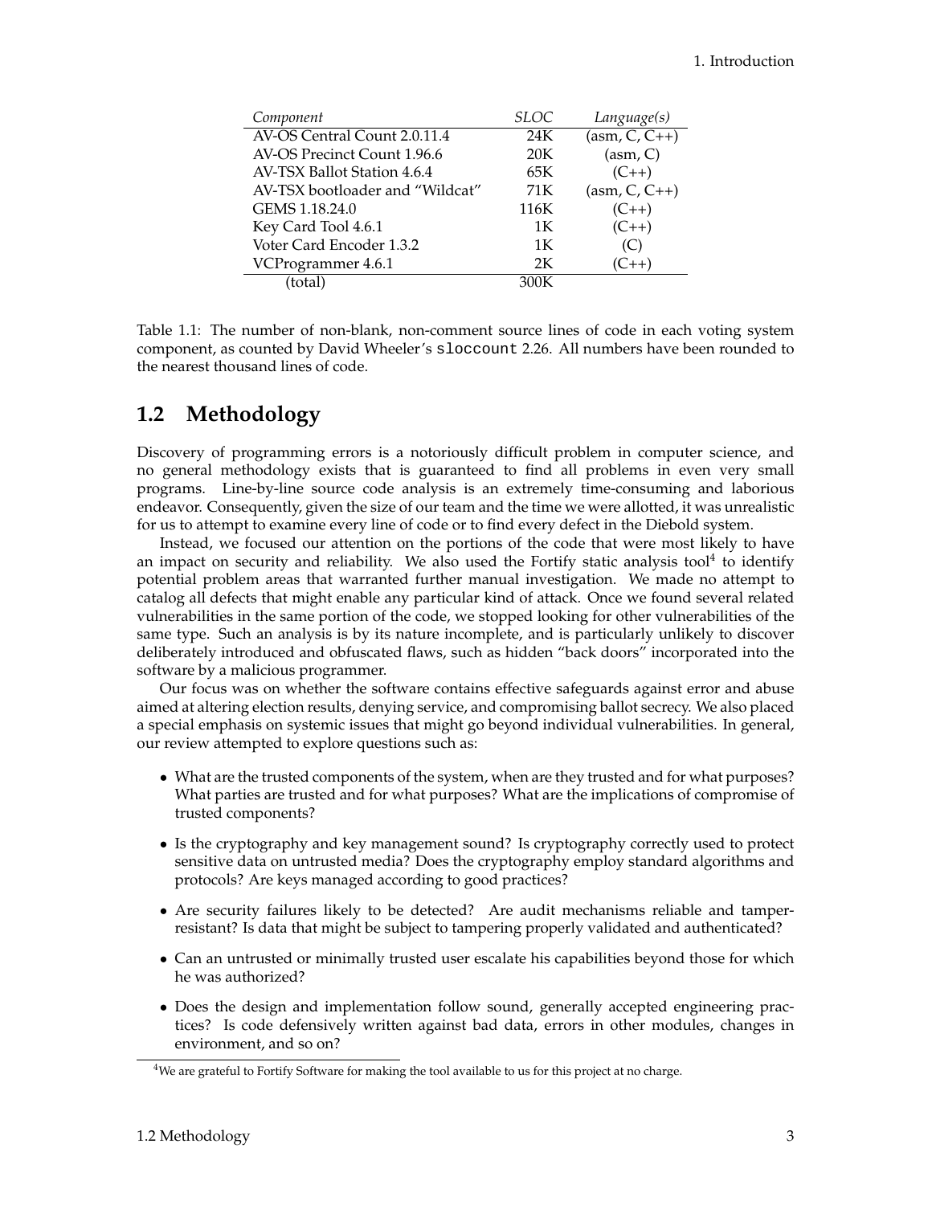| *Component* | *SLOC* | *Language(s)* |
|---|---|---|
| AV-OS Central Count 2.0.11.4 | 24K | (asm, C, C++) |
| AV-OS Precinct Count 1.96.6 | 20K | (asm, C) |
| AV-TSX Ballot Station 4.6.4 | 65K | (C++) |
| AV-TSX bootloader and "Wildcat" | 71K | (asm, C, C++) |
| GEMS 1.18.24.0 | 116K | (C++) |
| Key Card Tool 4.6.1 | 1K | (C++) |
| Voter Card Encoder 1.3.2 | 1K | (C) |
| VCProgrammer 4.6.1 | 2K | (C++) |
| (total) | 300K | |

Table 1.1: The number of non-blank, non-comment source lines of code in each voting system component, as counted by David Wheeler's `sloccount` 2.26. All numbers have been rounded to the nearest thousand lines of code.

## 1.2 Methodology

Discovery of programming errors is a notoriously difficult problem in computer science, and no general methodology exists that is guaranteed to find all problems in even very small programs. Line-by-line source code analysis is an extremely time-consuming and laborious endeavor. Consequently, given the size of our team and the time we were allotted, it was unrealistic for us to attempt to examine every line of code or to find every defect in the Diebold system.

Instead, we focused our attention on the portions of the code that were most likely to have an impact on security and reliability. We also used the Fortify static analysis tool[4] to identify potential problem areas that warranted further manual investigation. We made no attempt to catalog all defects that might enable any particular kind of attack. Once we found several related vulnerabilities in the same portion of the code, we stopped looking for other vulnerabilities of the same type. Such an analysis is by its nature incomplete, and is particularly unlikely to discover deliberately introduced and obfuscated flaws, such as hidden "back doors" incorporated into the software by a malicious programmer.

Our focus was on whether the software contains effective safeguards against error and abuse aimed at altering election results, denying service, and compromising ballot secrecy. We also placed a special emphasis on systemic issues that might go beyond individual vulnerabilities. In general, our review attempted to explore questions such as:

- What are the trusted components of the system, when are they trusted and for what purposes? What parties are trusted and for what purposes? What are the implications of compromise of trusted components?
- Is the cryptography and key management sound? Is cryptography correctly used to protect sensitive data on untrusted media? Does the cryptography employ standard algorithms and protocols? Are keys managed according to good practices?
- Are security failures likely to be detected? Are audit mechanisms reliable and tamper-resistant? Is data that might be subject to tampering properly validated and authenticated?
- Can an untrusted or minimally trusted user escalate his capabilities beyond those for which he was authorized?
- Does the design and implementation follow sound, generally accepted engineering practices? Is code defensively written against bad data, errors in other modules, changes in environment, and so on?

[4] We are grateful to Fortify Software for making the tool available to us for this project at no charge.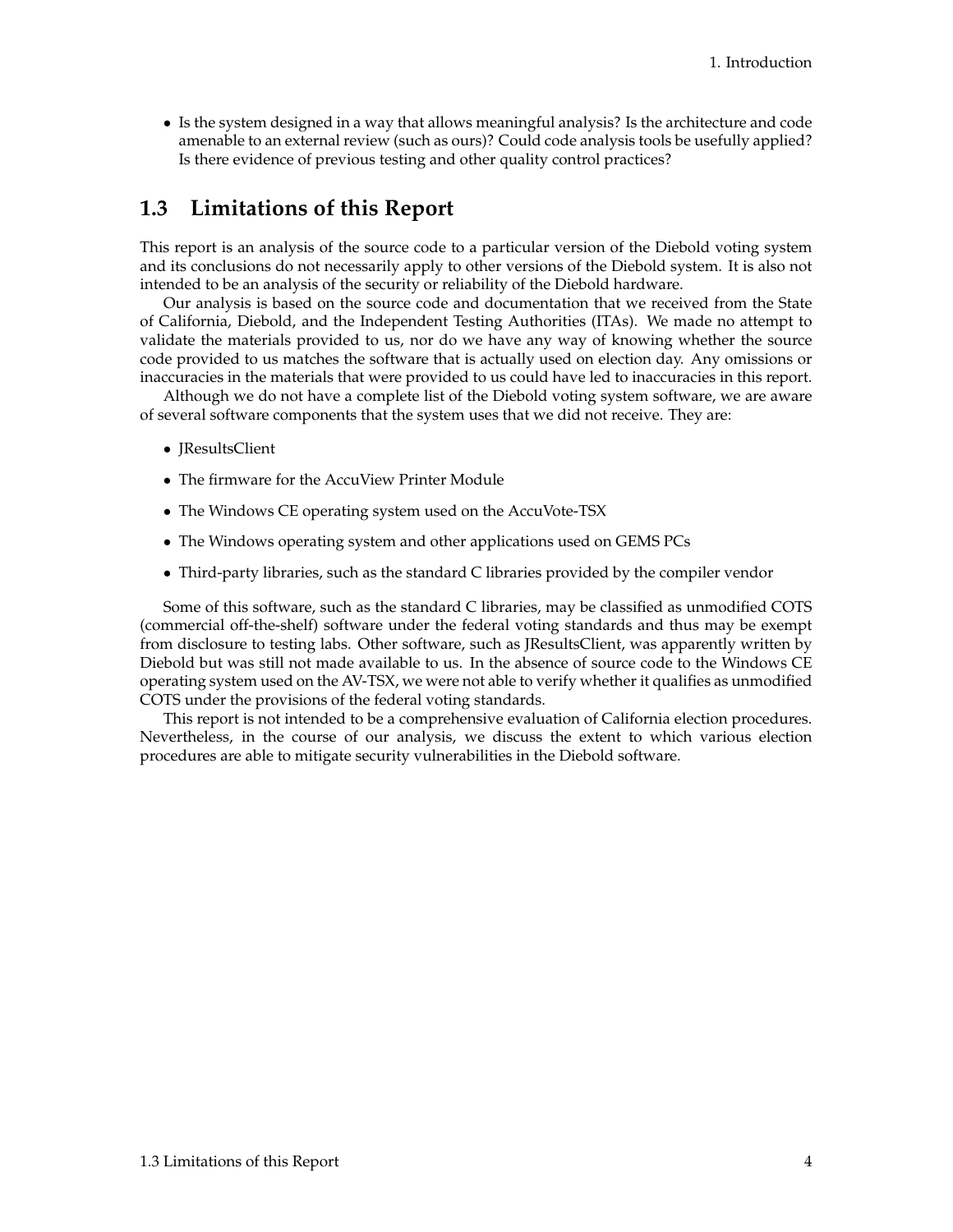- Is the system designed in a way that allows meaningful analysis? Is the architecture and code amenable to an external review (such as ours)? Could code analysis tools be usefully applied? Is there evidence of previous testing and other quality control practices?

## 1.3 Limitations of this Report

This report is an analysis of the source code to a particular version of the Diebold voting system and its conclusions do not necessarily apply to other versions of the Diebold system. It is also not intended to be an analysis of the security or reliability of the Diebold hardware.

Our analysis is based on the source code and documentation that we received from the State of California, Diebold, and the Independent Testing Authorities (ITAs). We made no attempt to validate the materials provided to us, nor do we have any way of knowing whether the source code provided to us matches the software that is actually used on election day. Any omissions or inaccuracies in the materials that were provided to us could have led to inaccuracies in this report.

Although we do not have a complete list of the Diebold voting system software, we are aware of several software components that the system uses that we did not receive. They are:

- JResultsClient
- The firmware for the AccuView Printer Module
- The Windows CE operating system used on the AccuVote-TSX
- The Windows operating system and other applications used on GEMS PCs
- Third-party libraries, such as the standard C libraries provided by the compiler vendor

Some of this software, such as the standard C libraries, may be classified as unmodified COTS (commercial off-the-shelf) software under the federal voting standards and thus may be exempt from disclosure to testing labs. Other software, such as JResultsClient, was apparently written by Diebold but was still not made available to us. In the absence of source code to the Windows CE operating system used on the AV-TSX, we were not able to verify whether it qualifies as unmodified COTS under the provisions of the federal voting standards.

This report is not intended to be a comprehensive evaluation of California election procedures. Nevertheless, in the course of our analysis, we discuss the extent to which various election procedures are able to mitigate security vulnerabilities in the Diebold software.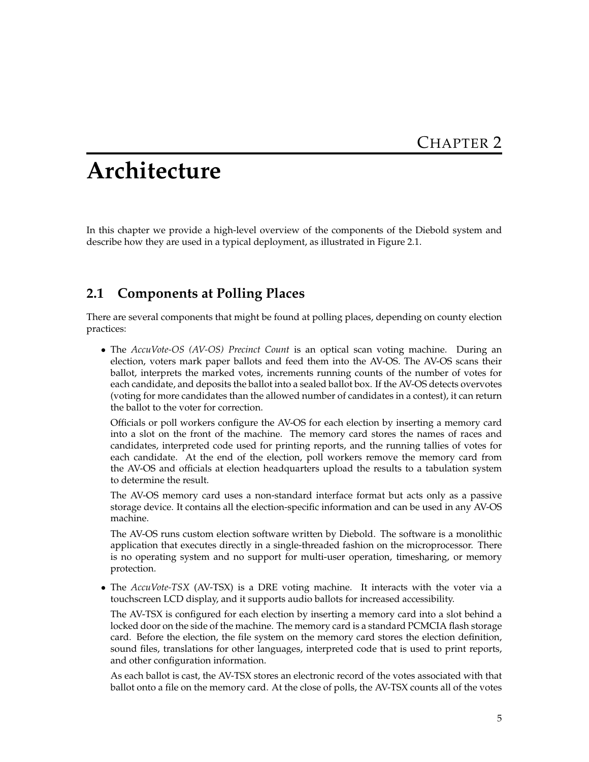# Chapter 2

# Architecture

In this chapter we provide a high-level overview of the components of the Diebold system and describe how they are used in a typical deployment, as illustrated in Figure 2.1.

## 2.1 Components at Polling Places

There are several components that might be found at polling places, depending on county election practices:

- The *AccuVote-OS (AV-OS) Precinct Count* is an optical scan voting machine. During an election, voters mark paper ballots and feed them into the AV-OS. The AV-OS scans their ballot, interprets the marked votes, increments running counts of the number of votes for each candidate, and deposits the ballot into a sealed ballot box. If the AV-OS detects overvotes (voting for more candidates than the allowed number of candidates in a contest), it can return the ballot to the voter for correction.

  Officials or poll workers configure the AV-OS for each election by inserting a memory card into a slot on the front of the machine. The memory card stores the names of races and candidates, interpreted code used for printing reports, and the running tallies of votes for each candidate. At the end of the election, poll workers remove the memory card from the AV-OS and officials at election headquarters upload the results to a tabulation system to determine the result.

  The AV-OS memory card uses a non-standard interface format but acts only as a passive storage device. It contains all the election-specific information and can be used in any AV-OS machine.

  The AV-OS runs custom election software written by Diebold. The software is a monolithic application that executes directly in a single-threaded fashion on the microprocessor. There is no operating system and no support for multi-user operation, timesharing, or memory protection.

- The *AccuVote-TSX* (AV-TSX) is a DRE voting machine. It interacts with the voter via a touchscreen LCD display, and it supports audio ballots for increased accessibility.

  The AV-TSX is configured for each election by inserting a memory card into a slot behind a locked door on the side of the machine. The memory card is a standard PCMCIA flash storage card. Before the election, the file system on the memory card stores the election definition, sound files, translations for other languages, interpreted code that is used to print reports, and other configuration information.

  As each ballot is cast, the AV-TSX stores an electronic record of the votes associated with that ballot onto a file on the memory card. At the close of polls, the AV-TSX counts all of the votes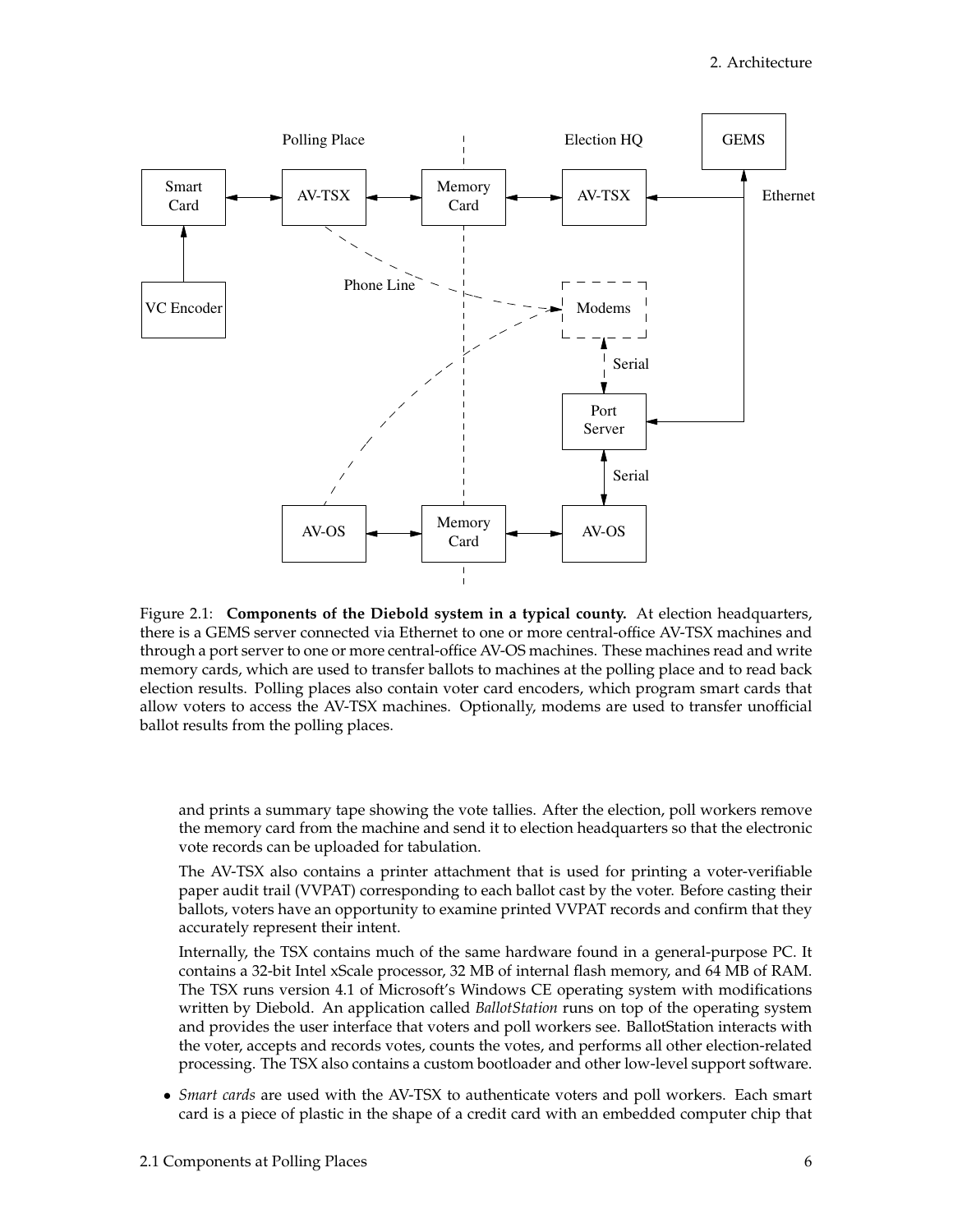Figure 2.1: **Components of the Diebold system in a typical county.** At election headquarters, there is a GEMS server connected via Ethernet to one or more central-office AV-TSX machines and through a port server to one or more central-office AV-OS machines. These machines read and write memory cards, which are used to transfer ballots to machines at the polling place and to read back election results. Polling places also contain voter card encoders, which program smart cards that allow voters to access the AV-TSX machines. Optionally, modems are used to transfer unofficial ballot results from the polling places.

and prints a summary tape showing the vote tallies. After the election, poll workers remove the memory card from the machine and send it to election headquarters so that the electronic vote records can be uploaded for tabulation.

The AV-TSX also contains a printer attachment that is used for printing a voter-verifiable paper audit trail (VVPAT) corresponding to each ballot cast by the voter. Before casting their ballots, voters have an opportunity to examine printed VVPAT records and confirm that they accurately represent their intent.

Internally, the TSX contains much of the same hardware found in a general-purpose PC. It contains a 32-bit Intel xScale processor, 32 MB of internal flash memory, and 64 MB of RAM. The TSX runs version 4.1 of Microsoft's Windows CE operating system with modifications written by Diebold. An application called *BallotStation* runs on top of the operating system and provides the user interface that voters and poll workers see. BallotStation interacts with the voter, accepts and records votes, counts the votes, and performs all other election-related processing. The TSX also contains a custom bootloader and other low-level support software.

- *Smart cards* are used with the AV-TSX to authenticate voters and poll workers. Each smart card is a piece of plastic in the shape of a credit card with an embedded computer chip that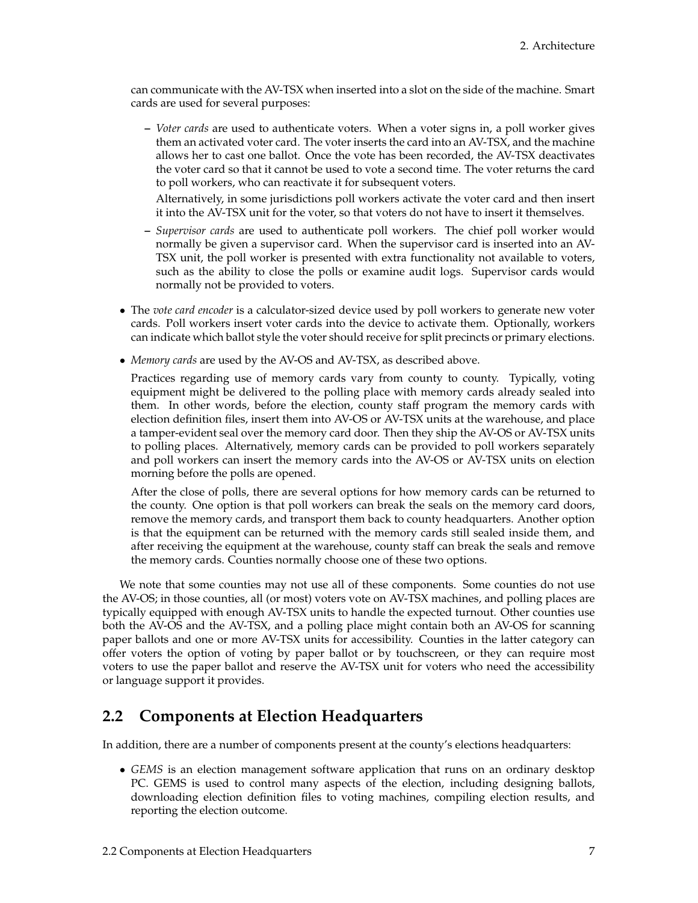can communicate with the AV-TSX when inserted into a slot on the side of the machine. Smart cards are used for several purposes:

  - *Voter cards* are used to authenticate voters. When a voter signs in, a poll worker gives them an activated voter card. The voter inserts the card into an AV-TSX, and the machine allows her to cast one ballot. Once the vote has been recorded, the AV-TSX deactivates the voter card so that it cannot be used to vote a second time. The voter returns the card to poll workers, who can reactivate it for subsequent voters.

    Alternatively, in some jurisdictions poll workers activate the voter card and then insert it into the AV-TSX unit for the voter, so that voters do not have to insert it themselves.

  - *Supervisor cards* are used to authenticate poll workers. The chief poll worker would normally be given a supervisor card. When the supervisor card is inserted into an AV-TSX unit, the poll worker is presented with extra functionality not available to voters, such as the ability to close the polls or examine audit logs. Supervisor cards would normally not be provided to voters.

- The *vote card encoder* is a calculator-sized device used by poll workers to generate new voter cards. Poll workers insert voter cards into the device to activate them. Optionally, workers can indicate which ballot style the voter should receive for split precincts or primary elections.

- *Memory cards* are used by the AV-OS and AV-TSX, as described above.

  Practices regarding use of memory cards vary from county to county. Typically, voting equipment might be delivered to the polling place with memory cards already sealed into them. In other words, before the election, county staff program the memory cards with election definition files, insert them into AV-OS or AV-TSX units at the warehouse, and place a tamper-evident seal over the memory card door. Then they ship the AV-OS or AV-TSX units to polling places. Alternatively, memory cards can be provided to poll workers separately and poll workers can insert the memory cards into the AV-OS or AV-TSX units on election morning before the polls are opened.

  After the close of polls, there are several options for how memory cards can be returned to the county. One option is that poll workers can break the seals on the memory card doors, remove the memory cards, and transport them back to county headquarters. Another option is that the equipment can be returned with the memory cards still sealed inside them, and after receiving the equipment at the warehouse, county staff can break the seals and remove the memory cards. Counties normally choose one of these two options.

We note that some counties may not use all of these components. Some counties do not use the AV-OS; in those counties, all (or most) voters vote on AV-TSX machines, and polling places are typically equipped with enough AV-TSX units to handle the expected turnout. Other counties use both the AV-OS and the AV-TSX, and a polling place might contain both an AV-OS for scanning paper ballots and one or more AV-TSX units for accessibility. Counties in the latter category can offer voters the option of voting by paper ballot or by touchscreen, or they can require most voters to use the paper ballot and reserve the AV-TSX unit for voters who need the accessibility or language support it provides.

## 2.2 Components at Election Headquarters

In addition, there are a number of components present at the county's elections headquarters:

- *GEMS* is an election management software application that runs on an ordinary desktop PC. GEMS is used to control many aspects of the election, including designing ballots, downloading election definition files to voting machines, compiling election results, and reporting the election outcome.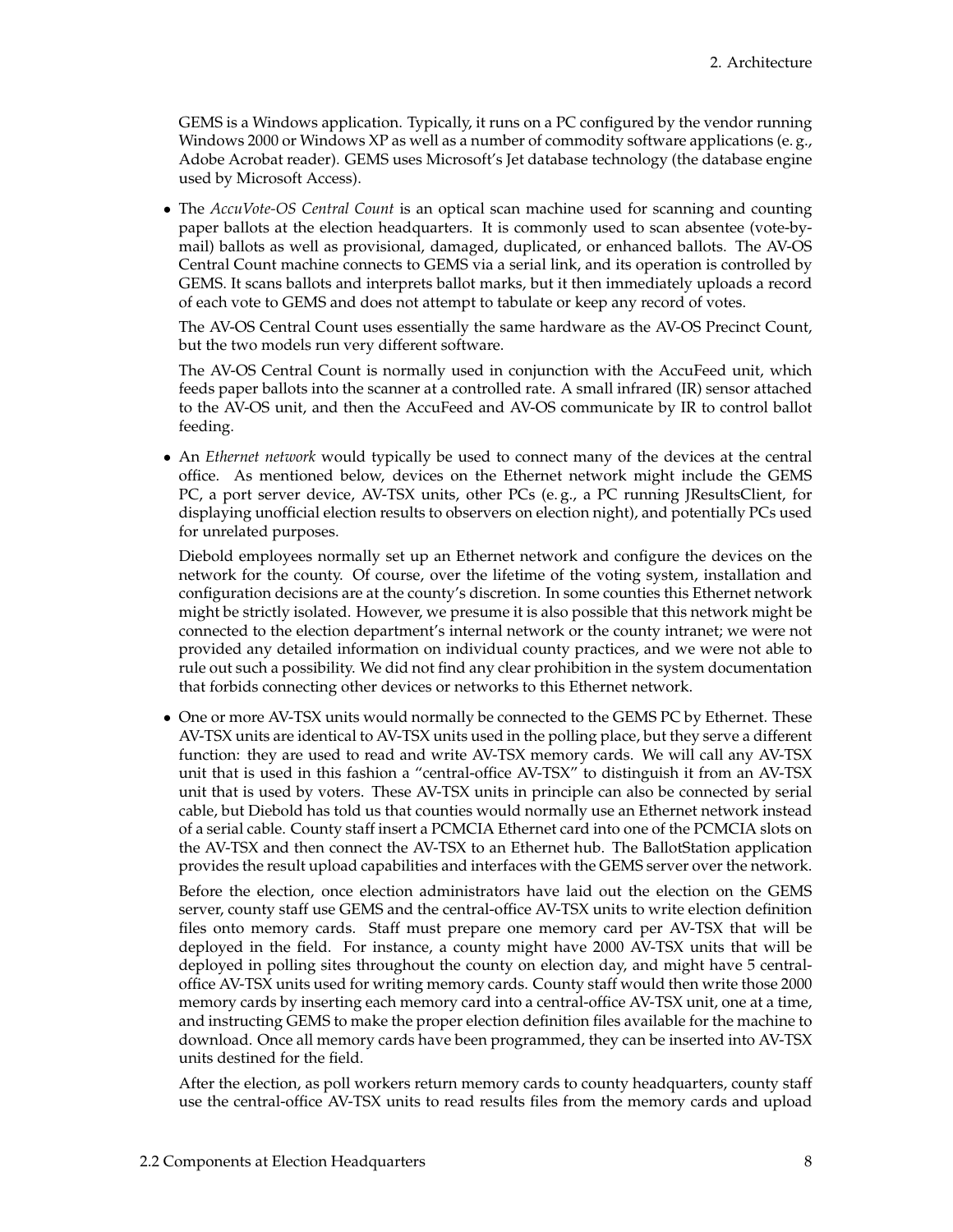GEMS is a Windows application. Typically, it runs on a PC configured by the vendor running Windows 2000 or Windows XP as well as a number of commodity software applications (e. g., Adobe Acrobat reader). GEMS uses Microsoft's Jet database technology (the database engine used by Microsoft Access).

- The *AccuVote-OS Central Count* is an optical scan machine used for scanning and counting paper ballots at the election headquarters. It is commonly used to scan absentee (vote-by-mail) ballots as well as provisional, damaged, duplicated, or enhanced ballots. The AV-OS Central Count machine connects to GEMS via a serial link, and its operation is controlled by GEMS. It scans ballots and interprets ballot marks, but it then immediately uploads a record of each vote to GEMS and does not attempt to tabulate or keep any record of votes.

  The AV-OS Central Count uses essentially the same hardware as the AV-OS Precinct Count, but the two models run very different software.

  The AV-OS Central Count is normally used in conjunction with the AccuFeed unit, which feeds paper ballots into the scanner at a controlled rate. A small infrared (IR) sensor attached to the AV-OS unit, and then the AccuFeed and AV-OS communicate by IR to control ballot feeding.

- An *Ethernet network* would typically be used to connect many of the devices at the central office. As mentioned below, devices on the Ethernet network might include the GEMS PC, a port server device, AV-TSX units, other PCs (e. g., a PC running JResultsClient, for displaying unofficial election results to observers on election night), and potentially PCs used for unrelated purposes.

  Diebold employees normally set up an Ethernet network and configure the devices on the network for the county. Of course, over the lifetime of the voting system, installation and configuration decisions are at the county's discretion. In some counties this Ethernet network might be strictly isolated. However, we presume it is also possible that this network might be connected to the election department's internal network or the county intranet; we were not provided any detailed information on individual county practices, and we were not able to rule out such a possibility. We did not find any clear prohibition in the system documentation that forbids connecting other devices or networks to this Ethernet network.

- One or more AV-TSX units would normally be connected to the GEMS PC by Ethernet. These AV-TSX units are identical to AV-TSX units used in the polling place, but they serve a different function: they are used to read and write AV-TSX memory cards. We will call any AV-TSX unit that is used in this fashion a "central-office AV-TSX" to distinguish it from an AV-TSX unit that is used by voters. These AV-TSX units in principle can also be connected by serial cable, but Diebold has told us that counties would normally use an Ethernet network instead of a serial cable. County staff insert a PCMCIA Ethernet card into one of the PCMCIA slots on the AV-TSX and then connect the AV-TSX to an Ethernet hub. The BallotStation application provides the result upload capabilities and interfaces with the GEMS server over the network.

  Before the election, once election administrators have laid out the election on the GEMS server, county staff use GEMS and the central-office AV-TSX units to write election definition files onto memory cards. Staff must prepare one memory card per AV-TSX that will be deployed in the field. For instance, a county might have 2000 AV-TSX units that will be deployed in polling sites throughout the county on election day, and might have 5 central-office AV-TSX units used for writing memory cards. County staff would then write those 2000 memory cards by inserting each memory card into a central-office AV-TSX unit, one at a time, and instructing GEMS to make the proper election definition files available for the machine to download. Once all memory cards have been programmed, they can be inserted into AV-TSX units destined for the field.

  After the election, as poll workers return memory cards to county headquarters, county staff use the central-office AV-TSX units to read results files from the memory cards and upload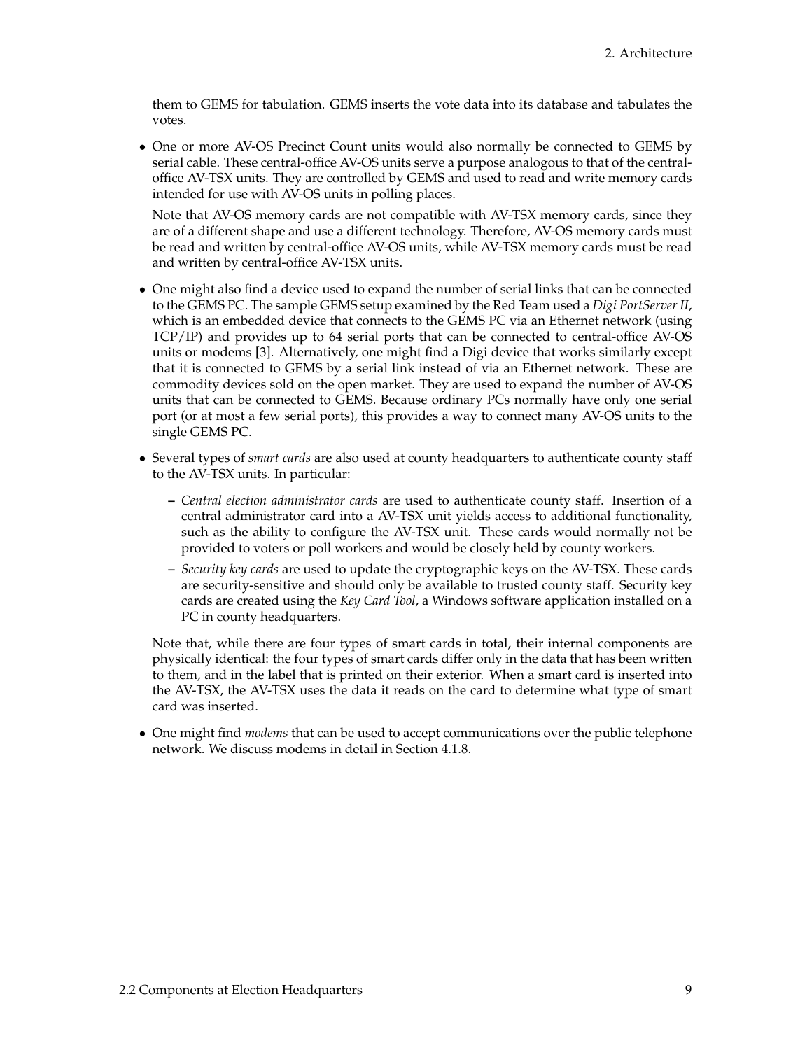them to GEMS for tabulation. GEMS inserts the vote data into its database and tabulates the votes.

- One or more AV-OS Precinct Count units would also normally be connected to GEMS by serial cable. These central-office AV-OS units serve a purpose analogous to that of the central-office AV-TSX units. They are controlled by GEMS and used to read and write memory cards intended for use with AV-OS units in polling places.

  Note that AV-OS memory cards are not compatible with AV-TSX memory cards, since they are of a different shape and use a different technology. Therefore, AV-OS memory cards must be read and written by central-office AV-OS units, while AV-TSX memory cards must be read and written by central-office AV-TSX units.

- One might also find a device used to expand the number of serial links that can be connected to the GEMS PC. The sample GEMS setup examined by the Red Team used a *Digi PortServer II*, which is an embedded device that connects to the GEMS PC via an Ethernet network (using TCP/IP) and provides up to 64 serial ports that can be connected to central-office AV-OS units or modems [3]. Alternatively, one might find a Digi device that works similarly except that it is connected to GEMS by a serial link instead of via an Ethernet network. These are commodity devices sold on the open market. They are used to expand the number of AV-OS units that can be connected to GEMS. Because ordinary PCs normally have only one serial port (or at most a few serial ports), this provides a way to connect many AV-OS units to the single GEMS PC.

- Several types of *smart cards* are also used at county headquarters to authenticate county staff to the AV-TSX units. In particular:

  - *Central election administrator cards* are used to authenticate county staff. Insertion of a central administrator card into a AV-TSX unit yields access to additional functionality, such as the ability to configure the AV-TSX unit. These cards would normally not be provided to voters or poll workers and would be closely held by county workers.
  - *Security key cards* are used to update the cryptographic keys on the AV-TSX. These cards are security-sensitive and should only be available to trusted county staff. Security key cards are created using the *Key Card Tool*, a Windows software application installed on a PC in county headquarters.

  Note that, while there are four types of smart cards in total, their internal components are physically identical: the four types of smart cards differ only in the data that has been written to them, and in the label that is printed on their exterior. When a smart card is inserted into the AV-TSX, the AV-TSX uses the data it reads on the card to determine what type of smart card was inserted.

- One might find *modems* that can be used to accept communications over the public telephone network. We discuss modems in detail in Section 4.1.8.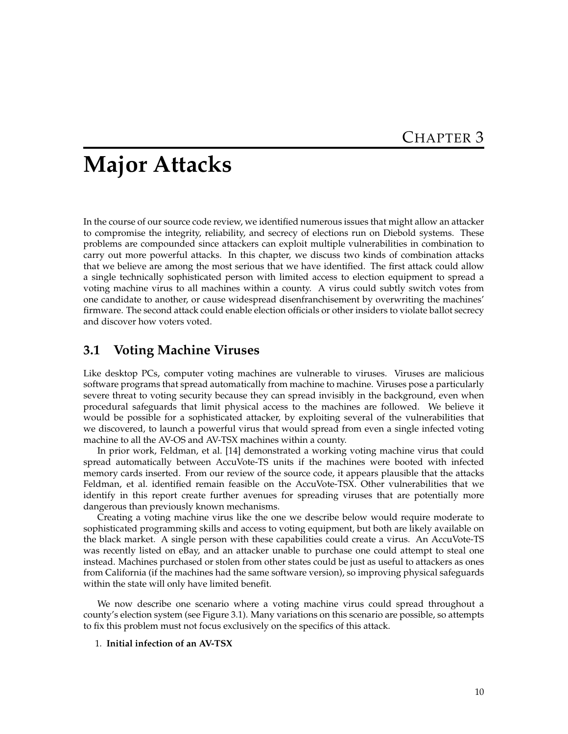# Chapter 3

# Major Attacks

In the course of our source code review, we identified numerous issues that might allow an attacker to compromise the integrity, reliability, and secrecy of elections run on Diebold systems. These problems are compounded since attackers can exploit multiple vulnerabilities in combination to carry out more powerful attacks. In this chapter, we discuss two kinds of combination attacks that we believe are among the most serious that we have identified. The first attack could allow a single technically sophisticated person with limited access to election equipment to spread a voting machine virus to all machines within a county. A virus could subtly switch votes from one candidate to another, or cause widespread disenfranchisement by overwriting the machines' firmware. The second attack could enable election officials or other insiders to violate ballot secrecy and discover how voters voted.

## 3.1 Voting Machine Viruses

Like desktop PCs, computer voting machines are vulnerable to viruses. Viruses are malicious software programs that spread automatically from machine to machine. Viruses pose a particularly severe threat to voting security because they can spread invisibly in the background, even when procedural safeguards that limit physical access to the machines are followed. We believe it would be possible for a sophisticated attacker, by exploiting several of the vulnerabilities that we discovered, to launch a powerful virus that would spread from even a single infected voting machine to all the AV-OS and AV-TSX machines within a county.

In prior work, Feldman, et al. [14] demonstrated a working voting machine virus that could spread automatically between AccuVote-TS units if the machines were booted with infected memory cards inserted. From our review of the source code, it appears plausible that the attacks Feldman, et al. identified remain feasible on the AccuVote-TSX. Other vulnerabilities that we identify in this report create further avenues for spreading viruses that are potentially more dangerous than previously known mechanisms.

Creating a voting machine virus like the one we describe below would require moderate to sophisticated programming skills and access to voting equipment, but both are likely available on the black market. A single person with these capabilities could create a virus. An AccuVote-TS was recently listed on eBay, and an attacker unable to purchase one could attempt to steal one instead. Machines purchased or stolen from other states could be just as useful to attackers as ones from California (if the machines had the same software version), so improving physical safeguards within the state will only have limited benefit.

We now describe one scenario where a voting machine virus could spread throughout a county's election system (see Figure 3.1). Many variations on this scenario are possible, so attempts to fix this problem must not focus exclusively on the specifics of this attack.

1. **Initial infection of an AV-TSX**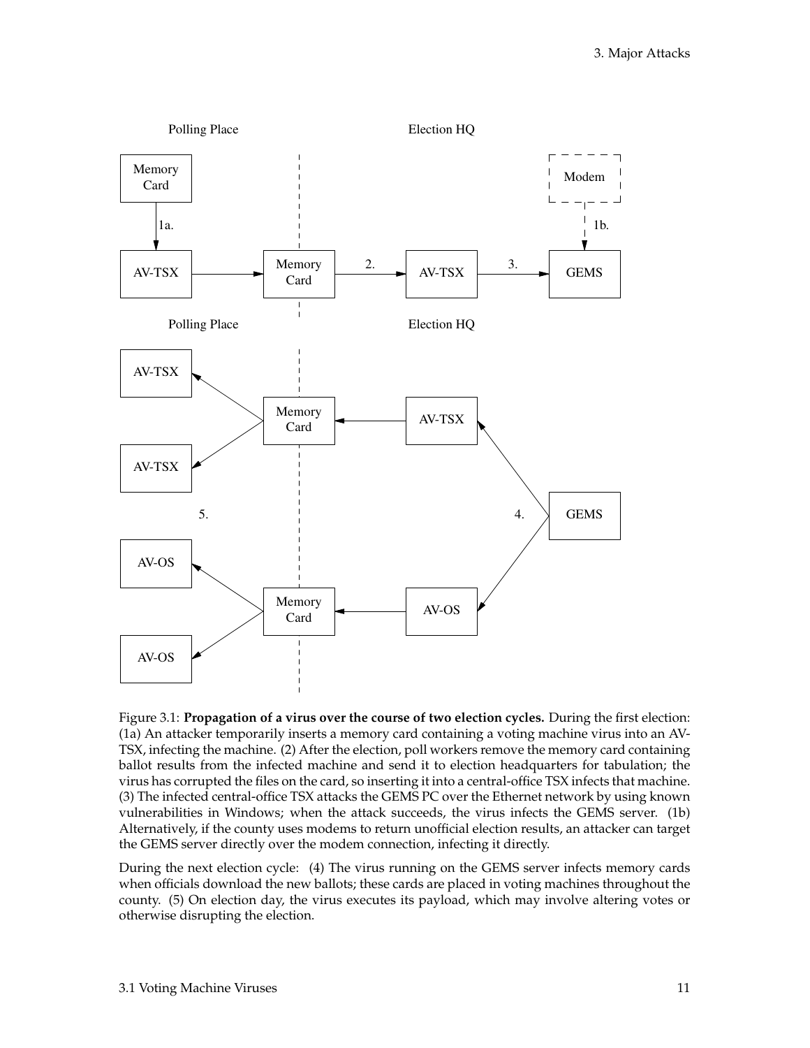Figure 3.1: **Propagation of a virus over the course of two election cycles.** During the first election: (1a) An attacker temporarily inserts a memory card containing a voting machine virus into an AV-TSX, infecting the machine. (2) After the election, poll workers remove the memory card containing ballot results from the infected machine and send it to election headquarters for tabulation; the virus has corrupted the files on the card, so inserting it into a central-office TSX infects that machine. (3) The infected central-office TSX attacks the GEMS PC over the Ethernet network by using known vulnerabilities in Windows; when the attack succeeds, the virus infects the GEMS server. (1b) Alternatively, if the county uses modems to return unofficial election results, an attacker can target the GEMS server directly over the modem connection, infecting it directly.

During the next election cycle: (4) The virus running on the GEMS server infects memory cards when officials download the new ballots; these cards are placed in voting machines throughout the county. (5) On election day, the virus executes its payload, which may involve altering votes or otherwise disrupting the election.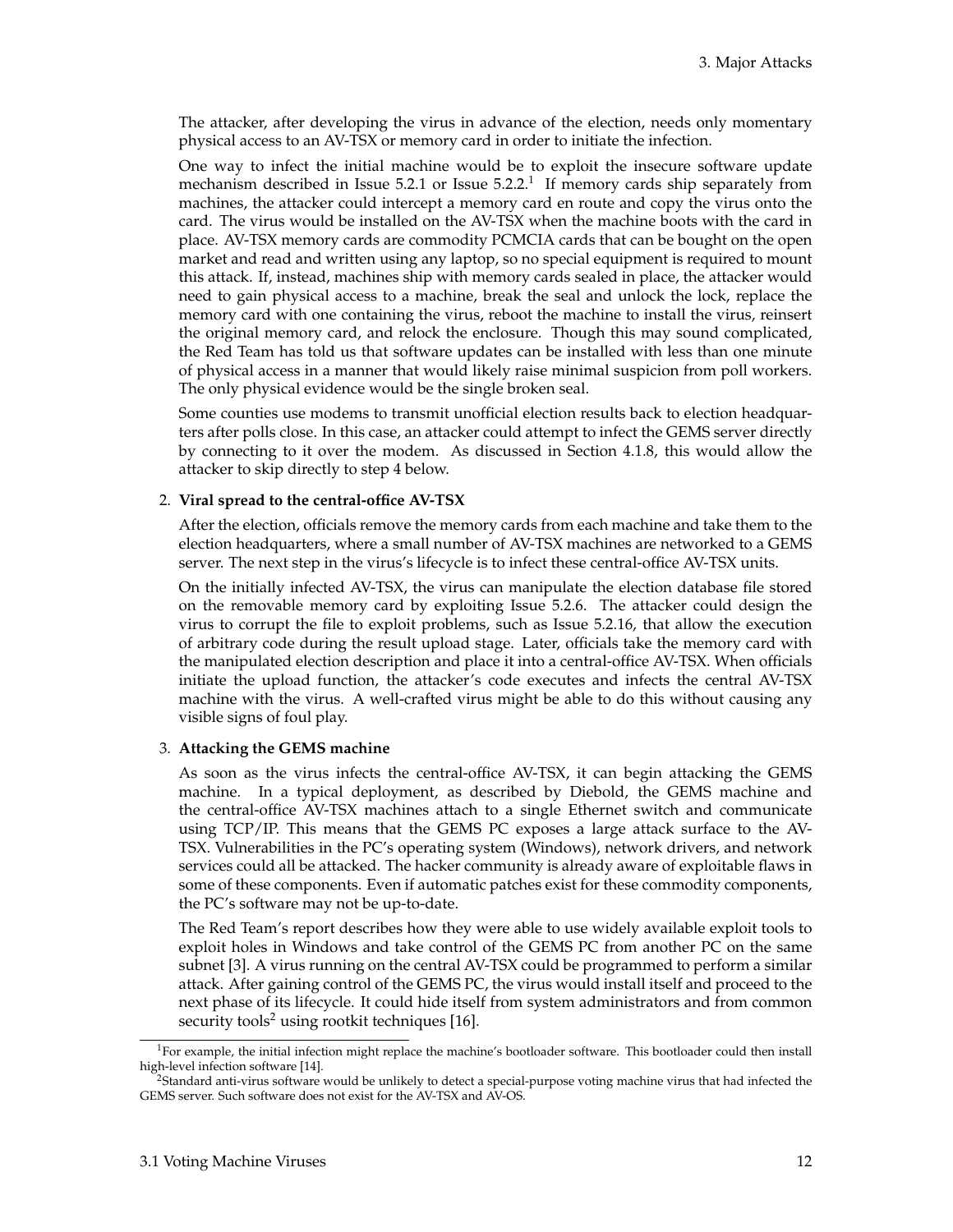The attacker, after developing the virus in advance of the election, needs only momentary physical access to an AV-TSX or memory card in order to initiate the infection.

One way to infect the initial machine would be to exploit the insecure software update mechanism described in Issue 5.2.1 or Issue 5.2.2.[1] If memory cards ship separately from machines, the attacker could intercept a memory card en route and copy the virus onto the card. The virus would be installed on the AV-TSX when the machine boots with the card in place. AV-TSX memory cards are commodity PCMCIA cards that can be bought on the open market and read and written using any laptop, so no special equipment is required to mount this attack. If, instead, machines ship with memory cards sealed in place, the attacker would need to gain physical access to a machine, break the seal and unlock the lock, replace the memory card with one containing the virus, reboot the machine to install the virus, reinsert the original memory card, and relock the enclosure. Though this may sound complicated, the Red Team has told us that software updates can be installed with less than one minute of physical access in a manner that would likely raise minimal suspicion from poll workers. The only physical evidence would be the single broken seal.

Some counties use modems to transmit unofficial election results back to election headquarters after polls close. In this case, an attacker could attempt to infect the GEMS server directly by connecting to it over the modem. As discussed in Section 4.1.8, this would allow the attacker to skip directly to step 4 below.

2. **Viral spread to the central-office AV-TSX**

   After the election, officials remove the memory cards from each machine and take them to the election headquarters, where a small number of AV-TSX machines are networked to a GEMS server. The next step in the virus's lifecycle is to infect these central-office AV-TSX units.

   On the initially infected AV-TSX, the virus can manipulate the election database file stored on the removable memory card by exploiting Issue 5.2.6. The attacker could design the virus to corrupt the file to exploit problems, such as Issue 5.2.16, that allow the execution of arbitrary code during the result upload stage. Later, officials take the memory card with the manipulated election description and place it into a central-office AV-TSX. When officials initiate the upload function, the attacker's code executes and infects the central AV-TSX machine with the virus. A well-crafted virus might be able to do this without causing any visible signs of foul play.

3. **Attacking the GEMS machine**

   As soon as the virus infects the central-office AV-TSX, it can begin attacking the GEMS machine. In a typical deployment, as described by Diebold, the GEMS machine and the central-office AV-TSX machines attach to a single Ethernet switch and communicate using TCP/IP. This means that the GEMS PC exposes a large attack surface to the AV-TSX. Vulnerabilities in the PC's operating system (Windows), network drivers, and network services could all be attacked. The hacker community is already aware of exploitable flaws in some of these components. Even if automatic patches exist for these commodity components, the PC's software may not be up-to-date.

   The Red Team's report describes how they were able to use widely available exploit tools to exploit holes in Windows and take control of the GEMS PC from another PC on the same subnet [3]. A virus running on the central AV-TSX could be programmed to perform a similar attack. After gaining control of the GEMS PC, the virus would install itself and proceed to the next phase of its lifecycle. It could hide itself from system administrators and from common security tools[2] using rootkit techniques [16].

[1] For example, the initial infection might replace the machine's bootloader software. This bootloader could then install high-level infection software [14].

[2] Standard anti-virus software would be unlikely to detect a special-purpose voting machine virus that had infected the GEMS server. Such software does not exist for the AV-TSX and AV-OS.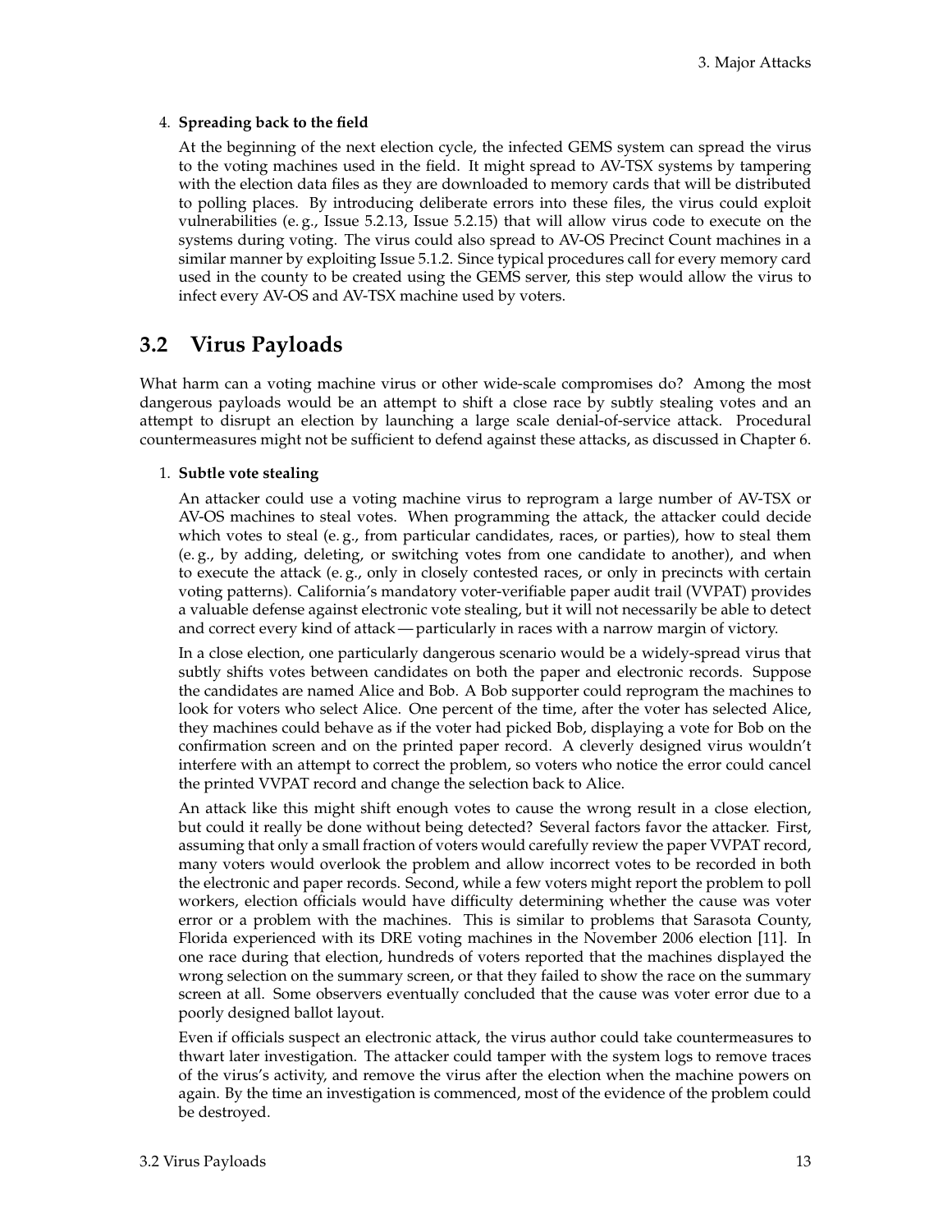4. **Spreading back to the field**

   At the beginning of the next election cycle, the infected GEMS system can spread the virus to the voting machines used in the field. It might spread to AV-TSX systems by tampering with the election data files as they are downloaded to memory cards that will be distributed to polling places. By introducing deliberate errors into these files, the virus could exploit vulnerabilities (e. g., Issue 5.2.13, Issue 5.2.15) that will allow virus code to execute on the systems during voting. The virus could also spread to AV-OS Precinct Count machines in a similar manner by exploiting Issue 5.1.2. Since typical procedures call for every memory card used in the county to be created using the GEMS server, this step would allow the virus to infect every AV-OS and AV-TSX machine used by voters.

## 3.2 Virus Payloads

What harm can a voting machine virus or other wide-scale compromises do? Among the most dangerous payloads would be an attempt to shift a close race by subtly stealing votes and an attempt to disrupt an election by launching a large scale denial-of-service attack. Procedural countermeasures might not be sufficient to defend against these attacks, as discussed in Chapter 6.

1. **Subtle vote stealing**

   An attacker could use a voting machine virus to reprogram a large number of AV-TSX or AV-OS machines to steal votes. When programming the attack, the attacker could decide which votes to steal (e. g., from particular candidates, races, or parties), how to steal them (e. g., by adding, deleting, or switching votes from one candidate to another), and when to execute the attack (e. g., only in closely contested races, or only in precincts with certain voting patterns). California's mandatory voter-verifiable paper audit trail (VVPAT) provides a valuable defense against electronic vote stealing, but it will not necessarily be able to detect and correct every kind of attack — particularly in races with a narrow margin of victory.

   In a close election, one particularly dangerous scenario would be a widely-spread virus that subtly shifts votes between candidates on both the paper and electronic records. Suppose the candidates are named Alice and Bob. A Bob supporter could reprogram the machines to look for voters who select Alice. One percent of the time, after the voter has selected Alice, they machines could behave as if the voter had picked Bob, displaying a vote for Bob on the confirmation screen and on the printed paper record. A cleverly designed virus wouldn't interfere with an attempt to correct the problem, so voters who notice the error could cancel the printed VVPAT record and change the selection back to Alice.

   An attack like this might shift enough votes to cause the wrong result in a close election, but could it really be done without being detected? Several factors favor the attacker. First, assuming that only a small fraction of voters would carefully review the paper VVPAT record, many voters would overlook the problem and allow incorrect votes to be recorded in both the electronic and paper records. Second, while a few voters might report the problem to poll workers, election officials would have difficulty determining whether the cause was voter error or a problem with the machines. This is similar to problems that Sarasota County, Florida experienced with its DRE voting machines in the November 2006 election [11]. In one race during that election, hundreds of voters reported that the machines displayed the wrong selection on the summary screen, or that they failed to show the race on the summary screen at all. Some observers eventually concluded that the cause was voter error due to a poorly designed ballot layout.

   Even if officials suspect an electronic attack, the virus author could take countermeasures to thwart later investigation. The attacker could tamper with the system logs to remove traces of the virus's activity, and remove the virus after the election when the machine powers on again. By the time an investigation is commenced, most of the evidence of the problem could be destroyed.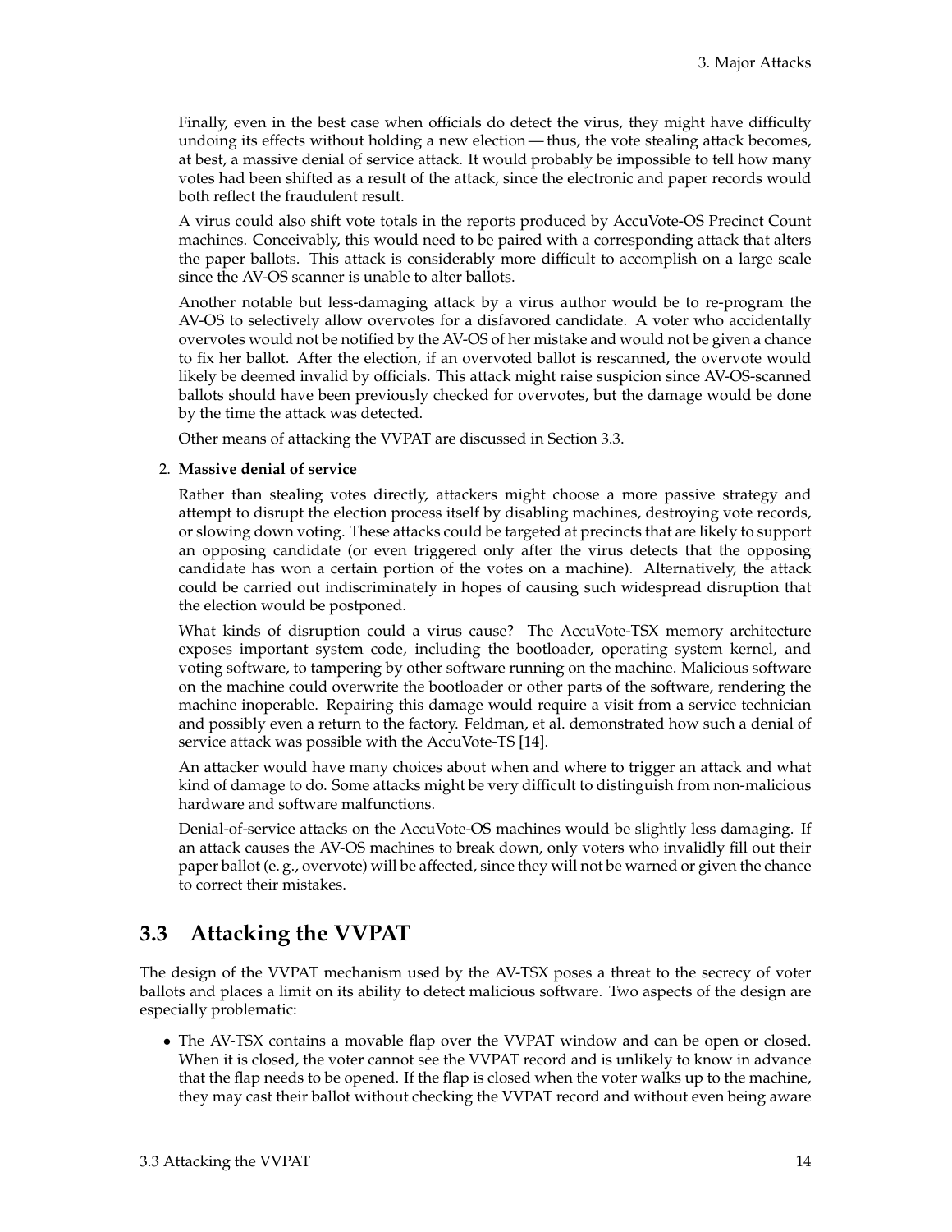Finally, even in the best case when officials do detect the virus, they might have difficulty undoing its effects without holding a new election — thus, the vote stealing attack becomes, at best, a massive denial of service attack. It would probably be impossible to tell how many votes had been shifted as a result of the attack, since the electronic and paper records would both reflect the fraudulent result.

A virus could also shift vote totals in the reports produced by AccuVote-OS Precinct Count machines. Conceivably, this would need to be paired with a corresponding attack that alters the paper ballots. This attack is considerably more difficult to accomplish on a large scale since the AV-OS scanner is unable to alter ballots.

Another notable but less-damaging attack by a virus author would be to re-program the AV-OS to selectively allow overvotes for a disfavored candidate. A voter who accidentally overvotes would not be notified by the AV-OS of her mistake and would not be given a chance to fix her ballot. After the election, if an overvoted ballot is rescanned, the overvote would likely be deemed invalid by officials. This attack might raise suspicion since AV-OS-scanned ballots should have been previously checked for overvotes, but the damage would be done by the time the attack was detected.

Other means of attacking the VVPAT are discussed in Section 3.3.

2. **Massive denial of service**

   Rather than stealing votes directly, attackers might choose a more passive strategy and attempt to disrupt the election process itself by disabling machines, destroying vote records, or slowing down voting. These attacks could be targeted at precincts that are likely to support an opposing candidate (or even triggered only after the virus detects that the opposing candidate has won a certain portion of the votes on a machine). Alternatively, the attack could be carried out indiscriminately in hopes of causing such widespread disruption that the election would be postponed.

   What kinds of disruption could a virus cause? The AccuVote-TSX memory architecture exposes important system code, including the bootloader, operating system kernel, and voting software, to tampering by other software running on the machine. Malicious software on the machine could overwrite the bootloader or other parts of the software, rendering the machine inoperable. Repairing this damage would require a visit from a service technician and possibly even a return to the factory. Feldman, et al. demonstrated how such a denial of service attack was possible with the AccuVote-TS [14].

   An attacker would have many choices about when and where to trigger an attack and what kind of damage to do. Some attacks might be very difficult to distinguish from non-malicious hardware and software malfunctions.

   Denial-of-service attacks on the AccuVote-OS machines would be slightly less damaging. If an attack causes the AV-OS machines to break down, only voters who invalidly fill out their paper ballot (e. g., overvote) will be affected, since they will not be warned or given the chance to correct their mistakes.

## 3.3 Attacking the VVPAT

The design of the VVPAT mechanism used by the AV-TSX poses a threat to the secrecy of voter ballots and places a limit on its ability to detect malicious software. Two aspects of the design are especially problematic:

- The AV-TSX contains a movable flap over the VVPAT window and can be open or closed. When it is closed, the voter cannot see the VVPAT record and is unlikely to know in advance that the flap needs to be opened. If the flap is closed when the voter walks up to the machine, they may cast their ballot without checking the VVPAT record and without even being aware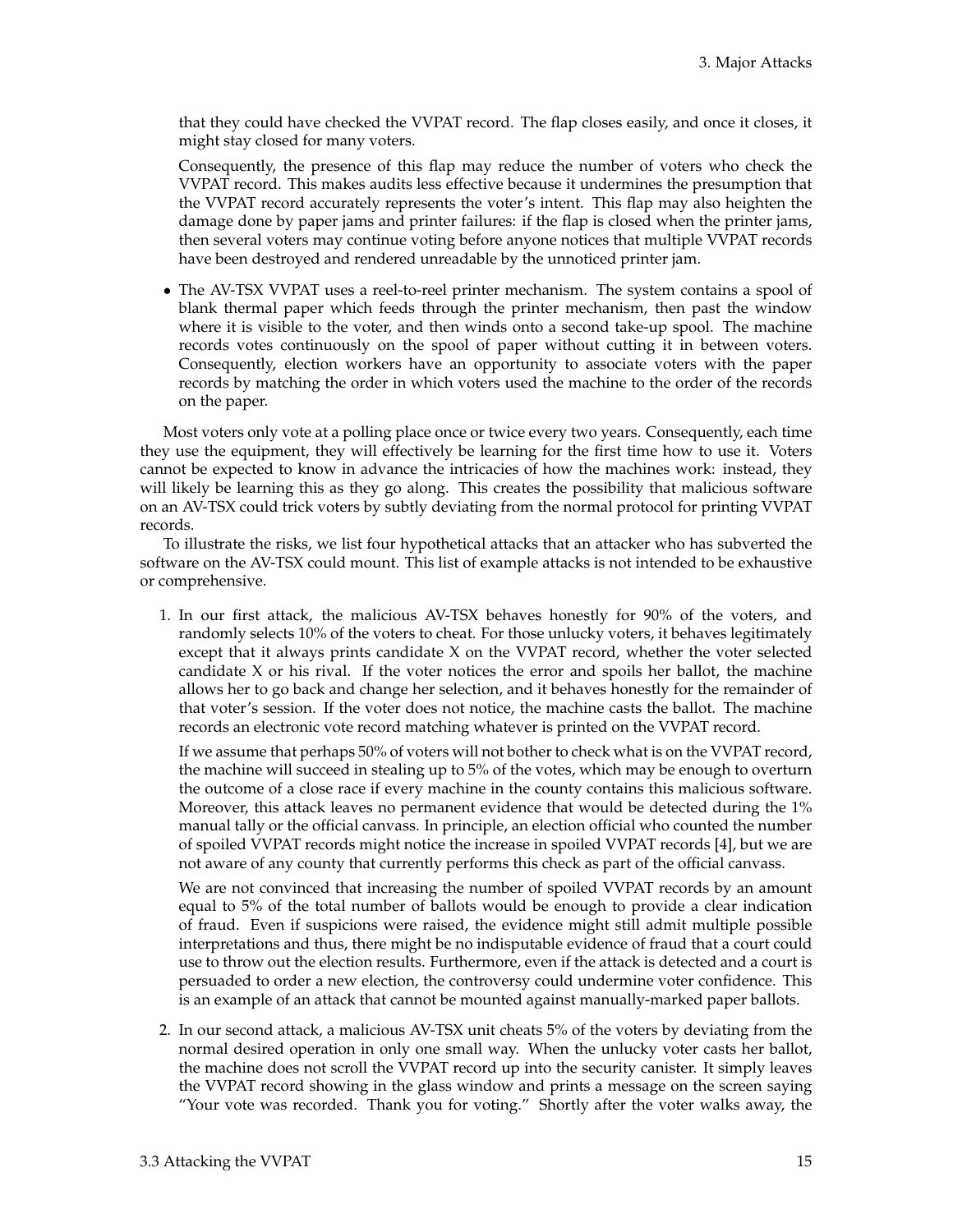that they could have checked the VVPAT record. The flap closes easily, and once it closes, it might stay closed for many voters.

Consequently, the presence of this flap may reduce the number of voters who check the VVPAT record. This makes audits less effective because it undermines the presumption that the VVPAT record accurately represents the voter's intent. This flap may also heighten the damage done by paper jams and printer failures: if the flap is closed when the printer jams, then several voters may continue voting before anyone notices that multiple VVPAT records have been destroyed and rendered unreadable by the unnoticed printer jam.

- The AV-TSX VVPAT uses a reel-to-reel printer mechanism. The system contains a spool of blank thermal paper which feeds through the printer mechanism, then past the window where it is visible to the voter, and then winds onto a second take-up spool. The machine records votes continuously on the spool of paper without cutting it in between voters. Consequently, election workers have an opportunity to associate voters with the paper records by matching the order in which voters used the machine to the order of the records on the paper.

Most voters only vote at a polling place once or twice every two years. Consequently, each time they use the equipment, they will effectively be learning for the first time how to use it. Voters cannot be expected to know in advance the intricacies of how the machines work: instead, they will likely be learning this as they go along. This creates the possibility that malicious software on an AV-TSX could trick voters by subtly deviating from the normal protocol for printing VVPAT records.

To illustrate the risks, we list four hypothetical attacks that an attacker who has subverted the software on the AV-TSX could mount. This list of example attacks is not intended to be exhaustive or comprehensive.

1. In our first attack, the malicious AV-TSX behaves honestly for 90% of the voters, and randomly selects 10% of the voters to cheat. For those unlucky voters, it behaves legitimately except that it always prints candidate X on the VVPAT record, whether the voter selected candidate X or his rival. If the voter notices the error and spoils her ballot, the machine allows her to go back and change her selection, and it behaves honestly for the remainder of that voter's session. If the voter does not notice, the machine casts the ballot. The machine records an electronic vote record matching whatever is printed on the VVPAT record.

   If we assume that perhaps 50% of voters will not bother to check what is on the VVPAT record, the machine will succeed in stealing up to 5% of the votes, which may be enough to overturn the outcome of a close race if every machine in the county contains this malicious software. Moreover, this attack leaves no permanent evidence that would be detected during the 1% manual tally or the official canvass. In principle, an election official who counted the number of spoiled VVPAT records might notice the increase in spoiled VVPAT records [4], but we are not aware of any county that currently performs this check as part of the official canvass.

   We are not convinced that increasing the number of spoiled VVPAT records by an amount equal to 5% of the total number of ballots would be enough to provide a clear indication of fraud. Even if suspicions were raised, the evidence might still admit multiple possible interpretations and thus, there might be no indisputable evidence of fraud that a court could use to throw out the election results. Furthermore, even if the attack is detected and a court is persuaded to order a new election, the controversy could undermine voter confidence. This is an example of an attack that cannot be mounted against manually-marked paper ballots.

2. In our second attack, a malicious AV-TSX unit cheats 5% of the voters by deviating from the normal desired operation in only one small way. When the unlucky voter casts her ballot, the machine does not scroll the VVPAT record up into the security canister. It simply leaves the VVPAT record showing in the glass window and prints a message on the screen saying "Your vote was recorded. Thank you for voting." Shortly after the voter walks away, the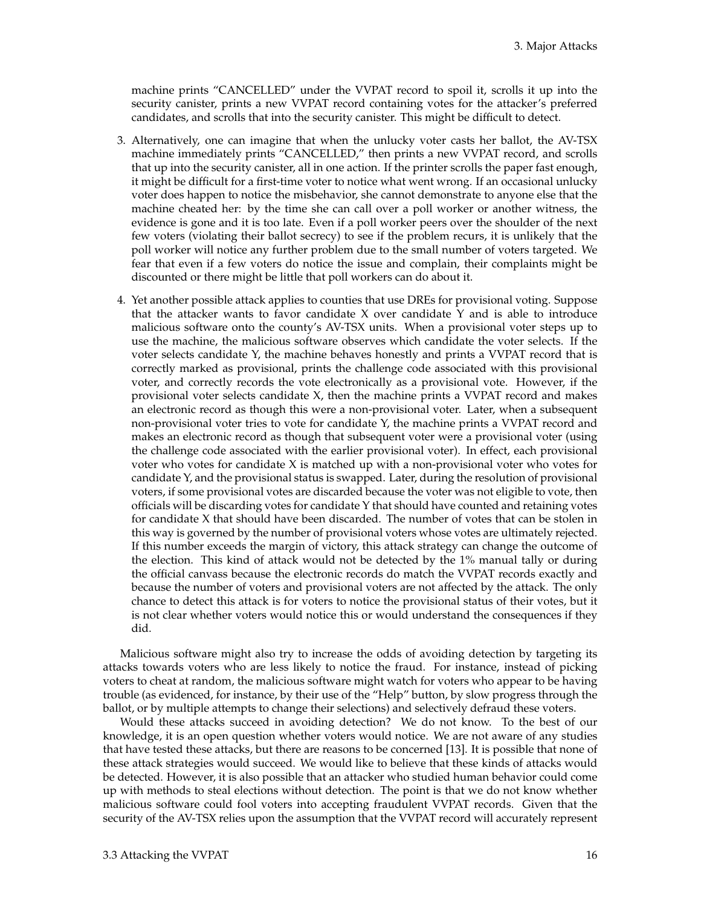machine prints “CANCELLED” under the VVPAT record to spoil it, scrolls it up into the security canister, prints a new VVPAT record containing votes for the attacker’s preferred candidates, and scrolls that into the security canister. This might be difficult to detect.

3. Alternatively, one can imagine that when the unlucky voter casts her ballot, the AV-TSX machine immediately prints “CANCELLED,” then prints a new VVPAT record, and scrolls that up into the security canister, all in one action. If the printer scrolls the paper fast enough, it might be difficult for a first-time voter to notice what went wrong. If an occasional unlucky voter does happen to notice the misbehavior, she cannot demonstrate to anyone else that the machine cheated her: by the time she can call over a poll worker or another witness, the evidence is gone and it is too late. Even if a poll worker peers over the shoulder of the next few voters (violating their ballot secrecy) to see if the problem recurs, it is unlikely that the poll worker will notice any further problem due to the small number of voters targeted. We fear that even if a few voters do notice the issue and complain, their complaints might be discounted or there might be little that poll workers can do about it.

4. Yet another possible attack applies to counties that use DREs for provisional voting. Suppose that the attacker wants to favor candidate X over candidate Y and is able to introduce malicious software onto the county’s AV-TSX units. When a provisional voter steps up to use the machine, the malicious software observes which candidate the voter selects. If the voter selects candidate Y, the machine behaves honestly and prints a VVPAT record that is correctly marked as provisional, prints the challenge code associated with this provisional voter, and correctly records the vote electronically as a provisional vote. However, if the provisional voter selects candidate X, then the machine prints a VVPAT record and makes an electronic record as though this were a non-provisional voter. Later, when a subsequent non-provisional voter tries to vote for candidate Y, the machine prints a VVPAT record and makes an electronic record as though that subsequent voter were a provisional voter (using the challenge code associated with the earlier provisional voter). In effect, each provisional voter who votes for candidate X is matched up with a non-provisional voter who votes for candidate Y, and the provisional status is swapped. Later, during the resolution of provisional voters, if some provisional votes are discarded because the voter was not eligible to vote, then officials will be discarding votes for candidate Y that should have counted and retaining votes for candidate X that should have been discarded. The number of votes that can be stolen in this way is governed by the number of provisional voters whose votes are ultimately rejected. If this number exceeds the margin of victory, this attack strategy can change the outcome of the election. This kind of attack would not be detected by the 1% manual tally or during the official canvass because the electronic records do match the VVPAT records exactly and because the number of voters and provisional voters are not affected by the attack. The only chance to detect this attack is for voters to notice the provisional status of their votes, but it is not clear whether voters would notice this or would understand the consequences if they did.

Malicious software might also try to increase the odds of avoiding detection by targeting its attacks towards voters who are less likely to notice the fraud. For instance, instead of picking voters to cheat at random, the malicious software might watch for voters who appear to be having trouble (as evidenced, for instance, by their use of the “Help” button, by slow progress through the ballot, or by multiple attempts to change their selections) and selectively defraud these voters.

Would these attacks succeed in avoiding detection? We do not know. To the best of our knowledge, it is an open question whether voters would notice. We are not aware of any studies that have tested these attacks, but there are reasons to be concerned [13]. It is possible that none of these attack strategies would succeed. We would like to believe that these kinds of attacks would be detected. However, it is also possible that an attacker who studied human behavior could come up with methods to steal elections without detection. The point is that we do not know whether malicious software could fool voters into accepting fraudulent VVPAT records. Given that the security of the AV-TSX relies upon the assumption that the VVPAT record will accurately represent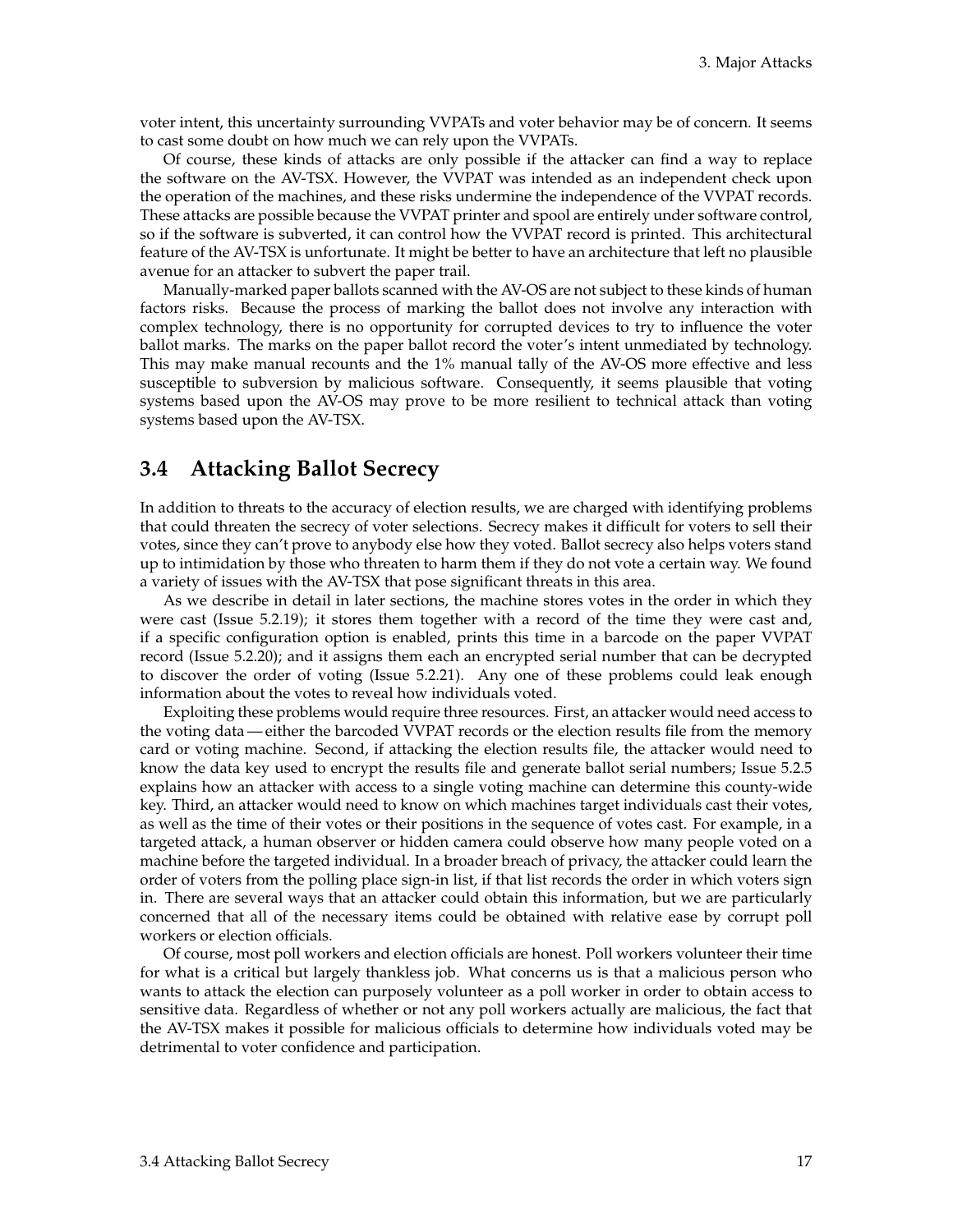voter intent, this uncertainty surrounding VVPATs and voter behavior may be of concern. It seems to cast some doubt on how much we can rely upon the VVPATs.

Of course, these kinds of attacks are only possible if the attacker can find a way to replace the software on the AV-TSX. However, the VVPAT was intended as an independent check upon the operation of the machines, and these risks undermine the independence of the VVPAT records. These attacks are possible because the VVPAT printer and spool are entirely under software control, so if the software is subverted, it can control how the VVPAT record is printed. This architectural feature of the AV-TSX is unfortunate. It might be better to have an architecture that left no plausible avenue for an attacker to subvert the paper trail.

Manually-marked paper ballots scanned with the AV-OS are not subject to these kinds of human factors risks. Because the process of marking the ballot does not involve any interaction with complex technology, there is no opportunity for corrupted devices to try to influence the voter ballot marks. The marks on the paper ballot record the voter's intent unmediated by technology. This may make manual recounts and the 1% manual tally of the AV-OS more effective and less susceptible to subversion by malicious software. Consequently, it seems plausible that voting systems based upon the AV-OS may prove to be more resilient to technical attack than voting systems based upon the AV-TSX.

## 3.4 Attacking Ballot Secrecy

In addition to threats to the accuracy of election results, we are charged with identifying problems that could threaten the secrecy of voter selections. Secrecy makes it difficult for voters to sell their votes, since they can't prove to anybody else how they voted. Ballot secrecy also helps voters stand up to intimidation by those who threaten to harm them if they do not vote a certain way. We found a variety of issues with the AV-TSX that pose significant threats in this area.

As we describe in detail in later sections, the machine stores votes in the order in which they were cast (Issue 5.2.19); it stores them together with a record of the time they were cast and, if a specific configuration option is enabled, prints this time in a barcode on the paper VVPAT record (Issue 5.2.20); and it assigns them each an encrypted serial number that can be decrypted to discover the order of voting (Issue 5.2.21). Any one of these problems could leak enough information about the votes to reveal how individuals voted.

Exploiting these problems would require three resources. First, an attacker would need access to the voting data — either the barcoded VVPAT records or the election results file from the memory card or voting machine. Second, if attacking the election results file, the attacker would need to know the data key used to encrypt the results file and generate ballot serial numbers; Issue 5.2.5 explains how an attacker with access to a single voting machine can determine this county-wide key. Third, an attacker would need to know on which machines target individuals cast their votes, as well as the time of their votes or their positions in the sequence of votes cast. For example, in a targeted attack, a human observer or hidden camera could observe how many people voted on a machine before the targeted individual. In a broader breach of privacy, the attacker could learn the order of voters from the polling place sign-in list, if that list records the order in which voters sign in. There are several ways that an attacker could obtain this information, but we are particularly concerned that all of the necessary items could be obtained with relative ease by corrupt poll workers or election officials.

Of course, most poll workers and election officials are honest. Poll workers volunteer their time for what is a critical but largely thankless job. What concerns us is that a malicious person who wants to attack the election can purposely volunteer as a poll worker in order to obtain access to sensitive data. Regardless of whether or not any poll workers actually are malicious, the fact that the AV-TSX makes it possible for malicious officials to determine how individuals voted may be detrimental to voter confidence and participation.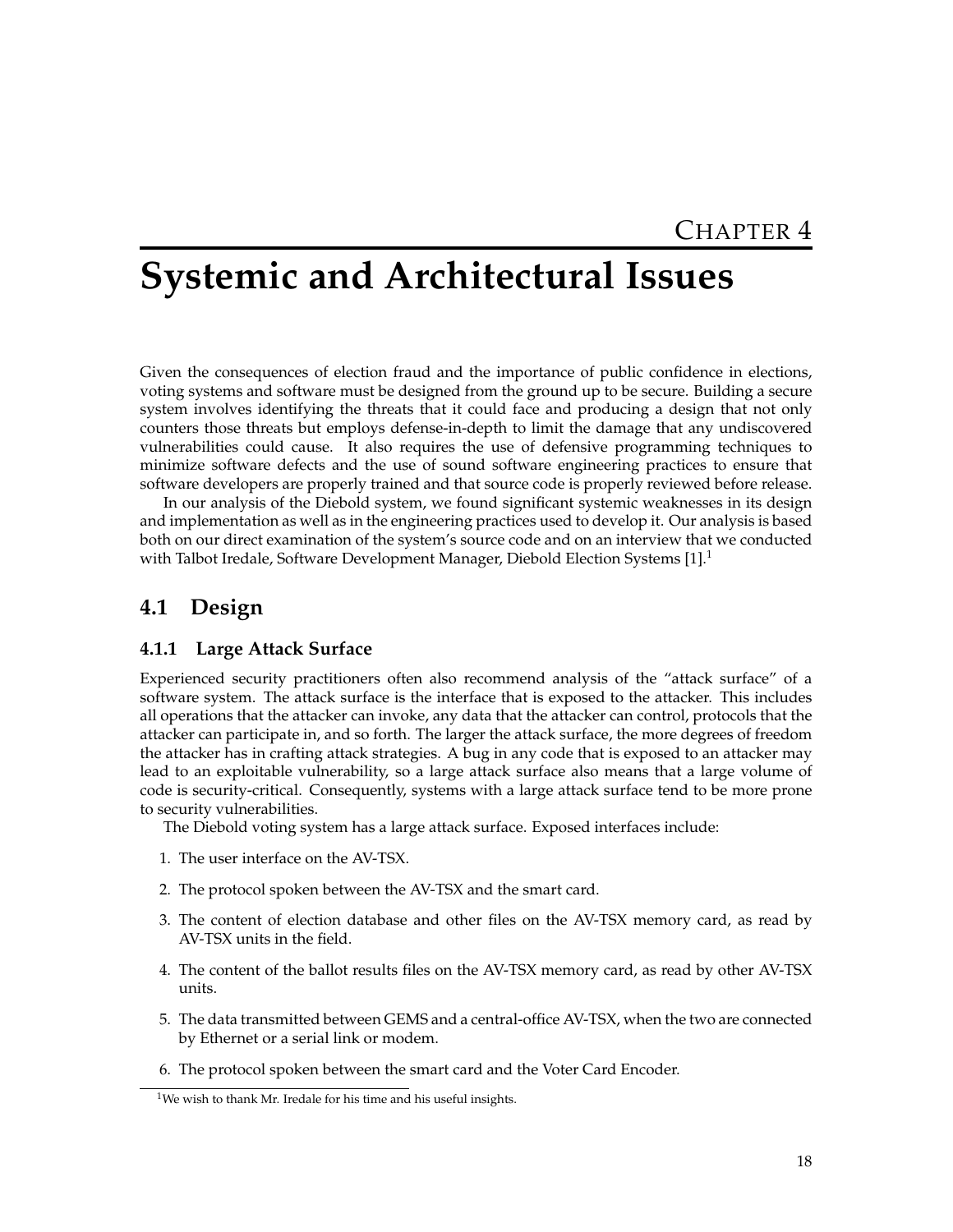# Chapter 4

# Systemic and Architectural Issues

Given the consequences of election fraud and the importance of public confidence in elections, voting systems and software must be designed from the ground up to be secure. Building a secure system involves identifying the threats that it could face and producing a design that not only counters those threats but employs defense-in-depth to limit the damage that any undiscovered vulnerabilities could cause. It also requires the use of defensive programming techniques to minimize software defects and the use of sound software engineering practices to ensure that software developers are properly trained and that source code is properly reviewed before release.

In our analysis of the Diebold system, we found significant systemic weaknesses in its design and implementation as well as in the engineering practices used to develop it. Our analysis is based both on our direct examination of the system's source code and on an interview that we conducted with Talbot Iredale, Software Development Manager, Diebold Election Systems [1].[1]

## 4.1 Design

### 4.1.1 Large Attack Surface

Experienced security practitioners often also recommend analysis of the "attack surface" of a software system. The attack surface is the interface that is exposed to the attacker. This includes all operations that the attacker can invoke, any data that the attacker can control, protocols that the attacker can participate in, and so forth. The larger the attack surface, the more degrees of freedom the attacker has in crafting attack strategies. A bug in any code that is exposed to an attacker may lead to an exploitable vulnerability, so a large attack surface also means that a large volume of code is security-critical. Consequently, systems with a large attack surface tend to be more prone to security vulnerabilities.

The Diebold voting system has a large attack surface. Exposed interfaces include:

1. The user interface on the AV-TSX.
2. The protocol spoken between the AV-TSX and the smart card.
3. The content of election database and other files on the AV-TSX memory card, as read by AV-TSX units in the field.
4. The content of the ballot results files on the AV-TSX memory card, as read by other AV-TSX units.
5. The data transmitted between GEMS and a central-office AV-TSX, when the two are connected by Ethernet or a serial link or modem.
6. The protocol spoken between the smart card and the Voter Card Encoder.

[1] We wish to thank Mr. Iredale for his time and his useful insights.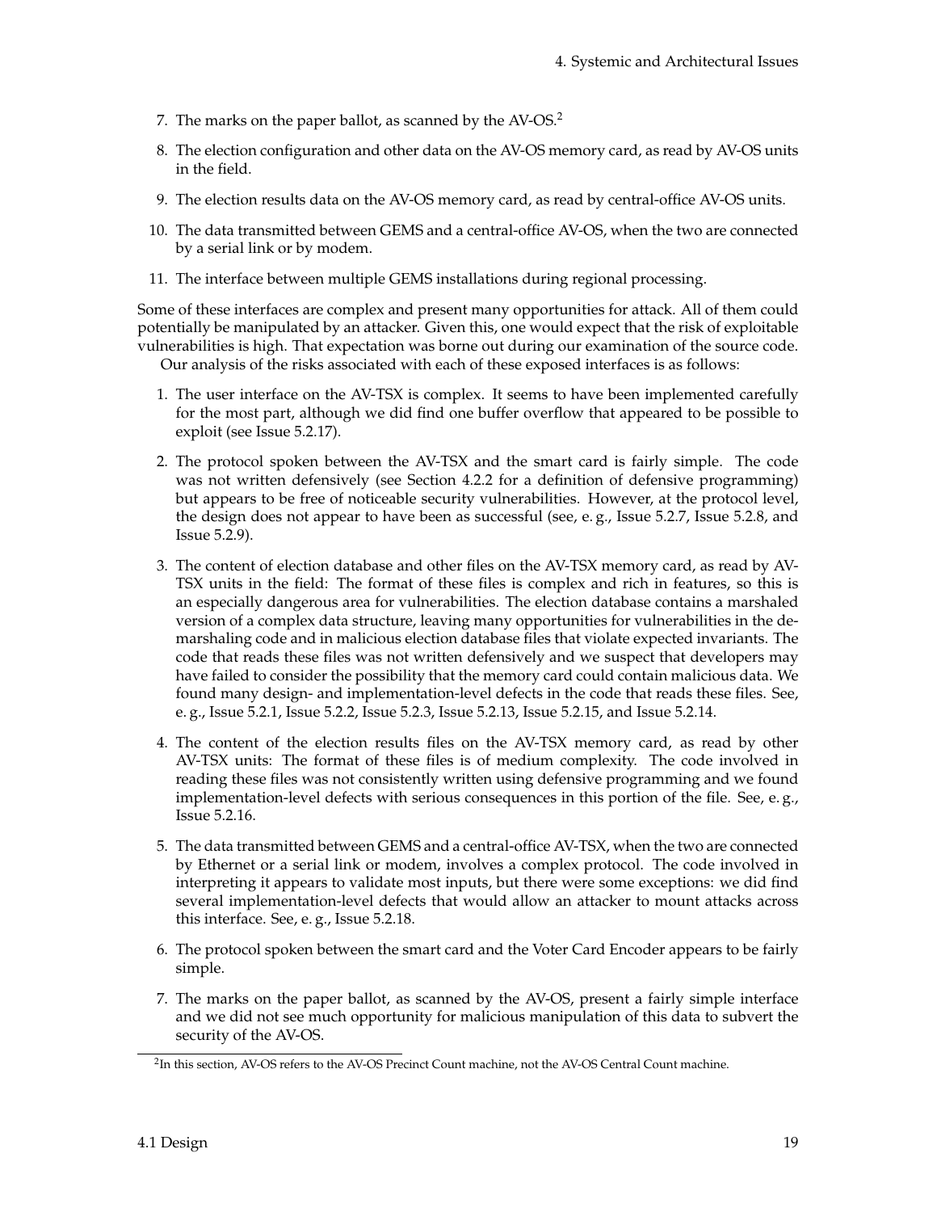7. The marks on the paper ballot, as scanned by the AV-OS.[2]
8. The election configuration and other data on the AV-OS memory card, as read by AV-OS units in the field.
9. The election results data on the AV-OS memory card, as read by central-office AV-OS units.
10. The data transmitted between GEMS and a central-office AV-OS, when the two are connected by a serial link or by modem.
11. The interface between multiple GEMS installations during regional processing.

Some of these interfaces are complex and present many opportunities for attack. All of them could potentially be manipulated by an attacker. Given this, one would expect that the risk of exploitable vulnerabilities is high. That expectation was borne out during our examination of the source code.

Our analysis of the risks associated with each of these exposed interfaces is as follows:

1. The user interface on the AV-TSX is complex. It seems to have been implemented carefully for the most part, although we did find one buffer overflow that appeared to be possible to exploit (see Issue 5.2.17).
2. The protocol spoken between the AV-TSX and the smart card is fairly simple. The code was not written defensively (see Section 4.2.2 for a definition of defensive programming) but appears to be free of noticeable security vulnerabilities. However, at the protocol level, the design does not appear to have been as successful (see, e. g., Issue 5.2.7, Issue 5.2.8, and Issue 5.2.9).
3. The content of election database and other files on the AV-TSX memory card, as read by AV-TSX units in the field: The format of these files is complex and rich in features, so this is an especially dangerous area for vulnerabilities. The election database contains a marshaled version of a complex data structure, leaving many opportunities for vulnerabilities in the demarshaling code and in malicious election database files that violate expected invariants. The code that reads these files was not written defensively and we suspect that developers may have failed to consider the possibility that the memory card could contain malicious data. We found many design- and implementation-level defects in the code that reads these files. See, e. g., Issue 5.2.1, Issue 5.2.2, Issue 5.2.3, Issue 5.2.13, Issue 5.2.15, and Issue 5.2.14.
4. The content of the election results files on the AV-TSX memory card, as read by other AV-TSX units: The format of these files is of medium complexity. The code involved in reading these files was not consistently written using defensive programming and we found implementation-level defects with serious consequences in this portion of the file. See, e. g., Issue 5.2.16.
5. The data transmitted between GEMS and a central-office AV-TSX, when the two are connected by Ethernet or a serial link or modem, involves a complex protocol. The code involved in interpreting it appears to validate most inputs, but there were some exceptions: we did find several implementation-level defects that would allow an attacker to mount attacks across this interface. See, e. g., Issue 5.2.18.
6. The protocol spoken between the smart card and the Voter Card Encoder appears to be fairly simple.
7. The marks on the paper ballot, as scanned by the AV-OS, present a fairly simple interface and we did not see much opportunity for malicious manipulation of this data to subvert the security of the AV-OS.

[2] In this section, AV-OS refers to the AV-OS Precinct Count machine, not the AV-OS Central Count machine.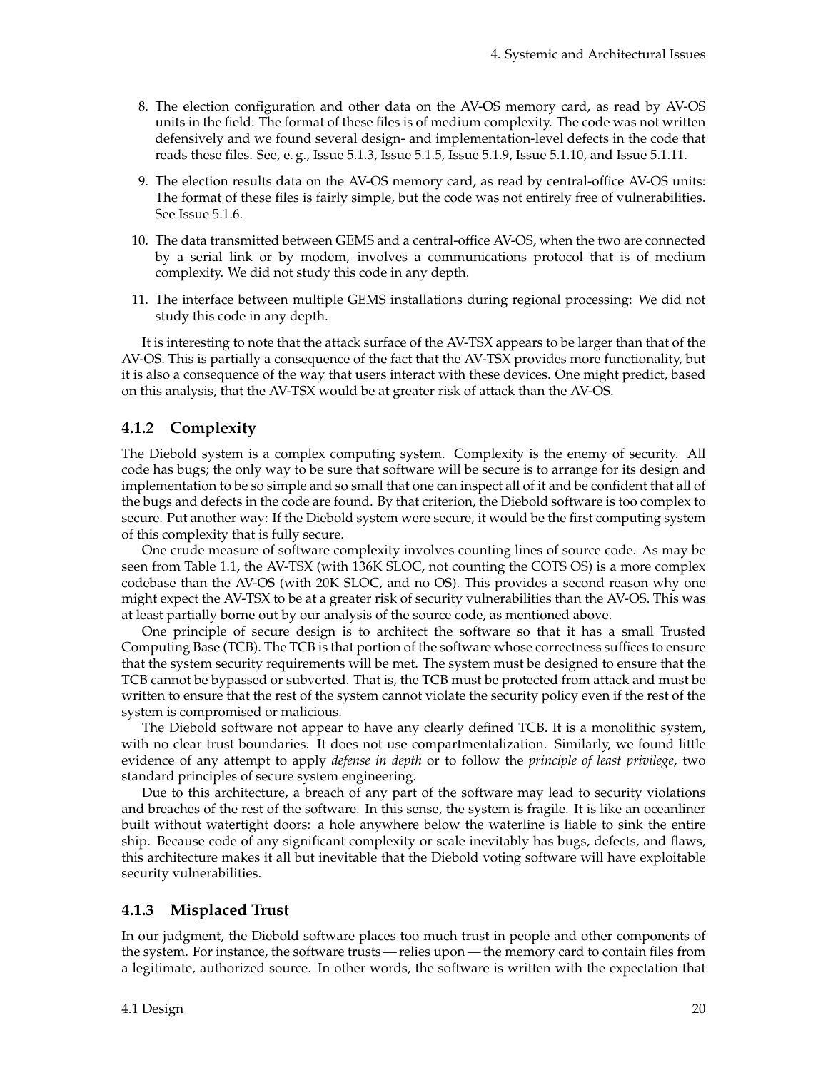8. The election configuration and other data on the AV-OS memory card, as read by AV-OS units in the field: The format of these files is of medium complexity. The code was not written defensively and we found several design- and implementation-level defects in the code that reads these files. See, e. g., Issue 5.1.3, Issue 5.1.5, Issue 5.1.9, Issue 5.1.10, and Issue 5.1.11.
9. The election results data on the AV-OS memory card, as read by central-office AV-OS units: The format of these files is fairly simple, but the code was not entirely free of vulnerabilities. See Issue 5.1.6.
10. The data transmitted between GEMS and a central-office AV-OS, when the two are connected by a serial link or by modem, involves a communications protocol that is of medium complexity. We did not study this code in any depth.
11. The interface between multiple GEMS installations during regional processing: We did not study this code in any depth.

It is interesting to note that the attack surface of the AV-TSX appears to be larger than that of the AV-OS. This is partially a consequence of the fact that the AV-TSX provides more functionality, but it is also a consequence of the way that users interact with these devices. One might predict, based on this analysis, that the AV-TSX would be at greater risk of attack than the AV-OS.

### 4.1.2 Complexity

The Diebold system is a complex computing system. Complexity is the enemy of security. All code has bugs; the only way to be sure that software will be secure is to arrange for its design and implementation to be so simple and so small that one can inspect all of it and be confident that all of the bugs and defects in the code are found. By that criterion, the Diebold software is too complex to secure. Put another way: If the Diebold system were secure, it would be the first computing system of this complexity that is fully secure.

One crude measure of software complexity involves counting lines of source code. As may be seen from Table 1.1, the AV-TSX (with 136K SLOC, not counting the COTS OS) is a more complex codebase than the AV-OS (with 20K SLOC, and no OS). This provides a second reason why one might expect the AV-TSX to be at a greater risk of security vulnerabilities than the AV-OS. This was at least partially borne out by our analysis of the source code, as mentioned above.

One principle of secure design is to architect the software so that it has a small Trusted Computing Base (TCB). The TCB is that portion of the software whose correctness suffices to ensure that the system security requirements will be met. The system must be designed to ensure that the TCB cannot be bypassed or subverted. That is, the TCB must be protected from attack and must be written to ensure that the rest of the system cannot violate the security policy even if the rest of the system is compromised or malicious.

The Diebold software not appear to have any clearly defined TCB. It is a monolithic system, with no clear trust boundaries. It does not use compartmentalization. Similarly, we found little evidence of any attempt to apply *defense in depth* or to follow the *principle of least privilege*, two standard principles of secure system engineering.

Due to this architecture, a breach of any part of the software may lead to security violations and breaches of the rest of the software. In this sense, the system is fragile. It is like an oceanliner built without watertight doors: a hole anywhere below the waterline is liable to sink the entire ship. Because code of any significant complexity or scale inevitably has bugs, defects, and flaws, this architecture makes it all but inevitable that the Diebold voting software will have exploitable security vulnerabilities.

### 4.1.3 Misplaced Trust

In our judgment, the Diebold software places too much trust in people and other components of the system. For instance, the software trusts — relies upon — the memory card to contain files from a legitimate, authorized source. In other words, the software is written with the expectation that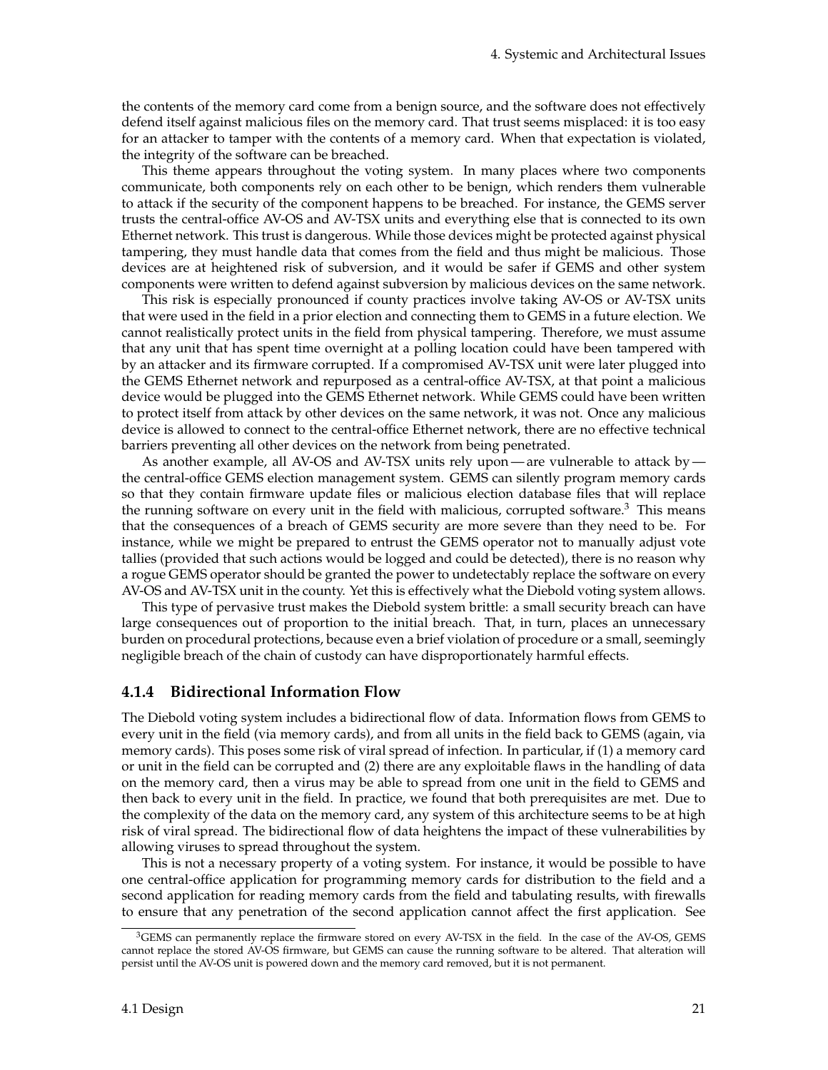the contents of the memory card come from a benign source, and the software does not effectively defend itself against malicious files on the memory card. That trust seems misplaced: it is too easy for an attacker to tamper with the contents of a memory card. When that expectation is violated, the integrity of the software can be breached.

This theme appears throughout the voting system. In many places where two components communicate, both components rely on each other to be benign, which renders them vulnerable to attack if the security of the component happens to be breached. For instance, the GEMS server trusts the central-office AV-OS and AV-TSX units and everything else that is connected to its own Ethernet network. This trust is dangerous. While those devices might be protected against physical tampering, they must handle data that comes from the field and thus might be malicious. Those devices are at heightened risk of subversion, and it would be safer if GEMS and other system components were written to defend against subversion by malicious devices on the same network.

This risk is especially pronounced if county practices involve taking AV-OS or AV-TSX units that were used in the field in a prior election and connecting them to GEMS in a future election. We cannot realistically protect units in the field from physical tampering. Therefore, we must assume that any unit that has spent time overnight at a polling location could have been tampered with by an attacker and its firmware corrupted. If a compromised AV-TSX unit were later plugged into the GEMS Ethernet network and repurposed as a central-office AV-TSX, at that point a malicious device would be plugged into the GEMS Ethernet network. While GEMS could have been written to protect itself from attack by other devices on the same network, it was not. Once any malicious device is allowed to connect to the central-office Ethernet network, there are no effective technical barriers preventing all other devices on the network from being penetrated.

As another example, all AV-OS and AV-TSX units rely upon — are vulnerable to attack by — the central-office GEMS election management system. GEMS can silently program memory cards so that they contain firmware update files or malicious election database files that will replace the running software on every unit in the field with malicious, corrupted software.[3] This means that the consequences of a breach of GEMS security are more severe than they need to be. For instance, while we might be prepared to entrust the GEMS operator not to manually adjust vote tallies (provided that such actions would be logged and could be detected), there is no reason why a rogue GEMS operator should be granted the power to undetectably replace the software on every AV-OS and AV-TSX unit in the county. Yet this is effectively what the Diebold voting system allows.

This type of pervasive trust makes the Diebold system brittle: a small security breach can have large consequences out of proportion to the initial breach. That, in turn, places an unnecessary burden on procedural protections, because even a brief violation of procedure or a small, seemingly negligible breach of the chain of custody can have disproportionately harmful effects.

### 4.1.4 Bidirectional Information Flow

The Diebold voting system includes a bidirectional flow of data. Information flows from GEMS to every unit in the field (via memory cards), and from all units in the field back to GEMS (again, via memory cards). This poses some risk of viral spread of infection. In particular, if (1) a memory card or unit in the field can be corrupted and (2) there are any exploitable flaws in the handling of data on the memory card, then a virus may be able to spread from one unit in the field to GEMS and then back to every unit in the field. In practice, we found that both prerequisites are met. Due to the complexity of the data on the memory card, any system of this architecture seems to be at high risk of viral spread. The bidirectional flow of data heightens the impact of these vulnerabilities by allowing viruses to spread throughout the system.

This is not a necessary property of a voting system. For instance, it would be possible to have one central-office application for programming memory cards for distribution to the field and a second application for reading memory cards from the field and tabulating results, with firewalls to ensure that any penetration of the second application cannot affect the first application. See

[3] GEMS can permanently replace the firmware stored on every AV-TSX in the field. In the case of the AV-OS, GEMS cannot replace the stored AV-OS firmware, but GEMS can cause the running software to be altered. That alteration will persist until the AV-OS unit is powered down and the memory card removed, but it is not permanent.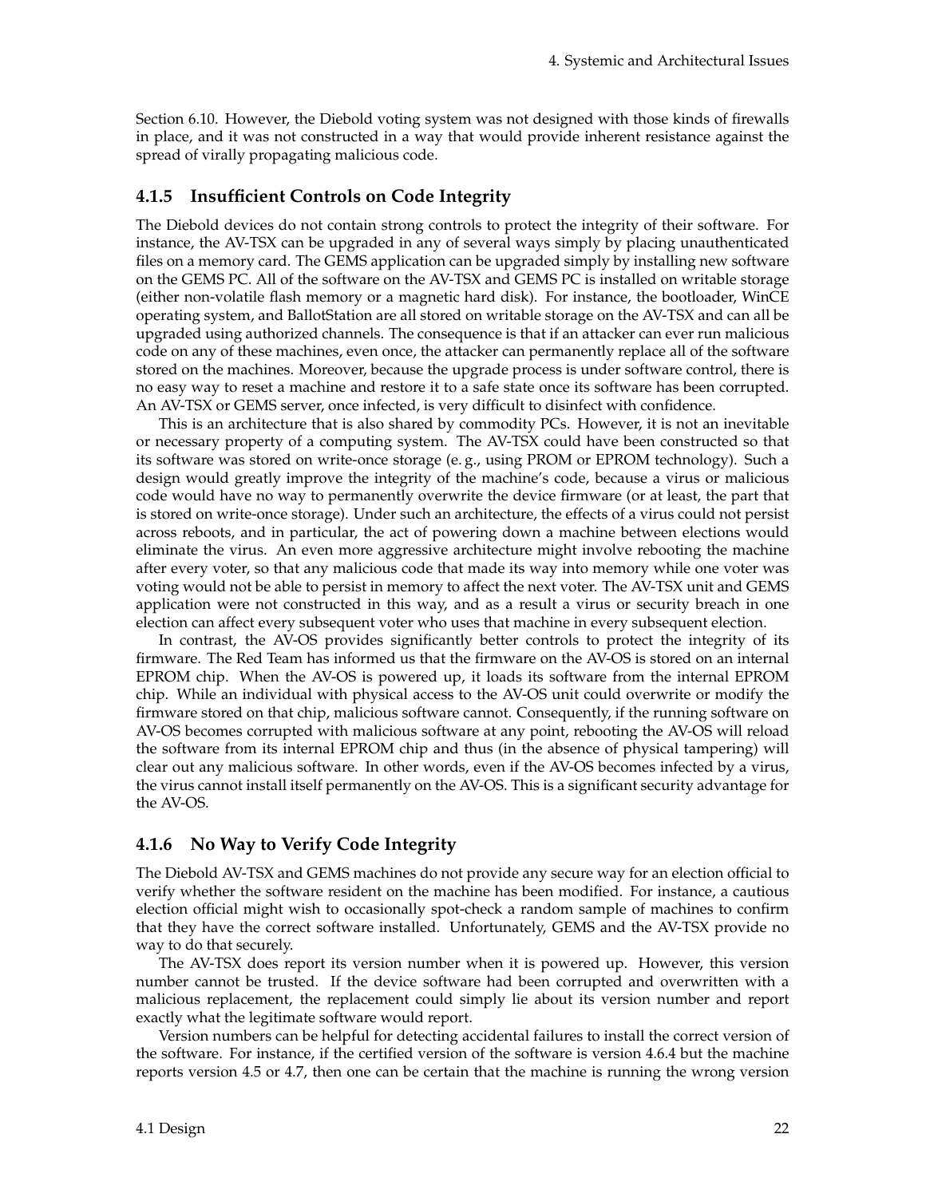Section 6.10. However, the Diebold voting system was not designed with those kinds of firewalls in place, and it was not constructed in a way that would provide inherent resistance against the spread of virally propagating malicious code.

### 4.1.5 Insufficient Controls on Code Integrity

The Diebold devices do not contain strong controls to protect the integrity of their software. For instance, the AV-TSX can be upgraded in any of several ways simply by placing unauthenticated files on a memory card. The GEMS application can be upgraded simply by installing new software on the GEMS PC. All of the software on the AV-TSX and GEMS PC is installed on writable storage (either non-volatile flash memory or a magnetic hard disk). For instance, the bootloader, WinCE operating system, and BallotStation are all stored on writable storage on the AV-TSX and can all be upgraded using authorized channels. The consequence is that if an attacker can ever run malicious code on any of these machines, even once, the attacker can permanently replace all of the software stored on the machines. Moreover, because the upgrade process is under software control, there is no easy way to reset a machine and restore it to a safe state once its software has been corrupted. An AV-TSX or GEMS server, once infected, is very difficult to disinfect with confidence.

This is an architecture that is also shared by commodity PCs. However, it is not an inevitable or necessary property of a computing system. The AV-TSX could have been constructed so that its software was stored on write-once storage (e. g., using PROM or EPROM technology). Such a design would greatly improve the integrity of the machine's code, because a virus or malicious code would have no way to permanently overwrite the device firmware (or at least, the part that is stored on write-once storage). Under such an architecture, the effects of a virus could not persist across reboots, and in particular, the act of powering down a machine between elections would eliminate the virus. An even more aggressive architecture might involve rebooting the machine after every voter, so that any malicious code that made its way into memory while one voter was voting would not be able to persist in memory to affect the next voter. The AV-TSX unit and GEMS application were not constructed in this way, and as a result a virus or security breach in one election can affect every subsequent voter who uses that machine in every subsequent election.

In contrast, the AV-OS provides significantly better controls to protect the integrity of its firmware. The Red Team has informed us that the firmware on the AV-OS is stored on an internal EPROM chip. When the AV-OS is powered up, it loads its software from the internal EPROM chip. While an individual with physical access to the AV-OS unit could overwrite or modify the firmware stored on that chip, malicious software cannot. Consequently, if the running software on AV-OS becomes corrupted with malicious software at any point, rebooting the AV-OS will reload the software from its internal EPROM chip and thus (in the absence of physical tampering) will clear out any malicious software. In other words, even if the AV-OS becomes infected by a virus, the virus cannot install itself permanently on the AV-OS. This is a significant security advantage for the AV-OS.

### 4.1.6 No Way to Verify Code Integrity

The Diebold AV-TSX and GEMS machines do not provide any secure way for an election official to verify whether the software resident on the machine has been modified. For instance, a cautious election official might wish to occasionally spot-check a random sample of machines to confirm that they have the correct software installed. Unfortunately, GEMS and the AV-TSX provide no way to do that securely.

The AV-TSX does report its version number when it is powered up. However, this version number cannot be trusted. If the device software had been corrupted and overwritten with a malicious replacement, the replacement could simply lie about its version number and report exactly what the legitimate software would report.

Version numbers can be helpful for detecting accidental failures to install the correct version of the software. For instance, if the certified version of the software is version 4.6.4 but the machine reports version 4.5 or 4.7, then one can be certain that the machine is running the wrong version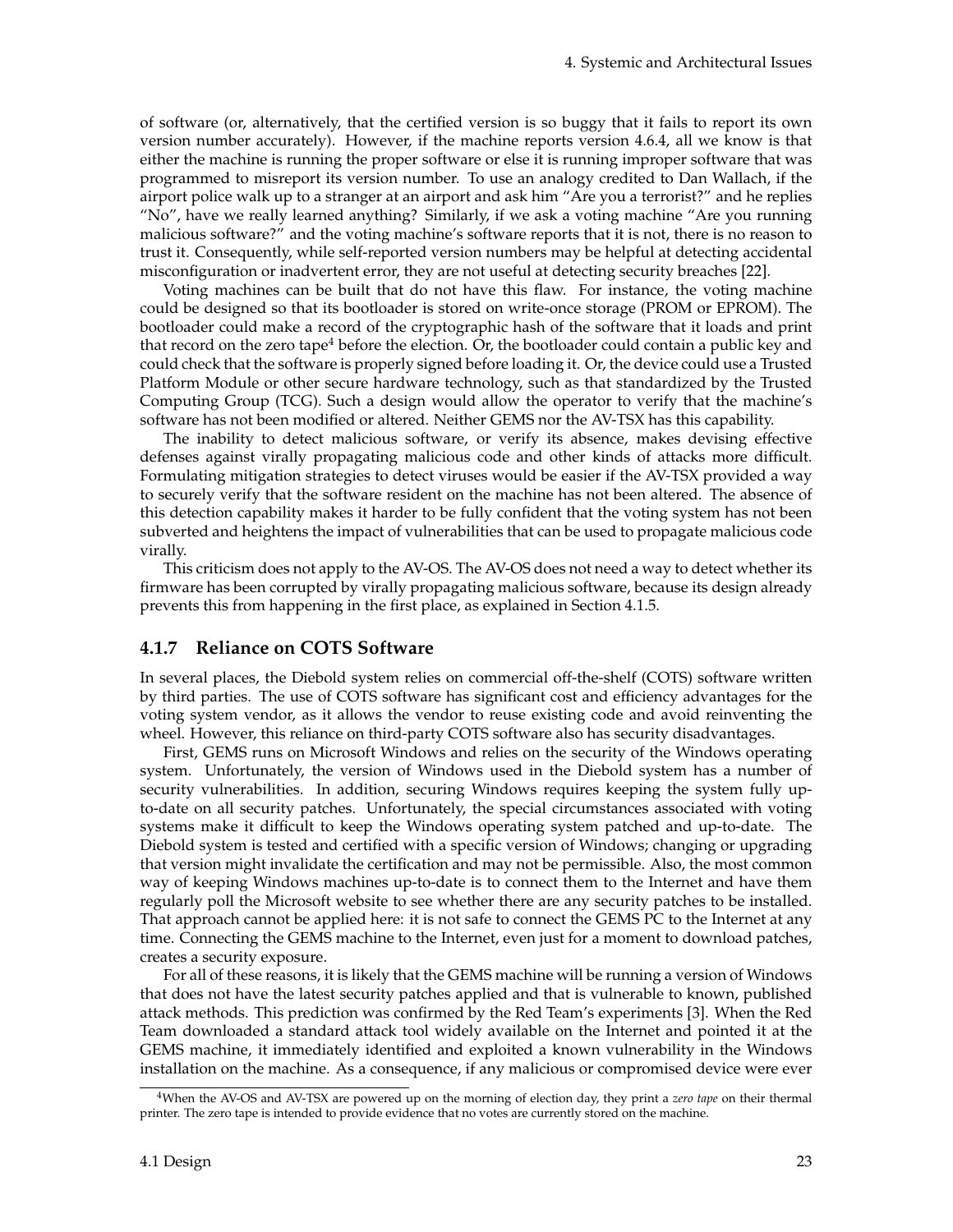of software (or, alternatively, that the certified version is so buggy that it fails to report its own version number accurately). However, if the machine reports version 4.6.4, all we know is that either the machine is running the proper software or else it is running improper software that was programmed to misreport its version number. To use an analogy credited to Dan Wallach, if the airport police walk up to a stranger at an airport and ask him "Are you a terrorist?" and he replies "No", have we really learned anything? Similarly, if we ask a voting machine "Are you running malicious software?" and the voting machine's software reports that it is not, there is no reason to trust it. Consequently, while self-reported version numbers may be helpful at detecting accidental misconfiguration or inadvertent error, they are not useful at detecting security breaches [22].

Voting machines can be built that do not have this flaw. For instance, the voting machine could be designed so that its bootloader is stored on write-once storage (PROM or EPROM). The bootloader could make a record of the cryptographic hash of the software that it loads and print that record on the zero tape[4] before the election. Or, the bootloader could contain a public key and could check that the software is properly signed before loading it. Or, the device could use a Trusted Platform Module or other secure hardware technology, such as that standardized by the Trusted Computing Group (TCG). Such a design would allow the operator to verify that the machine's software has not been modified or altered. Neither GEMS nor the AV-TSX has this capability.

The inability to detect malicious software, or verify its absence, makes devising effective defenses against virally propagating malicious code and other kinds of attacks more difficult. Formulating mitigation strategies to detect viruses would be easier if the AV-TSX provided a way to securely verify that the software resident on the machine has not been altered. The absence of this detection capability makes it harder to be fully confident that the voting system has not been subverted and heightens the impact of vulnerabilities that can be used to propagate malicious code virally.

This criticism does not apply to the AV-OS. The AV-OS does not need a way to detect whether its firmware has been corrupted by virally propagating malicious software, because its design already prevents this from happening in the first place, as explained in Section 4.1.5.

### 4.1.7 Reliance on COTS Software

In several places, the Diebold system relies on commercial off-the-shelf (COTS) software written by third parties. The use of COTS software has significant cost and efficiency advantages for the voting system vendor, as it allows the vendor to reuse existing code and avoid reinventing the wheel. However, this reliance on third-party COTS software also has security disadvantages.

First, GEMS runs on Microsoft Windows and relies on the security of the Windows operating system. Unfortunately, the version of Windows used in the Diebold system has a number of security vulnerabilities. In addition, securing Windows requires keeping the system fully up-to-date on all security patches. Unfortunately, the special circumstances associated with voting systems make it difficult to keep the Windows operating system patched and up-to-date. The Diebold system is tested and certified with a specific version of Windows; changing or upgrading that version might invalidate the certification and may not be permissible. Also, the most common way of keeping Windows machines up-to-date is to connect them to the Internet and have them regularly poll the Microsoft website to see whether there are any security patches to be installed. That approach cannot be applied here: it is not safe to connect the GEMS PC to the Internet at any time. Connecting the GEMS machine to the Internet, even just for a moment to download patches, creates a security exposure.

For all of these reasons, it is likely that the GEMS machine will be running a version of Windows that does not have the latest security patches applied and that is vulnerable to known, published attack methods. This prediction was confirmed by the Red Team's experiments [3]. When the Red Team downloaded a standard attack tool widely available on the Internet and pointed it at the GEMS machine, it immediately identified and exploited a known vulnerability in the Windows installation on the machine. As a consequence, if any malicious or compromised device were ever

[4] When the AV-OS and AV-TSX are powered up on the morning of election day, they print a *zero tape* on their thermal printer. The zero tape is intended to provide evidence that no votes are currently stored on the machine.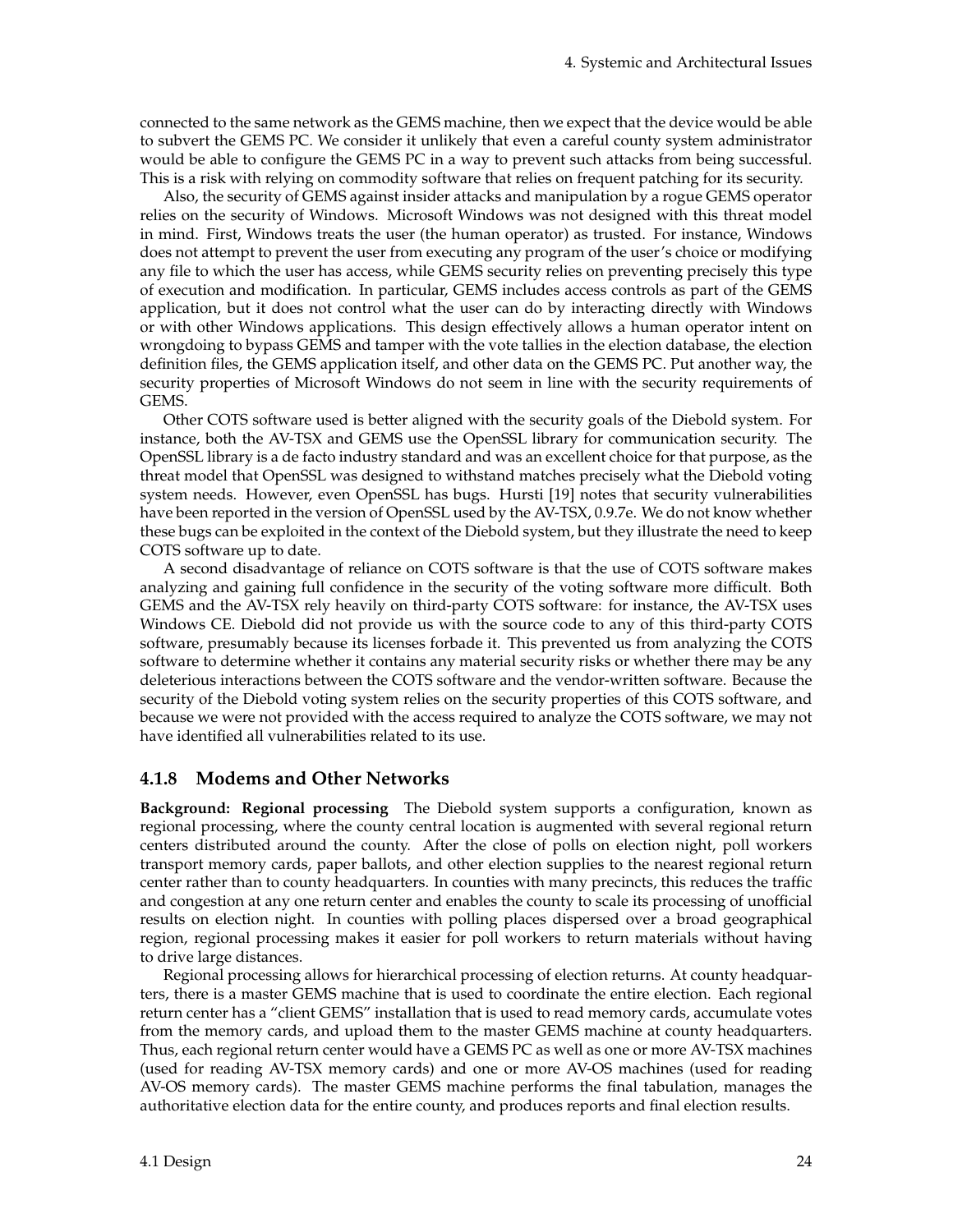connected to the same network as the GEMS machine, then we expect that the device would be able to subvert the GEMS PC. We consider it unlikely that even a careful county system administrator would be able to configure the GEMS PC in a way to prevent such attacks from being successful. This is a risk with relying on commodity software that relies on frequent patching for its security.

Also, the security of GEMS against insider attacks and manipulation by a rogue GEMS operator relies on the security of Windows. Microsoft Windows was not designed with this threat model in mind. First, Windows treats the user (the human operator) as trusted. For instance, Windows does not attempt to prevent the user from executing any program of the user's choice or modifying any file to which the user has access, while GEMS security relies on preventing precisely this type of execution and modification. In particular, GEMS includes access controls as part of the GEMS application, but it does not control what the user can do by interacting directly with Windows or with other Windows applications. This design effectively allows a human operator intent on wrongdoing to bypass GEMS and tamper with the vote tallies in the election database, the election definition files, the GEMS application itself, and other data on the GEMS PC. Put another way, the security properties of Microsoft Windows do not seem in line with the security requirements of GEMS.

Other COTS software used is better aligned with the security goals of the Diebold system. For instance, both the AV-TSX and GEMS use the OpenSSL library for communication security. The OpenSSL library is a de facto industry standard and was an excellent choice for that purpose, as the threat model that OpenSSL was designed to withstand matches precisely what the Diebold voting system needs. However, even OpenSSL has bugs. Hursti [19] notes that security vulnerabilities have been reported in the version of OpenSSL used by the AV-TSX, 0.9.7e. We do not know whether these bugs can be exploited in the context of the Diebold system, but they illustrate the need to keep COTS software up to date.

A second disadvantage of reliance on COTS software is that the use of COTS software makes analyzing and gaining full confidence in the security of the voting software more difficult. Both GEMS and the AV-TSX rely heavily on third-party COTS software: for instance, the AV-TSX uses Windows CE. Diebold did not provide us with the source code to any of this third-party COTS software, presumably because its licenses forbade it. This prevented us from analyzing the COTS software to determine whether it contains any material security risks or whether there may be any deleterious interactions between the COTS software and the vendor-written software. Because the security of the Diebold voting system relies on the security properties of this COTS software, and because we were not provided with the access required to analyze the COTS software, we may not have identified all vulnerabilities related to its use.

### 4.1.8 Modems and Other Networks

**Background: Regional processing** The Diebold system supports a configuration, known as regional processing, where the county central location is augmented with several regional return centers distributed around the county. After the close of polls on election night, poll workers transport memory cards, paper ballots, and other election supplies to the nearest regional return center rather than to county headquarters. In counties with many precincts, this reduces the traffic and congestion at any one return center and enables the county to scale its processing of unofficial results on election night. In counties with polling places dispersed over a broad geographical region, regional processing makes it easier for poll workers to return materials without having to drive large distances.

Regional processing allows for hierarchical processing of election returns. At county headquarters, there is a master GEMS machine that is used to coordinate the entire election. Each regional return center has a "client GEMS" installation that is used to read memory cards, accumulate votes from the memory cards, and upload them to the master GEMS machine at county headquarters. Thus, each regional return center would have a GEMS PC as well as one or more AV-TSX machines (used for reading AV-TSX memory cards) and one or more AV-OS machines (used for reading AV-OS memory cards). The master GEMS machine performs the final tabulation, manages the authoritative election data for the entire county, and produces reports and final election results.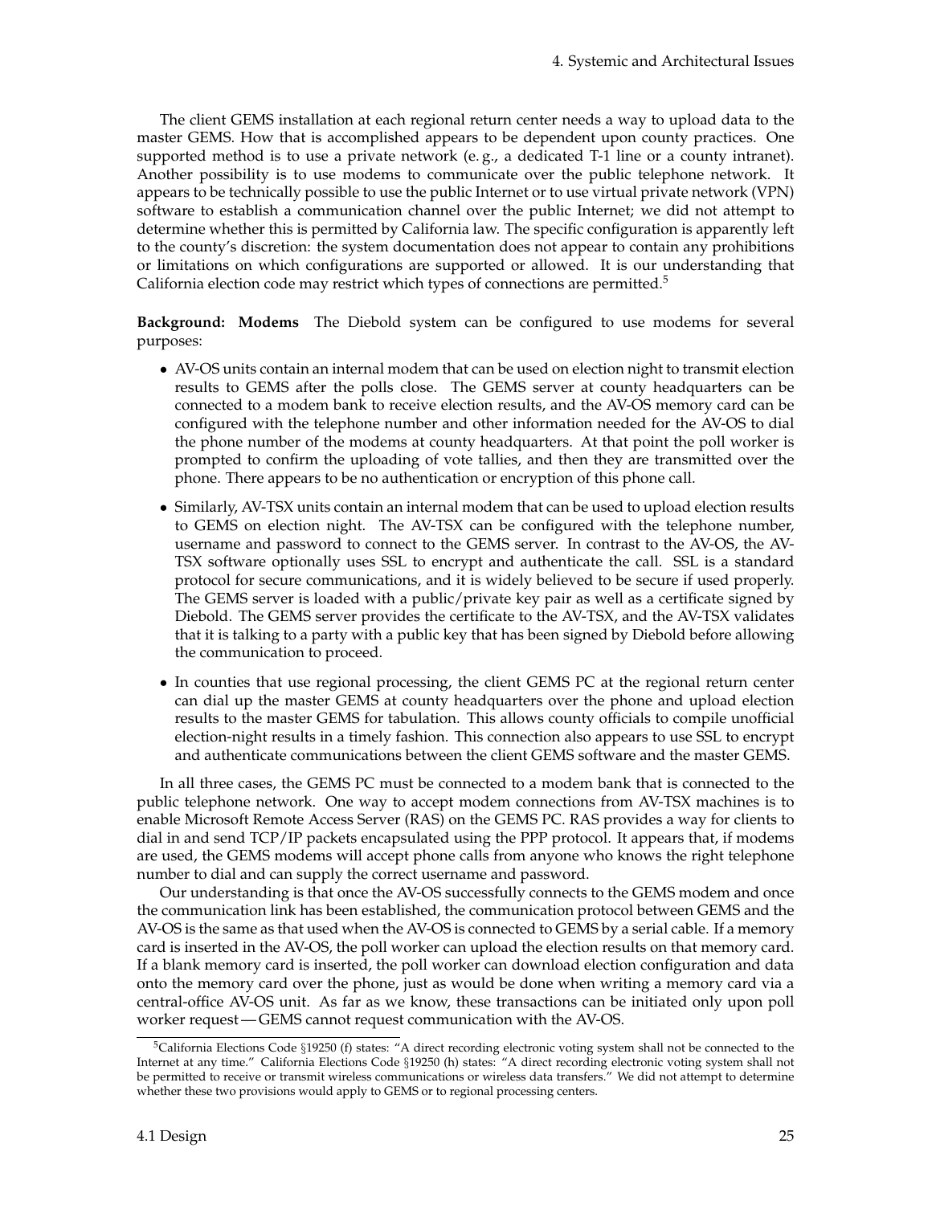The client GEMS installation at each regional return center needs a way to upload data to the master GEMS. How that is accomplished appears to be dependent upon county practices. One supported method is to use a private network (e. g., a dedicated T-1 line or a county intranet). Another possibility is to use modems to communicate over the public telephone network. It appears to be technically possible to use the public Internet or to use virtual private network (VPN) software to establish a communication channel over the public Internet; we did not attempt to determine whether this is permitted by California law. The specific configuration is apparently left to the county's discretion: the system documentation does not appear to contain any prohibitions or limitations on which configurations are supported or allowed. It is our understanding that California election code may restrict which types of connections are permitted.[5]

**Background: Modems** The Diebold system can be configured to use modems for several purposes:

- AV-OS units contain an internal modem that can be used on election night to transmit election results to GEMS after the polls close. The GEMS server at county headquarters can be connected to a modem bank to receive election results, and the AV-OS memory card can be configured with the telephone number and other information needed for the AV-OS to dial the phone number of the modems at county headquarters. At that point the poll worker is prompted to confirm the uploading of vote tallies, and then they are transmitted over the phone. There appears to be no authentication or encryption of this phone call.
- Similarly, AV-TSX units contain an internal modem that can be used to upload election results to GEMS on election night. The AV-TSX can be configured with the telephone number, username and password to connect to the GEMS server. In contrast to the AV-OS, the AV-TSX software optionally uses SSL to encrypt and authenticate the call. SSL is a standard protocol for secure communications, and it is widely believed to be secure if used properly. The GEMS server is loaded with a public/private key pair as well as a certificate signed by Diebold. The GEMS server provides the certificate to the AV-TSX, and the AV-TSX validates that it is talking to a party with a public key that has been signed by Diebold before allowing the communication to proceed.
- In counties that use regional processing, the client GEMS PC at the regional return center can dial up the master GEMS at county headquarters over the phone and upload election results to the master GEMS for tabulation. This allows county officials to compile unofficial election-night results in a timely fashion. This connection also appears to use SSL to encrypt and authenticate communications between the client GEMS software and the master GEMS.

In all three cases, the GEMS PC must be connected to a modem bank that is connected to the public telephone network. One way to accept modem connections from AV-TSX machines is to enable Microsoft Remote Access Server (RAS) on the GEMS PC. RAS provides a way for clients to dial in and send TCP/IP packets encapsulated using the PPP protocol. It appears that, if modems are used, the GEMS modems will accept phone calls from anyone who knows the right telephone number to dial and can supply the correct username and password.

Our understanding is that once the AV-OS successfully connects to the GEMS modem and once the communication link has been established, the communication protocol between GEMS and the AV-OS is the same as that used when the AV-OS is connected to GEMS by a serial cable. If a memory card is inserted in the AV-OS, the poll worker can upload the election results on that memory card. If a blank memory card is inserted, the poll worker can download election configuration and data onto the memory card over the phone, just as would be done when writing a memory card via a central-office AV-OS unit. As far as we know, these transactions can be initiated only upon poll worker request — GEMS cannot request communication with the AV-OS.

[5] California Elections Code §19250 (f) states: "A direct recording electronic voting system shall not be connected to the Internet at any time." California Elections Code §19250 (h) states: "A direct recording electronic voting system shall not be permitted to receive or transmit wireless communications or wireless data transfers." We did not attempt to determine whether these two provisions would apply to GEMS or to regional processing centers.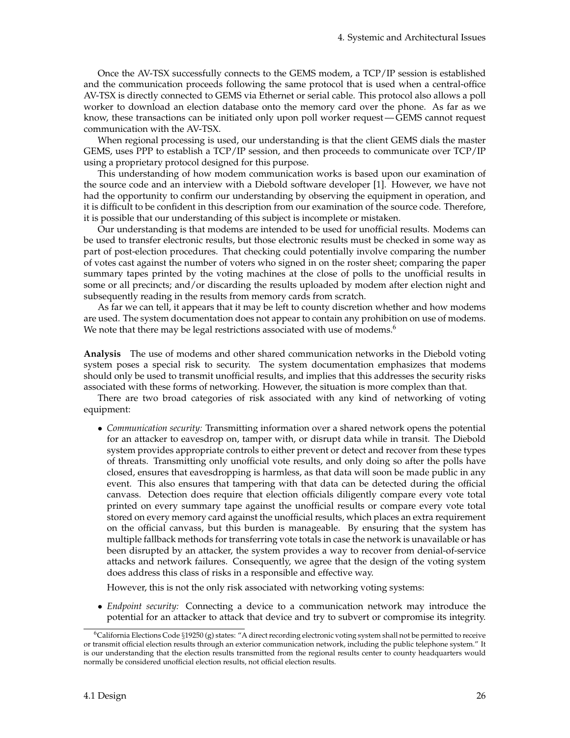Once the AV-TSX successfully connects to the GEMS modem, a TCP/IP session is established and the communication proceeds following the same protocol that is used when a central-office AV-TSX is directly connected to GEMS via Ethernet or serial cable. This protocol also allows a poll worker to download an election database onto the memory card over the phone. As far as we know, these transactions can be initiated only upon poll worker request — GEMS cannot request communication with the AV-TSX.

When regional processing is used, our understanding is that the client GEMS dials the master GEMS, uses PPP to establish a TCP/IP session, and then proceeds to communicate over TCP/IP using a proprietary protocol designed for this purpose.

This understanding of how modem communication works is based upon our examination of the source code and an interview with a Diebold software developer [1]. However, we have not had the opportunity to confirm our understanding by observing the equipment in operation, and it is difficult to be confident in this description from our examination of the source code. Therefore, it is possible that our understanding of this subject is incomplete or mistaken.

Our understanding is that modems are intended to be used for unofficial results. Modems can be used to transfer electronic results, but those electronic results must be checked in some way as part of post-election procedures. That checking could potentially involve comparing the number of votes cast against the number of voters who signed in on the roster sheet; comparing the paper summary tapes printed by the voting machines at the close of polls to the unofficial results in some or all precincts; and/or discarding the results uploaded by modem after election night and subsequently reading in the results from memory cards from scratch.

As far we can tell, it appears that it may be left to county discretion whether and how modems are used. The system documentation does not appear to contain any prohibition on use of modems. We note that there may be legal restrictions associated with use of modems.[6]

**Analysis** The use of modems and other shared communication networks in the Diebold voting system poses a special risk to security. The system documentation emphasizes that modems should only be used to transmit unofficial results, and implies that this addresses the security risks associated with these forms of networking. However, the situation is more complex than that.

There are two broad categories of risk associated with any kind of networking of voting equipment:

- *Communication security:* Transmitting information over a shared network opens the potential for an attacker to eavesdrop on, tamper with, or disrupt data while in transit. The Diebold system provides appropriate controls to either prevent or detect and recover from these types of threats. Transmitting only unofficial vote results, and only doing so after the polls have closed, ensures that eavesdropping is harmless, as that data will soon be made public in any event. This also ensures that tampering with that data can be detected during the official canvass. Detection does require that election officials diligently compare every vote total printed on every summary tape against the unofficial results or compare every vote total stored on every memory card against the unofficial results, which places an extra requirement on the official canvass, but this burden is manageable. By ensuring that the system has multiple fallback methods for transferring vote totals in case the network is unavailable or has been disrupted by an attacker, the system provides a way to recover from denial-of-service attacks and network failures. Consequently, we agree that the design of the voting system does address this class of risks in a responsible and effective way.

  However, this is not the only risk associated with networking voting systems:

- *Endpoint security:* Connecting a device to a communication network may introduce the potential for an attacker to attack that device and try to subvert or compromise its integrity.

[6] California Elections Code §19250 (g) states: "A direct recording electronic voting system shall not be permitted to receive or transmit official election results through an exterior communication network, including the public telephone system." It is our understanding that the election results transmitted from the regional results center to county headquarters would normally be considered unofficial election results, not official election results.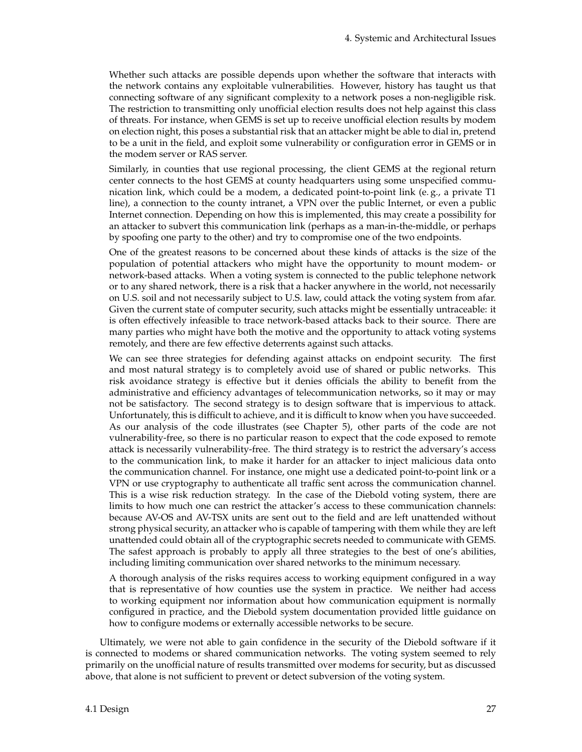Whether such attacks are possible depends upon whether the software that interacts with the network contains any exploitable vulnerabilities. However, history has taught us that connecting software of any significant complexity to a network poses a non-negligible risk. The restriction to transmitting only unofficial election results does not help against this class of threats. For instance, when GEMS is set up to receive unofficial election results by modem on election night, this poses a substantial risk that an attacker might be able to dial in, pretend to be a unit in the field, and exploit some vulnerability or configuration error in GEMS or in the modem server or RAS server.

Similarly, in counties that use regional processing, the client GEMS at the regional return center connects to the host GEMS at county headquarters using some unspecified communication link, which could be a modem, a dedicated point-to-point link (e. g., a private T1 line), a connection to the county intranet, a VPN over the public Internet, or even a public Internet connection. Depending on how this is implemented, this may create a possibility for an attacker to subvert this communication link (perhaps as a man-in-the-middle, or perhaps by spoofing one party to the other) and try to compromise one of the two endpoints.

One of the greatest reasons to be concerned about these kinds of attacks is the size of the population of potential attackers who might have the opportunity to mount modem- or network-based attacks. When a voting system is connected to the public telephone network or to any shared network, there is a risk that a hacker anywhere in the world, not necessarily on U.S. soil and not necessarily subject to U.S. law, could attack the voting system from afar. Given the current state of computer security, such attacks might be essentially untraceable: it is often effectively infeasible to trace network-based attacks back to their source. There are many parties who might have both the motive and the opportunity to attack voting systems remotely, and there are few effective deterrents against such attacks.

We can see three strategies for defending against attacks on endpoint security. The first and most natural strategy is to completely avoid use of shared or public networks. This risk avoidance strategy is effective but it denies officials the ability to benefit from the administrative and efficiency advantages of telecommunication networks, so it may or may not be satisfactory. The second strategy is to design software that is impervious to attack. Unfortunately, this is difficult to achieve, and it is difficult to know when you have succeeded. As our analysis of the code illustrates (see Chapter 5), other parts of the code are not vulnerability-free, so there is no particular reason to expect that the code exposed to remote attack is necessarily vulnerability-free. The third strategy is to restrict the adversary's access to the communication link, to make it harder for an attacker to inject malicious data onto the communication channel. For instance, one might use a dedicated point-to-point link or a VPN or use cryptography to authenticate all traffic sent across the communication channel. This is a wise risk reduction strategy. In the case of the Diebold voting system, there are limits to how much one can restrict the attacker's access to these communication channels: because AV-OS and AV-TSX units are sent out to the field and are left unattended without strong physical security, an attacker who is capable of tampering with them while they are left unattended could obtain all of the cryptographic secrets needed to communicate with GEMS. The safest approach is probably to apply all three strategies to the best of one's abilities, including limiting communication over shared networks to the minimum necessary.

A thorough analysis of the risks requires access to working equipment configured in a way that is representative of how counties use the system in practice. We neither had access to working equipment nor information about how communication equipment is normally configured in practice, and the Diebold system documentation provided little guidance on how to configure modems or externally accessible networks to be secure.

Ultimately, we were not able to gain confidence in the security of the Diebold software if it is connected to modems or shared communication networks. The voting system seemed to rely primarily on the unofficial nature of results transmitted over modems for security, but as discussed above, that alone is not sufficient to prevent or detect subversion of the voting system.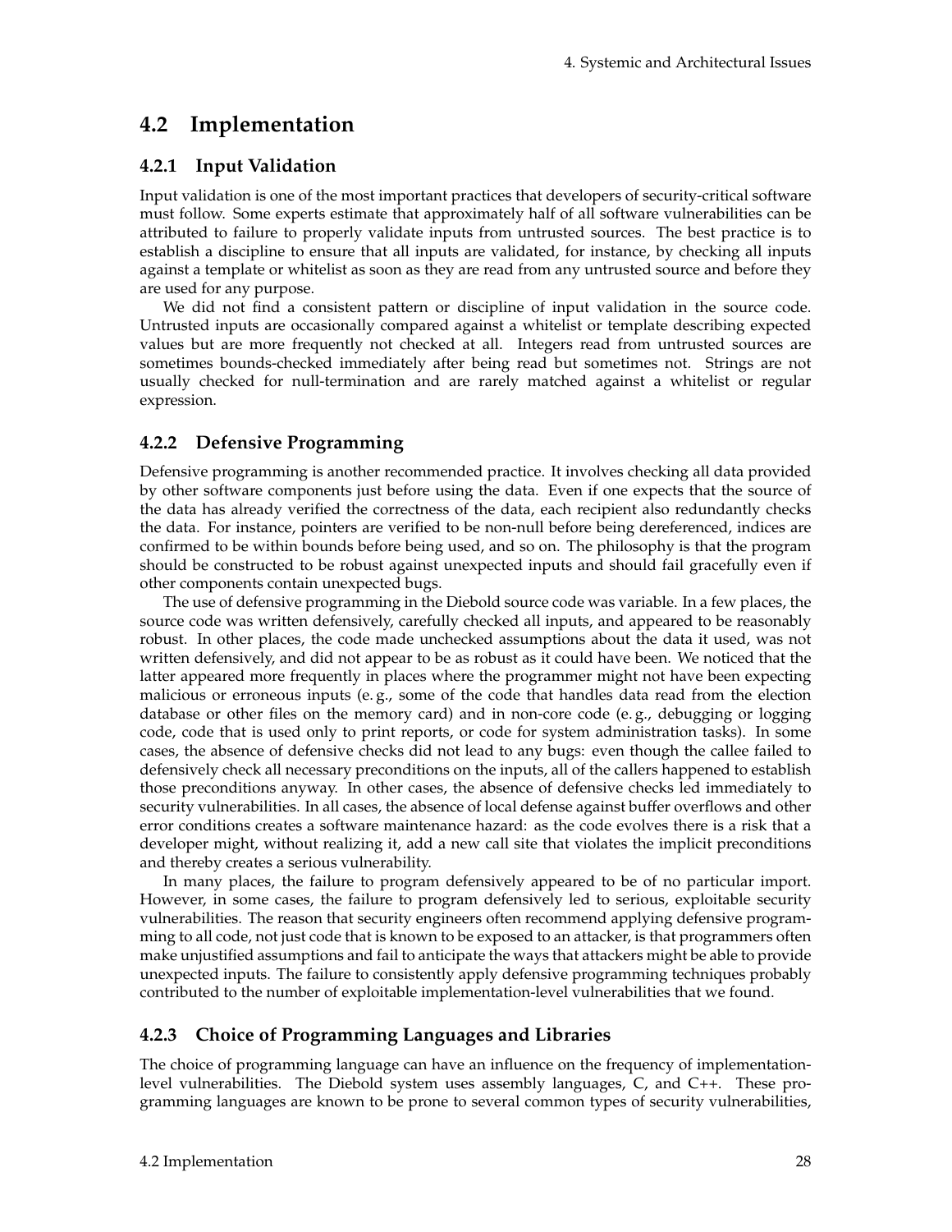## 4.2 Implementation

### 4.2.1 Input Validation

Input validation is one of the most important practices that developers of security-critical software must follow. Some experts estimate that approximately half of all software vulnerabilities can be attributed to failure to properly validate inputs from untrusted sources. The best practice is to establish a discipline to ensure that all inputs are validated, for instance, by checking all inputs against a template or whitelist as soon as they are read from any untrusted source and before they are used for any purpose.

We did not find a consistent pattern or discipline of input validation in the source code. Untrusted inputs are occasionally compared against a whitelist or template describing expected values but are more frequently not checked at all. Integers read from untrusted sources are sometimes bounds-checked immediately after being read but sometimes not. Strings are not usually checked for null-termination and are rarely matched against a whitelist or regular expression.

### 4.2.2 Defensive Programming

Defensive programming is another recommended practice. It involves checking all data provided by other software components just before using the data. Even if one expects that the source of the data has already verified the correctness of the data, each recipient also redundantly checks the data. For instance, pointers are verified to be non-null before being dereferenced, indices are confirmed to be within bounds before being used, and so on. The philosophy is that the program should be constructed to be robust against unexpected inputs and should fail gracefully even if other components contain unexpected bugs.

The use of defensive programming in the Diebold source code was variable. In a few places, the source code was written defensively, carefully checked all inputs, and appeared to be reasonably robust. In other places, the code made unchecked assumptions about the data it used, was not written defensively, and did not appear to be as robust as it could have been. We noticed that the latter appeared more frequently in places where the programmer might not have been expecting malicious or erroneous inputs (e. g., some of the code that handles data read from the election database or other files on the memory card) and in non-core code (e. g., debugging or logging code, code that is used only to print reports, or code for system administration tasks). In some cases, the absence of defensive checks did not lead to any bugs: even though the callee failed to defensively check all necessary preconditions on the inputs, all of the callers happened to establish those preconditions anyway. In other cases, the absence of defensive checks led immediately to security vulnerabilities. In all cases, the absence of local defense against buffer overflows and other error conditions creates a software maintenance hazard: as the code evolves there is a risk that a developer might, without realizing it, add a new call site that violates the implicit preconditions and thereby creates a serious vulnerability.

In many places, the failure to program defensively appeared to be of no particular import. However, in some cases, the failure to program defensively led to serious, exploitable security vulnerabilities. The reason that security engineers often recommend applying defensive programming to all code, not just code that is known to be exposed to an attacker, is that programmers often make unjustified assumptions and fail to anticipate the ways that attackers might be able to provide unexpected inputs. The failure to consistently apply defensive programming techniques probably contributed to the number of exploitable implementation-level vulnerabilities that we found.

### 4.2.3 Choice of Programming Languages and Libraries

The choice of programming language can have an influence on the frequency of implementation-level vulnerabilities. The Diebold system uses assembly languages, C, and C++. These programming languages are known to be prone to several common types of security vulnerabilities,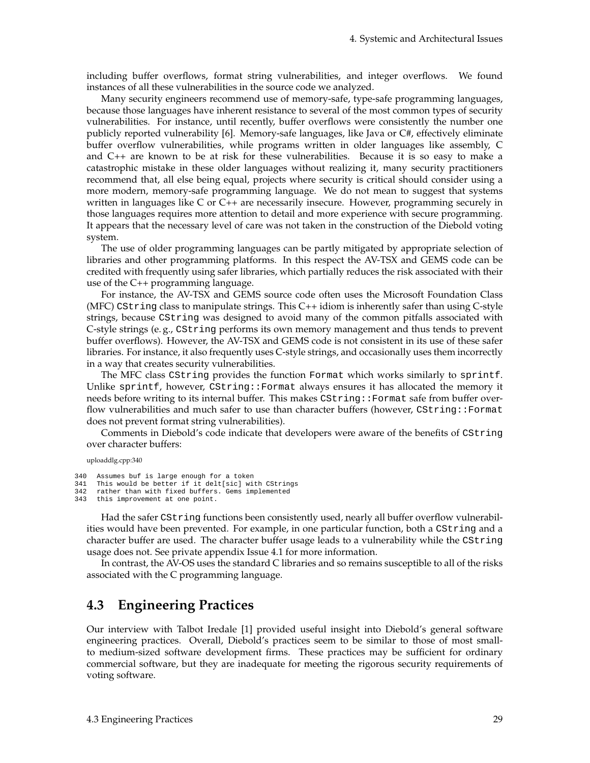including buffer overflows, format string vulnerabilities, and integer overflows. We found instances of all these vulnerabilities in the source code we analyzed.

Many security engineers recommend use of memory-safe, type-safe programming languages, because those languages have inherent resistance to several of the most common types of security vulnerabilities. For instance, until recently, buffer overflows were consistently the number one publicly reported vulnerability [6]. Memory-safe languages, like Java or C#, effectively eliminate buffer overflow vulnerabilities, while programs written in older languages like assembly, C and C++ are known to be at risk for these vulnerabilities. Because it is so easy to make a catastrophic mistake in these older languages without realizing it, many security practitioners recommend that, all else being equal, projects where security is critical should consider using a more modern, memory-safe programming language. We do not mean to suggest that systems written in languages like C or C++ are necessarily insecure. However, programming securely in those languages requires more attention to detail and more experience with secure programming. It appears that the necessary level of care was not taken in the construction of the Diebold voting system.

The use of older programming languages can be partly mitigated by appropriate selection of libraries and other programming platforms. In this respect the AV-TSX and GEMS code can be credited with frequently using safer libraries, which partially reduces the risk associated with their use of the C++ programming language.

For instance, the AV-TSX and GEMS source code often uses the Microsoft Foundation Class (MFC) `CString` class to manipulate strings. This C++ idiom is inherently safer than using C-style strings, because `CString` was designed to avoid many of the common pitfalls associated with C-style strings (e. g., `CString` performs its own memory management and thus tends to prevent buffer overflows). However, the AV-TSX and GEMS code is not consistent in its use of these safer libraries. For instance, it also frequently uses C-style strings, and occasionally uses them incorrectly in a way that creates security vulnerabilities.

The MFC class `CString` provides the function `Format` which works similarly to `sprintf`. Unlike `sprintf`, however, `CString::Format` always ensures it has allocated the memory it needs before writing to its internal buffer. This makes `CString::Format` safe from buffer overflow vulnerabilities and much safer to use than character buffers (however, `CString::Format` does not prevent format string vulnerabilities).

Comments in Diebold's code indicate that developers were aware of the benefits of `CString` over character buffers:

uploaddlg.cpp:340

```
340  Assumes buf is large enough for a token
341  This would be better if it delt[sic] with CStrings
342  rather than with fixed buffers. Gems implemented
343  this improvement at one point.
```

Had the safer `CString` functions been consistently used, nearly all buffer overflow vulnerabilities would have been prevented. For example, in one particular function, both a `CString` and a character buffer are used. The character buffer usage leads to a vulnerability while the `CString` usage does not. See private appendix Issue 4.1 for more information.

In contrast, the AV-OS uses the standard C libraries and so remains susceptible to all of the risks associated with the C programming language.

## 4.3 Engineering Practices

Our interview with Talbot Iredale [1] provided useful insight into Diebold's general software engineering practices. Overall, Diebold's practices seem to be similar to those of most small- to medium-sized software development firms. These practices may be sufficient for ordinary commercial software, but they are inadequate for meeting the rigorous security requirements of voting software.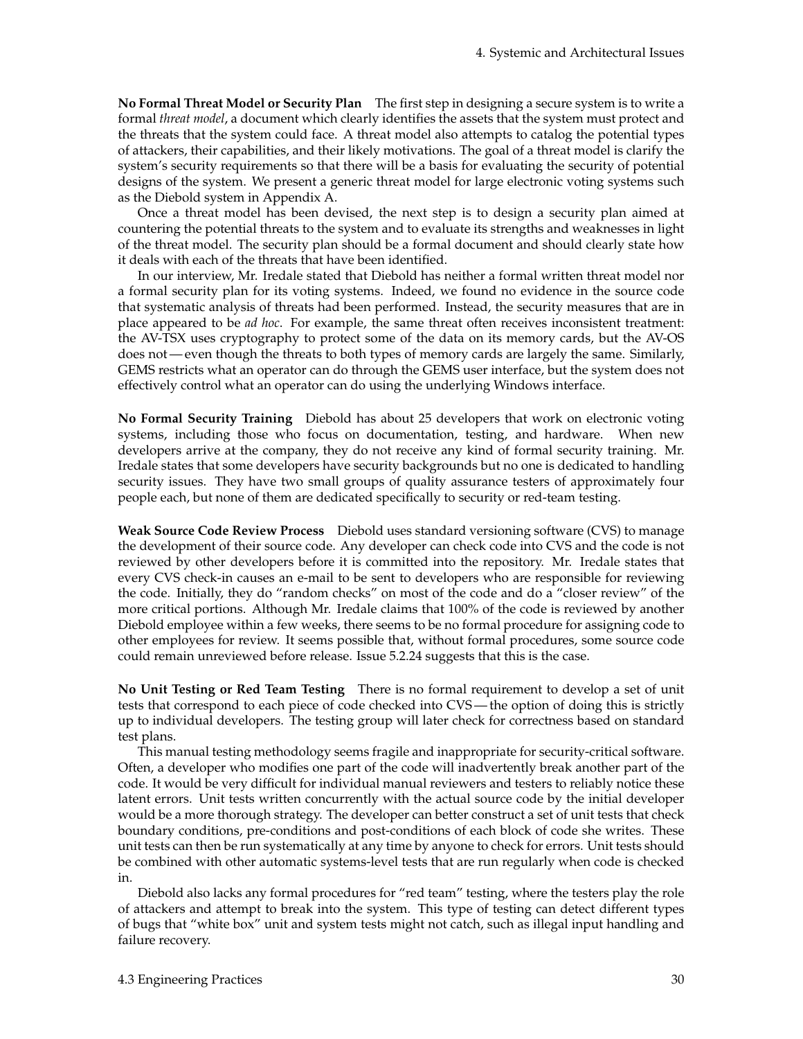**No Formal Threat Model or Security Plan** The first step in designing a secure system is to write a formal *threat model*, a document which clearly identifies the assets that the system must protect and the threats that the system could face. A threat model also attempts to catalog the potential types of attackers, their capabilities, and their likely motivations. The goal of a threat model is clarify the system's security requirements so that there will be a basis for evaluating the security of potential designs of the system. We present a generic threat model for large electronic voting systems such as the Diebold system in Appendix A.

Once a threat model has been devised, the next step is to design a security plan aimed at countering the potential threats to the system and to evaluate its strengths and weaknesses in light of the threat model. The security plan should be a formal document and should clearly state how it deals with each of the threats that have been identified.

In our interview, Mr. Iredale stated that Diebold has neither a formal written threat model nor a formal security plan for its voting systems. Indeed, we found no evidence in the source code that systematic analysis of threats had been performed. Instead, the security measures that are in place appeared to be *ad hoc*. For example, the same threat often receives inconsistent treatment: the AV-TSX uses cryptography to protect some of the data on its memory cards, but the AV-OS does not — even though the threats to both types of memory cards are largely the same. Similarly, GEMS restricts what an operator can do through the GEMS user interface, but the system does not effectively control what an operator can do using the underlying Windows interface.

**No Formal Security Training** Diebold has about 25 developers that work on electronic voting systems, including those who focus on documentation, testing, and hardware. When new developers arrive at the company, they do not receive any kind of formal security training. Mr. Iredale states that some developers have security backgrounds but no one is dedicated to handling security issues. They have two small groups of quality assurance testers of approximately four people each, but none of them are dedicated specifically to security or red-team testing.

**Weak Source Code Review Process** Diebold uses standard versioning software (CVS) to manage the development of their source code. Any developer can check code into CVS and the code is not reviewed by other developers before it is committed into the repository. Mr. Iredale states that every CVS check-in causes an e-mail to be sent to developers who are responsible for reviewing the code. Initially, they do "random checks" on most of the code and do a "closer review" of the more critical portions. Although Mr. Iredale claims that 100% of the code is reviewed by another Diebold employee within a few weeks, there seems to be no formal procedure for assigning code to other employees for review. It seems possible that, without formal procedures, some source code could remain unreviewed before release. Issue 5.2.24 suggests that this is the case.

**No Unit Testing or Red Team Testing** There is no formal requirement to develop a set of unit tests that correspond to each piece of code checked into CVS — the option of doing this is strictly up to individual developers. The testing group will later check for correctness based on standard test plans.

This manual testing methodology seems fragile and inappropriate for security-critical software. Often, a developer who modifies one part of the code will inadvertently break another part of the code. It would be very difficult for individual manual reviewers and testers to reliably notice these latent errors. Unit tests written concurrently with the actual source code by the initial developer would be a more thorough strategy. The developer can better construct a set of unit tests that check boundary conditions, pre-conditions and post-conditions of each block of code she writes. These unit tests can then be run systematically at any time by anyone to check for errors. Unit tests should be combined with other automatic systems-level tests that are run regularly when code is checked in.

Diebold also lacks any formal procedures for "red team" testing, where the testers play the role of attackers and attempt to break into the system. This type of testing can detect different types of bugs that "white box" unit and system tests might not catch, such as illegal input handling and failure recovery.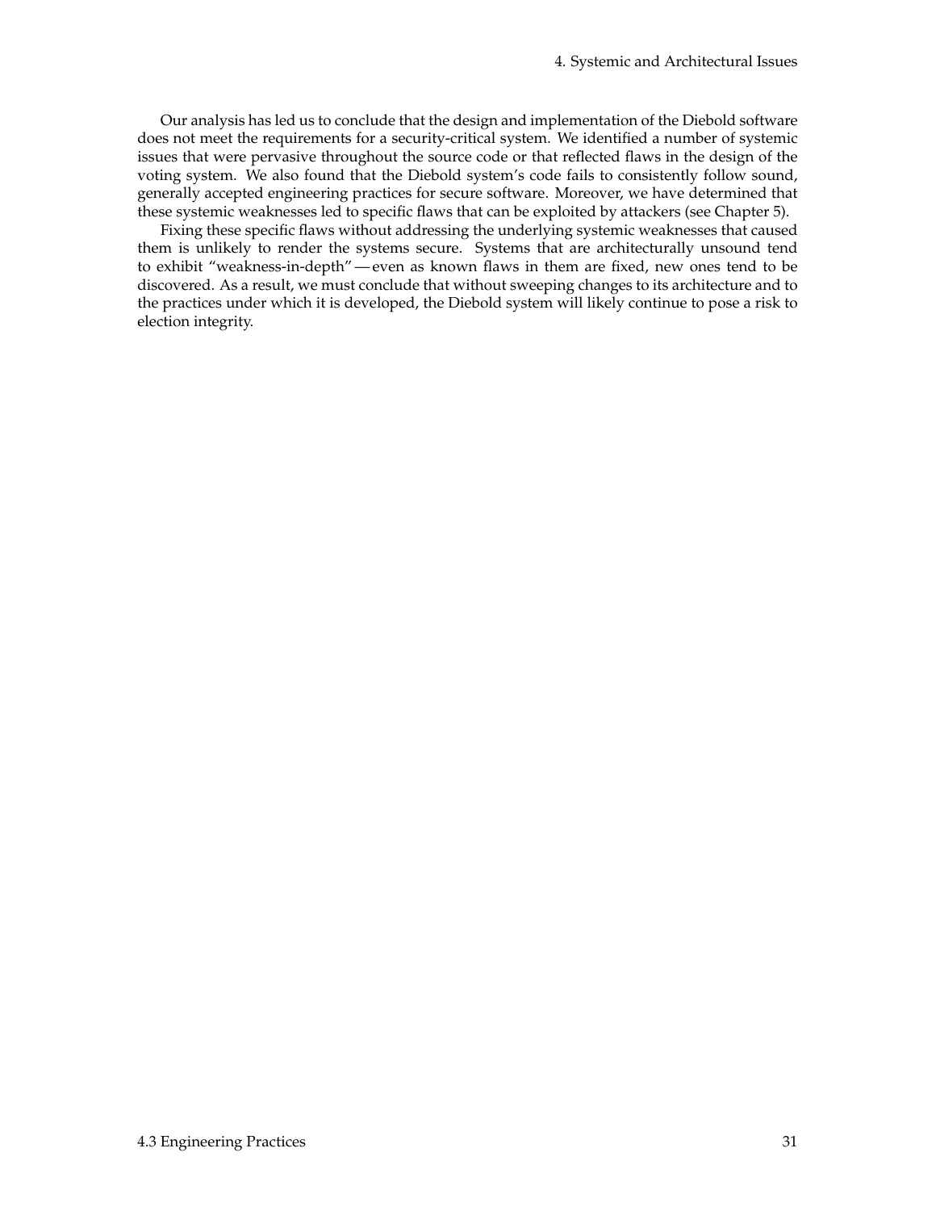Our analysis has led us to conclude that the design and implementation of the Diebold software does not meet the requirements for a security-critical system. We identified a number of systemic issues that were pervasive throughout the source code or that reflected flaws in the design of the voting system. We also found that the Diebold system's code fails to consistently follow sound, generally accepted engineering practices for secure software. Moreover, we have determined that these systemic weaknesses led to specific flaws that can be exploited by attackers (see Chapter 5).

Fixing these specific flaws without addressing the underlying systemic weaknesses that caused them is unlikely to render the systems secure. Systems that are architecturally unsound tend to exhibit "weakness-in-depth" — even as known flaws in them are fixed, new ones tend to be discovered. As a result, we must conclude that without sweeping changes to its architecture and to the practices under which it is developed, the Diebold system will likely continue to pose a risk to election integrity.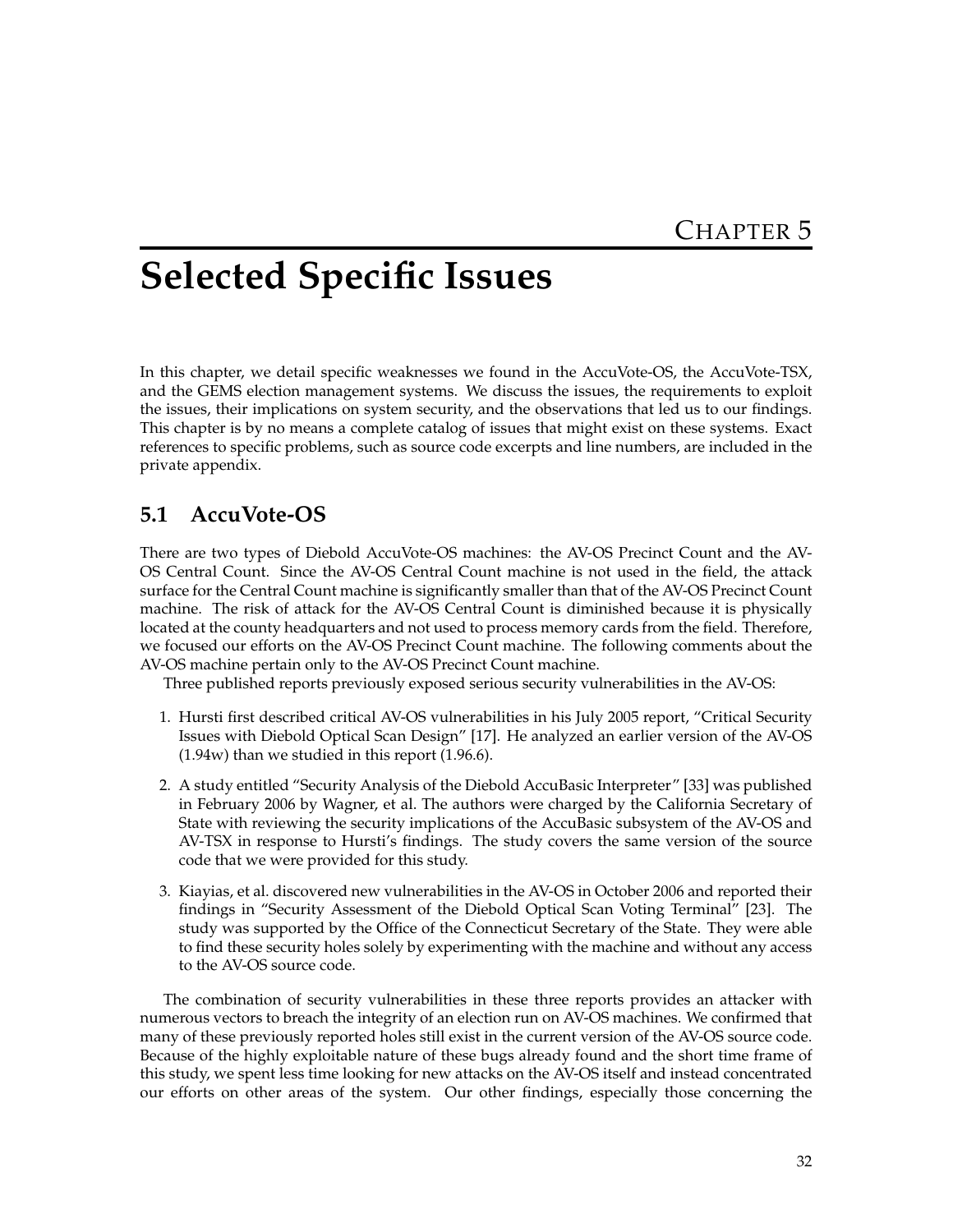# Chapter 5

# Selected Specific Issues

In this chapter, we detail specific weaknesses we found in the AccuVote-OS, the AccuVote-TSX, and the GEMS election management systems. We discuss the issues, the requirements to exploit the issues, their implications on system security, and the observations that led us to our findings. This chapter is by no means a complete catalog of issues that might exist on these systems. Exact references to specific problems, such as source code excerpts and line numbers, are included in the private appendix.

## 5.1 AccuVote-OS

There are two types of Diebold AccuVote-OS machines: the AV-OS Precinct Count and the AV-OS Central Count. Since the AV-OS Central Count machine is not used in the field, the attack surface for the Central Count machine is significantly smaller than that of the AV-OS Precinct Count machine. The risk of attack for the AV-OS Central Count is diminished because it is physically located at the county headquarters and not used to process memory cards from the field. Therefore, we focused our efforts on the AV-OS Precinct Count machine. The following comments about the AV-OS machine pertain only to the AV-OS Precinct Count machine.

Three published reports previously exposed serious security vulnerabilities in the AV-OS:

1. Hursti first described critical AV-OS vulnerabilities in his July 2005 report, "Critical Security Issues with Diebold Optical Scan Design" [17]. He analyzed an earlier version of the AV-OS (1.94w) than we studied in this report (1.96.6).
2. A study entitled "Security Analysis of the Diebold AccuBasic Interpreter" [33] was published in February 2006 by Wagner, et al. The authors were charged by the California Secretary of State with reviewing the security implications of the AccuBasic subsystem of the AV-OS and AV-TSX in response to Hursti's findings. The study covers the same version of the source code that we were provided for this study.
3. Kiayias, et al. discovered new vulnerabilities in the AV-OS in October 2006 and reported their findings in "Security Assessment of the Diebold Optical Scan Voting Terminal" [23]. The study was supported by the Office of the Connecticut Secretary of the State. They were able to find these security holes solely by experimenting with the machine and without any access to the AV-OS source code.

The combination of security vulnerabilities in these three reports provides an attacker with numerous vectors to breach the integrity of an election run on AV-OS machines. We confirmed that many of these previously reported holes still exist in the current version of the AV-OS source code. Because of the highly exploitable nature of these bugs already found and the short time frame of this study, we spent less time looking for new attacks on the AV-OS itself and instead concentrated our efforts on other areas of the system. Our other findings, especially those concerning the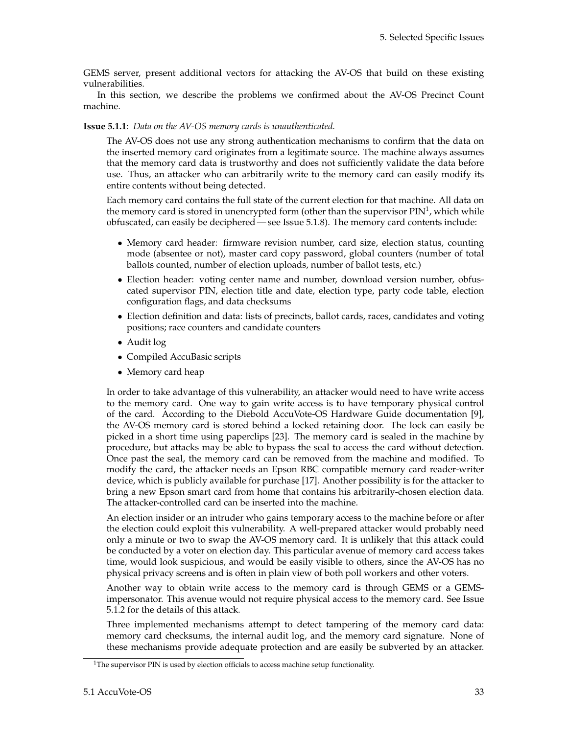GEMS server, present additional vectors for attacking the AV-OS that build on these existing vulnerabilities.

In this section, we describe the problems we confirmed about the AV-OS Precinct Count machine.

**Issue 5.1.1**: *Data on the AV-OS memory cards is unauthenticated.*

The AV-OS does not use any strong authentication mechanisms to confirm that the data on the inserted memory card originates from a legitimate source. The machine always assumes that the memory card data is trustworthy and does not sufficiently validate the data before use. Thus, an attacker who can arbitrarily write to the memory card can easily modify its entire contents without being detected.

Each memory card contains the full state of the current election for that machine. All data on the memory card is stored in unencrypted form (other than the supervisor PIN[1], which while obfuscated, can easily be deciphered — see Issue 5.1.8). The memory card contents include:

- Memory card header: firmware revision number, card size, election status, counting mode (absentee or not), master card copy password, global counters (number of total ballots counted, number of election uploads, number of ballot tests, etc.)
- Election header: voting center name and number, download version number, obfuscated supervisor PIN, election title and date, election type, party code table, election configuration flags, and data checksums
- Election definition and data: lists of precincts, ballot cards, races, candidates and voting positions; race counters and candidate counters
- Audit log
- Compiled AccuBasic scripts
- Memory card heap

In order to take advantage of this vulnerability, an attacker would need to have write access to the memory card. One way to gain write access is to have temporary physical control of the card. According to the Diebold AccuVote-OS Hardware Guide documentation [9], the AV-OS memory card is stored behind a locked retaining door. The lock can easily be picked in a short time using paperclips [23]. The memory card is sealed in the machine by procedure, but attacks may be able to bypass the seal to access the card without detection. Once past the seal, the memory card can be removed from the machine and modified. To modify the card, the attacker needs an Epson RBC compatible memory card reader-writer device, which is publicly available for purchase [17]. Another possibility is for the attacker to bring a new Epson smart card from home that contains his arbitrarily-chosen election data. The attacker-controlled card can be inserted into the machine.

An election insider or an intruder who gains temporary access to the machine before or after the election could exploit this vulnerability. A well-prepared attacker would probably need only a minute or two to swap the AV-OS memory card. It is unlikely that this attack could be conducted by a voter on election day. This particular avenue of memory card access takes time, would look suspicious, and would be easily visible to others, since the AV-OS has no physical privacy screens and is often in plain view of both poll workers and other voters.

Another way to obtain write access to the memory card is through GEMS or a GEMS-impersonator. This avenue would not require physical access to the memory card. See Issue 5.1.2 for the details of this attack.

Three implemented mechanisms attempt to detect tampering of the memory card data: memory card checksums, the internal audit log, and the memory card signature. None of these mechanisms provide adequate protection and are easily be subverted by an attacker.

[1] The supervisor PIN is used by election officials to access machine setup functionality.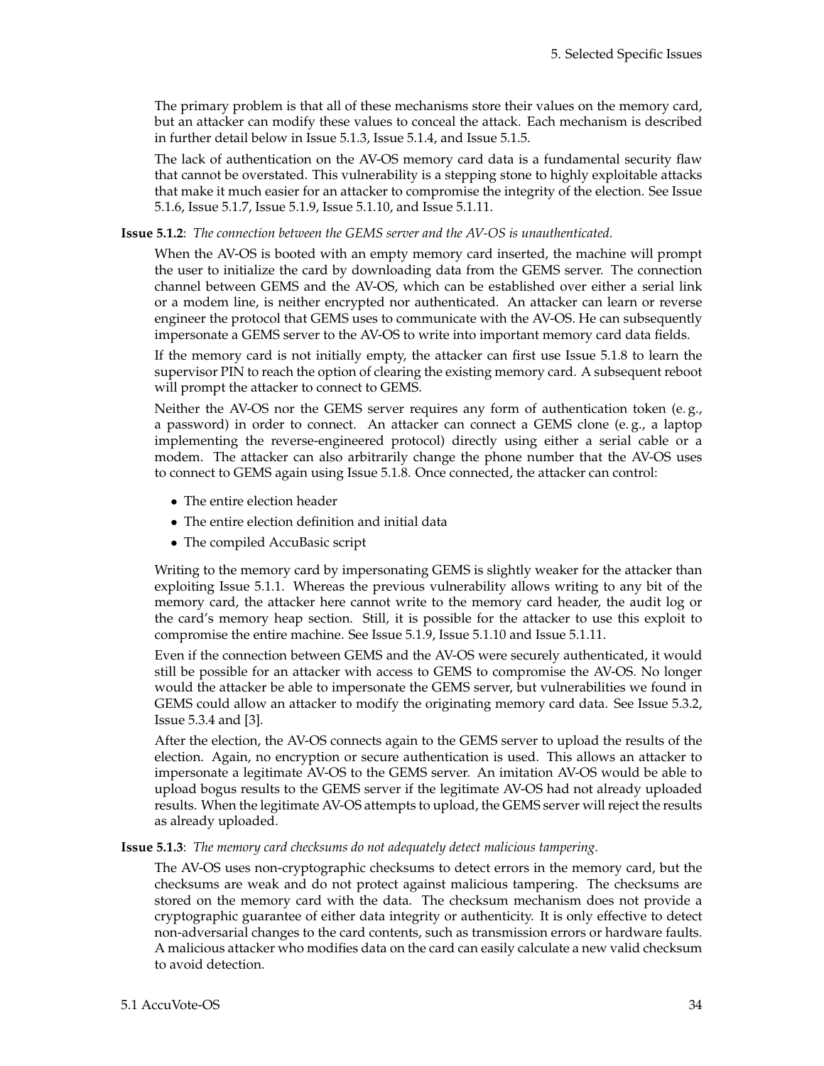The primary problem is that all of these mechanisms store their values on the memory card, but an attacker can modify these values to conceal the attack. Each mechanism is described in further detail below in Issue 5.1.3, Issue 5.1.4, and Issue 5.1.5.

The lack of authentication on the AV-OS memory card data is a fundamental security flaw that cannot be overstated. This vulnerability is a stepping stone to highly exploitable attacks that make it much easier for an attacker to compromise the integrity of the election. See Issue 5.1.6, Issue 5.1.7, Issue 5.1.9, Issue 5.1.10, and Issue 5.1.11.

**Issue 5.1.2**: *The connection between the GEMS server and the AV-OS is unauthenticated.*

When the AV-OS is booted with an empty memory card inserted, the machine will prompt the user to initialize the card by downloading data from the GEMS server. The connection channel between GEMS and the AV-OS, which can be established over either a serial link or a modem line, is neither encrypted nor authenticated. An attacker can learn or reverse engineer the protocol that GEMS uses to communicate with the AV-OS. He can subsequently impersonate a GEMS server to the AV-OS to write into important memory card data fields.

If the memory card is not initially empty, the attacker can first use Issue 5.1.8 to learn the supervisor PIN to reach the option of clearing the existing memory card. A subsequent reboot will prompt the attacker to connect to GEMS.

Neither the AV-OS nor the GEMS server requires any form of authentication token (e. g., a password) in order to connect. An attacker can connect a GEMS clone (e. g., a laptop implementing the reverse-engineered protocol) directly using either a serial cable or a modem. The attacker can also arbitrarily change the phone number that the AV-OS uses to connect to GEMS again using Issue 5.1.8. Once connected, the attacker can control:

- The entire election header
- The entire election definition and initial data
- The compiled AccuBasic script

Writing to the memory card by impersonating GEMS is slightly weaker for the attacker than exploiting Issue 5.1.1. Whereas the previous vulnerability allows writing to any bit of the memory card, the attacker here cannot write to the memory card header, the audit log or the card's memory heap section. Still, it is possible for the attacker to use this exploit to compromise the entire machine. See Issue 5.1.9, Issue 5.1.10 and Issue 5.1.11.

Even if the connection between GEMS and the AV-OS were securely authenticated, it would still be possible for an attacker with access to GEMS to compromise the AV-OS. No longer would the attacker be able to impersonate the GEMS server, but vulnerabilities we found in GEMS could allow an attacker to modify the originating memory card data. See Issue 5.3.2, Issue 5.3.4 and [3].

After the election, the AV-OS connects again to the GEMS server to upload the results of the election. Again, no encryption or secure authentication is used. This allows an attacker to impersonate a legitimate AV-OS to the GEMS server. An imitation AV-OS would be able to upload bogus results to the GEMS server if the legitimate AV-OS had not already uploaded results. When the legitimate AV-OS attempts to upload, the GEMS server will reject the results as already uploaded.

**Issue 5.1.3**: *The memory card checksums do not adequately detect malicious tampering.*

The AV-OS uses non-cryptographic checksums to detect errors in the memory card, but the checksums are weak and do not protect against malicious tampering. The checksums are stored on the memory card with the data. The checksum mechanism does not provide a cryptographic guarantee of either data integrity or authenticity. It is only effective to detect non-adversarial changes to the card contents, such as transmission errors or hardware faults. A malicious attacker who modifies data on the card can easily calculate a new valid checksum to avoid detection.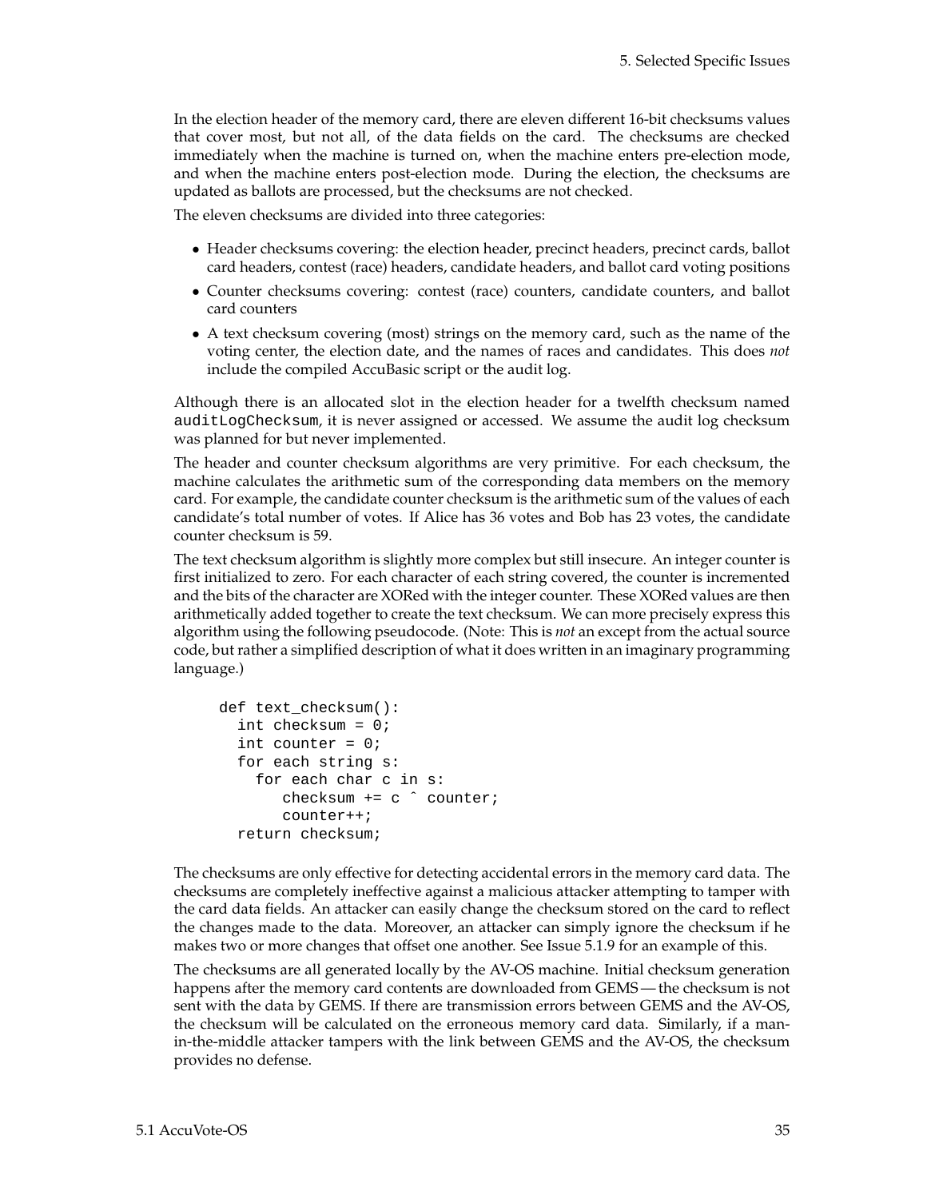In the election header of the memory card, there are eleven different 16-bit checksums values that cover most, but not all, of the data fields on the card. The checksums are checked immediately when the machine is turned on, when the machine enters pre-election mode, and when the machine enters post-election mode. During the election, the checksums are updated as ballots are processed, but the checksums are not checked.

The eleven checksums are divided into three categories:

- Header checksums covering: the election header, precinct headers, precinct cards, ballot card headers, contest (race) headers, candidate headers, and ballot card voting positions
- Counter checksums covering: contest (race) counters, candidate counters, and ballot card counters
- A text checksum covering (most) strings on the memory card, such as the name of the voting center, the election date, and the names of races and candidates. This does *not* include the compiled AccuBasic script or the audit log.

Although there is an allocated slot in the election header for a twelfth checksum named `auditLogChecksum`, it is never assigned or accessed. We assume the audit log checksum was planned for but never implemented.

The header and counter checksum algorithms are very primitive. For each checksum, the machine calculates the arithmetic sum of the corresponding data members on the memory card. For example, the candidate counter checksum is the arithmetic sum of the values of each candidate's total number of votes. If Alice has 36 votes and Bob has 23 votes, the candidate counter checksum is 59.

The text checksum algorithm is slightly more complex but still insecure. An integer counter is first initialized to zero. For each character of each string covered, the counter is incremented and the bits of the character are XORed with the integer counter. These XORed values are then arithmetically added together to create the text checksum. We can more precisely express this algorithm using the following pseudocode. (Note: This is *not* an except from the actual source code, but rather a simplified description of what it does written in an imaginary programming language.)

```
def text_checksum():
  int checksum = 0;
  int counter = 0;
  for each string s:
    for each char c in s:
       checksum += c ^ counter;
       counter++;
  return checksum;
```

The checksums are only effective for detecting accidental errors in the memory card data. The checksums are completely ineffective against a malicious attacker attempting to tamper with the card data fields. An attacker can easily change the checksum stored on the card to reflect the changes made to the data. Moreover, an attacker can simply ignore the checksum if he makes two or more changes that offset one another. See Issue 5.1.9 for an example of this.

The checksums are all generated locally by the AV-OS machine. Initial checksum generation happens after the memory card contents are downloaded from GEMS — the checksum is not sent with the data by GEMS. If there are transmission errors between GEMS and the AV-OS, the checksum will be calculated on the erroneous memory card data. Similarly, if a man-in-the-middle attacker tampers with the link between GEMS and the AV-OS, the checksum provides no defense.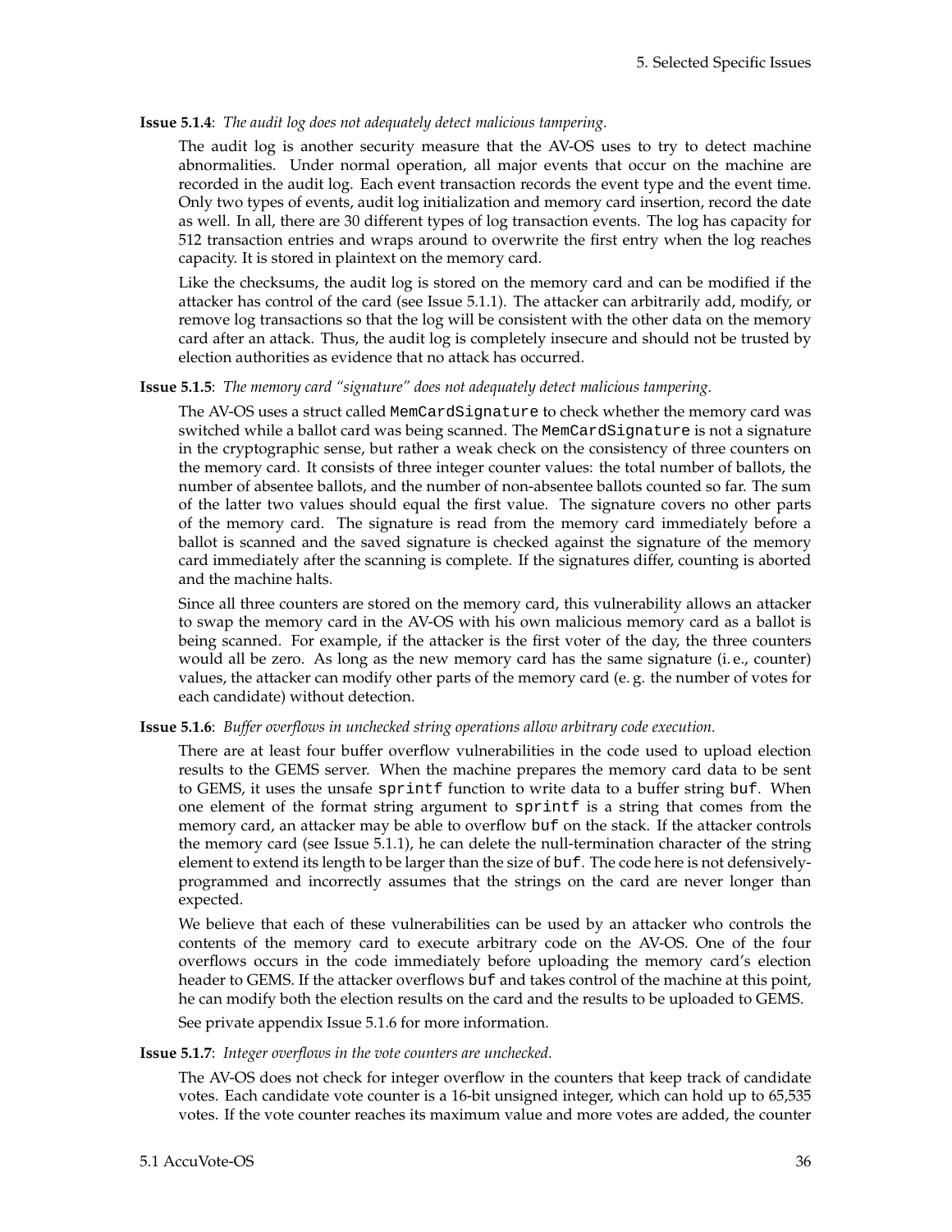**Issue 5.1.4**: *The audit log does not adequately detect malicious tampering.*

The audit log is another security measure that the AV-OS uses to try to detect machine abnormalities. Under normal operation, all major events that occur on the machine are recorded in the audit log. Each event transaction records the event type and the event time. Only two types of events, audit log initialization and memory card insertion, record the date as well. In all, there are 30 different types of log transaction events. The log has capacity for 512 transaction entries and wraps around to overwrite the first entry when the log reaches capacity. It is stored in plaintext on the memory card.

Like the checksums, the audit log is stored on the memory card and can be modified if the attacker has control of the card (see Issue 5.1.1). The attacker can arbitrarily add, modify, or remove log transactions so that the log will be consistent with the other data on the memory card after an attack. Thus, the audit log is completely insecure and should not be trusted by election authorities as evidence that no attack has occurred.

**Issue 5.1.5**: *The memory card "signature" does not adequately detect malicious tampering.*

The AV-OS uses a struct called `MemCardSignature` to check whether the memory card was switched while a ballot card was being scanned. The `MemCardSignature` is not a signature in the cryptographic sense, but rather a weak check on the consistency of three counters on the memory card. It consists of three integer counter values: the total number of ballots, the number of absentee ballots, and the number of non-absentee ballots counted so far. The sum of the latter two values should equal the first value. The signature covers no other parts of the memory card. The signature is read from the memory card immediately before a ballot is scanned and the saved signature is checked against the signature of the memory card immediately after the scanning is complete. If the signatures differ, counting is aborted and the machine halts.

Since all three counters are stored on the memory card, this vulnerability allows an attacker to swap the memory card in the AV-OS with his own malicious memory card as a ballot is being scanned. For example, if the attacker is the first voter of the day, the three counters would all be zero. As long as the new memory card has the same signature (i. e., counter) values, the attacker can modify other parts of the memory card (e. g. the number of votes for each candidate) without detection.

**Issue 5.1.6**: *Buffer overflows in unchecked string operations allow arbitrary code execution.*

There are at least four buffer overflow vulnerabilities in the code used to upload election results to the GEMS server. When the machine prepares the memory card data to be sent to GEMS, it uses the unsafe `sprintf` function to write data to a buffer string `buf`. When one element of the format string argument to `sprintf` is a string that comes from the memory card, an attacker may be able to overflow `buf` on the stack. If the attacker controls the memory card (see Issue 5.1.1), he can delete the null-termination character of the string element to extend its length to be larger than the size of `buf`. The code here is not defensively-programmed and incorrectly assumes that the strings on the card are never longer than expected.

We believe that each of these vulnerabilities can be used by an attacker who controls the contents of the memory card to execute arbitrary code on the AV-OS. One of the four overflows occurs in the code immediately before uploading the memory card's election header to GEMS. If the attacker overflows `buf` and takes control of the machine at this point, he can modify both the election results on the card and the results to be uploaded to GEMS.

See private appendix Issue 5.1.6 for more information.

**Issue 5.1.7**: *Integer overflows in the vote counters are unchecked.*

The AV-OS does not check for integer overflow in the counters that keep track of candidate votes. Each candidate vote counter is a 16-bit unsigned integer, which can hold up to 65,535 votes. If the vote counter reaches its maximum value and more votes are added, the counter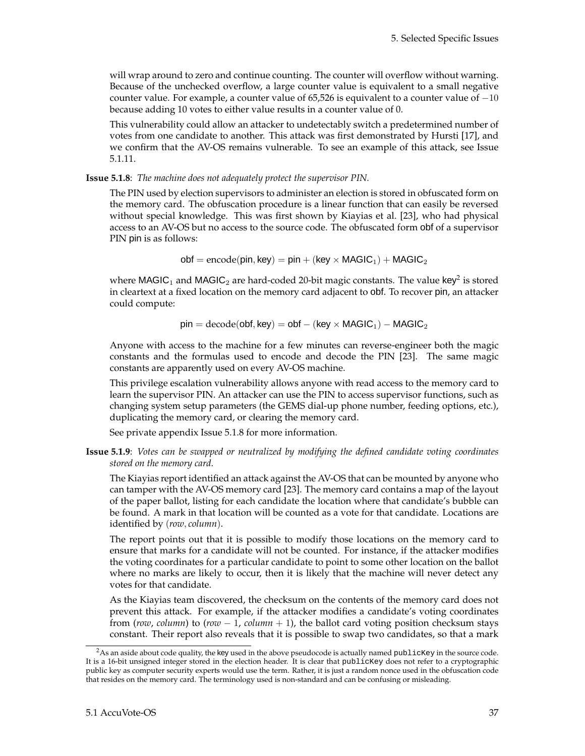will wrap around to zero and continue counting. The counter will overflow without warning. Because of the unchecked overflow, a large counter value is equivalent to a small negative counter value. For example, a counter value of 65,526 is equivalent to a counter value of $-10$ because adding 10 votes to either value results in a counter value of 0.

This vulnerability could allow an attacker to undetectably switch a predetermined number of votes from one candidate to another. This attack was first demonstrated by Hursti [17], and we confirm that the AV-OS remains vulnerable. To see an example of this attack, see Issue 5.1.11.

**Issue 5.1.8**: *The machine does not adequately protect the supervisor PIN.*

The PIN used by election supervisors to administer an election is stored in obfuscated form on the memory card. The obfuscation procedure is a linear function that can easily be reversed without special knowledge. This was first shown by Kiayias et al. [23], who had physical access to an AV-OS but no access to the source code. The obfuscated form obf of a supervisor PIN pin is as follows:

$$\mathsf{obf} = \mathrm{encode}(\mathsf{pin}, \mathsf{key}) = \mathsf{pin} + (\mathsf{key} \times \mathsf{MAGIC}_1) + \mathsf{MAGIC}_2$$

where $\mathsf{MAGIC}_1$ and $\mathsf{MAGIC}_2$ are hard-coded 20-bit magic constants. The value key[2] is stored in cleartext at a fixed location on the memory card adjacent to obf. To recover pin, an attacker could compute:

$$\mathsf{pin} = \mathrm{decode}(\mathsf{obf}, \mathsf{key}) = \mathsf{obf} - (\mathsf{key} \times \mathsf{MAGIC}_1) - \mathsf{MAGIC}_2$$

Anyone with access to the machine for a few minutes can reverse-engineer both the magic constants and the formulas used to encode and decode the PIN [23]. The same magic constants are apparently used on every AV-OS machine.

This privilege escalation vulnerability allows anyone with read access to the memory card to learn the supervisor PIN. An attacker can use the PIN to access supervisor functions, such as changing system setup parameters (the GEMS dial-up phone number, feeding options, etc.), duplicating the memory card, or clearing the memory card.

See private appendix Issue 5.1.8 for more information.

**Issue 5.1.9**: *Votes can be swapped or neutralized by modifying the defined candidate voting coordinates stored on the memory card.*

The Kiayias report identified an attack against the AV-OS that can be mounted by anyone who can tamper with the AV-OS memory card [23]. The memory card contains a map of the layout of the paper ballot, listing for each candidate the location where that candidate's bubble can be found. A mark in that location will be counted as a vote for that candidate. Locations are identified by (*row*, *column*).

The report points out that it is possible to modify those locations on the memory card to ensure that marks for a candidate will not be counted. For instance, if the attacker modifies the voting coordinates for a particular candidate to point to some other location on the ballot where no marks are likely to occur, then it is likely that the machine will never detect any votes for that candidate.

As the Kiayias team discovered, the checksum on the contents of the memory card does not prevent this attack. For example, if the attacker modifies a candidate's voting coordinates from (*row*, *column*) to (*row* $-$ 1, *column* $+$ 1), the ballot card voting position checksum stays constant. Their report also reveals that it is possible to swap two candidates, so that a mark

[2] As an aside about code quality, the key used in the above pseudocode is actually named `publicKey` in the source code. It is a 16-bit unsigned integer stored in the election header. It is clear that `publicKey` does not refer to a cryptographic public key as computer security experts would use the term. Rather, it is just a random nonce used in the obfuscation code that resides on the memory card. The terminology used is non-standard and can be confusing or misleading.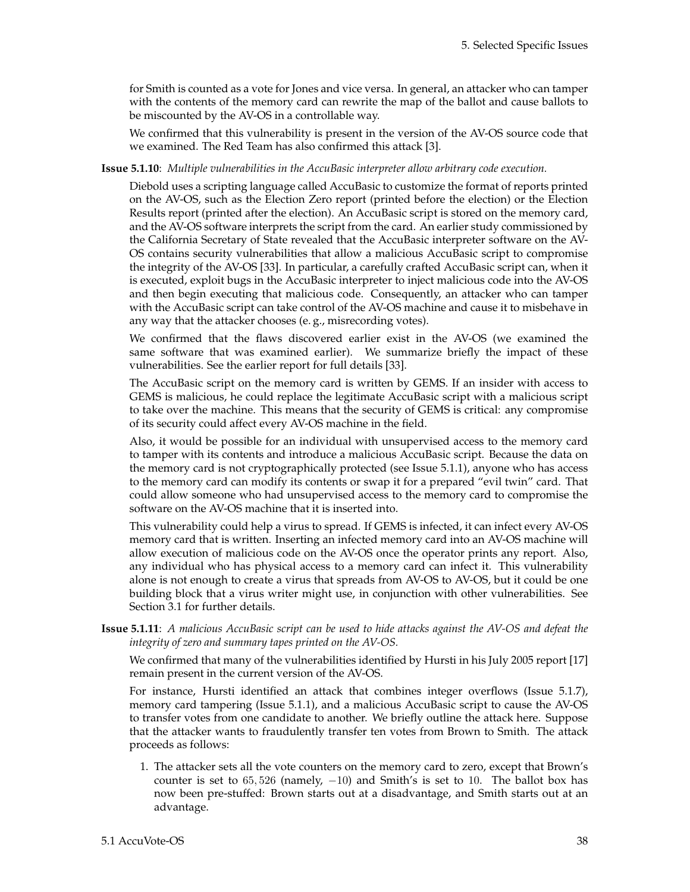for Smith is counted as a vote for Jones and vice versa. In general, an attacker who can tamper with the contents of the memory card can rewrite the map of the ballot and cause ballots to be miscounted by the AV-OS in a controllable way.

We confirmed that this vulnerability is present in the version of the AV-OS source code that we examined. The Red Team has also confirmed this attack [3].

**Issue 5.1.10**: *Multiple vulnerabilities in the AccuBasic interpreter allow arbitrary code execution.*

Diebold uses a scripting language called AccuBasic to customize the format of reports printed on the AV-OS, such as the Election Zero report (printed before the election) or the Election Results report (printed after the election). An AccuBasic script is stored on the memory card, and the AV-OS software interprets the script from the card. An earlier study commissioned by the California Secretary of State revealed that the AccuBasic interpreter software on the AV-OS contains security vulnerabilities that allow a malicious AccuBasic script to compromise the integrity of the AV-OS [33]. In particular, a carefully crafted AccuBasic script can, when it is executed, exploit bugs in the AccuBasic interpreter to inject malicious code into the AV-OS and then begin executing that malicious code. Consequently, an attacker who can tamper with the AccuBasic script can take control of the AV-OS machine and cause it to misbehave in any way that the attacker chooses (e. g., misrecording votes).

We confirmed that the flaws discovered earlier exist in the AV-OS (we examined the same software that was examined earlier). We summarize briefly the impact of these vulnerabilities. See the earlier report for full details [33].

The AccuBasic script on the memory card is written by GEMS. If an insider with access to GEMS is malicious, he could replace the legitimate AccuBasic script with a malicious script to take over the machine. This means that the security of GEMS is critical: any compromise of its security could affect every AV-OS machine in the field.

Also, it would be possible for an individual with unsupervised access to the memory card to tamper with its contents and introduce a malicious AccuBasic script. Because the data on the memory card is not cryptographically protected (see Issue 5.1.1), anyone who has access to the memory card can modify its contents or swap it for a prepared "evil twin" card. That could allow someone who had unsupervised access to the memory card to compromise the software on the AV-OS machine that it is inserted into.

This vulnerability could help a virus to spread. If GEMS is infected, it can infect every AV-OS memory card that is written. Inserting an infected memory card into an AV-OS machine will allow execution of malicious code on the AV-OS once the operator prints any report. Also, any individual who has physical access to a memory card can infect it. This vulnerability alone is not enough to create a virus that spreads from AV-OS to AV-OS, but it could be one building block that a virus writer might use, in conjunction with other vulnerabilities. See Section 3.1 for further details.

**Issue 5.1.11**: *A malicious AccuBasic script can be used to hide attacks against the AV-OS and defeat the integrity of zero and summary tapes printed on the AV-OS.*

We confirmed that many of the vulnerabilities identified by Hursti in his July 2005 report [17] remain present in the current version of the AV-OS.

For instance, Hursti identified an attack that combines integer overflows (Issue 5.1.7), memory card tampering (Issue 5.1.1), and a malicious AccuBasic script to cause the AV-OS to transfer votes from one candidate to another. We briefly outline the attack here. Suppose that the attacker wants to fraudulently transfer ten votes from Brown to Smith. The attack proceeds as follows:

1. The attacker sets all the vote counters on the memory card to zero, except that Brown's counter is set to $65,526$ (namely, $-10$) and Smith's is set to $10$. The ballot box has now been pre-stuffed: Brown starts out at a disadvantage, and Smith starts out at an advantage.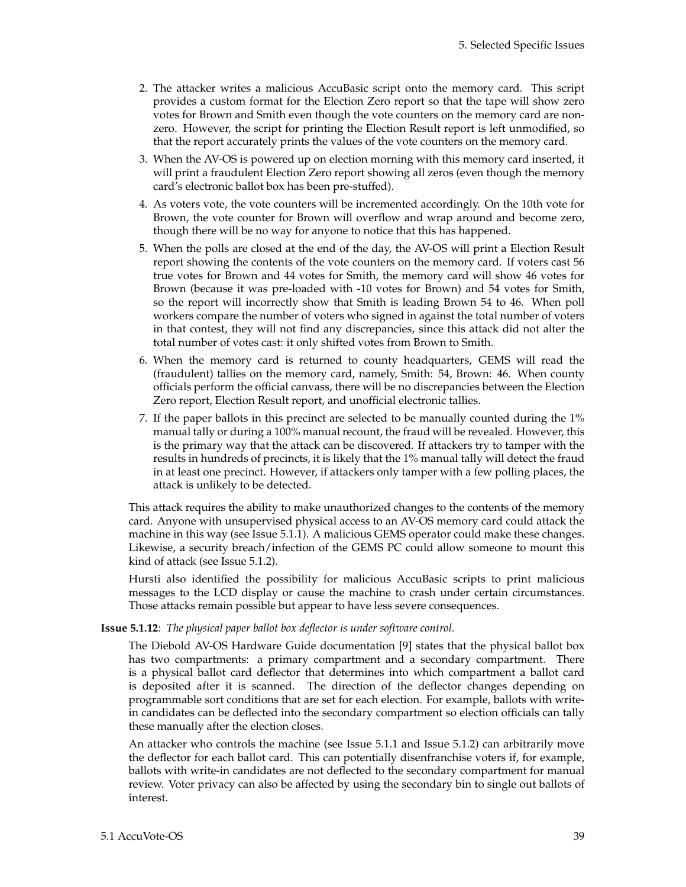2. The attacker writes a malicious AccuBasic script onto the memory card. This script provides a custom format for the Election Zero report so that the tape will show zero votes for Brown and Smith even though the vote counters on the memory card are non-zero. However, the script for printing the Election Result report is left unmodified, so that the report accurately prints the values of the vote counters on the memory card.
3. When the AV-OS is powered up on election morning with this memory card inserted, it will print a fraudulent Election Zero report showing all zeros (even though the memory card's electronic ballot box has been pre-stuffed).
4. As voters vote, the vote counters will be incremented accordingly. On the 10th vote for Brown, the vote counter for Brown will overflow and wrap around and become zero, though there will be no way for anyone to notice that this has happened.
5. When the polls are closed at the end of the day, the AV-OS will print a Election Result report showing the contents of the vote counters on the memory card. If voters cast 56 true votes for Brown and 44 votes for Smith, the memory card will show 46 votes for Brown (because it was pre-loaded with -10 votes for Brown) and 54 votes for Smith, so the report will incorrectly show that Smith is leading Brown 54 to 46. When poll workers compare the number of voters who signed in against the total number of voters in that contest, they will not find any discrepancies, since this attack did not alter the total number of votes cast: it only shifted votes from Brown to Smith.
6. When the memory card is returned to county headquarters, GEMS will read the (fraudulent) tallies on the memory card, namely, Smith: 54, Brown: 46. When county officials perform the official canvass, there will be no discrepancies between the Election Zero report, Election Result report, and unofficial electronic tallies.
7. If the paper ballots in this precinct are selected to be manually counted during the 1% manual tally or during a 100% manual recount, the fraud will be revealed. However, this is the primary way that the attack can be discovered. If attackers try to tamper with the results in hundreds of precincts, it is likely that the 1% manual tally will detect the fraud in at least one precinct. However, if attackers only tamper with a few polling places, the attack is unlikely to be detected.

This attack requires the ability to make unauthorized changes to the contents of the memory card. Anyone with unsupervised physical access to an AV-OS memory card could attack the machine in this way (see Issue 5.1.1). A malicious GEMS operator could make these changes. Likewise, a security breach/infection of the GEMS PC could allow someone to mount this kind of attack (see Issue 5.1.2).

Hursti also identified the possibility for malicious AccuBasic scripts to print malicious messages to the LCD display or cause the machine to crash under certain circumstances. Those attacks remain possible but appear to have less severe consequences.

**Issue 5.1.12**: *The physical paper ballot box deflector is under software control.*

The Diebold AV-OS Hardware Guide documentation [9] states that the physical ballot box has two compartments: a primary compartment and a secondary compartment. There is a physical ballot card deflector that determines into which compartment a ballot card is deposited after it is scanned. The direction of the deflector changes depending on programmable sort conditions that are set for each election. For example, ballots with write-in candidates can be deflected into the secondary compartment so election officials can tally these manually after the election closes.

An attacker who controls the machine (see Issue 5.1.1 and Issue 5.1.2) can arbitrarily move the deflector for each ballot card. This can potentially disenfranchise voters if, for example, ballots with write-in candidates are not deflected to the secondary compartment for manual review. Voter privacy can also be affected by using the secondary bin to single out ballots of interest.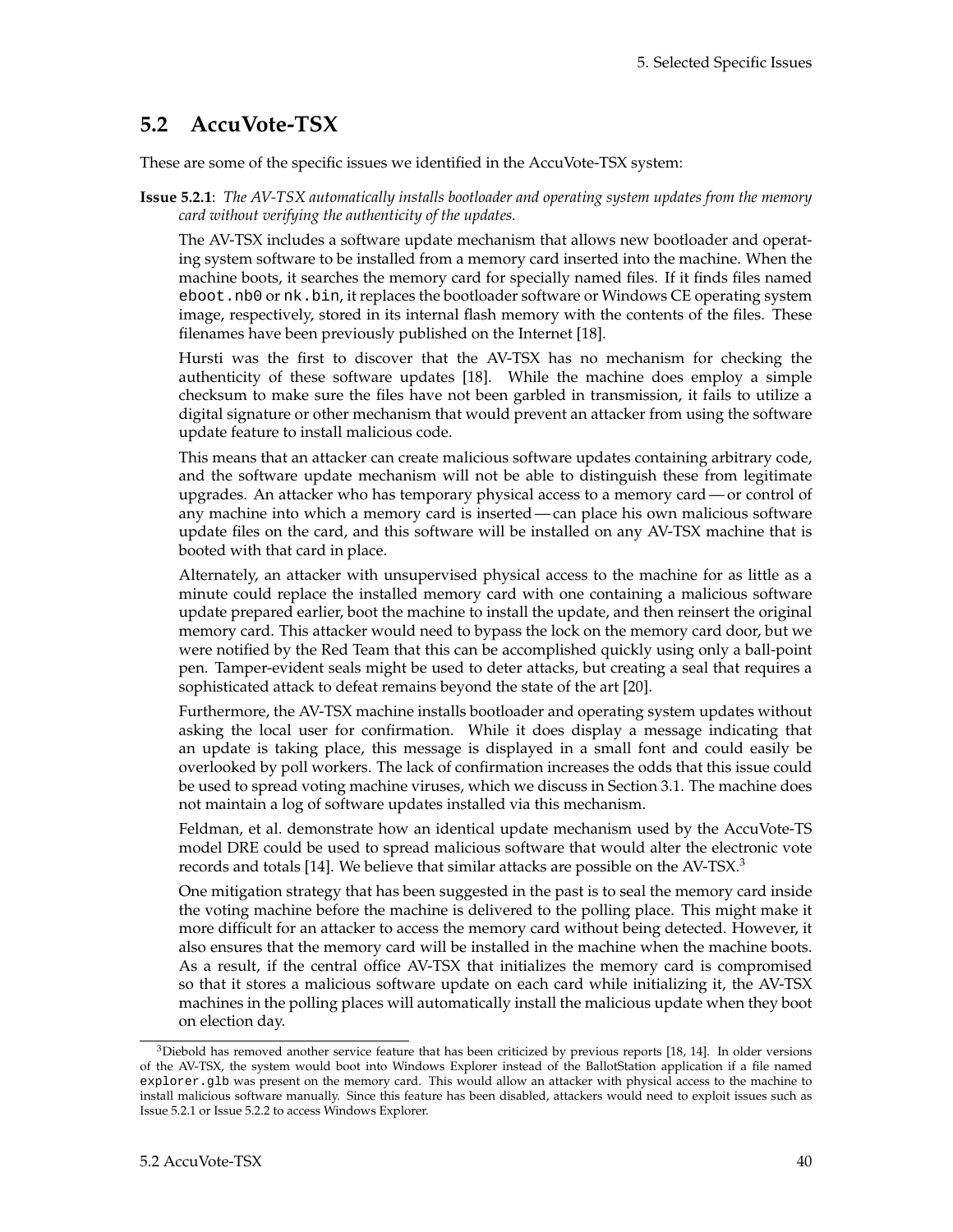## 5.2 AccuVote-TSX

These are some of the specific issues we identified in the AccuVote-TSX system:

**Issue 5.2.1**: *The AV-TSX automatically installs bootloader and operating system updates from the memory card without verifying the authenticity of the updates.*

The AV-TSX includes a software update mechanism that allows new bootloader and operating system software to be installed from a memory card inserted into the machine. When the machine boots, it searches the memory card for specially named files. If it finds files named `eboot.nb0` or `nk.bin`, it replaces the bootloader software or Windows CE operating system image, respectively, stored in its internal flash memory with the contents of the files. These filenames have been previously published on the Internet [18].

Hursti was the first to discover that the AV-TSX has no mechanism for checking the authenticity of these software updates [18]. While the machine does employ a simple checksum to make sure the files have not been garbled in transmission, it fails to utilize a digital signature or other mechanism that would prevent an attacker from using the software update feature to install malicious code.

This means that an attacker can create malicious software updates containing arbitrary code, and the software update mechanism will not be able to distinguish these from legitimate upgrades. An attacker who has temporary physical access to a memory card — or control of any machine into which a memory card is inserted — can place his own malicious software update files on the card, and this software will be installed on any AV-TSX machine that is booted with that card in place.

Alternately, an attacker with unsupervised physical access to the machine for as little as a minute could replace the installed memory card with one containing a malicious software update prepared earlier, boot the machine to install the update, and then reinsert the original memory card. This attacker would need to bypass the lock on the memory card door, but we were notified by the Red Team that this can be accomplished quickly using only a ball-point pen. Tamper-evident seals might be used to deter attacks, but creating a seal that requires a sophisticated attack to defeat remains beyond the state of the art [20].

Furthermore, the AV-TSX machine installs bootloader and operating system updates without asking the local user for confirmation. While it does display a message indicating that an update is taking place, this message is displayed in a small font and could easily be overlooked by poll workers. The lack of confirmation increases the odds that this issue could be used to spread voting machine viruses, which we discuss in Section 3.1. The machine does not maintain a log of software updates installed via this mechanism.

Feldman, et al. demonstrate how an identical update mechanism used by the AccuVote-TS model DRE could be used to spread malicious software that would alter the electronic vote records and totals [14]. We believe that similar attacks are possible on the AV-TSX.[3]

One mitigation strategy that has been suggested in the past is to seal the memory card inside the voting machine before the machine is delivered to the polling place. This might make it more difficult for an attacker to access the memory card without being detected. However, it also ensures that the memory card will be installed in the machine when the machine boots. As a result, if the central office AV-TSX that initializes the memory card is compromised so that it stores a malicious software update on each card while initializing it, the AV-TSX machines in the polling places will automatically install the malicious update when they boot on election day.

[3] Diebold has removed another service feature that has been criticized by previous reports [18, 14]. In older versions of the AV-TSX, the system would boot into Windows Explorer instead of the BallotStation application if a file named `explorer.glb` was present on the memory card. This would allow an attacker with physical access to the machine to install malicious software manually. Since this feature has been disabled, attackers would need to exploit issues such as Issue 5.2.1 or Issue 5.2.2 to access Windows Explorer.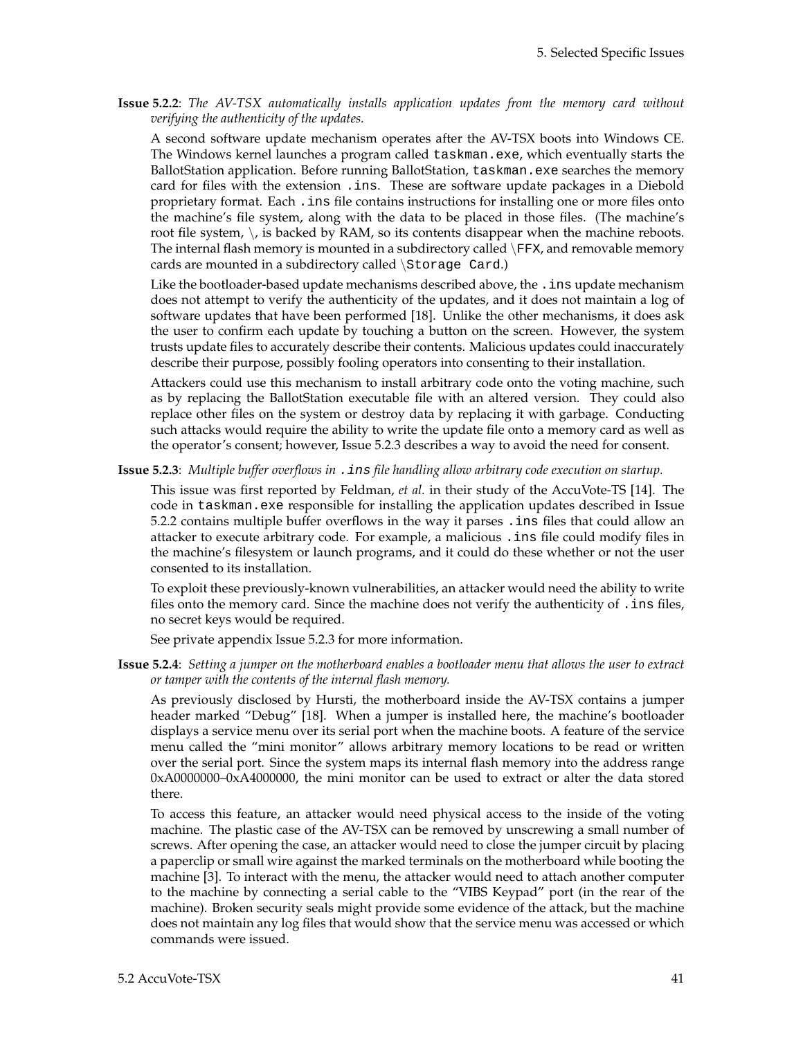**Issue 5.2.2**: *The AV-TSX automatically installs application updates from the memory card without verifying the authenticity of the updates.*

A second software update mechanism operates after the AV-TSX boots into Windows CE. The Windows kernel launches a program called `taskman.exe`, which eventually starts the BallotStation application. Before running BallotStation, `taskman.exe` searches the memory card for files with the extension `.ins`. These are software update packages in a Diebold proprietary format. Each `.ins` file contains instructions for installing one or more files onto the machine's file system, along with the data to be placed in those files. (The machine's root file system, \, is backed by RAM, so its contents disappear when the machine reboots. The internal flash memory is mounted in a subdirectory called \FFX, and removable memory cards are mounted in a subdirectory called \Storage Card.)

Like the bootloader-based update mechanisms described above, the `.ins` update mechanism does not attempt to verify the authenticity of the updates, and it does not maintain a log of software updates that have been performed [18]. Unlike the other mechanisms, it does ask the user to confirm each update by touching a button on the screen. However, the system trusts update files to accurately describe their contents. Malicious updates could inaccurately describe their purpose, possibly fooling operators into consenting to their installation.

Attackers could use this mechanism to install arbitrary code onto the voting machine, such as by replacing the BallotStation executable file with an altered version. They could also replace other files on the system or destroy data by replacing it with garbage. Conducting such attacks would require the ability to write the update file onto a memory card as well as the operator's consent; however, Issue 5.2.3 describes a way to avoid the need for consent.

**Issue 5.2.3**: *Multiple buffer overflows in `.ins` file handling allow arbitrary code execution on startup.*

This issue was first reported by Feldman, *et al.* in their study of the AccuVote-TS [14]. The code in `taskman.exe` responsible for installing the application updates described in Issue 5.2.2 contains multiple buffer overflows in the way it parses `.ins` files that could allow an attacker to execute arbitrary code. For example, a malicious `.ins` file could modify files in the machine's filesystem or launch programs, and it could do these whether or not the user consented to its installation.

To exploit these previously-known vulnerabilities, an attacker would need the ability to write files onto the memory card. Since the machine does not verify the authenticity of `.ins` files, no secret keys would be required.

See private appendix Issue 5.2.3 for more information.

**Issue 5.2.4**: *Setting a jumper on the motherboard enables a bootloader menu that allows the user to extract or tamper with the contents of the internal flash memory.*

As previously disclosed by Hursti, the motherboard inside the AV-TSX contains a jumper header marked "Debug" [18]. When a jumper is installed here, the machine's bootloader displays a service menu over its serial port when the machine boots. A feature of the service menu called the "mini monitor" allows arbitrary memory locations to be read or written over the serial port. Since the system maps its internal flash memory into the address range 0xA0000000–0xA4000000, the mini monitor can be used to extract or alter the data stored there.

To access this feature, an attacker would need physical access to the inside of the voting machine. The plastic case of the AV-TSX can be removed by unscrewing a small number of screws. After opening the case, an attacker would need to close the jumper circuit by placing a paperclip or small wire against the marked terminals on the motherboard while booting the machine [3]. To interact with the menu, the attacker would need to attach another computer to the machine by connecting a serial cable to the "VIBS Keypad" port (in the rear of the machine). Broken security seals might provide some evidence of the attack, but the machine does not maintain any log files that would show that the service menu was accessed or which commands were issued.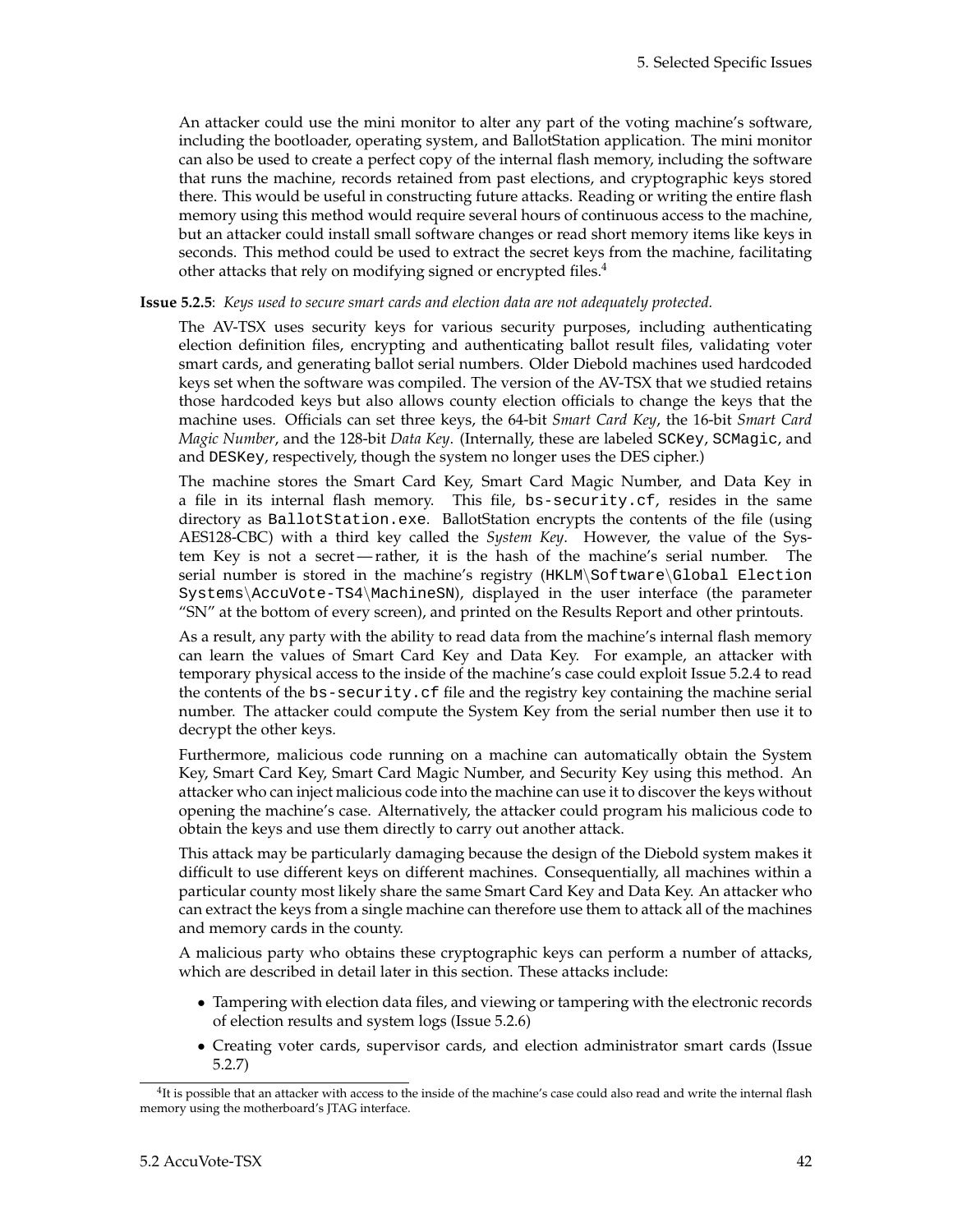An attacker could use the mini monitor to alter any part of the voting machine's software, including the bootloader, operating system, and BallotStation application. The mini monitor can also be used to create a perfect copy of the internal flash memory, including the software that runs the machine, records retained from past elections, and cryptographic keys stored there. This would be useful in constructing future attacks. Reading or writing the entire flash memory using this method would require several hours of continuous access to the machine, but an attacker could install small software changes or read short memory items like keys in seconds. This method could be used to extract the secret keys from the machine, facilitating other attacks that rely on modifying signed or encrypted files.[4]

**Issue 5.2.5**: *Keys used to secure smart cards and election data are not adequately protected.*

The AV-TSX uses security keys for various security purposes, including authenticating election definition files, encrypting and authenticating ballot result files, validating voter smart cards, and generating ballot serial numbers. Older Diebold machines used hardcoded keys set when the software was compiled. The version of the AV-TSX that we studied retains those hardcoded keys but also allows county election officials to change the keys that the machine uses. Officials can set three keys, the 64-bit *Smart Card Key*, the 16-bit *Smart Card Magic Number*, and the 128-bit *Data Key*. (Internally, these are labeled `SCKey`, `SCMagic`, and and `DESKey`, respectively, though the system no longer uses the DES cipher.)

The machine stores the Smart Card Key, Smart Card Magic Number, and Data Key in a file in its internal flash memory. This file, `bs-security.cf`, resides in the same directory as `BallotStation.exe`. BallotStation encrypts the contents of the file (using AES128-CBC) with a third key called the *System Key*. However, the value of the System Key is not a secret — rather, it is the hash of the machine's serial number. The serial number is stored in the machine's registry (`HKLM\Software\Global Election Systems\AccuVote-TS4\MachineSN`), displayed in the user interface (the parameter "SN" at the bottom of every screen), and printed on the Results Report and other printouts.

As a result, any party with the ability to read data from the machine's internal flash memory can learn the values of Smart Card Key and Data Key. For example, an attacker with temporary physical access to the inside of the machine's case could exploit Issue 5.2.4 to read the contents of the `bs-security.cf` file and the registry key containing the machine serial number. The attacker could compute the System Key from the serial number then use it to decrypt the other keys.

Furthermore, malicious code running on a machine can automatically obtain the System Key, Smart Card Key, Smart Card Magic Number, and Security Key using this method. An attacker who can inject malicious code into the machine can use it to discover the keys without opening the machine's case. Alternatively, the attacker could program his malicious code to obtain the keys and use them directly to carry out another attack.

This attack may be particularly damaging because the design of the Diebold system makes it difficult to use different keys on different machines. Consequentially, all machines within a particular county most likely share the same Smart Card Key and Data Key. An attacker who can extract the keys from a single machine can therefore use them to attack all of the machines and memory cards in the county.

A malicious party who obtains these cryptographic keys can perform a number of attacks, which are described in detail later in this section. These attacks include:

- Tampering with election data files, and viewing or tampering with the electronic records of election results and system logs (Issue 5.2.6)
- Creating voter cards, supervisor cards, and election administrator smart cards (Issue 5.2.7)

[4] It is possible that an attacker with access to the inside of the machine's case could also read and write the internal flash memory using the motherboard's JTAG interface.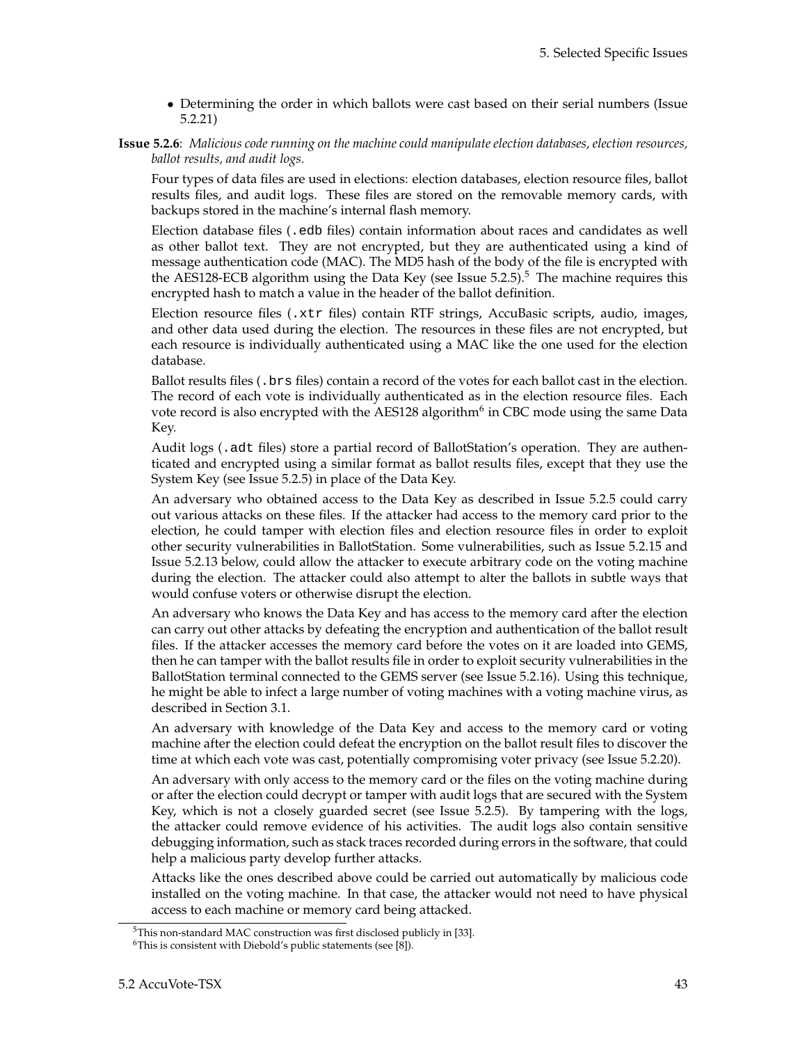- Determining the order in which ballots were cast based on their serial numbers (Issue 5.2.21)

**Issue 5.2.6**: *Malicious code running on the machine could manipulate election databases, election resources, ballot results, and audit logs.*

Four types of data files are used in elections: election databases, election resource files, ballot results files, and audit logs. These files are stored on the removable memory cards, with backups stored in the machine's internal flash memory.

Election database files (`.edb` files) contain information about races and candidates as well as other ballot text. They are not encrypted, but they are authenticated using a kind of message authentication code (MAC). The MD5 hash of the body of the file is encrypted with the AES128-ECB algorithm using the Data Key (see Issue 5.2.5).[5] The machine requires this encrypted hash to match a value in the header of the ballot definition.

Election resource files (`.xtr` files) contain RTF strings, AccuBasic scripts, audio, images, and other data used during the election. The resources in these files are not encrypted, but each resource is individually authenticated using a MAC like the one used for the election database.

Ballot results files (`.brs` files) contain a record of the votes for each ballot cast in the election. The record of each vote is individually authenticated as in the election resource files. Each vote record is also encrypted with the AES128 algorithm[6] in CBC mode using the same Data Key.

Audit logs (`.adt` files) store a partial record of BallotStation's operation. They are authenticated and encrypted using a similar format as ballot results files, except that they use the System Key (see Issue 5.2.5) in place of the Data Key.

An adversary who obtained access to the Data Key as described in Issue 5.2.5 could carry out various attacks on these files. If the attacker had access to the memory card prior to the election, he could tamper with election files and election resource files in order to exploit other security vulnerabilities in BallotStation. Some vulnerabilities, such as Issue 5.2.15 and Issue 5.2.13 below, could allow the attacker to execute arbitrary code on the voting machine during the election. The attacker could also attempt to alter the ballots in subtle ways that would confuse voters or otherwise disrupt the election.

An adversary who knows the Data Key and has access to the memory card after the election can carry out other attacks by defeating the encryption and authentication of the ballot result files. If the attacker accesses the memory card before the votes on it are loaded into GEMS, then he can tamper with the ballot results file in order to exploit security vulnerabilities in the BallotStation terminal connected to the GEMS server (see Issue 5.2.16). Using this technique, he might be able to infect a large number of voting machines with a voting machine virus, as described in Section 3.1.

An adversary with knowledge of the Data Key and access to the memory card or voting machine after the election could defeat the encryption on the ballot result files to discover the time at which each vote was cast, potentially compromising voter privacy (see Issue 5.2.20).

An adversary with only access to the memory card or the files on the voting machine during or after the election could decrypt or tamper with audit logs that are secured with the System Key, which is not a closely guarded secret (see Issue 5.2.5). By tampering with the logs, the attacker could remove evidence of his activities. The audit logs also contain sensitive debugging information, such as stack traces recorded during errors in the software, that could help a malicious party develop further attacks.

Attacks like the ones described above could be carried out automatically by malicious code installed on the voting machine. In that case, the attacker would not need to have physical access to each machine or memory card being attacked.

[5] This non-standard MAC construction was first disclosed publicly in [33].

[6] This is consistent with Diebold's public statements (see [8]).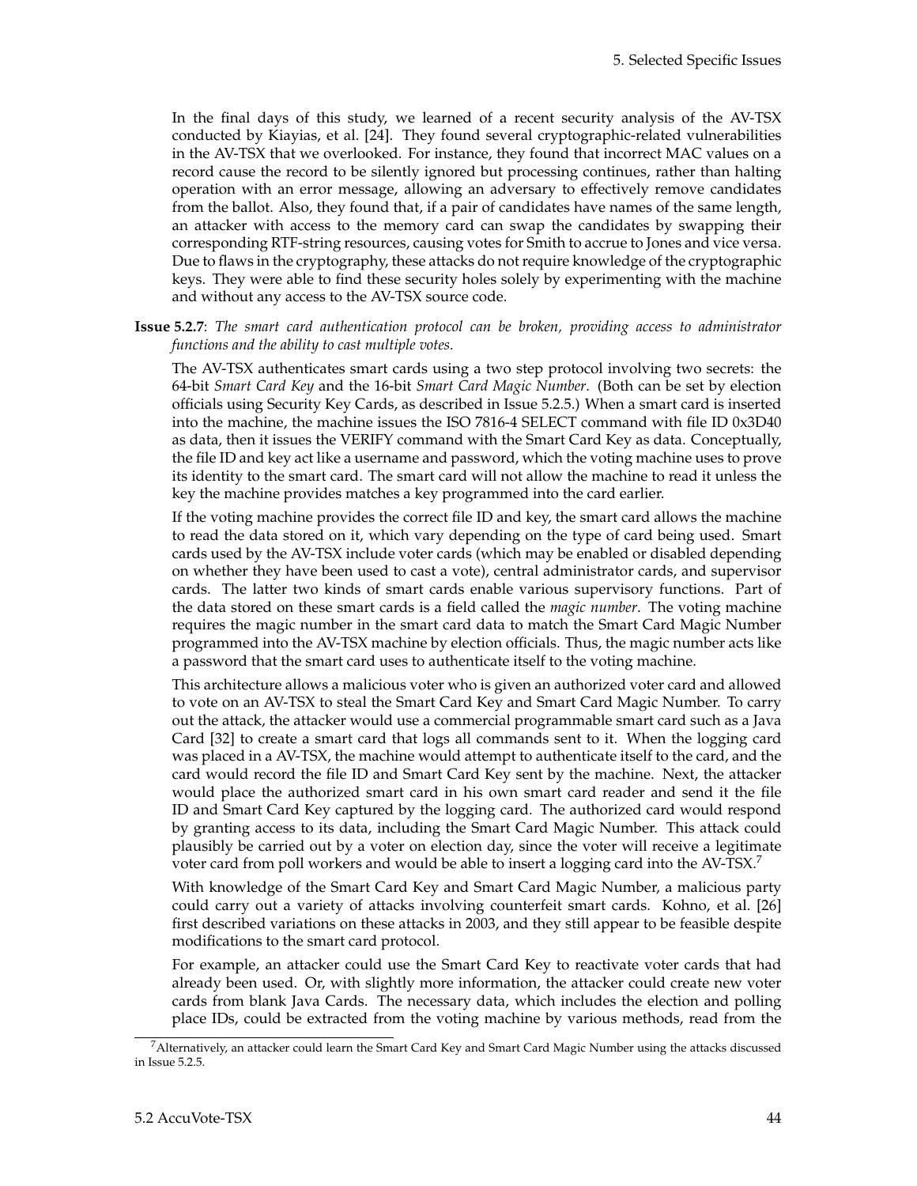In the final days of this study, we learned of a recent security analysis of the AV-TSX conducted by Kiayias, et al. [24]. They found several cryptographic-related vulnerabilities in the AV-TSX that we overlooked. For instance, they found that incorrect MAC values on a record cause the record to be silently ignored but processing continues, rather than halting operation with an error message, allowing an adversary to effectively remove candidates from the ballot. Also, they found that, if a pair of candidates have names of the same length, an attacker with access to the memory card can swap the candidates by swapping their corresponding RTF-string resources, causing votes for Smith to accrue to Jones and vice versa. Due to flaws in the cryptography, these attacks do not require knowledge of the cryptographic keys. They were able to find these security holes solely by experimenting with the machine and without any access to the AV-TSX source code.

**Issue 5.2.7**: *The smart card authentication protocol can be broken, providing access to administrator functions and the ability to cast multiple votes.*

The AV-TSX authenticates smart cards using a two step protocol involving two secrets: the 64-bit *Smart Card Key* and the 16-bit *Smart Card Magic Number*. (Both can be set by election officials using Security Key Cards, as described in Issue 5.2.5.) When a smart card is inserted into the machine, the machine issues the ISO 7816-4 SELECT command with file ID 0x3D40 as data, then it issues the VERIFY command with the Smart Card Key as data. Conceptually, the file ID and key act like a username and password, which the voting machine uses to prove its identity to the smart card. The smart card will not allow the machine to read it unless the key the machine provides matches a key programmed into the card earlier.

If the voting machine provides the correct file ID and key, the smart card allows the machine to read the data stored on it, which vary depending on the type of card being used. Smart cards used by the AV-TSX include voter cards (which may be enabled or disabled depending on whether they have been used to cast a vote), central administrator cards, and supervisor cards. The latter two kinds of smart cards enable various supervisory functions. Part of the data stored on these smart cards is a field called the *magic number*. The voting machine requires the magic number in the smart card data to match the Smart Card Magic Number programmed into the AV-TSX machine by election officials. Thus, the magic number acts like a password that the smart card uses to authenticate itself to the voting machine.

This architecture allows a malicious voter who is given an authorized voter card and allowed to vote on an AV-TSX to steal the Smart Card Key and Smart Card Magic Number. To carry out the attack, the attacker would use a commercial programmable smart card such as a Java Card [32] to create a smart card that logs all commands sent to it. When the logging card was placed in a AV-TSX, the machine would attempt to authenticate itself to the card, and the card would record the file ID and Smart Card Key sent by the machine. Next, the attacker would place the authorized smart card in his own smart card reader and send it the file ID and Smart Card Key captured by the logging card. The authorized card would respond by granting access to its data, including the Smart Card Magic Number. This attack could plausibly be carried out by a voter on election day, since the voter will receive a legitimate voter card from poll workers and would be able to insert a logging card into the AV-TSX.[7]

With knowledge of the Smart Card Key and Smart Card Magic Number, a malicious party could carry out a variety of attacks involving counterfeit smart cards. Kohno, et al. [26] first described variations on these attacks in 2003, and they still appear to be feasible despite modifications to the smart card protocol.

For example, an attacker could use the Smart Card Key to reactivate voter cards that had already been used. Or, with slightly more information, the attacker could create new voter cards from blank Java Cards. The necessary data, which includes the election and polling place IDs, could be extracted from the voting machine by various methods, read from the

[7] Alternatively, an attacker could learn the Smart Card Key and Smart Card Magic Number using the attacks discussed in Issue 5.2.5.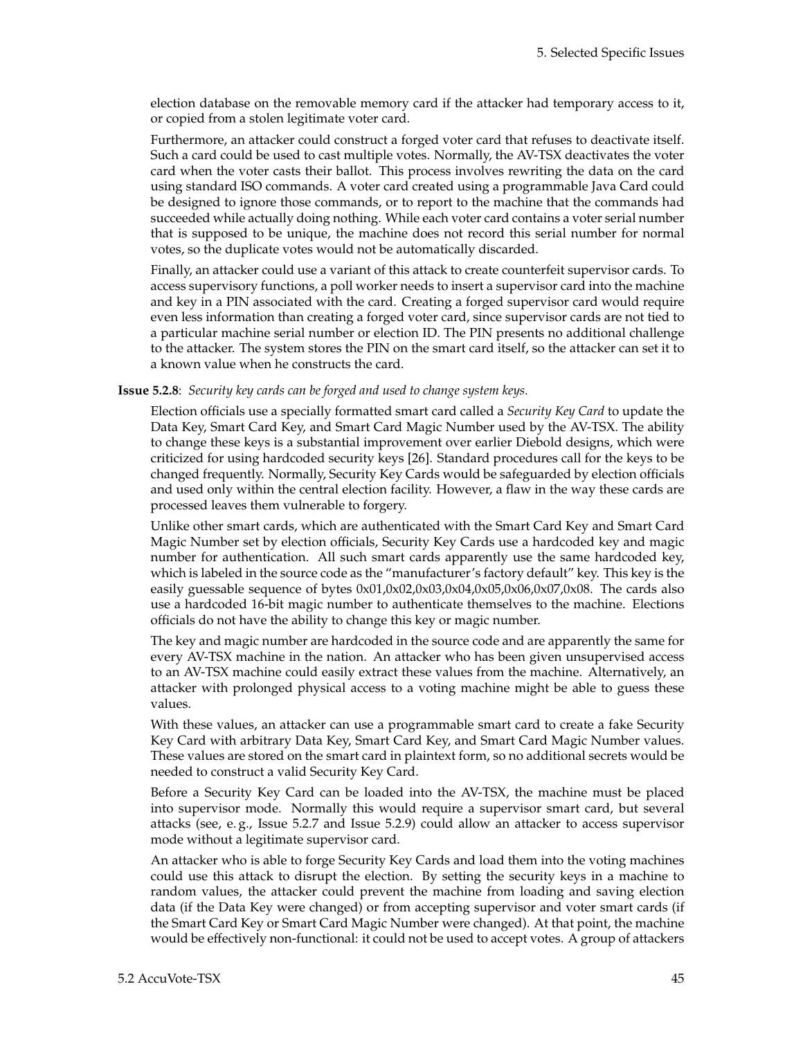election database on the removable memory card if the attacker had temporary access to it, or copied from a stolen legitimate voter card.

Furthermore, an attacker could construct a forged voter card that refuses to deactivate itself. Such a card could be used to cast multiple votes. Normally, the AV-TSX deactivates the voter card when the voter casts their ballot. This process involves rewriting the data on the card using standard ISO commands. A voter card created using a programmable Java Card could be designed to ignore those commands, or to report to the machine that the commands had succeeded while actually doing nothing. While each voter card contains a voter serial number that is supposed to be unique, the machine does not record this serial number for normal votes, so the duplicate votes would not be automatically discarded.

Finally, an attacker could use a variant of this attack to create counterfeit supervisor cards. To access supervisory functions, a poll worker needs to insert a supervisor card into the machine and key in a PIN associated with the card. Creating a forged supervisor card would require even less information than creating a forged voter card, since supervisor cards are not tied to a particular machine serial number or election ID. The PIN presents no additional challenge to the attacker. The system stores the PIN on the smart card itself, so the attacker can set it to a known value when he constructs the card.

**Issue 5.2.8**: *Security key cards can be forged and used to change system keys.*

Election officials use a specially formatted smart card called a *Security Key Card* to update the Data Key, Smart Card Key, and Smart Card Magic Number used by the AV-TSX. The ability to change these keys is a substantial improvement over earlier Diebold designs, which were criticized for using hardcoded security keys [26]. Standard procedures call for the keys to be changed frequently. Normally, Security Key Cards would be safeguarded by election officials and used only within the central election facility. However, a flaw in the way these cards are processed leaves them vulnerable to forgery.

Unlike other smart cards, which are authenticated with the Smart Card Key and Smart Card Magic Number set by election officials, Security Key Cards use a hardcoded key and magic number for authentication. All such smart cards apparently use the same hardcoded key, which is labeled in the source code as the "manufacturer's factory default" key. This key is the easily guessable sequence of bytes 0x01,0x02,0x03,0x04,0x05,0x06,0x07,0x08. The cards also use a hardcoded 16-bit magic number to authenticate themselves to the machine. Elections officials do not have the ability to change this key or magic number.

The key and magic number are hardcoded in the source code and are apparently the same for every AV-TSX machine in the nation. An attacker who has been given unsupervised access to an AV-TSX machine could easily extract these values from the machine. Alternatively, an attacker with prolonged physical access to a voting machine might be able to guess these values.

With these values, an attacker can use a programmable smart card to create a fake Security Key Card with arbitrary Data Key, Smart Card Key, and Smart Card Magic Number values. These values are stored on the smart card in plaintext form, so no additional secrets would be needed to construct a valid Security Key Card.

Before a Security Key Card can be loaded into the AV-TSX, the machine must be placed into supervisor mode. Normally this would require a supervisor smart card, but several attacks (see, e. g., Issue 5.2.7 and Issue 5.2.9) could allow an attacker to access supervisor mode without a legitimate supervisor card.

An attacker who is able to forge Security Key Cards and load them into the voting machines could use this attack to disrupt the election. By setting the security keys in a machine to random values, the attacker could prevent the machine from loading and saving election data (if the Data Key were changed) or from accepting supervisor and voter smart cards (if the Smart Card Key or Smart Card Magic Number were changed). At that point, the machine would be effectively non-functional: it could not be used to accept votes. A group of attackers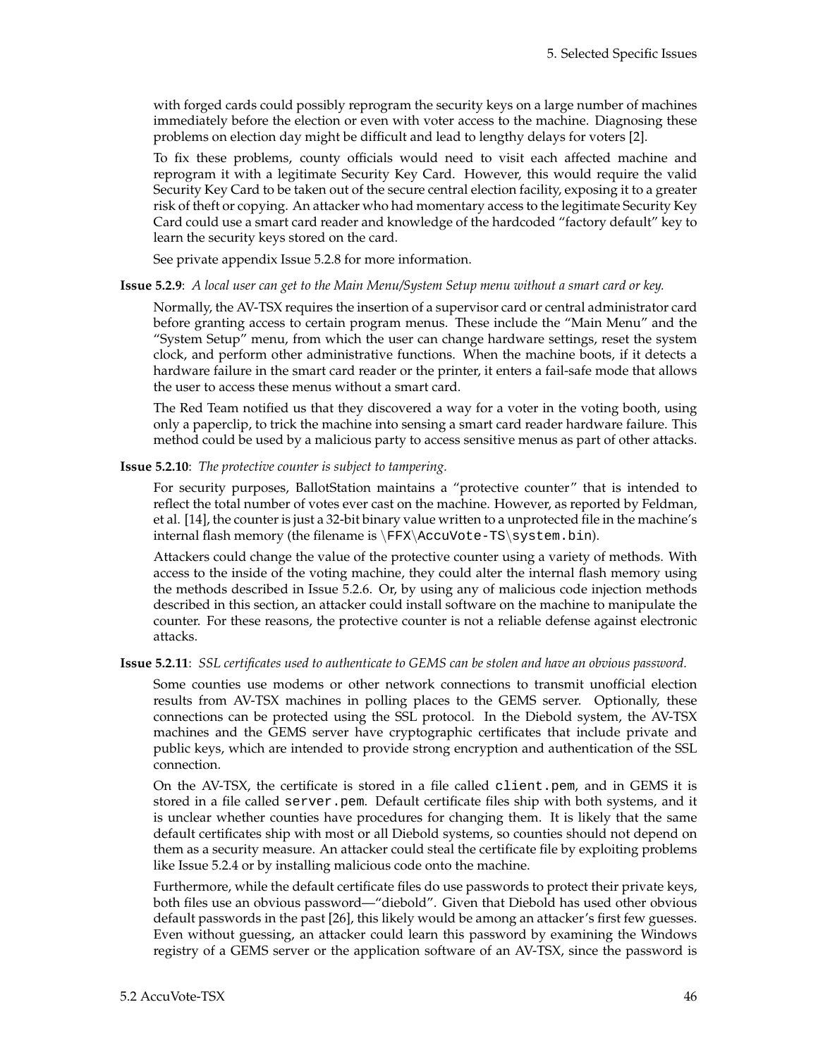with forged cards could possibly reprogram the security keys on a large number of machines immediately before the election or even with voter access to the machine. Diagnosing these problems on election day might be difficult and lead to lengthy delays for voters [2].

To fix these problems, county officials would need to visit each affected machine and reprogram it with a legitimate Security Key Card. However, this would require the valid Security Key Card to be taken out of the secure central election facility, exposing it to a greater risk of theft or copying. An attacker who had momentary access to the legitimate Security Key Card could use a smart card reader and knowledge of the hardcoded "factory default" key to learn the security keys stored on the card.

See private appendix Issue 5.2.8 for more information.

**Issue 5.2.9**: *A local user can get to the Main Menu/System Setup menu without a smart card or key.*

Normally, the AV-TSX requires the insertion of a supervisor card or central administrator card before granting access to certain program menus. These include the "Main Menu" and the "System Setup" menu, from which the user can change hardware settings, reset the system clock, and perform other administrative functions. When the machine boots, if it detects a hardware failure in the smart card reader or the printer, it enters a fail-safe mode that allows the user to access these menus without a smart card.

The Red Team notified us that they discovered a way for a voter in the voting booth, using only a paperclip, to trick the machine into sensing a smart card reader hardware failure. This method could be used by a malicious party to access sensitive menus as part of other attacks.

**Issue 5.2.10**: *The protective counter is subject to tampering.*

For security purposes, BallotStation maintains a "protective counter" that is intended to reflect the total number of votes ever cast on the machine. However, as reported by Feldman, et al. [14], the counter is just a 32-bit binary value written to a unprotected file in the machine's internal flash memory (the filename is `\FFX\AccuVote-TS\system.bin`).

Attackers could change the value of the protective counter using a variety of methods. With access to the inside of the voting machine, they could alter the internal flash memory using the methods described in Issue 5.2.6. Or, by using any of malicious code injection methods described in this section, an attacker could install software on the machine to manipulate the counter. For these reasons, the protective counter is not a reliable defense against electronic attacks.

**Issue 5.2.11**: *SSL certificates used to authenticate to GEMS can be stolen and have an obvious password.*

Some counties use modems or other network connections to transmit unofficial election results from AV-TSX machines in polling places to the GEMS server. Optionally, these connections can be protected using the SSL protocol. In the Diebold system, the AV-TSX machines and the GEMS server have cryptographic certificates that include private and public keys, which are intended to provide strong encryption and authentication of the SSL connection.

On the AV-TSX, the certificate is stored in a file called `client.pem`, and in GEMS it is stored in a file called `server.pem`. Default certificate files ship with both systems, and it is unclear whether counties have procedures for changing them. It is likely that the same default certificates ship with most or all Diebold systems, so counties should not depend on them as a security measure. An attacker could steal the certificate file by exploiting problems like Issue 5.2.4 or by installing malicious code onto the machine.

Furthermore, while the default certificate files do use passwords to protect their private keys, both files use an obvious password—"diebold". Given that Diebold has used other obvious default passwords in the past [26], this likely would be among an attacker's first few guesses. Even without guessing, an attacker could learn this password by examining the Windows registry of a GEMS server or the application software of an AV-TSX, since the password is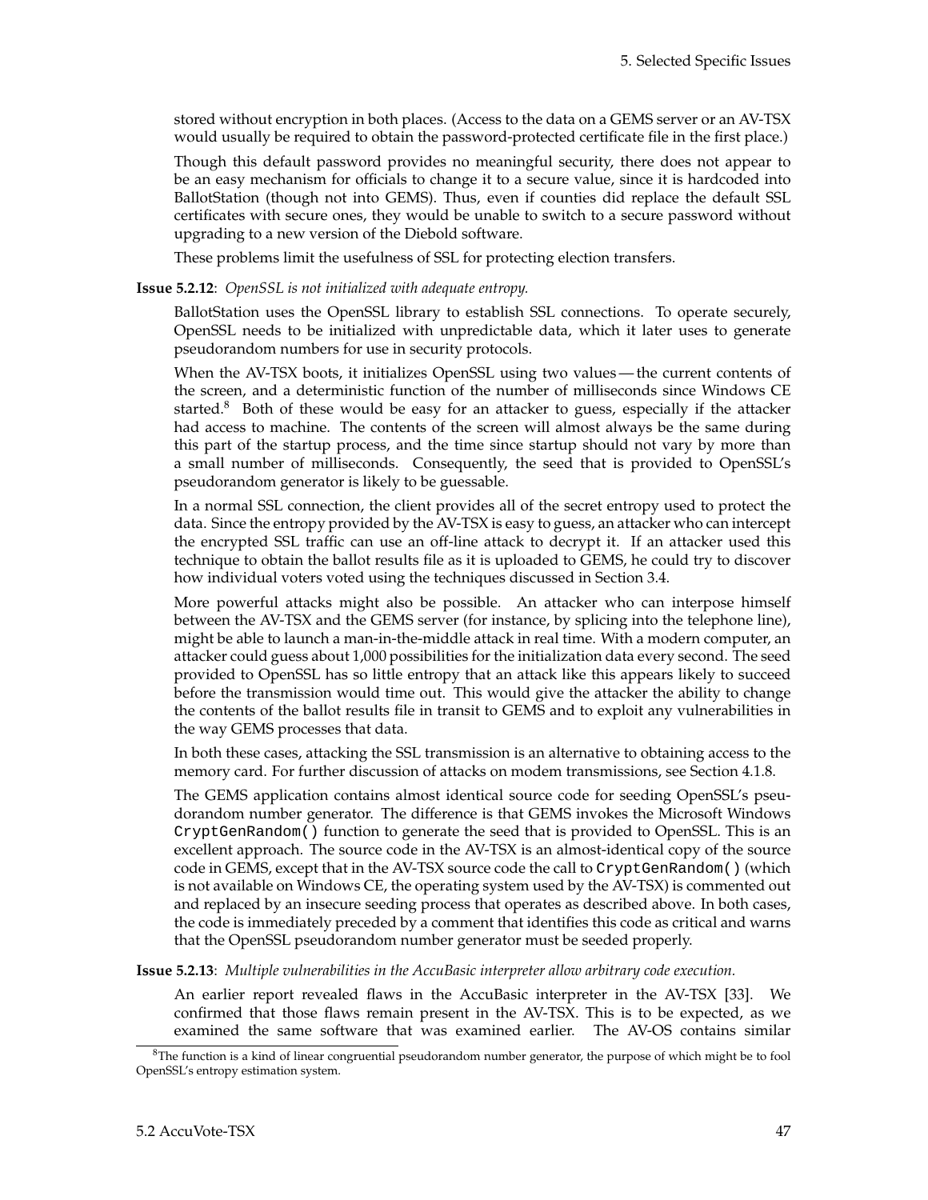stored without encryption in both places. (Access to the data on a GEMS server or an AV-TSX would usually be required to obtain the password-protected certificate file in the first place.)

Though this default password provides no meaningful security, there does not appear to be an easy mechanism for officials to change it to a secure value, since it is hardcoded into BallotStation (though not into GEMS). Thus, even if counties did replace the default SSL certificates with secure ones, they would be unable to switch to a secure password without upgrading to a new version of the Diebold software.

These problems limit the usefulness of SSL for protecting election transfers.

**Issue 5.2.12**: *OpenSSL is not initialized with adequate entropy.*

BallotStation uses the OpenSSL library to establish SSL connections. To operate securely, OpenSSL needs to be initialized with unpredictable data, which it later uses to generate pseudorandom numbers for use in security protocols.

When the AV-TSX boots, it initializes OpenSSL using two values — the current contents of the screen, and a deterministic function of the number of milliseconds since Windows CE started.[8] Both of these would be easy for an attacker to guess, especially if the attacker had access to machine. The contents of the screen will almost always be the same during this part of the startup process, and the time since startup should not vary by more than a small number of milliseconds. Consequently, the seed that is provided to OpenSSL's pseudorandom generator is likely to be guessable.

In a normal SSL connection, the client provides all of the secret entropy used to protect the data. Since the entropy provided by the AV-TSX is easy to guess, an attacker who can intercept the encrypted SSL traffic can use an off-line attack to decrypt it. If an attacker used this technique to obtain the ballot results file as it is uploaded to GEMS, he could try to discover how individual voters voted using the techniques discussed in Section 3.4.

More powerful attacks might also be possible. An attacker who can interpose himself between the AV-TSX and the GEMS server (for instance, by splicing into the telephone line), might be able to launch a man-in-the-middle attack in real time. With a modern computer, an attacker could guess about 1,000 possibilities for the initialization data every second. The seed provided to OpenSSL has so little entropy that an attack like this appears likely to succeed before the transmission would time out. This would give the attacker the ability to change the contents of the ballot results file in transit to GEMS and to exploit any vulnerabilities in the way GEMS processes that data.

In both these cases, attacking the SSL transmission is an alternative to obtaining access to the memory card. For further discussion of attacks on modem transmissions, see Section 4.1.8.

The GEMS application contains almost identical source code for seeding OpenSSL's pseudorandom number generator. The difference is that GEMS invokes the Microsoft Windows `CryptGenRandom()` function to generate the seed that is provided to OpenSSL. This is an excellent approach. The source code in the AV-TSX is an almost-identical copy of the source code in GEMS, except that in the AV-TSX source code the call to `CryptGenRandom()` (which is not available on Windows CE, the operating system used by the AV-TSX) is commented out and replaced by an insecure seeding process that operates as described above. In both cases, the code is immediately preceded by a comment that identifies this code as critical and warns that the OpenSSL pseudorandom number generator must be seeded properly.

**Issue 5.2.13**: *Multiple vulnerabilities in the AccuBasic interpreter allow arbitrary code execution.*

An earlier report revealed flaws in the AccuBasic interpreter in the AV-TSX [33]. We confirmed that those flaws remain present in the AV-TSX. This is to be expected, as we examined the same software that was examined earlier. The AV-OS contains similar

[8] The function is a kind of linear congruential pseudorandom number generator, the purpose of which might be to fool OpenSSL's entropy estimation system.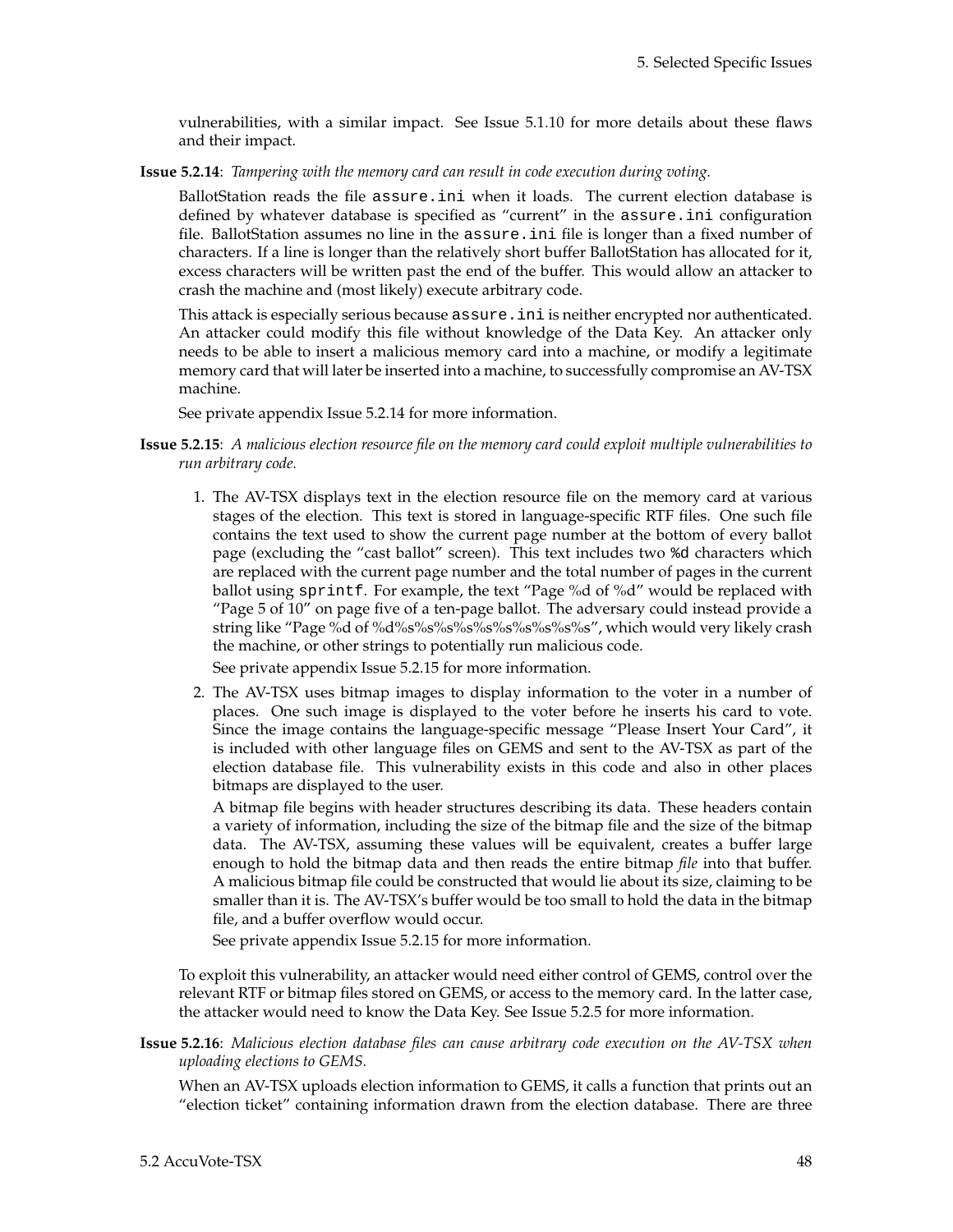vulnerabilities, with a similar impact. See Issue 5.1.10 for more details about these flaws and their impact.

**Issue 5.2.14**: *Tampering with the memory card can result in code execution during voting.*

BallotStation reads the file `assure.ini` when it loads. The current election database is defined by whatever database is specified as "current" in the `assure.ini` configuration file. BallotStation assumes no line in the `assure.ini` file is longer than a fixed number of characters. If a line is longer than the relatively short buffer BallotStation has allocated for it, excess characters will be written past the end of the buffer. This would allow an attacker to crash the machine and (most likely) execute arbitrary code.

This attack is especially serious because `assure.ini` is neither encrypted nor authenticated. An attacker could modify this file without knowledge of the Data Key. An attacker only needs to be able to insert a malicious memory card into a machine, or modify a legitimate memory card that will later be inserted into a machine, to successfully compromise an AV-TSX machine.

See private appendix Issue 5.2.14 for more information.

**Issue 5.2.15**: *A malicious election resource file on the memory card could exploit multiple vulnerabilities to run arbitrary code.*

1. The AV-TSX displays text in the election resource file on the memory card at various stages of the election. This text is stored in language-specific RTF files. One such file contains the text used to show the current page number at the bottom of every ballot page (excluding the "cast ballot" screen). This text includes two `%d` characters which are replaced with the current page number and the total number of pages in the current ballot using `sprintf`. For example, the text "Page %d of %d" would be replaced with "Page 5 of 10" on page five of a ten-page ballot. The adversary could instead provide a string like "Page %d of %d%s%s%s%s%s%s%s%s%s%s", which would very likely crash the machine, or other strings to potentially run malicious code.

   See private appendix Issue 5.2.15 for more information.

2. The AV-TSX uses bitmap images to display information to the voter in a number of places. One such image is displayed to the voter before he inserts his card to vote. Since the image contains the language-specific message "Please Insert Your Card", it is included with other language files on GEMS and sent to the AV-TSX as part of the election database file. This vulnerability exists in this code and also in other places bitmaps are displayed to the user.

   A bitmap file begins with header structures describing its data. These headers contain a variety of information, including the size of the bitmap file and the size of the bitmap data. The AV-TSX, assuming these values will be equivalent, creates a buffer large enough to hold the bitmap data and then reads the entire bitmap *file* into that buffer. A malicious bitmap file could be constructed that would lie about its size, claiming to be smaller than it is. The AV-TSX's buffer would be too small to hold the data in the bitmap file, and a buffer overflow would occur.

   See private appendix Issue 5.2.15 for more information.

To exploit this vulnerability, an attacker would need either control of GEMS, control over the relevant RTF or bitmap files stored on GEMS, or access to the memory card. In the latter case, the attacker would need to know the Data Key. See Issue 5.2.5 for more information.

**Issue 5.2.16**: *Malicious election database files can cause arbitrary code execution on the AV-TSX when uploading elections to GEMS.*

When an AV-TSX uploads election information to GEMS, it calls a function that prints out an "election ticket" containing information drawn from the election database. There are three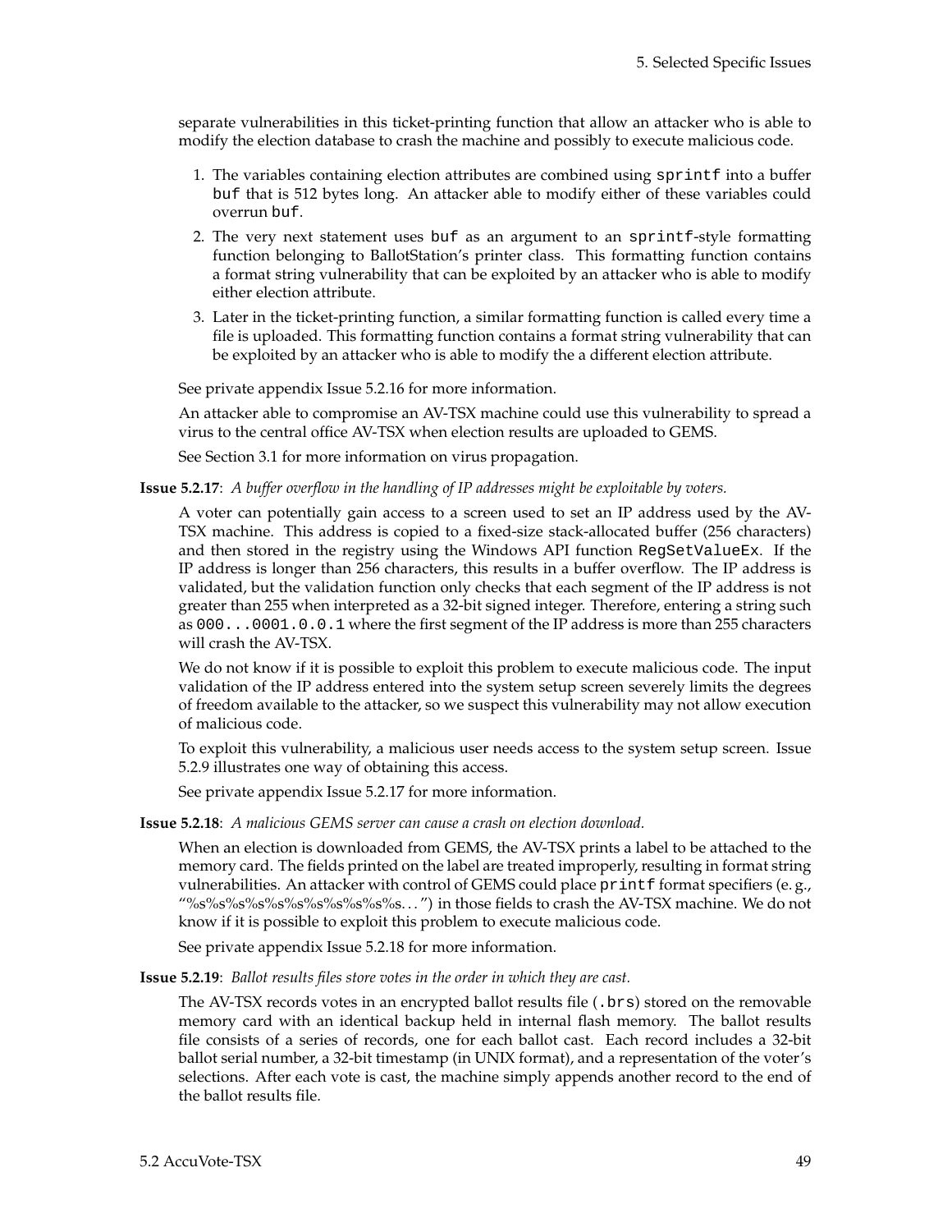separate vulnerabilities in this ticket-printing function that allow an attacker who is able to modify the election database to crash the machine and possibly to execute malicious code.

1. The variables containing election attributes are combined using `sprintf` into a buffer `buf` that is 512 bytes long. An attacker able to modify either of these variables could overrun `buf`.
2. The very next statement uses `buf` as an argument to an `sprintf`-style formatting function belonging to BallotStation's printer class. This formatting function contains a format string vulnerability that can be exploited by an attacker who is able to modify either election attribute.
3. Later in the ticket-printing function, a similar formatting function is called every time a file is uploaded. This formatting function contains a format string vulnerability that can be exploited by an attacker who is able to modify the a different election attribute.

See private appendix Issue 5.2.16 for more information.

An attacker able to compromise an AV-TSX machine could use this vulnerability to spread a virus to the central office AV-TSX when election results are uploaded to GEMS.

See Section 3.1 for more information on virus propagation.

**Issue 5.2.17**: *A buffer overflow in the handling of IP addresses might be exploitable by voters.*

A voter can potentially gain access to a screen used to set an IP address used by the AV-TSX machine. This address is copied to a fixed-size stack-allocated buffer (256 characters) and then stored in the registry using the Windows API function `RegSetValueEx`. If the IP address is longer than 256 characters, this results in a buffer overflow. The IP address is validated, but the validation function only checks that each segment of the IP address is not greater than 255 when interpreted as a 32-bit signed integer. Therefore, entering a string such as `000...0001.0.0.1` where the first segment of the IP address is more than 255 characters will crash the AV-TSX.

We do not know if it is possible to exploit this problem to execute malicious code. The input validation of the IP address entered into the system setup screen severely limits the degrees of freedom available to the attacker, so we suspect this vulnerability may not allow execution of malicious code.

To exploit this vulnerability, a malicious user needs access to the system setup screen. Issue 5.2.9 illustrates one way of obtaining this access.

See private appendix Issue 5.2.17 for more information.

**Issue 5.2.18**: *A malicious GEMS server can cause a crash on election download.*

When an election is downloaded from GEMS, the AV-TSX prints a label to be attached to the memory card. The fields printed on the label are treated improperly, resulting in format string vulnerabilities. An attacker with control of GEMS could place `printf` format specifiers (e. g., "%s%s%s%s%s%s%s%s%s%s. . . ") in those fields to crash the AV-TSX machine. We do not know if it is possible to exploit this problem to execute malicious code.

See private appendix Issue 5.2.18 for more information.

**Issue 5.2.19**: *Ballot results files store votes in the order in which they are cast.*

The AV-TSX records votes in an encrypted ballot results file (`.brs`) stored on the removable memory card with an identical backup held in internal flash memory. The ballot results file consists of a series of records, one for each ballot cast. Each record includes a 32-bit ballot serial number, a 32-bit timestamp (in UNIX format), and a representation of the voter's selections. After each vote is cast, the machine simply appends another record to the end of the ballot results file.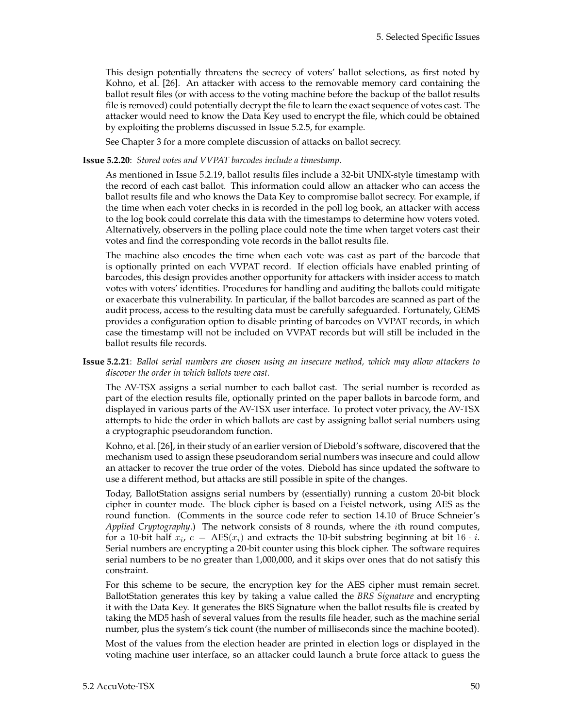This design potentially threatens the secrecy of voters' ballot selections, as first noted by Kohno, et al. [26]. An attacker with access to the removable memory card containing the ballot result files (or with access to the voting machine before the backup of the ballot results file is removed) could potentially decrypt the file to learn the exact sequence of votes cast. The attacker would need to know the Data Key used to encrypt the file, which could be obtained by exploiting the problems discussed in Issue 5.2.5, for example.

See Chapter 3 for a more complete discussion of attacks on ballot secrecy.

**Issue 5.2.20**: *Stored votes and VVPAT barcodes include a timestamp.*

As mentioned in Issue 5.2.19, ballot results files include a 32-bit UNIX-style timestamp with the record of each cast ballot. This information could allow an attacker who can access the ballot results file and who knows the Data Key to compromise ballot secrecy. For example, if the time when each voter checks in is recorded in the poll log book, an attacker with access to the log book could correlate this data with the timestamps to determine how voters voted. Alternatively, observers in the polling place could note the time when target voters cast their votes and find the corresponding vote records in the ballot results file.

The machine also encodes the time when each vote was cast as part of the barcode that is optionally printed on each VVPAT record. If election officials have enabled printing of barcodes, this design provides another opportunity for attackers with insider access to match votes with voters' identities. Procedures for handling and auditing the ballots could mitigate or exacerbate this vulnerability. In particular, if the ballot barcodes are scanned as part of the audit process, access to the resulting data must be carefully safeguarded. Fortunately, GEMS provides a configuration option to disable printing of barcodes on VVPAT records, in which case the timestamp will not be included on VVPAT records but will still be included in the ballot results file records.

**Issue 5.2.21**: *Ballot serial numbers are chosen using an insecure method, which may allow attackers to discover the order in which ballots were cast.*

The AV-TSX assigns a serial number to each ballot cast. The serial number is recorded as part of the election results file, optionally printed on the paper ballots in barcode form, and displayed in various parts of the AV-TSX user interface. To protect voter privacy, the AV-TSX attempts to hide the order in which ballots are cast by assigning ballot serial numbers using a cryptographic pseudorandom function.

Kohno, et al. [26], in their study of an earlier version of Diebold's software, discovered that the mechanism used to assign these pseudorandom serial numbers was insecure and could allow an attacker to recover the true order of the votes. Diebold has since updated the software to use a different method, but attacks are still possible in spite of the changes.

Today, BallotStation assigns serial numbers by (essentially) running a custom 20-bit block cipher in counter mode. The block cipher is based on a Feistel network, using AES as the round function. (Comments in the source code refer to section 14.10 of Bruce Schneier's *Applied Cryptography*.) The network consists of 8 rounds, where the $i$th round computes, for a 10-bit half $x_i$, $c = \text{AES}(x_i)$ and extracts the 10-bit substring beginning at bit $16 \cdot i$. Serial numbers are encrypting a 20-bit counter using this block cipher. The software requires serial numbers to be no greater than 1,000,000, and it skips over ones that do not satisfy this constraint.

For this scheme to be secure, the encryption key for the AES cipher must remain secret. BallotStation generates this key by taking a value called the *BRS Signature* and encrypting it with the Data Key. It generates the BRS Signature when the ballot results file is created by taking the MD5 hash of several values from the results file header, such as the machine serial number, plus the system's tick count (the number of milliseconds since the machine booted).

Most of the values from the election header are printed in election logs or displayed in the voting machine user interface, so an attacker could launch a brute force attack to guess the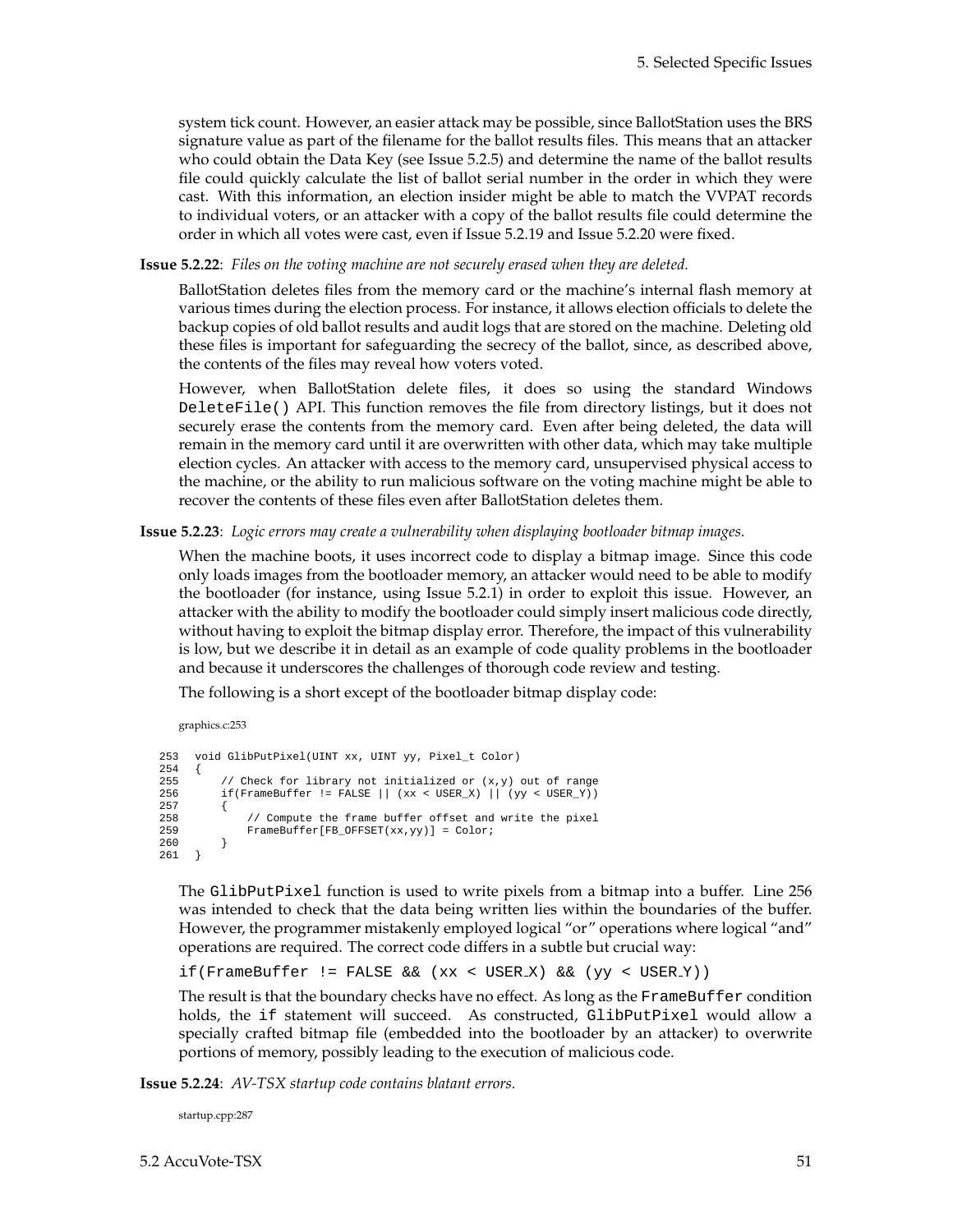system tick count. However, an easier attack may be possible, since BallotStation uses the BRS signature value as part of the filename for the ballot results files. This means that an attacker who could obtain the Data Key (see Issue 5.2.5) and determine the name of the ballot results file could quickly calculate the list of ballot serial number in the order in which they were cast. With this information, an election insider might be able to match the VVPAT records to individual voters, or an attacker with a copy of the ballot results file could determine the order in which all votes were cast, even if Issue 5.2.19 and Issue 5.2.20 were fixed.

**Issue 5.2.22**: *Files on the voting machine are not securely erased when they are deleted.*

BallotStation deletes files from the memory card or the machine's internal flash memory at various times during the election process. For instance, it allows election officials to delete the backup copies of old ballot results and audit logs that are stored on the machine. Deleting old these files is important for safeguarding the secrecy of the ballot, since, as described above, the contents of the files may reveal how voters voted.

However, when BallotStation delete files, it does so using the standard Windows `DeleteFile()` API. This function removes the file from directory listings, but it does not securely erase the contents from the memory card. Even after being deleted, the data will remain in the memory card until it are overwritten with other data, which may take multiple election cycles. An attacker with access to the memory card, unsupervised physical access to the machine, or the ability to run malicious software on the voting machine might be able to recover the contents of these files even after BallotStation deletes them.

**Issue 5.2.23**: *Logic errors may create a vulnerability when displaying bootloader bitmap images.*

When the machine boots, it uses incorrect code to display a bitmap image. Since this code only loads images from the bootloader memory, an attacker would need to be able to modify the bootloader (for instance, using Issue 5.2.1) in order to exploit this issue. However, an attacker with the ability to modify the bootloader could simply insert malicious code directly, without having to exploit the bitmap display error. Therefore, the impact of this vulnerability is low, but we describe it in detail as an example of code quality problems in the bootloader and because it underscores the challenges of thorough code review and testing.

The following is a short except of the bootloader bitmap display code:

graphics.c:253

```
253  void GlibPutPixel(UINT xx, UINT yy, Pixel_t Color)
254  {
255      // Check for library not initialized or (x,y) out of range
256      if(FrameBuffer != FALSE || (xx < USER_X) || (yy < USER_Y))
257      {
258          // Compute the frame buffer offset and write the pixel
259          FrameBuffer[FB_OFFSET(xx,yy)] = Color;
260      }
261  }
```

The `GlibPutPixel` function is used to write pixels from a bitmap into a buffer. Line 256 was intended to check that the data being written lies within the boundaries of the buffer. However, the programmer mistakenly employed logical "or" operations where logical "and" operations are required. The correct code differs in a subtle but crucial way:

```
if(FrameBuffer != FALSE && (xx < USER_X) && (yy < USER_Y))
```

The result is that the boundary checks have no effect. As long as the `FrameBuffer` condition holds, the `if` statement will succeed. As constructed, `GlibPutPixel` would allow a specially crafted bitmap file (embedded into the bootloader by an attacker) to overwrite portions of memory, possibly leading to the execution of malicious code.

**Issue 5.2.24**: *AV-TSX startup code contains blatant errors.*

startup.cpp:287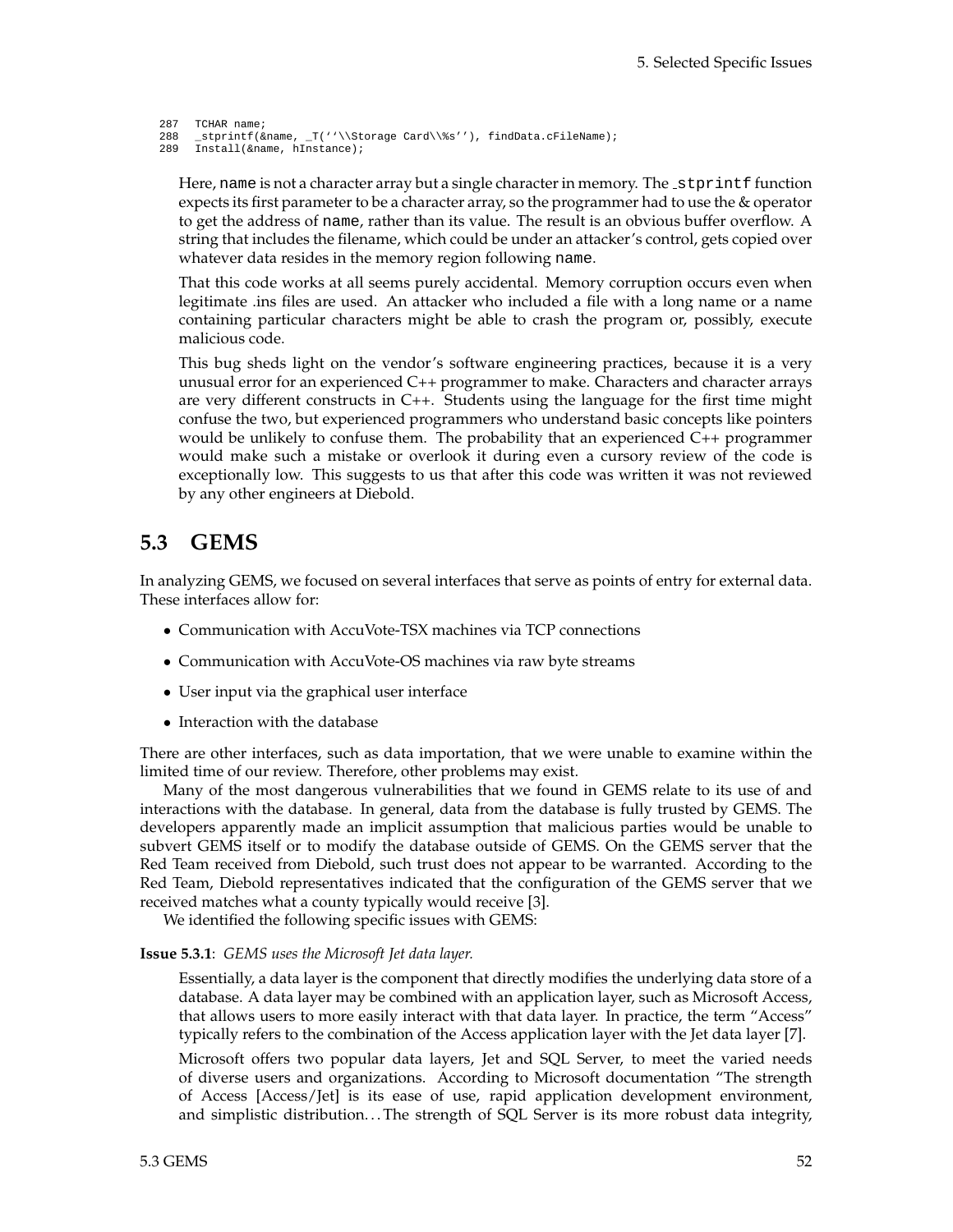```
287   TCHAR name;
288   _stprintf(&name, _T(''\\Storage Card\\%s''), findData.cFileName);
289   Install(&name, hInstance);
```

Here, `name` is not a character array but a single character in memory. The `_stprintf` function expects its first parameter to be a character array, so the programmer had to use the & operator to get the address of `name`, rather than its value. The result is an obvious buffer overflow. A string that includes the filename, which could be under an attacker's control, gets copied over whatever data resides in the memory region following `name`.

That this code works at all seems purely accidental. Memory corruption occurs even when legitimate .ins files are used. An attacker who included a file with a long name or a name containing particular characters might be able to crash the program or, possibly, execute malicious code.

This bug sheds light on the vendor's software engineering practices, because it is a very unusual error for an experienced C++ programmer to make. Characters and character arrays are very different constructs in C++. Students using the language for the first time might confuse the two, but experienced programmers who understand basic concepts like pointers would be unlikely to confuse them. The probability that an experienced C++ programmer would make such a mistake or overlook it during even a cursory review of the code is exceptionally low. This suggests to us that after this code was written it was not reviewed by any other engineers at Diebold.

## 5.3 GEMS

In analyzing GEMS, we focused on several interfaces that serve as points of entry for external data. These interfaces allow for:

- Communication with AccuVote-TSX machines via TCP connections
- Communication with AccuVote-OS machines via raw byte streams
- User input via the graphical user interface
- Interaction with the database

There are other interfaces, such as data importation, that we were unable to examine within the limited time of our review. Therefore, other problems may exist.

Many of the most dangerous vulnerabilities that we found in GEMS relate to its use of and interactions with the database. In general, data from the database is fully trusted by GEMS. The developers apparently made an implicit assumption that malicious parties would be unable to subvert GEMS itself or to modify the database outside of GEMS. On the GEMS server that the Red Team received from Diebold, such trust does not appear to be warranted. According to the Red Team, Diebold representatives indicated that the configuration of the GEMS server that we received matches what a county typically would receive [3].

We identified the following specific issues with GEMS:

**Issue 5.3.1**: *GEMS uses the Microsoft Jet data layer.*

Essentially, a data layer is the component that directly modifies the underlying data store of a database. A data layer may be combined with an application layer, such as Microsoft Access, that allows users to more easily interact with that data layer. In practice, the term "Access" typically refers to the combination of the Access application layer with the Jet data layer [7].

Microsoft offers two popular data layers, Jet and SQL Server, to meet the varied needs of diverse users and organizations. According to Microsoft documentation "The strength of Access [Access/Jet] is its ease of use, rapid application development environment, and simplistic distribution. . . The strength of SQL Server is its more robust data integrity,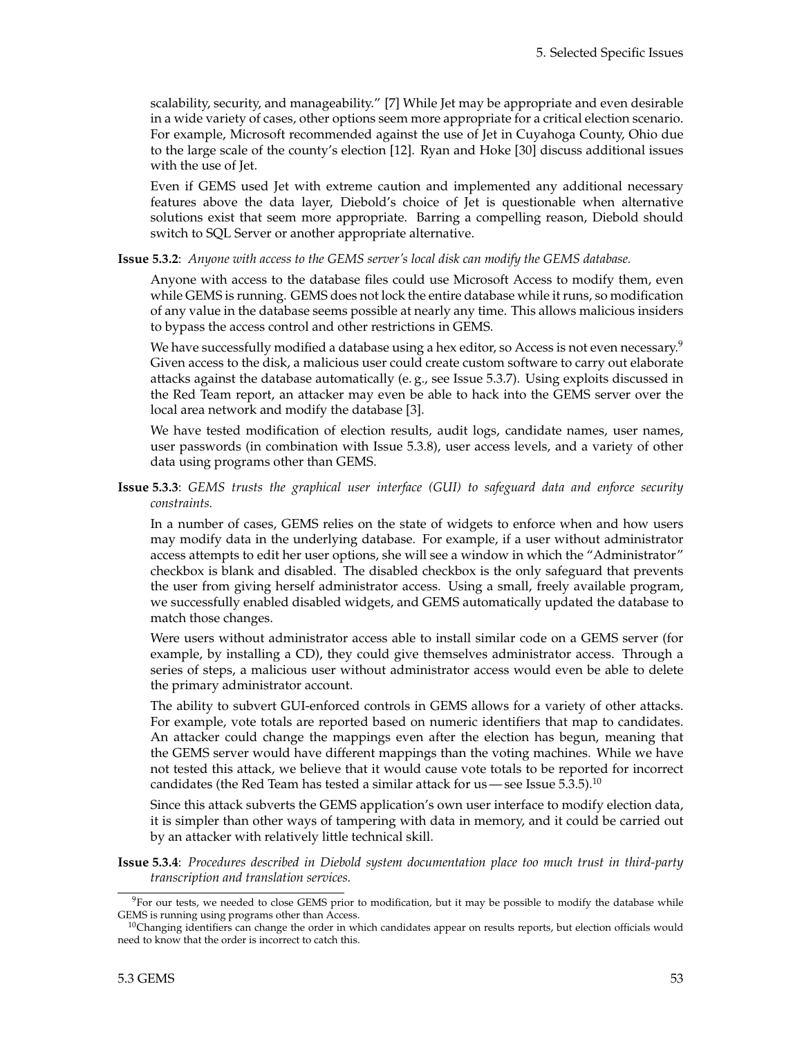scalability, security, and manageability." [7] While Jet may be appropriate and even desirable in a wide variety of cases, other options seem more appropriate for a critical election scenario. For example, Microsoft recommended against the use of Jet in Cuyahoga County, Ohio due to the large scale of the county's election [12]. Ryan and Hoke [30] discuss additional issues with the use of Jet.

Even if GEMS used Jet with extreme caution and implemented any additional necessary features above the data layer, Diebold's choice of Jet is questionable when alternative solutions exist that seem more appropriate. Barring a compelling reason, Diebold should switch to SQL Server or another appropriate alternative.

**Issue 5.3.2**: *Anyone with access to the GEMS server's local disk can modify the GEMS database.*

Anyone with access to the database files could use Microsoft Access to modify them, even while GEMS is running. GEMS does not lock the entire database while it runs, so modification of any value in the database seems possible at nearly any time. This allows malicious insiders to bypass the access control and other restrictions in GEMS.

We have successfully modified a database using a hex editor, so Access is not even necessary.[9] Given access to the disk, a malicious user could create custom software to carry out elaborate attacks against the database automatically (e. g., see Issue 5.3.7). Using exploits discussed in the Red Team report, an attacker may even be able to hack into the GEMS server over the local area network and modify the database [3].

We have tested modification of election results, audit logs, candidate names, user names, user passwords (in combination with Issue 5.3.8), user access levels, and a variety of other data using programs other than GEMS.

**Issue 5.3.3**: *GEMS trusts the graphical user interface (GUI) to safeguard data and enforce security constraints.*

In a number of cases, GEMS relies on the state of widgets to enforce when and how users may modify data in the underlying database. For example, if a user without administrator access attempts to edit her user options, she will see a window in which the "Administrator" checkbox is blank and disabled. The disabled checkbox is the only safeguard that prevents the user from giving herself administrator access. Using a small, freely available program, we successfully enabled disabled widgets, and GEMS automatically updated the database to match those changes.

Were users without administrator access able to install similar code on a GEMS server (for example, by installing a CD), they could give themselves administrator access. Through a series of steps, a malicious user without administrator access would even be able to delete the primary administrator account.

The ability to subvert GUI-enforced controls in GEMS allows for a variety of other attacks. For example, vote totals are reported based on numeric identifiers that map to candidates. An attacker could change the mappings even after the election has begun, meaning that the GEMS server would have different mappings than the voting machines. While we have not tested this attack, we believe that it would cause vote totals to be reported for incorrect candidates (the Red Team has tested a similar attack for us — see Issue 5.3.5).[10]

Since this attack subverts the GEMS application's own user interface to modify election data, it is simpler than other ways of tampering with data in memory, and it could be carried out by an attacker with relatively little technical skill.

**Issue 5.3.4**: *Procedures described in Diebold system documentation place too much trust in third-party transcription and translation services.*

[9] For our tests, we needed to close GEMS prior to modification, but it may be possible to modify the database while GEMS is running using programs other than Access.

[10] Changing identifiers can change the order in which candidates appear on results reports, but election officials would need to know that the order is incorrect to catch this.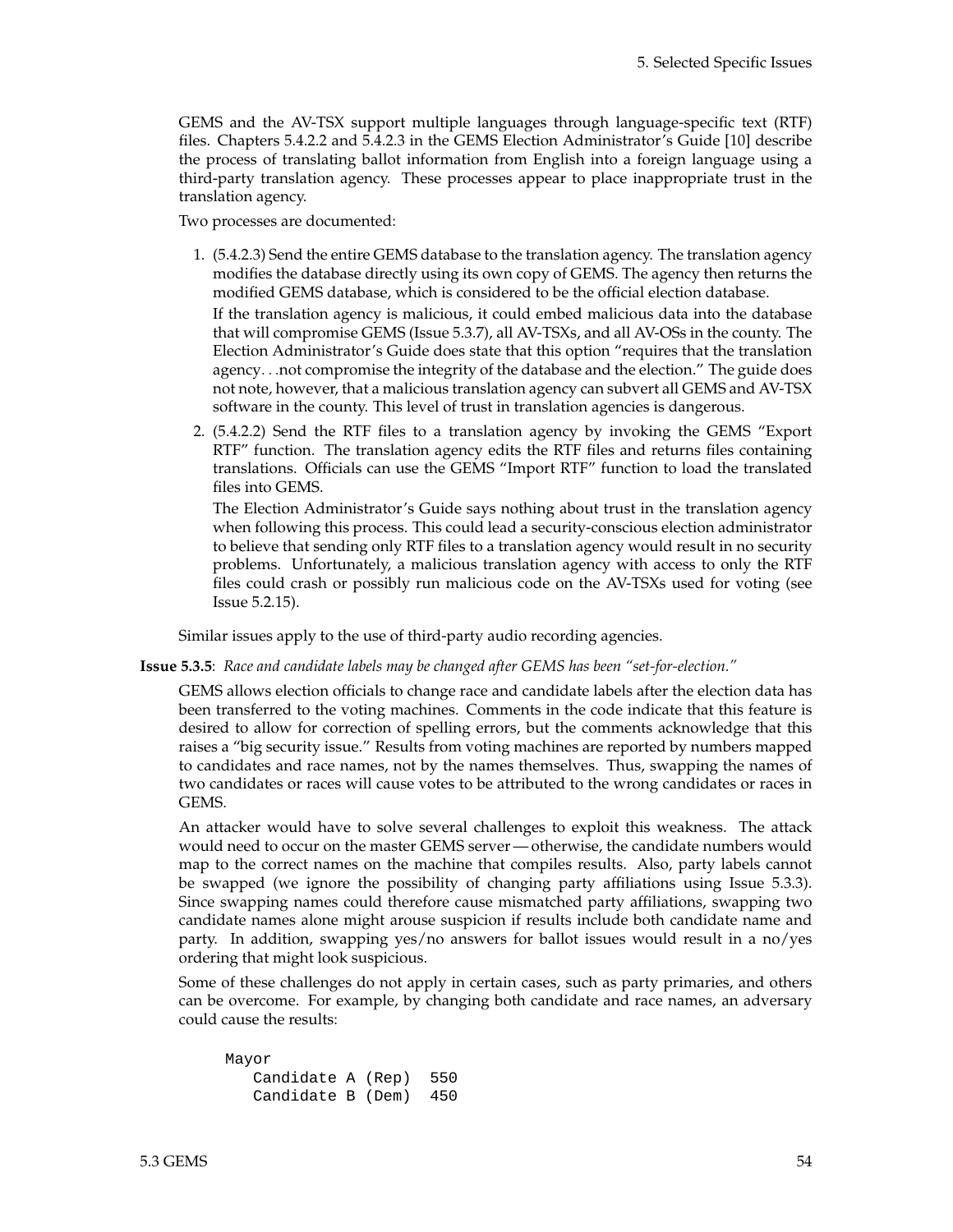GEMS and the AV-TSX support multiple languages through language-specific text (RTF) files. Chapters 5.4.2.2 and 5.4.2.3 in the GEMS Election Administrator's Guide [10] describe the process of translating ballot information from English into a foreign language using a third-party translation agency. These processes appear to place inappropriate trust in the translation agency.

Two processes are documented:

1. (5.4.2.3) Send the entire GEMS database to the translation agency. The translation agency modifies the database directly using its own copy of GEMS. The agency then returns the modified GEMS database, which is considered to be the official election database.

   If the translation agency is malicious, it could embed malicious data into the database that will compromise GEMS (Issue 5.3.7), all AV-TSXs, and all AV-OSs in the county. The Election Administrator's Guide does state that this option "requires that the translation agency. . .not compromise the integrity of the database and the election." The guide does not note, however, that a malicious translation agency can subvert all GEMS and AV-TSX software in the county. This level of trust in translation agencies is dangerous.

2. (5.4.2.2) Send the RTF files to a translation agency by invoking the GEMS "Export RTF" function. The translation agency edits the RTF files and returns files containing translations. Officials can use the GEMS "Import RTF" function to load the translated files into GEMS.

   The Election Administrator's Guide says nothing about trust in the translation agency when following this process. This could lead a security-conscious election administrator to believe that sending only RTF files to a translation agency would result in no security problems. Unfortunately, a malicious translation agency with access to only the RTF files could crash or possibly run malicious code on the AV-TSXs used for voting (see Issue 5.2.15).

Similar issues apply to the use of third-party audio recording agencies.

**Issue 5.3.5**: *Race and candidate labels may be changed after GEMS has been "set-for-election."*

GEMS allows election officials to change race and candidate labels after the election data has been transferred to the voting machines. Comments in the code indicate that this feature is desired to allow for correction of spelling errors, but the comments acknowledge that this raises a "big security issue." Results from voting machines are reported by numbers mapped to candidates and race names, not by the names themselves. Thus, swapping the names of two candidates or races will cause votes to be attributed to the wrong candidates or races in GEMS.

An attacker would have to solve several challenges to exploit this weakness. The attack would need to occur on the master GEMS server — otherwise, the candidate numbers would map to the correct names on the machine that compiles results. Also, party labels cannot be swapped (we ignore the possibility of changing party affiliations using Issue 5.3.3). Since swapping names could therefore cause mismatched party affiliations, swapping two candidate names alone might arouse suspicion if results include both candidate name and party. In addition, swapping yes/no answers for ballot issues would result in a no/yes ordering that might look suspicious.

Some of these challenges do not apply in certain cases, such as party primaries, and others can be overcome. For example, by changing both candidate and race names, an adversary could cause the results:

```
Mayor
   Candidate A (Rep)  550
   Candidate B (Dem)  450
```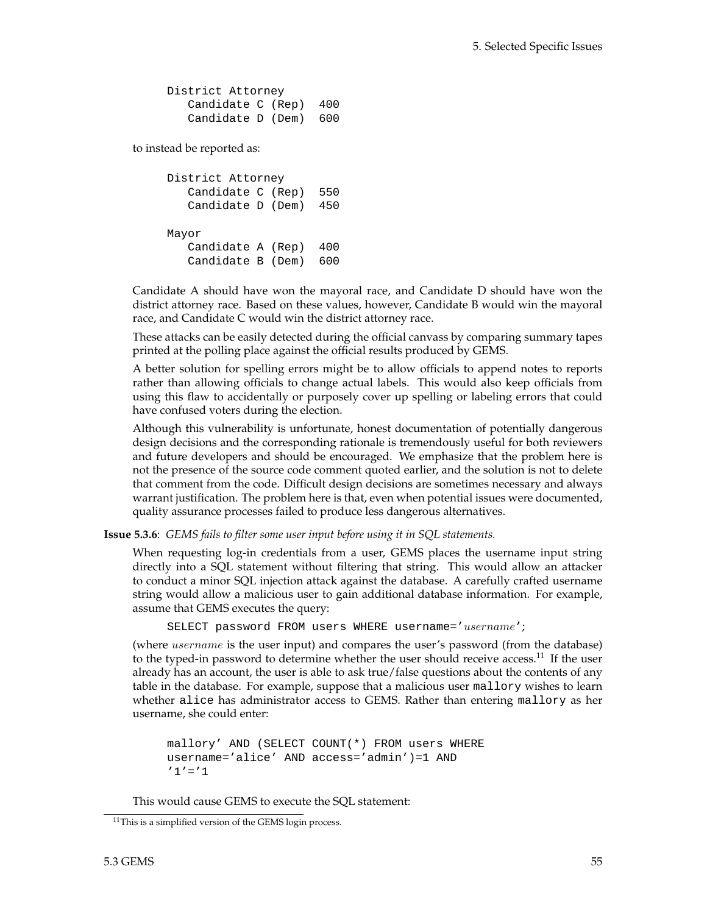```
District Attorney
   Candidate C (Rep)  400
   Candidate D (Dem)  600
```

to instead be reported as:

```
District Attorney
   Candidate C (Rep)  550
   Candidate D (Dem)  450

Mayor
   Candidate A (Rep)  400
   Candidate B (Dem)  600
```

Candidate A should have won the mayoral race, and Candidate D should have won the district attorney race. Based on these values, however, Candidate B would win the mayoral race, and Candidate C would win the district attorney race.

These attacks can be easily detected during the official canvass by comparing summary tapes printed at the polling place against the official results produced by GEMS.

A better solution for spelling errors might be to allow officials to append notes to reports rather than allowing officials to change actual labels. This would also keep officials from using this flaw to accidentally or purposely cover up spelling or labeling errors that could have confused voters during the election.

Although this vulnerability is unfortunate, honest documentation of potentially dangerous design decisions and the corresponding rationale is tremendously useful for both reviewers and future developers and should be encouraged. We emphasize that the problem here is not the presence of the source code comment quoted earlier, and the solution is not to delete that comment from the code. Difficult design decisions are sometimes necessary and always warrant justification. The problem here is that, even when potential issues were documented, quality assurance processes failed to produce less dangerous alternatives.

**Issue 5.3.6**: *GEMS fails to filter some user input before using it in SQL statements.*

When requesting log-in credentials from a user, GEMS places the username input string directly into a SQL statement without filtering that string. This would allow an attacker to conduct a minor SQL injection attack against the database. A carefully crafted username string would allow a malicious user to gain additional database information. For example, assume that GEMS executes the query:

```
SELECT password FROM users WHERE username='username';
```

(where *username* is the user input) and compares the user's password (from the database) to the typed-in password to determine whether the user should receive access.[11] If the user already has an account, the user is able to ask true/false questions about the contents of any table in the database. For example, suppose that a malicious user `mallory` wishes to learn whether `alice` has administrator access to GEMS. Rather than entering `mallory` as her username, she could enter:

```
mallory' AND (SELECT COUNT(*) FROM users WHERE
username='alice' AND access='admin')=1 AND
'1'='1
```

This would cause GEMS to execute the SQL statement:

[11] This is a simplified version of the GEMS login process.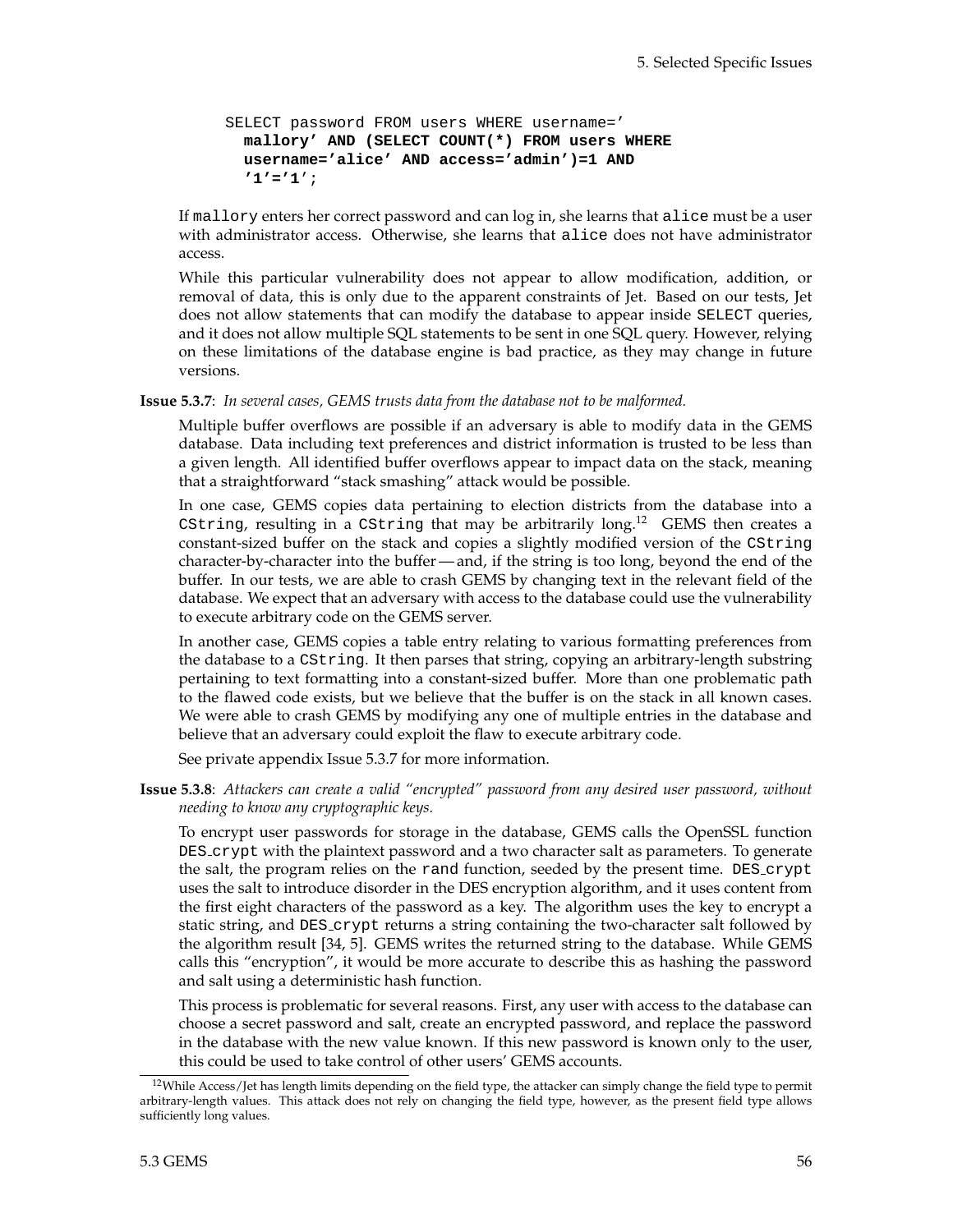```
SELECT password FROM users WHERE username='
  mallory' AND (SELECT COUNT(*) FROM users WHERE
  username='alice' AND access='admin')=1 AND
  '1'='1';
```

If `mallory` enters her correct password and can log in, she learns that `alice` must be a user with administrator access. Otherwise, she learns that `alice` does not have administrator access.

While this particular vulnerability does not appear to allow modification, addition, or removal of data, this is only due to the apparent constraints of Jet. Based on our tests, Jet does not allow statements that can modify the database to appear inside `SELECT` queries, and it does not allow multiple SQL statements to be sent in one SQL query. However, relying on these limitations of the database engine is bad practice, as they may change in future versions.

**Issue 5.3.7**: *In several cases, GEMS trusts data from the database not to be malformed.*

Multiple buffer overflows are possible if an adversary is able to modify data in the GEMS database. Data including text preferences and district information is trusted to be less than a given length. All identified buffer overflows appear to impact data on the stack, meaning that a straightforward "stack smashing" attack would be possible.

In one case, GEMS copies data pertaining to election districts from the database into a `CString`, resulting in a `CString` that may be arbitrarily long.[12] GEMS then creates a constant-sized buffer on the stack and copies a slightly modified version of the `CString` character-by-character into the buffer — and, if the string is too long, beyond the end of the buffer. In our tests, we are able to crash GEMS by changing text in the relevant field of the database. We expect that an adversary with access to the database could use the vulnerability to execute arbitrary code on the GEMS server.

In another case, GEMS copies a table entry relating to various formatting preferences from the database to a `CString`. It then parses that string, copying an arbitrary-length substring pertaining to text formatting into a constant-sized buffer. More than one problematic path to the flawed code exists, but we believe that the buffer is on the stack in all known cases. We were able to crash GEMS by modifying any one of multiple entries in the database and believe that an adversary could exploit the flaw to execute arbitrary code.

See private appendix Issue 5.3.7 for more information.

**Issue 5.3.8**: *Attackers can create a valid "encrypted" password from any desired user password, without needing to know any cryptographic keys.*

To encrypt user passwords for storage in the database, GEMS calls the OpenSSL function `DES_crypt` with the plaintext password and a two character salt as parameters. To generate the salt, the program relies on the `rand` function, seeded by the present time. `DES_crypt` uses the salt to introduce disorder in the DES encryption algorithm, and it uses content from the first eight characters of the password as a key. The algorithm uses the key to encrypt a static string, and `DES_crypt` returns a string containing the two-character salt followed by the algorithm result [34, 5]. GEMS writes the returned string to the database. While GEMS calls this "encryption", it would be more accurate to describe this as hashing the password and salt using a deterministic hash function.

This process is problematic for several reasons. First, any user with access to the database can choose a secret password and salt, create an encrypted password, and replace the password in the database with the new value known. If this new password is known only to the user, this could be used to take control of other users' GEMS accounts.

[12] While Access/Jet has length limits depending on the field type, the attacker can simply change the field type to permit arbitrary-length values. This attack does not rely on changing the field type, however, as the present field type allows sufficiently long values.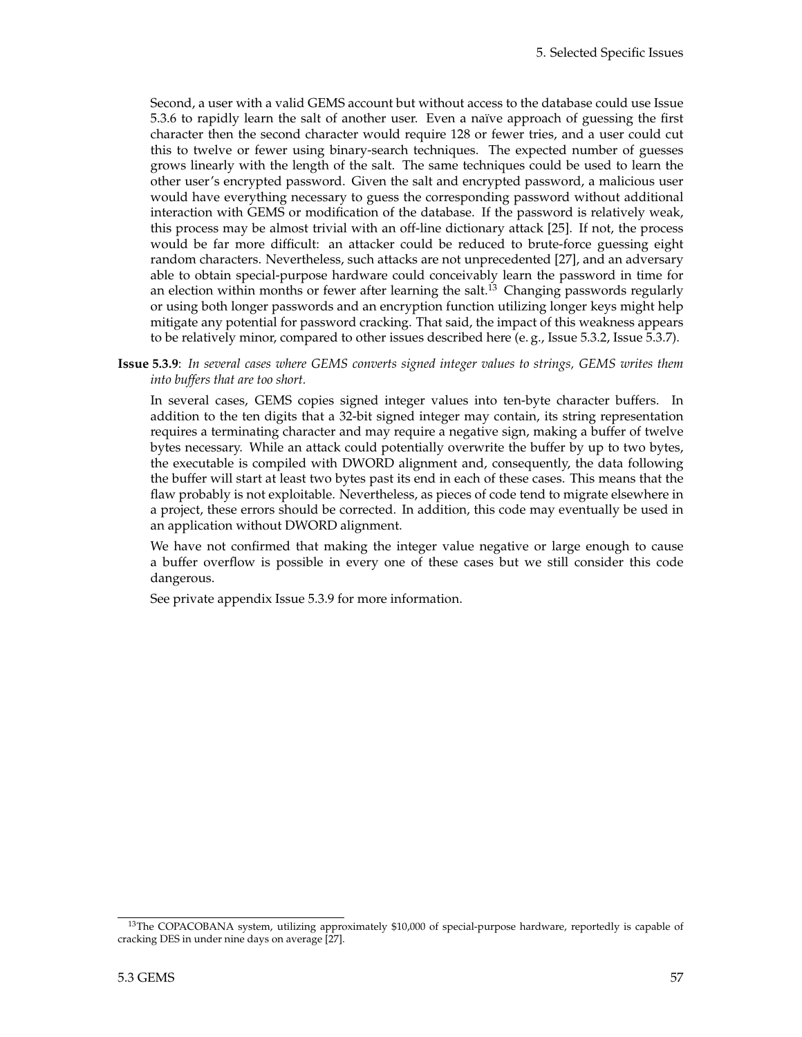Second, a user with a valid GEMS account but without access to the database could use Issue 5.3.6 to rapidly learn the salt of another user. Even a naïve approach of guessing the first character then the second character would require 128 or fewer tries, and a user could cut this to twelve or fewer using binary-search techniques. The expected number of guesses grows linearly with the length of the salt. The same techniques could be used to learn the other user's encrypted password. Given the salt and encrypted password, a malicious user would have everything necessary to guess the corresponding password without additional interaction with GEMS or modification of the database. If the password is relatively weak, this process may be almost trivial with an off-line dictionary attack [25]. If not, the process would be far more difficult: an attacker could be reduced to brute-force guessing eight random characters. Nevertheless, such attacks are not unprecedented [27], and an adversary able to obtain special-purpose hardware could conceivably learn the password in time for an election within months or fewer after learning the salt.[13] Changing passwords regularly or using both longer passwords and an encryption function utilizing longer keys might help mitigate any potential for password cracking. That said, the impact of this weakness appears to be relatively minor, compared to other issues described here (e. g., Issue 5.3.2, Issue 5.3.7).

**Issue 5.3.9**: *In several cases where GEMS converts signed integer values to strings, GEMS writes them into buffers that are too short.*

In several cases, GEMS copies signed integer values into ten-byte character buffers. In addition to the ten digits that a 32-bit signed integer may contain, its string representation requires a terminating character and may require a negative sign, making a buffer of twelve bytes necessary. While an attack could potentially overwrite the buffer by up to two bytes, the executable is compiled with DWORD alignment and, consequently, the data following the buffer will start at least two bytes past its end in each of these cases. This means that the flaw probably is not exploitable. Nevertheless, as pieces of code tend to migrate elsewhere in a project, these errors should be corrected. In addition, this code may eventually be used in an application without DWORD alignment.

We have not confirmed that making the integer value negative or large enough to cause a buffer overflow is possible in every one of these cases but we still consider this code dangerous.

See private appendix Issue 5.3.9 for more information.

[13] The COPACOBANA system, utilizing approximately $10,000 of special-purpose hardware, reportedly is capable of cracking DES in under nine days on average [27].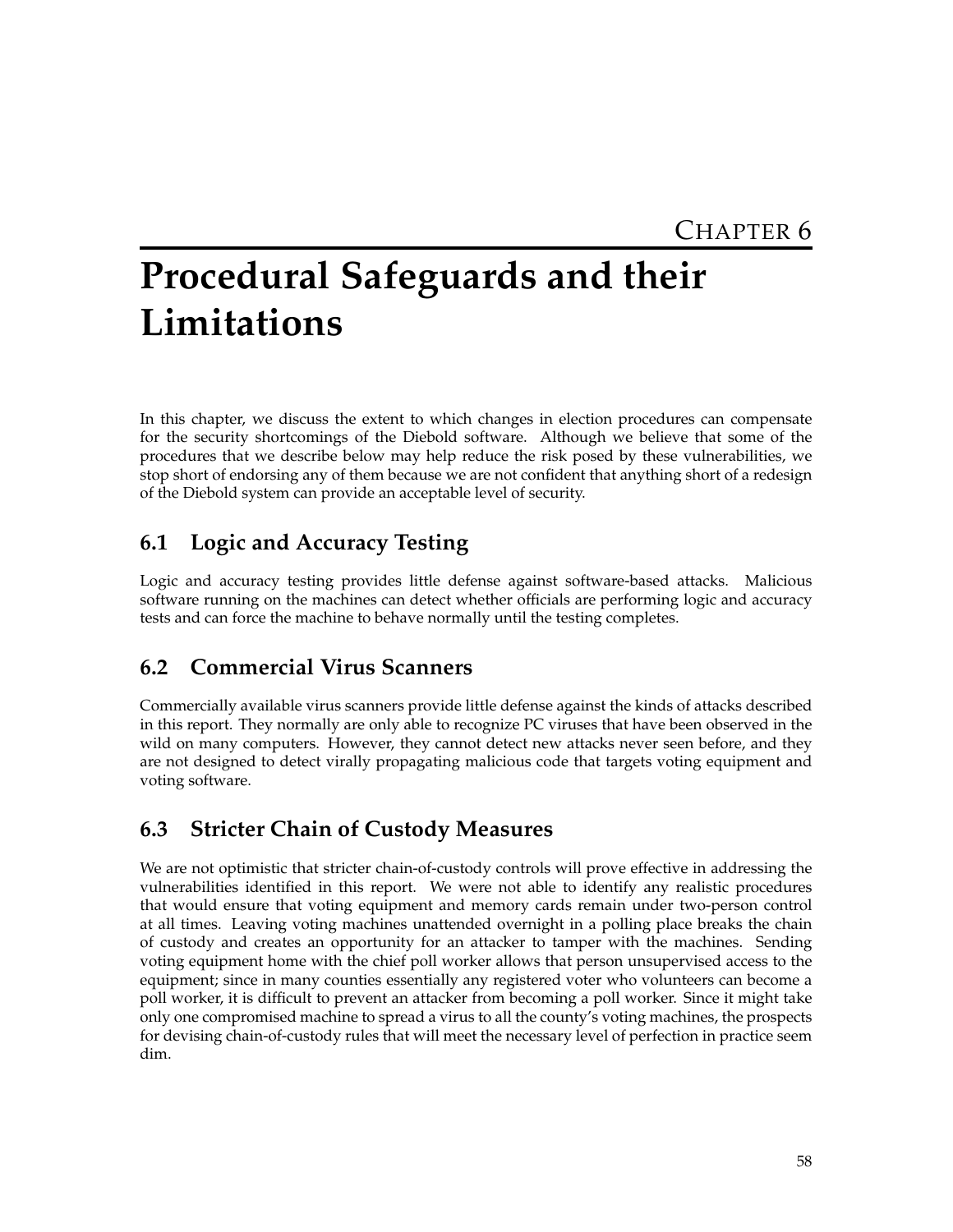# Chapter 6

# Procedural Safeguards and their Limitations

In this chapter, we discuss the extent to which changes in election procedures can compensate for the security shortcomings of the Diebold software. Although we believe that some of the procedures that we describe below may help reduce the risk posed by these vulnerabilities, we stop short of endorsing any of them because we are not confident that anything short of a redesign of the Diebold system can provide an acceptable level of security.

## 6.1 Logic and Accuracy Testing

Logic and accuracy testing provides little defense against software-based attacks. Malicious software running on the machines can detect whether officials are performing logic and accuracy tests and can force the machine to behave normally until the testing completes.

## 6.2 Commercial Virus Scanners

Commercially available virus scanners provide little defense against the kinds of attacks described in this report. They normally are only able to recognize PC viruses that have been observed in the wild on many computers. However, they cannot detect new attacks never seen before, and they are not designed to detect virally propagating malicious code that targets voting equipment and voting software.

## 6.3 Stricter Chain of Custody Measures

We are not optimistic that stricter chain-of-custody controls will prove effective in addressing the vulnerabilities identified in this report. We were not able to identify any realistic procedures that would ensure that voting equipment and memory cards remain under two-person control at all times. Leaving voting machines unattended overnight in a polling place breaks the chain of custody and creates an opportunity for an attacker to tamper with the machines. Sending voting equipment home with the chief poll worker allows that person unsupervised access to the equipment; since in many counties essentially any registered voter who volunteers can become a poll worker, it is difficult to prevent an attacker from becoming a poll worker. Since it might take only one compromised machine to spread a virus to all the county's voting machines, the prospects for devising chain-of-custody rules that will meet the necessary level of perfection in practice seem dim.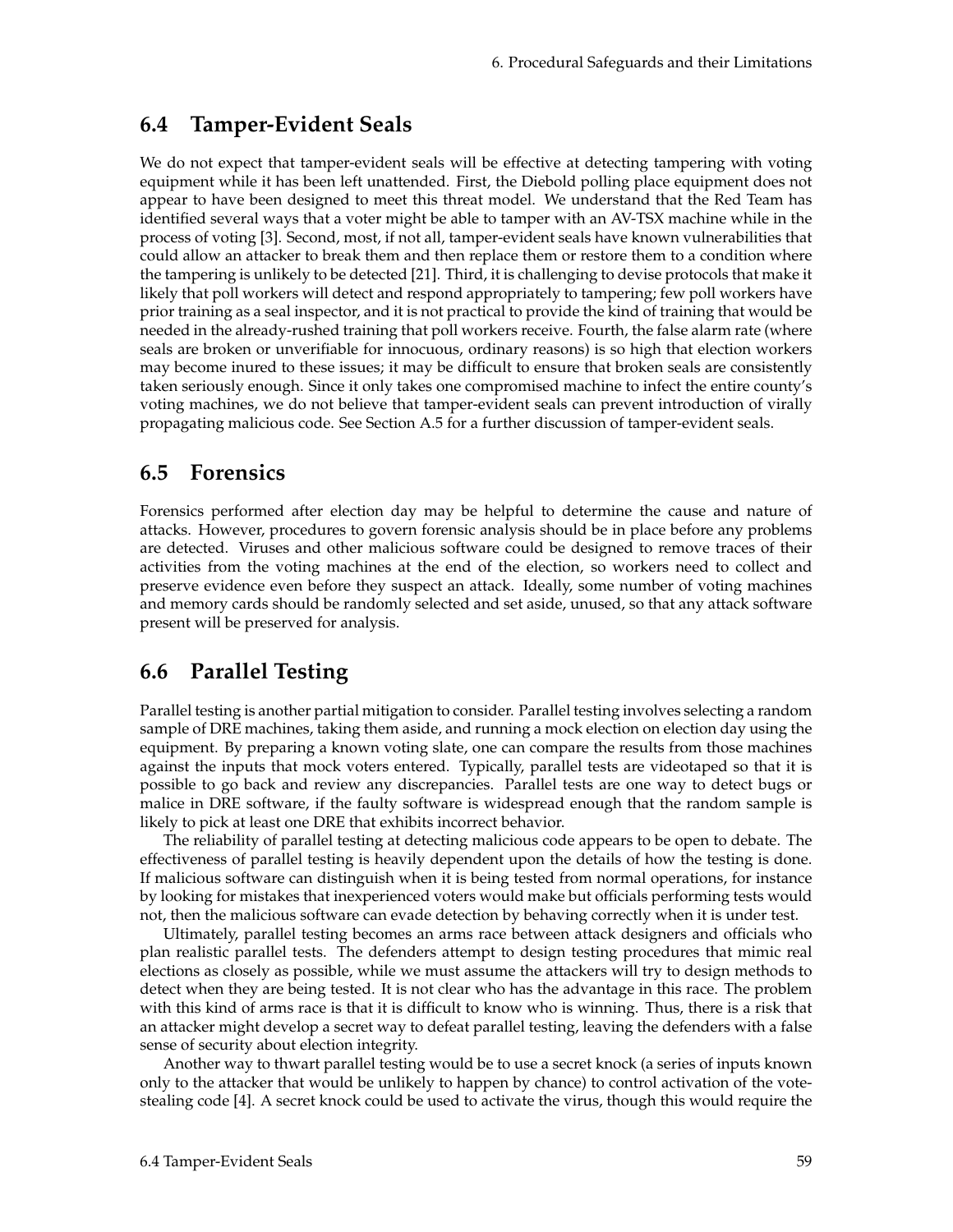## 6.4 Tamper-Evident Seals

We do not expect that tamper-evident seals will be effective at detecting tampering with voting equipment while it has been left unattended. First, the Diebold polling place equipment does not appear to have been designed to meet this threat model. We understand that the Red Team has identified several ways that a voter might be able to tamper with an AV-TSX machine while in the process of voting [3]. Second, most, if not all, tamper-evident seals have known vulnerabilities that could allow an attacker to break them and then replace them or restore them to a condition where the tampering is unlikely to be detected [21]. Third, it is challenging to devise protocols that make it likely that poll workers will detect and respond appropriately to tampering; few poll workers have prior training as a seal inspector, and it is not practical to provide the kind of training that would be needed in the already-rushed training that poll workers receive. Fourth, the false alarm rate (where seals are broken or unverifiable for innocuous, ordinary reasons) is so high that election workers may become inured to these issues; it may be difficult to ensure that broken seals are consistently taken seriously enough. Since it only takes one compromised machine to infect the entire county's voting machines, we do not believe that tamper-evident seals can prevent introduction of virally propagating malicious code. See Section A.5 for a further discussion of tamper-evident seals.

## 6.5 Forensics

Forensics performed after election day may be helpful to determine the cause and nature of attacks. However, procedures to govern forensic analysis should be in place before any problems are detected. Viruses and other malicious software could be designed to remove traces of their activities from the voting machines at the end of the election, so workers need to collect and preserve evidence even before they suspect an attack. Ideally, some number of voting machines and memory cards should be randomly selected and set aside, unused, so that any attack software present will be preserved for analysis.

## 6.6 Parallel Testing

Parallel testing is another partial mitigation to consider. Parallel testing involves selecting a random sample of DRE machines, taking them aside, and running a mock election on election day using the equipment. By preparing a known voting slate, one can compare the results from those machines against the inputs that mock voters entered. Typically, parallel tests are videotaped so that it is possible to go back and review any discrepancies. Parallel tests are one way to detect bugs or malice in DRE software, if the faulty software is widespread enough that the random sample is likely to pick at least one DRE that exhibits incorrect behavior.

The reliability of parallel testing at detecting malicious code appears to be open to debate. The effectiveness of parallel testing is heavily dependent upon the details of how the testing is done. If malicious software can distinguish when it is being tested from normal operations, for instance by looking for mistakes that inexperienced voters would make but officials performing tests would not, then the malicious software can evade detection by behaving correctly when it is under test.

Ultimately, parallel testing becomes an arms race between attack designers and officials who plan realistic parallel tests. The defenders attempt to design testing procedures that mimic real elections as closely as possible, while we must assume the attackers will try to design methods to detect when they are being tested. It is not clear who has the advantage in this race. The problem with this kind of arms race is that it is difficult to know who is winning. Thus, there is a risk that an attacker might develop a secret way to defeat parallel testing, leaving the defenders with a false sense of security about election integrity.

Another way to thwart parallel testing would be to use a secret knock (a series of inputs known only to the attacker that would be unlikely to happen by chance) to control activation of the vote-stealing code [4]. A secret knock could be used to activate the virus, though this would require the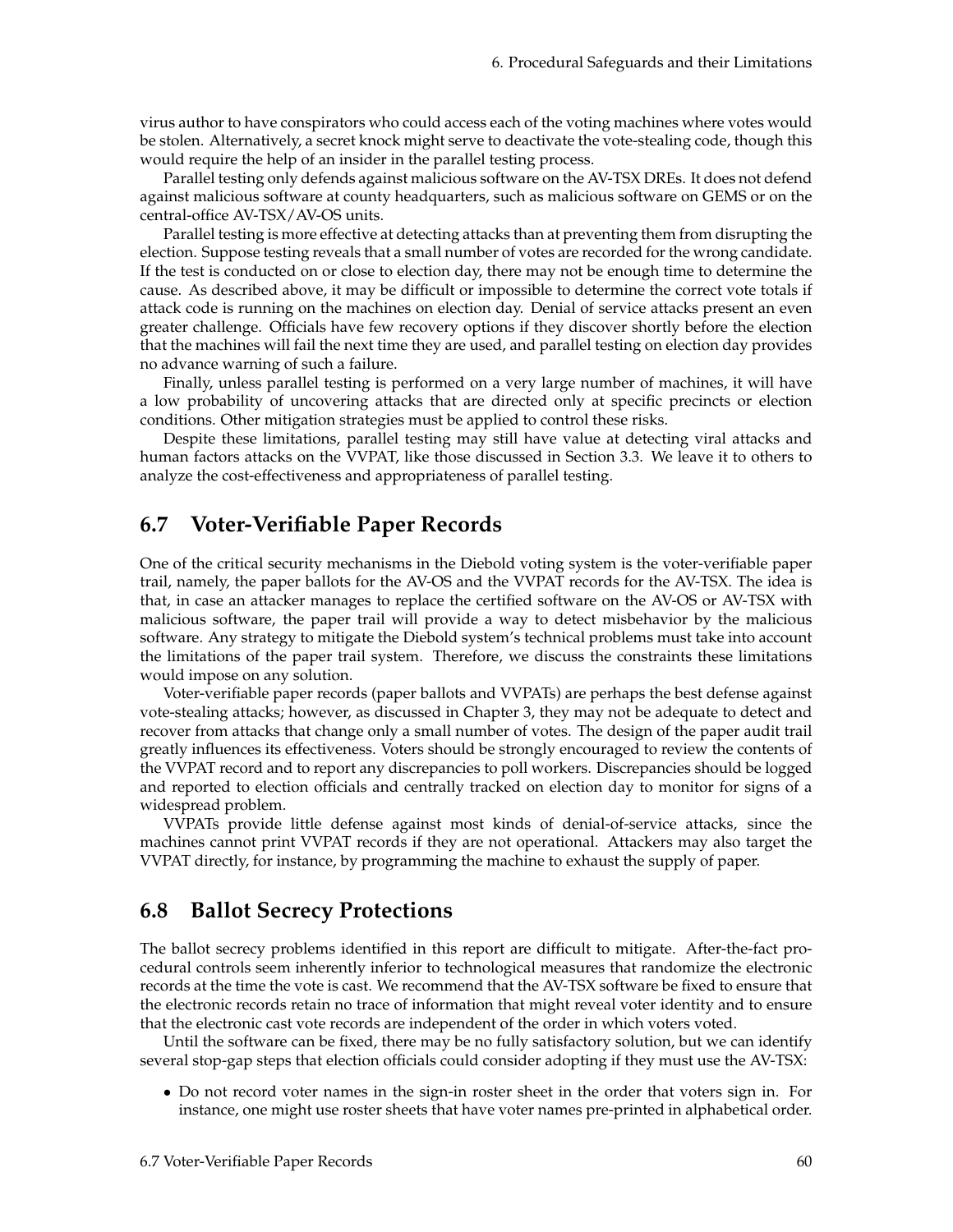virus author to have conspirators who could access each of the voting machines where votes would be stolen. Alternatively, a secret knock might serve to deactivate the vote-stealing code, though this would require the help of an insider in the parallel testing process.

Parallel testing only defends against malicious software on the AV-TSX DREs. It does not defend against malicious software at county headquarters, such as malicious software on GEMS or on the central-office AV-TSX/AV-OS units.

Parallel testing is more effective at detecting attacks than at preventing them from disrupting the election. Suppose testing reveals that a small number of votes are recorded for the wrong candidate. If the test is conducted on or close to election day, there may not be enough time to determine the cause. As described above, it may be difficult or impossible to determine the correct vote totals if attack code is running on the machines on election day. Denial of service attacks present an even greater challenge. Officials have few recovery options if they discover shortly before the election that the machines will fail the next time they are used, and parallel testing on election day provides no advance warning of such a failure.

Finally, unless parallel testing is performed on a very large number of machines, it will have a low probability of uncovering attacks that are directed only at specific precincts or election conditions. Other mitigation strategies must be applied to control these risks.

Despite these limitations, parallel testing may still have value at detecting viral attacks and human factors attacks on the VVPAT, like those discussed in Section 3.3. We leave it to others to analyze the cost-effectiveness and appropriateness of parallel testing.

## 6.7 Voter-Verifiable Paper Records

One of the critical security mechanisms in the Diebold voting system is the voter-verifiable paper trail, namely, the paper ballots for the AV-OS and the VVPAT records for the AV-TSX. The idea is that, in case an attacker manages to replace the certified software on the AV-OS or AV-TSX with malicious software, the paper trail will provide a way to detect misbehavior by the malicious software. Any strategy to mitigate the Diebold system's technical problems must take into account the limitations of the paper trail system. Therefore, we discuss the constraints these limitations would impose on any solution.

Voter-verifiable paper records (paper ballots and VVPATs) are perhaps the best defense against vote-stealing attacks; however, as discussed in Chapter 3, they may not be adequate to detect and recover from attacks that change only a small number of votes. The design of the paper audit trail greatly influences its effectiveness. Voters should be strongly encouraged to review the contents of the VVPAT record and to report any discrepancies to poll workers. Discrepancies should be logged and reported to election officials and centrally tracked on election day to monitor for signs of a widespread problem.

VVPATs provide little defense against most kinds of denial-of-service attacks, since the machines cannot print VVPAT records if they are not operational. Attackers may also target the VVPAT directly, for instance, by programming the machine to exhaust the supply of paper.

## 6.8 Ballot Secrecy Protections

The ballot secrecy problems identified in this report are difficult to mitigate. After-the-fact procedural controls seem inherently inferior to technological measures that randomize the electronic records at the time the vote is cast. We recommend that the AV-TSX software be fixed to ensure that the electronic records retain no trace of information that might reveal voter identity and to ensure that the electronic cast vote records are independent of the order in which voters voted.

Until the software can be fixed, there may be no fully satisfactory solution, but we can identify several stop-gap steps that election officials could consider adopting if they must use the AV-TSX:

- Do not record voter names in the sign-in roster sheet in the order that voters sign in. For instance, one might use roster sheets that have voter names pre-printed in alphabetical order.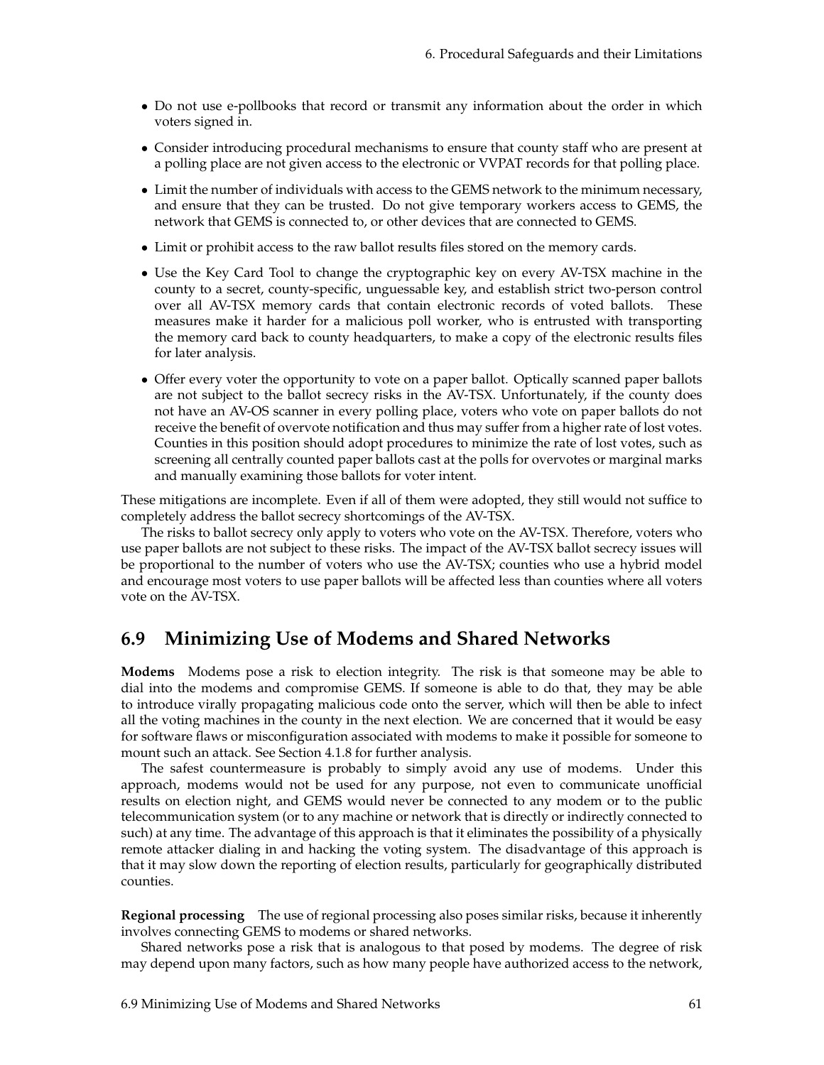- Do not use e-pollbooks that record or transmit any information about the order in which voters signed in.
- Consider introducing procedural mechanisms to ensure that county staff who are present at a polling place are not given access to the electronic or VVPAT records for that polling place.
- Limit the number of individuals with access to the GEMS network to the minimum necessary, and ensure that they can be trusted. Do not give temporary workers access to GEMS, the network that GEMS is connected to, or other devices that are connected to GEMS.
- Limit or prohibit access to the raw ballot results files stored on the memory cards.
- Use the Key Card Tool to change the cryptographic key on every AV-TSX machine in the county to a secret, county-specific, unguessable key, and establish strict two-person control over all AV-TSX memory cards that contain electronic records of voted ballots. These measures make it harder for a malicious poll worker, who is entrusted with transporting the memory card back to county headquarters, to make a copy of the electronic results files for later analysis.
- Offer every voter the opportunity to vote on a paper ballot. Optically scanned paper ballots are not subject to the ballot secrecy risks in the AV-TSX. Unfortunately, if the county does not have an AV-OS scanner in every polling place, voters who vote on paper ballots do not receive the benefit of overvote notification and thus may suffer from a higher rate of lost votes. Counties in this position should adopt procedures to minimize the rate of lost votes, such as screening all centrally counted paper ballots cast at the polls for overvotes or marginal marks and manually examining those ballots for voter intent.

These mitigations are incomplete. Even if all of them were adopted, they still would not suffice to completely address the ballot secrecy shortcomings of the AV-TSX.

The risks to ballot secrecy only apply to voters who vote on the AV-TSX. Therefore, voters who use paper ballots are not subject to these risks. The impact of the AV-TSX ballot secrecy issues will be proportional to the number of voters who use the AV-TSX; counties who use a hybrid model and encourage most voters to use paper ballots will be affected less than counties where all voters vote on the AV-TSX.

## 6.9 Minimizing Use of Modems and Shared Networks

**Modems** Modems pose a risk to election integrity. The risk is that someone may be able to dial into the modems and compromise GEMS. If someone is able to do that, they may be able to introduce virally propagating malicious code onto the server, which will then be able to infect all the voting machines in the county in the next election. We are concerned that it would be easy for software flaws or misconfiguration associated with modems to make it possible for someone to mount such an attack. See Section 4.1.8 for further analysis.

The safest countermeasure is probably to simply avoid any use of modems. Under this approach, modems would not be used for any purpose, not even to communicate unofficial results on election night, and GEMS would never be connected to any modem or to the public telecommunication system (or to any machine or network that is directly or indirectly connected to such) at any time. The advantage of this approach is that it eliminates the possibility of a physically remote attacker dialing in and hacking the voting system. The disadvantage of this approach is that it may slow down the reporting of election results, particularly for geographically distributed counties.

**Regional processing** The use of regional processing also poses similar risks, because it inherently involves connecting GEMS to modems or shared networks.

Shared networks pose a risk that is analogous to that posed by modems. The degree of risk may depend upon many factors, such as how many people have authorized access to the network,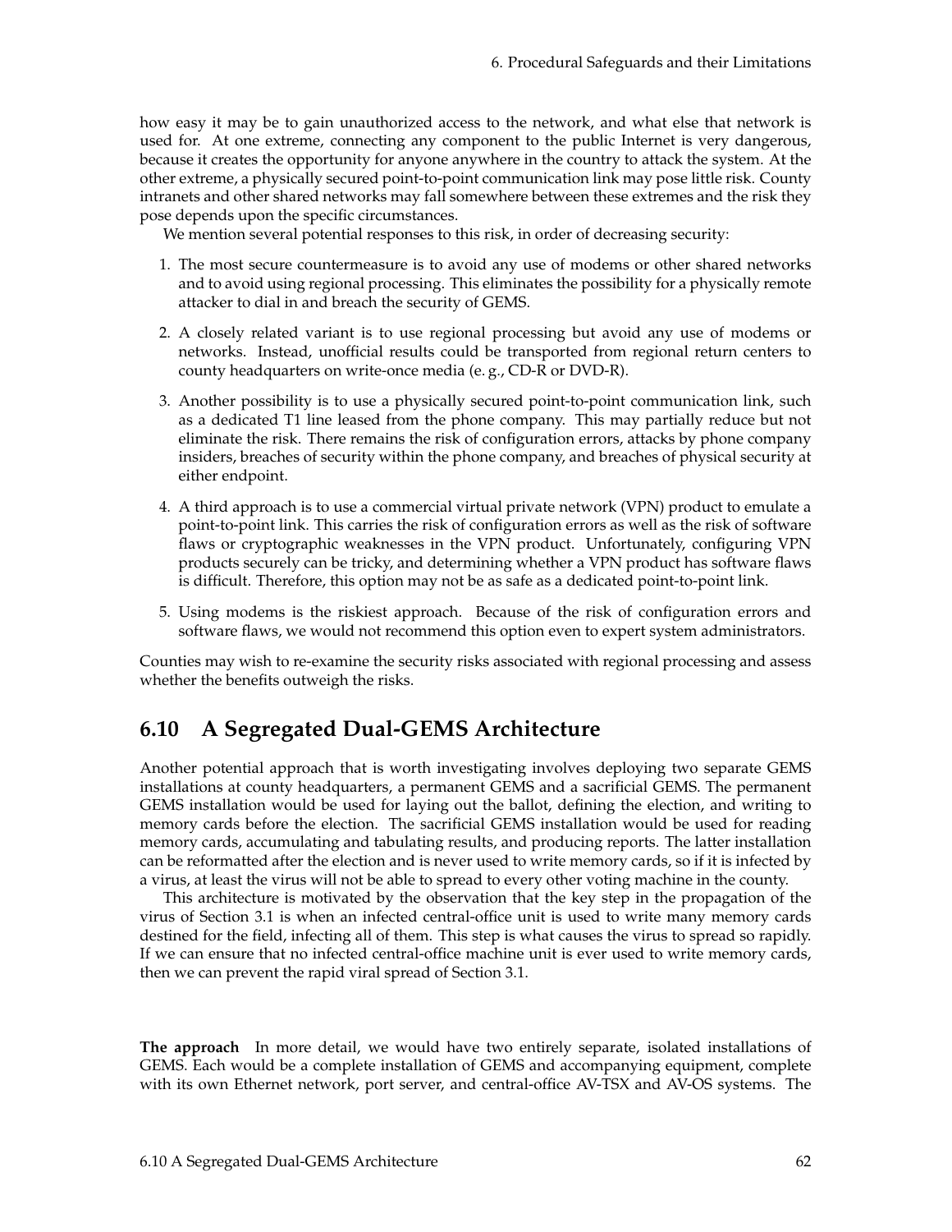how easy it may be to gain unauthorized access to the network, and what else that network is used for. At one extreme, connecting any component to the public Internet is very dangerous, because it creates the opportunity for anyone anywhere in the country to attack the system. At the other extreme, a physically secured point-to-point communication link may pose little risk. County intranets and other shared networks may fall somewhere between these extremes and the risk they pose depends upon the specific circumstances.

We mention several potential responses to this risk, in order of decreasing security:

1. The most secure countermeasure is to avoid any use of modems or other shared networks and to avoid using regional processing. This eliminates the possibility for a physically remote attacker to dial in and breach the security of GEMS.
2. A closely related variant is to use regional processing but avoid any use of modems or networks. Instead, unofficial results could be transported from regional return centers to county headquarters on write-once media (e. g., CD-R or DVD-R).
3. Another possibility is to use a physically secured point-to-point communication link, such as a dedicated T1 line leased from the phone company. This may partially reduce but not eliminate the risk. There remains the risk of configuration errors, attacks by phone company insiders, breaches of security within the phone company, and breaches of physical security at either endpoint.
4. A third approach is to use a commercial virtual private network (VPN) product to emulate a point-to-point link. This carries the risk of configuration errors as well as the risk of software flaws or cryptographic weaknesses in the VPN product. Unfortunately, configuring VPN products securely can be tricky, and determining whether a VPN product has software flaws is difficult. Therefore, this option may not be as safe as a dedicated point-to-point link.
5. Using modems is the riskiest approach. Because of the risk of configuration errors and software flaws, we would not recommend this option even to expert system administrators.

Counties may wish to re-examine the security risks associated with regional processing and assess whether the benefits outweigh the risks.

## 6.10 A Segregated Dual-GEMS Architecture

Another potential approach that is worth investigating involves deploying two separate GEMS installations at county headquarters, a permanent GEMS and a sacrificial GEMS. The permanent GEMS installation would be used for laying out the ballot, defining the election, and writing to memory cards before the election. The sacrificial GEMS installation would be used for reading memory cards, accumulating and tabulating results, and producing reports. The latter installation can be reformatted after the election and is never used to write memory cards, so if it is infected by a virus, at least the virus will not be able to spread to every other voting machine in the county.

This architecture is motivated by the observation that the key step in the propagation of the virus of Section 3.1 is when an infected central-office unit is used to write many memory cards destined for the field, infecting all of them. This step is what causes the virus to spread so rapidly. If we can ensure that no infected central-office machine unit is ever used to write memory cards, then we can prevent the rapid viral spread of Section 3.1.

**The approach** In more detail, we would have two entirely separate, isolated installations of GEMS. Each would be a complete installation of GEMS and accompanying equipment, complete with its own Ethernet network, port server, and central-office AV-TSX and AV-OS systems. The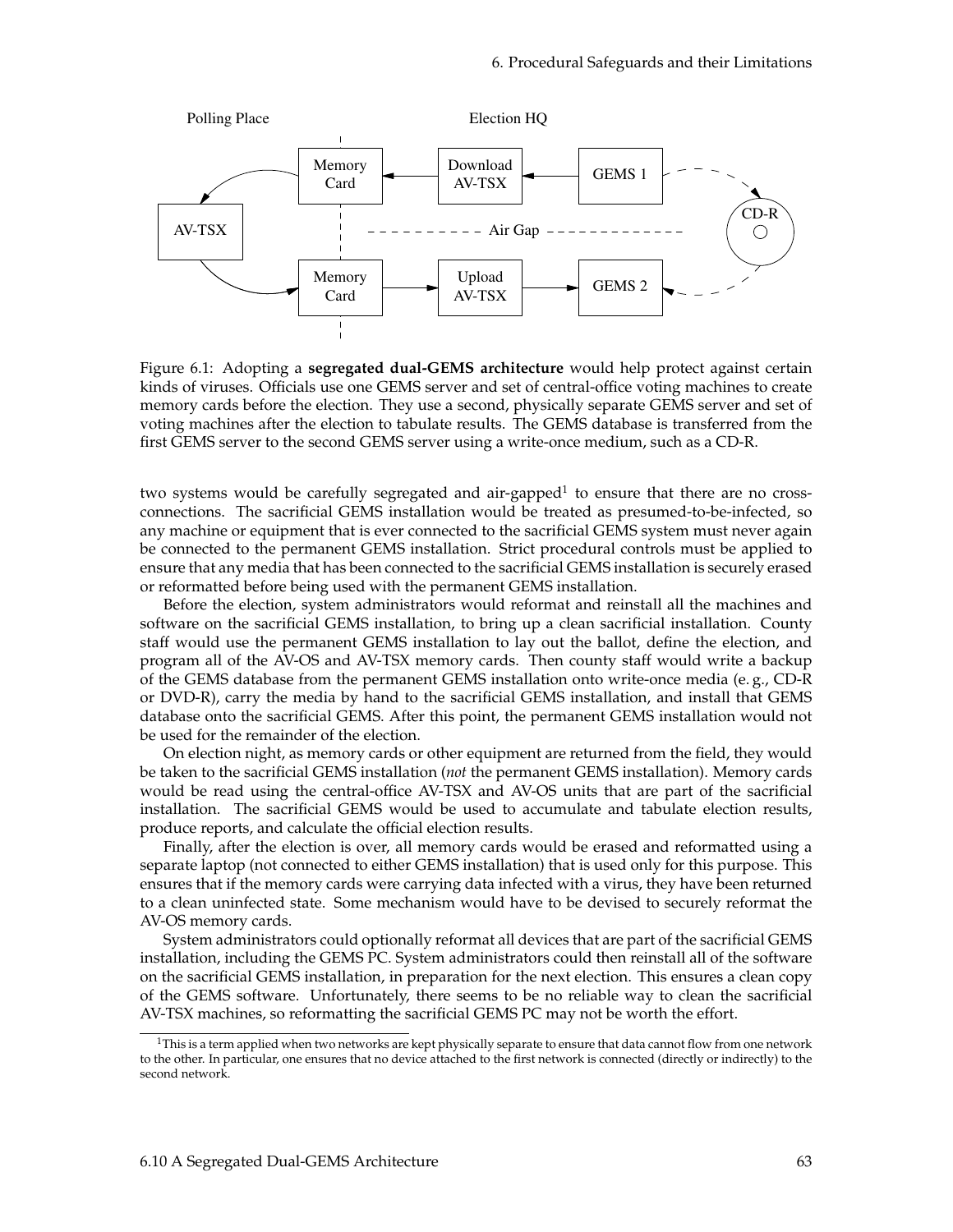Figure 6.1: Adopting a **segregated dual-GEMS architecture** would help protect against certain kinds of viruses. Officials use one GEMS server and set of central-office voting machines to create memory cards before the election. They use a second, physically separate GEMS server and set of voting machines after the election to tabulate results. The GEMS database is transferred from the first GEMS server to the second GEMS server using a write-once medium, such as a CD-R.

two systems would be carefully segregated and air-gapped[1] to ensure that there are no cross-connections. The sacrificial GEMS installation would be treated as presumed-to-be-infected, so any machine or equipment that is ever connected to the sacrificial GEMS system must never again be connected to the permanent GEMS installation. Strict procedural controls must be applied to ensure that any media that has been connected to the sacrificial GEMS installation is securely erased or reformatted before being used with the permanent GEMS installation.

Before the election, system administrators would reformat and reinstall all the machines and software on the sacrificial GEMS installation, to bring up a clean sacrificial installation. County staff would use the permanent GEMS installation to lay out the ballot, define the election, and program all of the AV-OS and AV-TSX memory cards. Then county staff would write a backup of the GEMS database from the permanent GEMS installation onto write-once media (e. g., CD-R or DVD-R), carry the media by hand to the sacrificial GEMS installation, and install that GEMS database onto the sacrificial GEMS. After this point, the permanent GEMS installation would not be used for the remainder of the election.

On election night, as memory cards or other equipment are returned from the field, they would be taken to the sacrificial GEMS installation (*not* the permanent GEMS installation). Memory cards would be read using the central-office AV-TSX and AV-OS units that are part of the sacrificial installation. The sacrificial GEMS would be used to accumulate and tabulate election results, produce reports, and calculate the official election results.

Finally, after the election is over, all memory cards would be erased and reformatted using a separate laptop (not connected to either GEMS installation) that is used only for this purpose. This ensures that if the memory cards were carrying data infected with a virus, they have been returned to a clean uninfected state. Some mechanism would have to be devised to securely reformat the AV-OS memory cards.

System administrators could optionally reformat all devices that are part of the sacrificial GEMS installation, including the GEMS PC. System administrators could then reinstall all of the software on the sacrificial GEMS installation, in preparation for the next election. This ensures a clean copy of the GEMS software. Unfortunately, there seems to be no reliable way to clean the sacrificial AV-TSX machines, so reformatting the sacrificial GEMS PC may not be worth the effort.

[1] This is a term applied when two networks are kept physically separate to ensure that data cannot flow from one network to the other. In particular, one ensures that no device attached to the first network is connected (directly or indirectly) to the second network.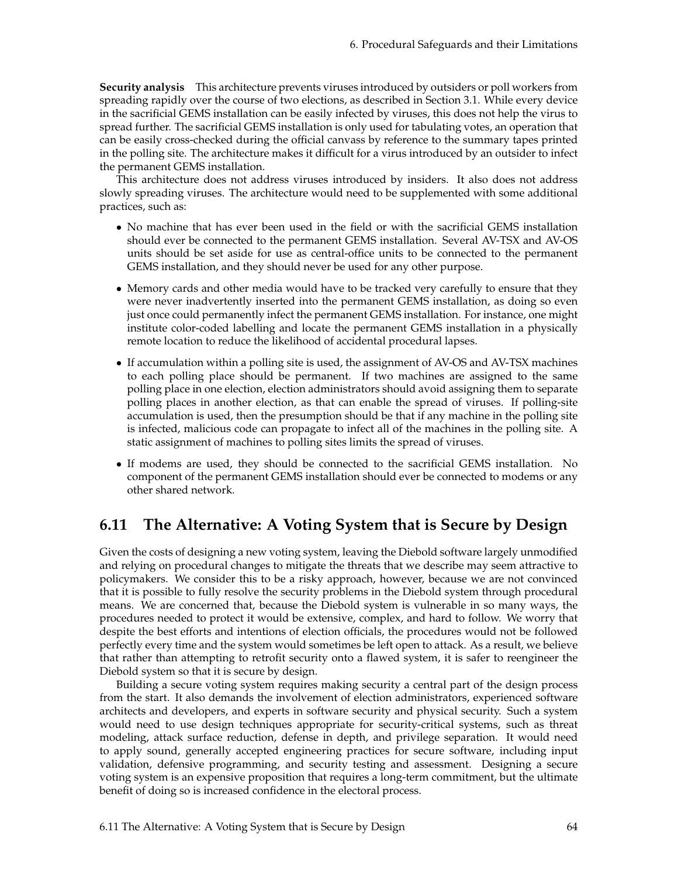**Security analysis** This architecture prevents viruses introduced by outsiders or poll workers from spreading rapidly over the course of two elections, as described in Section 3.1. While every device in the sacrificial GEMS installation can be easily infected by viruses, this does not help the virus to spread further. The sacrificial GEMS installation is only used for tabulating votes, an operation that can be easily cross-checked during the official canvass by reference to the summary tapes printed in the polling site. The architecture makes it difficult for a virus introduced by an outsider to infect the permanent GEMS installation.

This architecture does not address viruses introduced by insiders. It also does not address slowly spreading viruses. The architecture would need to be supplemented with some additional practices, such as:

- No machine that has ever been used in the field or with the sacrificial GEMS installation should ever be connected to the permanent GEMS installation. Several AV-TSX and AV-OS units should be set aside for use as central-office units to be connected to the permanent GEMS installation, and they should never be used for any other purpose.
- Memory cards and other media would have to be tracked very carefully to ensure that they were never inadvertently inserted into the permanent GEMS installation, as doing so even just once could permanently infect the permanent GEMS installation. For instance, one might institute color-coded labelling and locate the permanent GEMS installation in a physically remote location to reduce the likelihood of accidental procedural lapses.
- If accumulation within a polling site is used, the assignment of AV-OS and AV-TSX machines to each polling place should be permanent. If two machines are assigned to the same polling place in one election, election administrators should avoid assigning them to separate polling places in another election, as that can enable the spread of viruses. If polling-site accumulation is used, then the presumption should be that if any machine in the polling site is infected, malicious code can propagate to infect all of the machines in the polling site. A static assignment of machines to polling sites limits the spread of viruses.
- If modems are used, they should be connected to the sacrificial GEMS installation. No component of the permanent GEMS installation should ever be connected to modems or any other shared network.

## 6.11 The Alternative: A Voting System that is Secure by Design

Given the costs of designing a new voting system, leaving the Diebold software largely unmodified and relying on procedural changes to mitigate the threats that we describe may seem attractive to policymakers. We consider this to be a risky approach, however, because we are not convinced that it is possible to fully resolve the security problems in the Diebold system through procedural means. We are concerned that, because the Diebold system is vulnerable in so many ways, the procedures needed to protect it would be extensive, complex, and hard to follow. We worry that despite the best efforts and intentions of election officials, the procedures would not be followed perfectly every time and the system would sometimes be left open to attack. As a result, we believe that rather than attempting to retrofit security onto a flawed system, it is safer to reengineer the Diebold system so that it is secure by design.

Building a secure voting system requires making security a central part of the design process from the start. It also demands the involvement of election administrators, experienced software architects and developers, and experts in software security and physical security. Such a system would need to use design techniques appropriate for security-critical systems, such as threat modeling, attack surface reduction, defense in depth, and privilege separation. It would need to apply sound, generally accepted engineering practices for secure software, including input validation, defensive programming, and security testing and assessment. Designing a secure voting system is an expensive proposition that requires a long-term commitment, but the ultimate benefit of doing so is increased confidence in the electoral process.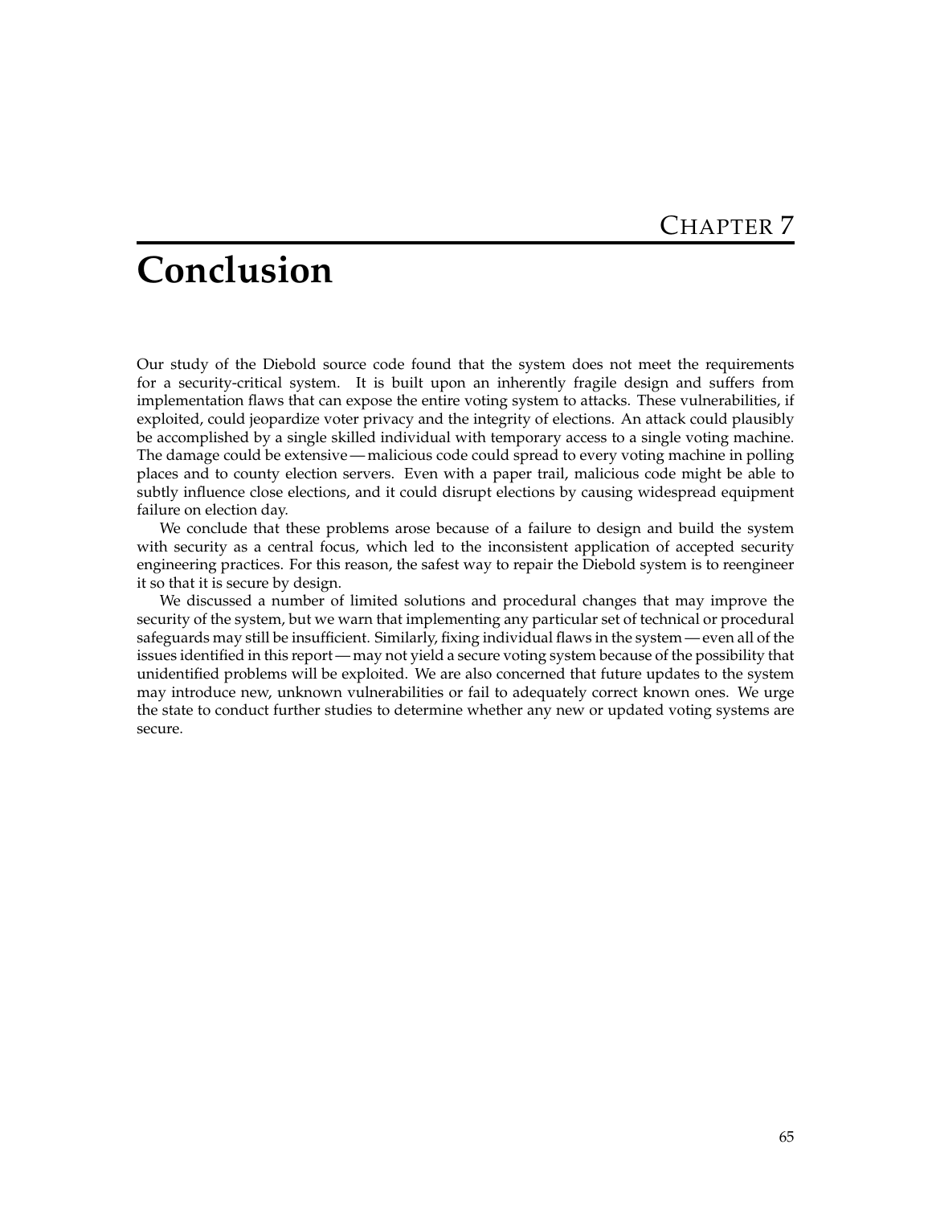# Chapter 7

# Conclusion

Our study of the Diebold source code found that the system does not meet the requirements for a security-critical system. It is built upon an inherently fragile design and suffers from implementation flaws that can expose the entire voting system to attacks. These vulnerabilities, if exploited, could jeopardize voter privacy and the integrity of elections. An attack could plausibly be accomplished by a single skilled individual with temporary access to a single voting machine. The damage could be extensive — malicious code could spread to every voting machine in polling places and to county election servers. Even with a paper trail, malicious code might be able to subtly influence close elections, and it could disrupt elections by causing widespread equipment failure on election day.

We conclude that these problems arose because of a failure to design and build the system with security as a central focus, which led to the inconsistent application of accepted security engineering practices. For this reason, the safest way to repair the Diebold system is to reengineer it so that it is secure by design.

We discussed a number of limited solutions and procedural changes that may improve the security of the system, but we warn that implementing any particular set of technical or procedural safeguards may still be insufficient. Similarly, fixing individual flaws in the system — even all of the issues identified in this report — may not yield a secure voting system because of the possibility that unidentified problems will be exploited. We are also concerned that future updates to the system may introduce new, unknown vulnerabilities or fail to adequately correct known ones. We urge the state to conduct further studies to determine whether any new or updated voting systems are secure.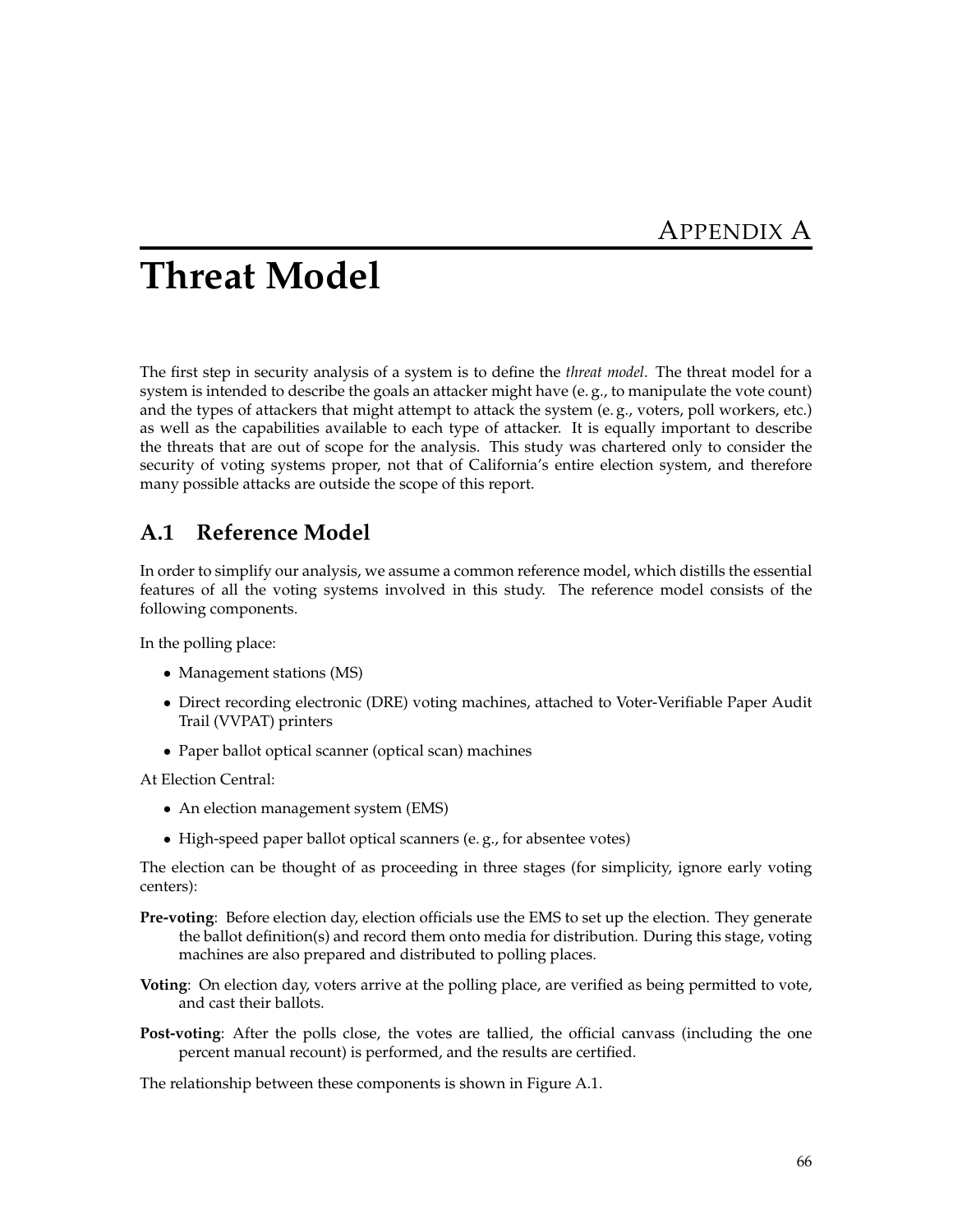# Appendix A

# Threat Model

The first step in security analysis of a system is to define the *threat model*. The threat model for a system is intended to describe the goals an attacker might have (e. g., to manipulate the vote count) and the types of attackers that might attempt to attack the system (e. g., voters, poll workers, etc.) as well as the capabilities available to each type of attacker. It is equally important to describe the threats that are out of scope for the analysis. This study was chartered only to consider the security of voting systems proper, not that of California's entire election system, and therefore many possible attacks are outside the scope of this report.

## A.1 Reference Model

In order to simplify our analysis, we assume a common reference model, which distills the essential features of all the voting systems involved in this study. The reference model consists of the following components.

In the polling place:

- Management stations (MS)
- Direct recording electronic (DRE) voting machines, attached to Voter-Verifiable Paper Audit Trail (VVPAT) printers
- Paper ballot optical scanner (optical scan) machines

At Election Central:

- An election management system (EMS)
- High-speed paper ballot optical scanners (e. g., for absentee votes)

The election can be thought of as proceeding in three stages (for simplicity, ignore early voting centers):

**Pre-voting**: Before election day, election officials use the EMS to set up the election. They generate the ballot definition(s) and record them onto media for distribution. During this stage, voting machines are also prepared and distributed to polling places.

**Voting**: On election day, voters arrive at the polling place, are verified as being permitted to vote, and cast their ballots.

**Post-voting**: After the polls close, the votes are tallied, the official canvass (including the one percent manual recount) is performed, and the results are certified.

The relationship between these components is shown in Figure A.1.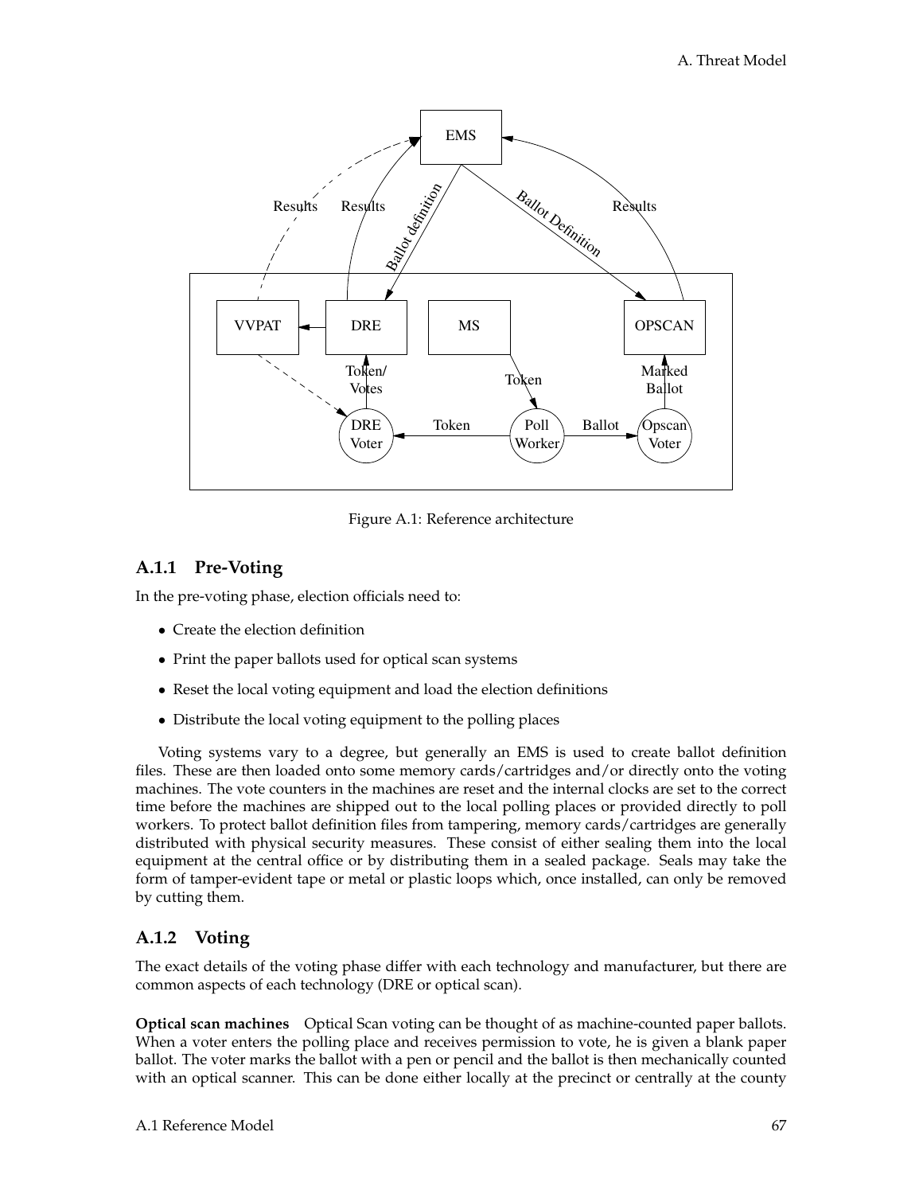Figure A.1: Reference architecture

### A.1.1 Pre-Voting

In the pre-voting phase, election officials need to:

- Create the election definition
- Print the paper ballots used for optical scan systems
- Reset the local voting equipment and load the election definitions
- Distribute the local voting equipment to the polling places

Voting systems vary to a degree, but generally an EMS is used to create ballot definition files. These are then loaded onto some memory cards/cartridges and/or directly onto the voting machines. The vote counters in the machines are reset and the internal clocks are set to the correct time before the machines are shipped out to the local polling places or provided directly to poll workers. To protect ballot definition files from tampering, memory cards/cartridges are generally distributed with physical security measures. These consist of either sealing them into the local equipment at the central office or by distributing them in a sealed package. Seals may take the form of tamper-evident tape or metal or plastic loops which, once installed, can only be removed by cutting them.

### A.1.2 Voting

The exact details of the voting phase differ with each technology and manufacturer, but there are common aspects of each technology (DRE or optical scan).

**Optical scan machines** Optical Scan voting can be thought of as machine-counted paper ballots. When a voter enters the polling place and receives permission to vote, he is given a blank paper ballot. The voter marks the ballot with a pen or pencil and the ballot is then mechanically counted with an optical scanner. This can be done either locally at the precinct or centrally at the county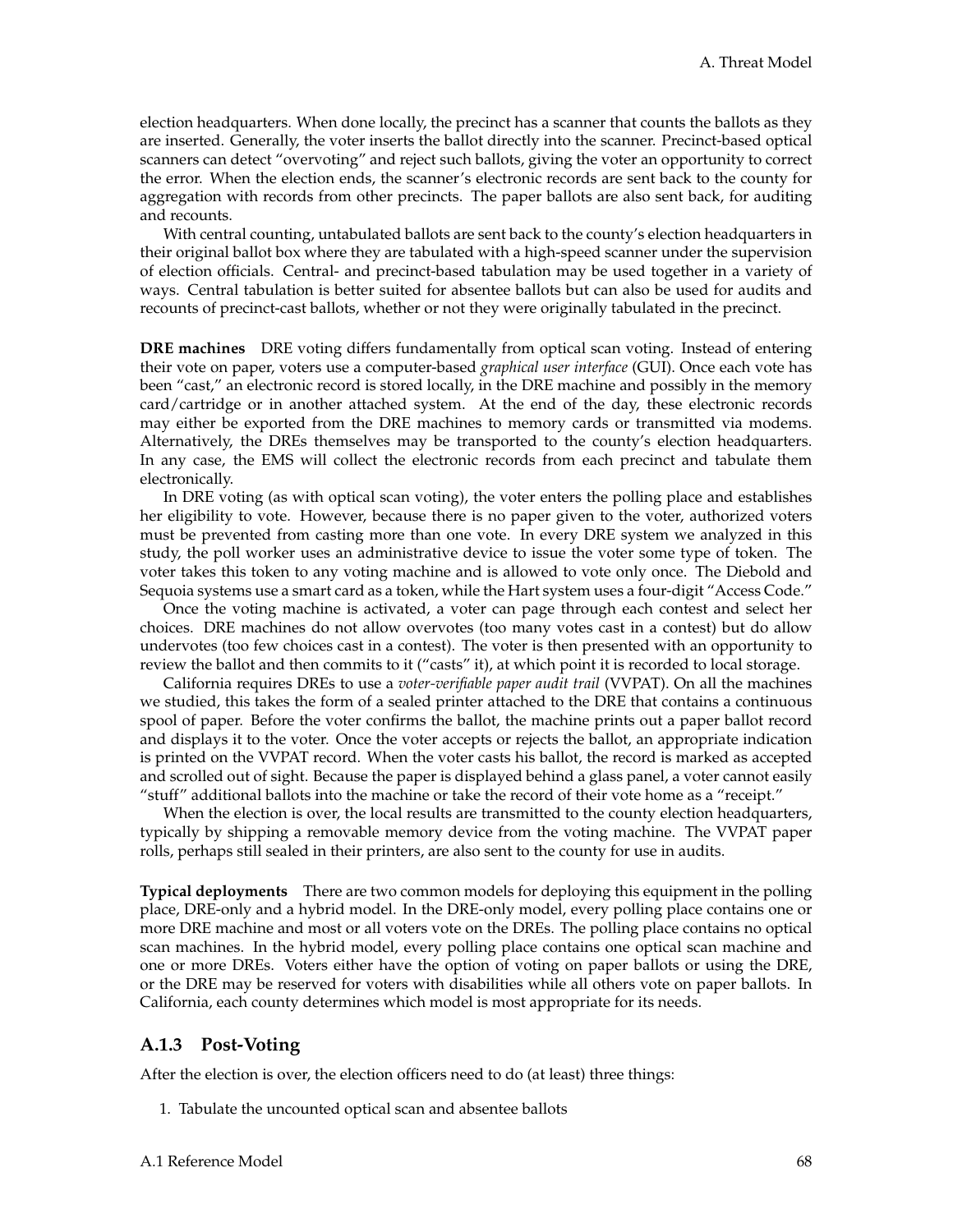election headquarters. When done locally, the precinct has a scanner that counts the ballots as they are inserted. Generally, the voter inserts the ballot directly into the scanner. Precinct-based optical scanners can detect "overvoting" and reject such ballots, giving the voter an opportunity to correct the error. When the election ends, the scanner's electronic records are sent back to the county for aggregation with records from other precincts. The paper ballots are also sent back, for auditing and recounts.

With central counting, untabulated ballots are sent back to the county's election headquarters in their original ballot box where they are tabulated with a high-speed scanner under the supervision of election officials. Central- and precinct-based tabulation may be used together in a variety of ways. Central tabulation is better suited for absentee ballots but can also be used for audits and recounts of precinct-cast ballots, whether or not they were originally tabulated in the precinct.

**DRE machines** DRE voting differs fundamentally from optical scan voting. Instead of entering their vote on paper, voters use a computer-based *graphical user interface* (GUI). Once each vote has been "cast," an electronic record is stored locally, in the DRE machine and possibly in the memory card/cartridge or in another attached system. At the end of the day, these electronic records may either be exported from the DRE machines to memory cards or transmitted via modems. Alternatively, the DREs themselves may be transported to the county's election headquarters. In any case, the EMS will collect the electronic records from each precinct and tabulate them electronically.

In DRE voting (as with optical scan voting), the voter enters the polling place and establishes her eligibility to vote. However, because there is no paper given to the voter, authorized voters must be prevented from casting more than one vote. In every DRE system we analyzed in this study, the poll worker uses an administrative device to issue the voter some type of token. The voter takes this token to any voting machine and is allowed to vote only once. The Diebold and Sequoia systems use a smart card as a token, while the Hart system uses a four-digit "Access Code."

Once the voting machine is activated, a voter can page through each contest and select her choices. DRE machines do not allow overvotes (too many votes cast in a contest) but do allow undervotes (too few choices cast in a contest). The voter is then presented with an opportunity to review the ballot and then commits to it ("casts" it), at which point it is recorded to local storage.

California requires DREs to use a *voter-verifiable paper audit trail* (VVPAT). On all the machines we studied, this takes the form of a sealed printer attached to the DRE that contains a continuous spool of paper. Before the voter confirms the ballot, the machine prints out a paper ballot record and displays it to the voter. Once the voter accepts or rejects the ballot, an appropriate indication is printed on the VVPAT record. When the voter casts his ballot, the record is marked as accepted and scrolled out of sight. Because the paper is displayed behind a glass panel, a voter cannot easily "stuff" additional ballots into the machine or take the record of their vote home as a "receipt."

When the election is over, the local results are transmitted to the county election headquarters, typically by shipping a removable memory device from the voting machine. The VVPAT paper rolls, perhaps still sealed in their printers, are also sent to the county for use in audits.

**Typical deployments** There are two common models for deploying this equipment in the polling place, DRE-only and a hybrid model. In the DRE-only model, every polling place contains one or more DRE machine and most or all voters vote on the DREs. The polling place contains no optical scan machines. In the hybrid model, every polling place contains one optical scan machine and one or more DREs. Voters either have the option of voting on paper ballots or using the DRE, or the DRE may be reserved for voters with disabilities while all others vote on paper ballots. In California, each county determines which model is most appropriate for its needs.

### A.1.3 Post-Voting

After the election is over, the election officers need to do (at least) three things:

1. Tabulate the uncounted optical scan and absentee ballots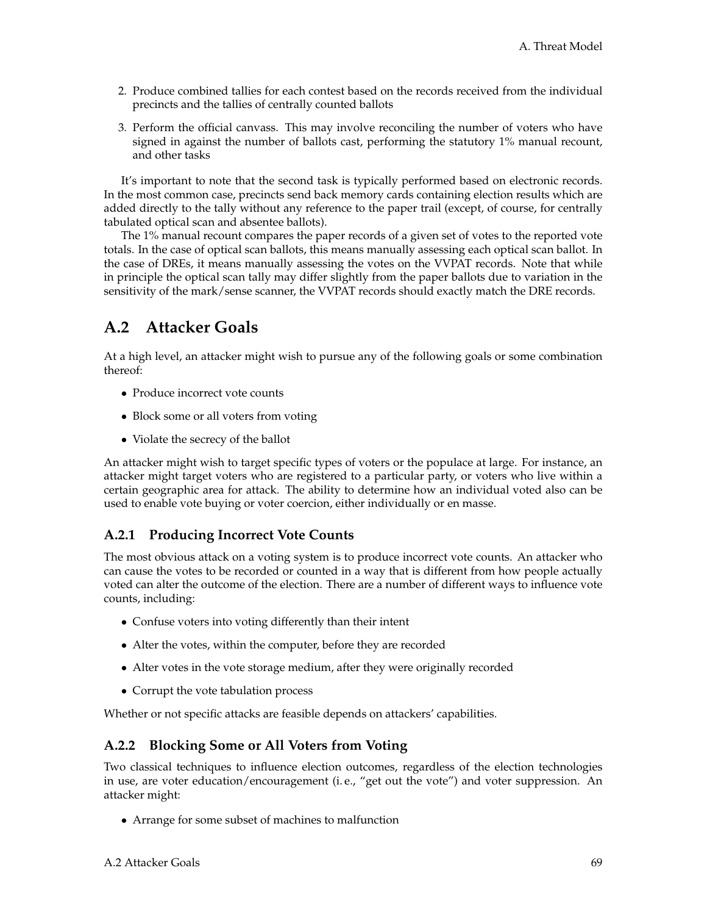2. Produce combined tallies for each contest based on the records received from the individual precincts and the tallies of centrally counted ballots
3. Perform the official canvass. This may involve reconciling the number of voters who have signed in against the number of ballots cast, performing the statutory 1% manual recount, and other tasks

It's important to note that the second task is typically performed based on electronic records. In the most common case, precincts send back memory cards containing election results which are added directly to the tally without any reference to the paper trail (except, of course, for centrally tabulated optical scan and absentee ballots).

The 1% manual recount compares the paper records of a given set of votes to the reported vote totals. In the case of optical scan ballots, this means manually assessing each optical scan ballot. In the case of DREs, it means manually assessing the votes on the VVPAT records. Note that while in principle the optical scan tally may differ slightly from the paper ballots due to variation in the sensitivity of the mark/sense scanner, the VVPAT records should exactly match the DRE records.

## A.2 Attacker Goals

At a high level, an attacker might wish to pursue any of the following goals or some combination thereof:

- Produce incorrect vote counts
- Block some or all voters from voting
- Violate the secrecy of the ballot

An attacker might wish to target specific types of voters or the populace at large. For instance, an attacker might target voters who are registered to a particular party, or voters who live within a certain geographic area for attack. The ability to determine how an individual voted also can be used to enable vote buying or voter coercion, either individually or en masse.

### A.2.1 Producing Incorrect Vote Counts

The most obvious attack on a voting system is to produce incorrect vote counts. An attacker who can cause the votes to be recorded or counted in a way that is different from how people actually voted can alter the outcome of the election. There are a number of different ways to influence vote counts, including:

- Confuse voters into voting differently than their intent
- Alter the votes, within the computer, before they are recorded
- Alter votes in the vote storage medium, after they were originally recorded
- Corrupt the vote tabulation process

Whether or not specific attacks are feasible depends on attackers' capabilities.

### A.2.2 Blocking Some or All Voters from Voting

Two classical techniques to influence election outcomes, regardless of the election technologies in use, are voter education/encouragement (i. e., "get out the vote") and voter suppression. An attacker might:

- Arrange for some subset of machines to malfunction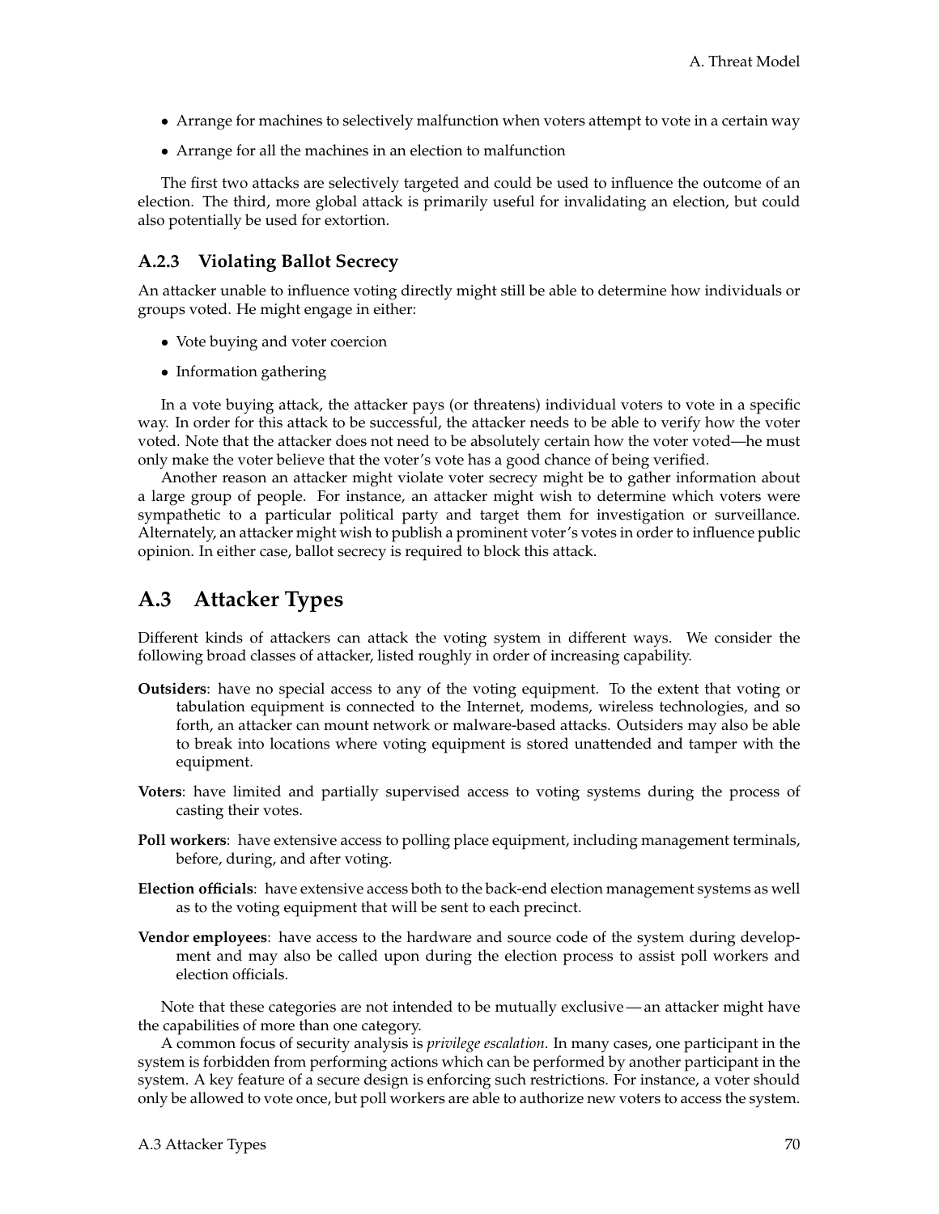- Arrange for machines to selectively malfunction when voters attempt to vote in a certain way
- Arrange for all the machines in an election to malfunction

The first two attacks are selectively targeted and could be used to influence the outcome of an election. The third, more global attack is primarily useful for invalidating an election, but could also potentially be used for extortion.

### A.2.3 Violating Ballot Secrecy

An attacker unable to influence voting directly might still be able to determine how individuals or groups voted. He might engage in either:

- Vote buying and voter coercion
- Information gathering

In a vote buying attack, the attacker pays (or threatens) individual voters to vote in a specific way. In order for this attack to be successful, the attacker needs to be able to verify how the voter voted. Note that the attacker does not need to be absolutely certain how the voter voted—he must only make the voter believe that the voter's vote has a good chance of being verified.

Another reason an attacker might violate voter secrecy might be to gather information about a large group of people. For instance, an attacker might wish to determine which voters were sympathetic to a particular political party and target them for investigation or surveillance. Alternately, an attacker might wish to publish a prominent voter's votes in order to influence public opinion. In either case, ballot secrecy is required to block this attack.

## A.3 Attacker Types

Different kinds of attackers can attack the voting system in different ways. We consider the following broad classes of attacker, listed roughly in order of increasing capability.

**Outsiders**: have no special access to any of the voting equipment. To the extent that voting or tabulation equipment is connected to the Internet, modems, wireless technologies, and so forth, an attacker can mount network or malware-based attacks. Outsiders may also be able to break into locations where voting equipment is stored unattended and tamper with the equipment.

**Voters**: have limited and partially supervised access to voting systems during the process of casting their votes.

**Poll workers**: have extensive access to polling place equipment, including management terminals, before, during, and after voting.

**Election officials**: have extensive access both to the back-end election management systems as well as to the voting equipment that will be sent to each precinct.

**Vendor employees**: have access to the hardware and source code of the system during development and may also be called upon during the election process to assist poll workers and election officials.

Note that these categories are not intended to be mutually exclusive — an attacker might have the capabilities of more than one category.

A common focus of security analysis is *privilege escalation*. In many cases, one participant in the system is forbidden from performing actions which can be performed by another participant in the system. A key feature of a secure design is enforcing such restrictions. For instance, a voter should only be allowed to vote once, but poll workers are able to authorize new voters to access the system.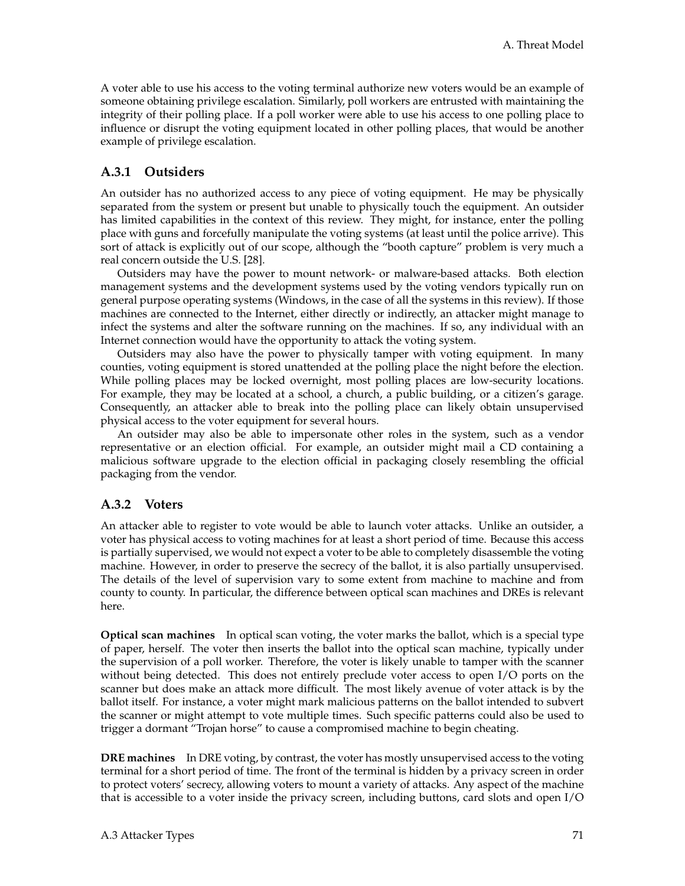A voter able to use his access to the voting terminal authorize new voters would be an example of someone obtaining privilege escalation. Similarly, poll workers are entrusted with maintaining the integrity of their polling place. If a poll worker were able to use his access to one polling place to influence or disrupt the voting equipment located in other polling places, that would be another example of privilege escalation.

### A.3.1 Outsiders

An outsider has no authorized access to any piece of voting equipment. He may be physically separated from the system or present but unable to physically touch the equipment. An outsider has limited capabilities in the context of this review. They might, for instance, enter the polling place with guns and forcefully manipulate the voting systems (at least until the police arrive). This sort of attack is explicitly out of our scope, although the "booth capture" problem is very much a real concern outside the U.S. [28].

Outsiders may have the power to mount network- or malware-based attacks. Both election management systems and the development systems used by the voting vendors typically run on general purpose operating systems (Windows, in the case of all the systems in this review). If those machines are connected to the Internet, either directly or indirectly, an attacker might manage to infect the systems and alter the software running on the machines. If so, any individual with an Internet connection would have the opportunity to attack the voting system.

Outsiders may also have the power to physically tamper with voting equipment. In many counties, voting equipment is stored unattended at the polling place the night before the election. While polling places may be locked overnight, most polling places are low-security locations. For example, they may be located at a school, a church, a public building, or a citizen's garage. Consequently, an attacker able to break into the polling place can likely obtain unsupervised physical access to the voter equipment for several hours.

An outsider may also be able to impersonate other roles in the system, such as a vendor representative or an election official. For example, an outsider might mail a CD containing a malicious software upgrade to the election official in packaging closely resembling the official packaging from the vendor.

### A.3.2 Voters

An attacker able to register to vote would be able to launch voter attacks. Unlike an outsider, a voter has physical access to voting machines for at least a short period of time. Because this access is partially supervised, we would not expect a voter to be able to completely disassemble the voting machine. However, in order to preserve the secrecy of the ballot, it is also partially unsupervised. The details of the level of supervision vary to some extent from machine to machine and from county to county. In particular, the difference between optical scan machines and DREs is relevant here.

**Optical scan machines** In optical scan voting, the voter marks the ballot, which is a special type of paper, herself. The voter then inserts the ballot into the optical scan machine, typically under the supervision of a poll worker. Therefore, the voter is likely unable to tamper with the scanner without being detected. This does not entirely preclude voter access to open I/O ports on the scanner but does make an attack more difficult. The most likely avenue of voter attack is by the ballot itself. For instance, a voter might mark malicious patterns on the ballot intended to subvert the scanner or might attempt to vote multiple times. Such specific patterns could also be used to trigger a dormant "Trojan horse" to cause a compromised machine to begin cheating.

**DRE machines** In DRE voting, by contrast, the voter has mostly unsupervised access to the voting terminal for a short period of time. The front of the terminal is hidden by a privacy screen in order to protect voters' secrecy, allowing voters to mount a variety of attacks. Any aspect of the machine that is accessible to a voter inside the privacy screen, including buttons, card slots and open I/O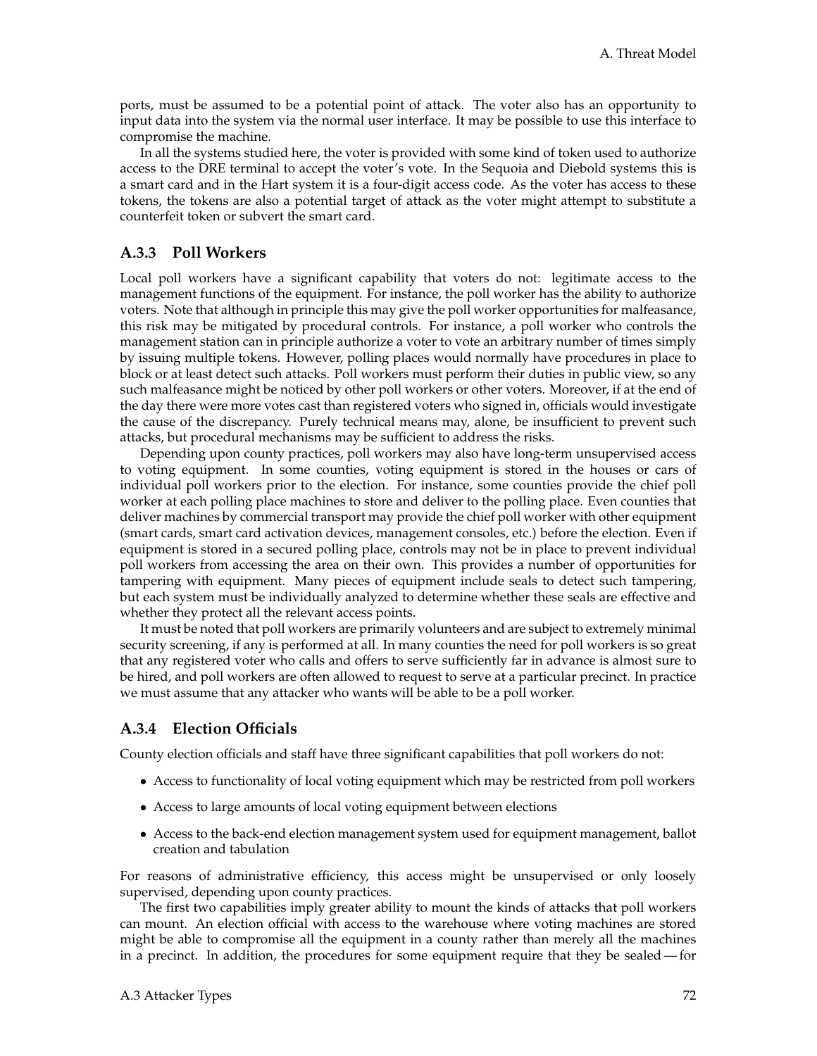ports, must be assumed to be a potential point of attack. The voter also has an opportunity to input data into the system via the normal user interface. It may be possible to use this interface to compromise the machine.

In all the systems studied here, the voter is provided with some kind of token used to authorize access to the DRE terminal to accept the voter's vote. In the Sequoia and Diebold systems this is a smart card and in the Hart system it is a four-digit access code. As the voter has access to these tokens, the tokens are also a potential target of attack as the voter might attempt to substitute a counterfeit token or subvert the smart card.

### A.3.3 Poll Workers

Local poll workers have a significant capability that voters do not: legitimate access to the management functions of the equipment. For instance, the poll worker has the ability to authorize voters. Note that although in principle this may give the poll worker opportunities for malfeasance, this risk may be mitigated by procedural controls. For instance, a poll worker who controls the management station can in principle authorize a voter to vote an arbitrary number of times simply by issuing multiple tokens. However, polling places would normally have procedures in place to block or at least detect such attacks. Poll workers must perform their duties in public view, so any such malfeasance might be noticed by other poll workers or other voters. Moreover, if at the end of the day there were more votes cast than registered voters who signed in, officials would investigate the cause of the discrepancy. Purely technical means may, alone, be insufficient to prevent such attacks, but procedural mechanisms may be sufficient to address the risks.

Depending upon county practices, poll workers may also have long-term unsupervised access to voting equipment. In some counties, voting equipment is stored in the houses or cars of individual poll workers prior to the election. For instance, some counties provide the chief poll worker at each polling place machines to store and deliver to the polling place. Even counties that deliver machines by commercial transport may provide the chief poll worker with other equipment (smart cards, smart card activation devices, management consoles, etc.) before the election. Even if equipment is stored in a secured polling place, controls may not be in place to prevent individual poll workers from accessing the area on their own. This provides a number of opportunities for tampering with equipment. Many pieces of equipment include seals to detect such tampering, but each system must be individually analyzed to determine whether these seals are effective and whether they protect all the relevant access points.

It must be noted that poll workers are primarily volunteers and are subject to extremely minimal security screening, if any is performed at all. In many counties the need for poll workers is so great that any registered voter who calls and offers to serve sufficiently far in advance is almost sure to be hired, and poll workers are often allowed to request to serve at a particular precinct. In practice we must assume that any attacker who wants will be able to be a poll worker.

### A.3.4 Election Officials

County election officials and staff have three significant capabilities that poll workers do not:

- Access to functionality of local voting equipment which may be restricted from poll workers
- Access to large amounts of local voting equipment between elections
- Access to the back-end election management system used for equipment management, ballot creation and tabulation

For reasons of administrative efficiency, this access might be unsupervised or only loosely supervised, depending upon county practices.

The first two capabilities imply greater ability to mount the kinds of attacks that poll workers can mount. An election official with access to the warehouse where voting machines are stored might be able to compromise all the equipment in a county rather than merely all the machines in a precinct. In addition, the procedures for some equipment require that they be sealed — for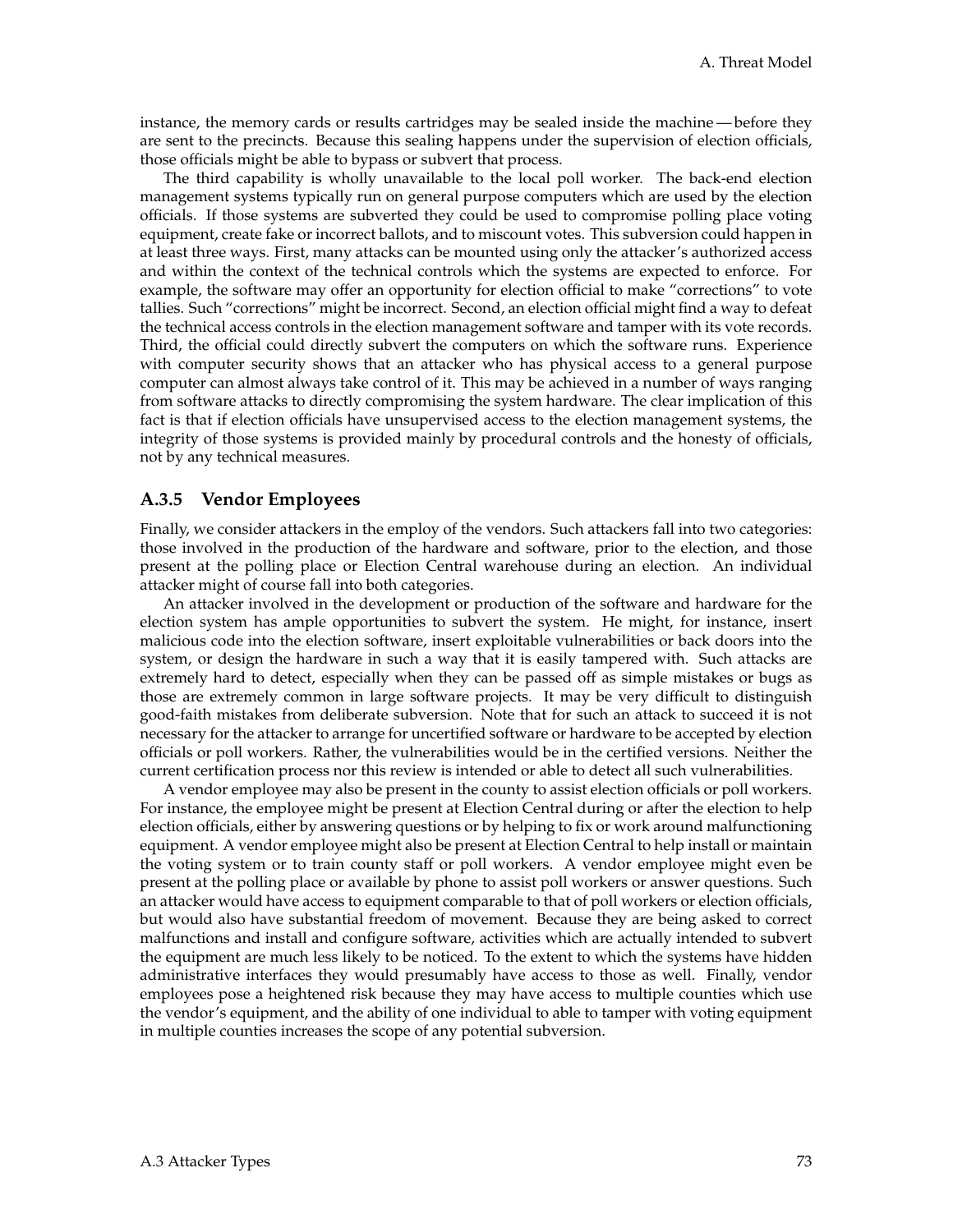instance, the memory cards or results cartridges may be sealed inside the machine — before they are sent to the precincts. Because this sealing happens under the supervision of election officials, those officials might be able to bypass or subvert that process.

The third capability is wholly unavailable to the local poll worker. The back-end election management systems typically run on general purpose computers which are used by the election officials. If those systems are subverted they could be used to compromise polling place voting equipment, create fake or incorrect ballots, and to miscount votes. This subversion could happen in at least three ways. First, many attacks can be mounted using only the attacker's authorized access and within the context of the technical controls which the systems are expected to enforce. For example, the software may offer an opportunity for election official to make "corrections" to vote tallies. Such "corrections" might be incorrect. Second, an election official might find a way to defeat the technical access controls in the election management software and tamper with its vote records. Third, the official could directly subvert the computers on which the software runs. Experience with computer security shows that an attacker who has physical access to a general purpose computer can almost always take control of it. This may be achieved in a number of ways ranging from software attacks to directly compromising the system hardware. The clear implication of this fact is that if election officials have unsupervised access to the election management systems, the integrity of those systems is provided mainly by procedural controls and the honesty of officials, not by any technical measures.

### A.3.5 Vendor Employees

Finally, we consider attackers in the employ of the vendors. Such attackers fall into two categories: those involved in the production of the hardware and software, prior to the election, and those present at the polling place or Election Central warehouse during an election. An individual attacker might of course fall into both categories.

An attacker involved in the development or production of the software and hardware for the election system has ample opportunities to subvert the system. He might, for instance, insert malicious code into the election software, insert exploitable vulnerabilities or back doors into the system, or design the hardware in such a way that it is easily tampered with. Such attacks are extremely hard to detect, especially when they can be passed off as simple mistakes or bugs as those are extremely common in large software projects. It may be very difficult to distinguish good-faith mistakes from deliberate subversion. Note that for such an attack to succeed it is not necessary for the attacker to arrange for uncertified software or hardware to be accepted by election officials or poll workers. Rather, the vulnerabilities would be in the certified versions. Neither the current certification process nor this review is intended or able to detect all such vulnerabilities.

A vendor employee may also be present in the county to assist election officials or poll workers. For instance, the employee might be present at Election Central during or after the election to help election officials, either by answering questions or by helping to fix or work around malfunctioning equipment. A vendor employee might also be present at Election Central to help install or maintain the voting system or to train county staff or poll workers. A vendor employee might even be present at the polling place or available by phone to assist poll workers or answer questions. Such an attacker would have access to equipment comparable to that of poll workers or election officials, but would also have substantial freedom of movement. Because they are being asked to correct malfunctions and install and configure software, activities which are actually intended to subvert the equipment are much less likely to be noticed. To the extent to which the systems have hidden administrative interfaces they would presumably have access to those as well. Finally, vendor employees pose a heightened risk because they may have access to multiple counties which use the vendor's equipment, and the ability of one individual to able to tamper with voting equipment in multiple counties increases the scope of any potential subversion.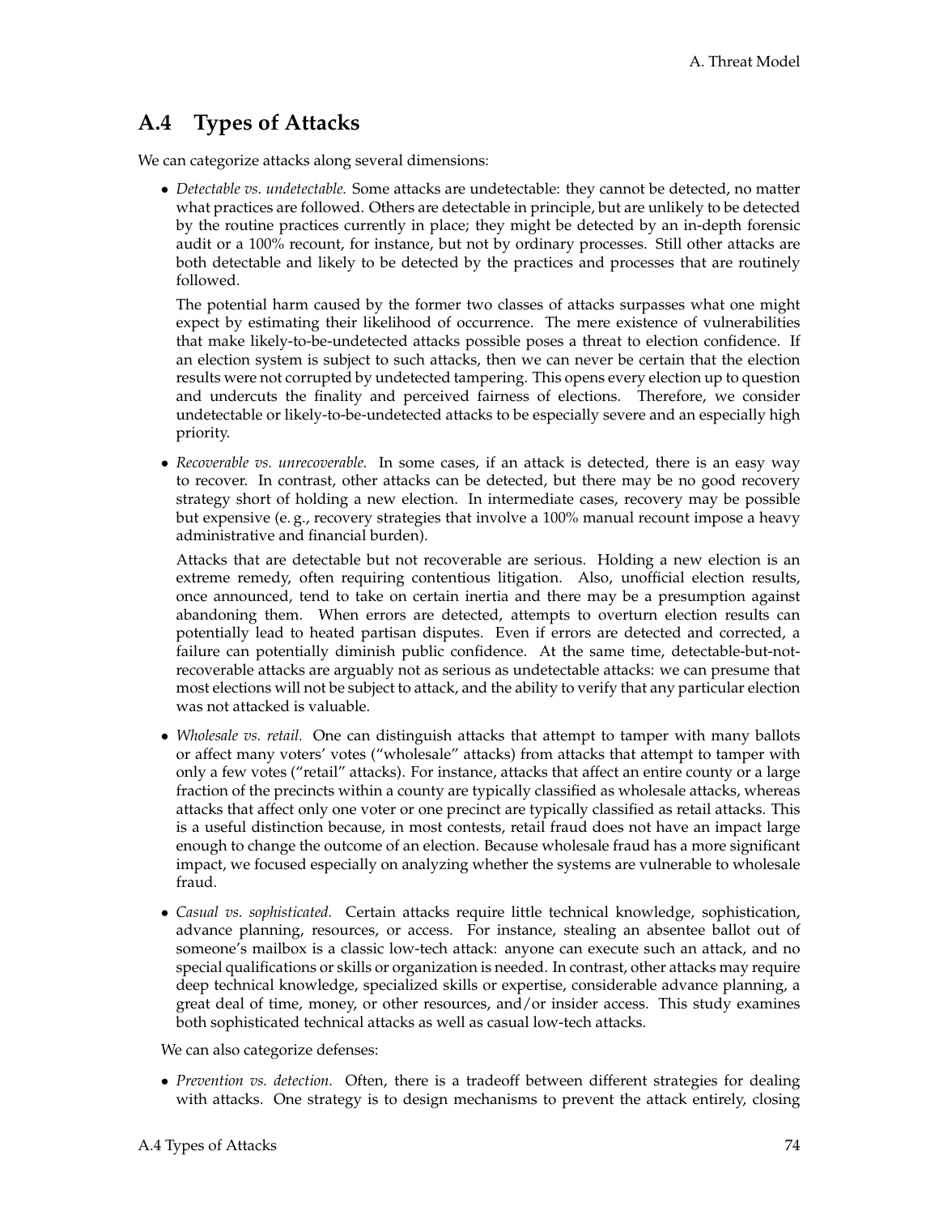## A.4 Types of Attacks

We can categorize attacks along several dimensions:

- *Detectable vs. undetectable.* Some attacks are undetectable: they cannot be detected, no matter what practices are followed. Others are detectable in principle, but are unlikely to be detected by the routine practices currently in place; they might be detected by an in-depth forensic audit or a 100% recount, for instance, but not by ordinary processes. Still other attacks are both detectable and likely to be detected by the practices and processes that are routinely followed.

  The potential harm caused by the former two classes of attacks surpasses what one might expect by estimating their likelihood of occurrence. The mere existence of vulnerabilities that make likely-to-be-undetected attacks possible poses a threat to election confidence. If an election system is subject to such attacks, then we can never be certain that the election results were not corrupted by undetected tampering. This opens every election up to question and undercuts the finality and perceived fairness of elections. Therefore, we consider undetectable or likely-to-be-undetected attacks to be especially severe and an especially high priority.

- *Recoverable vs. unrecoverable.* In some cases, if an attack is detected, there is an easy way to recover. In contrast, other attacks can be detected, but there may be no good recovery strategy short of holding a new election. In intermediate cases, recovery may be possible but expensive (e. g., recovery strategies that involve a 100% manual recount impose a heavy administrative and financial burden).

  Attacks that are detectable but not recoverable are serious. Holding a new election is an extreme remedy, often requiring contentious litigation. Also, unofficial election results, once announced, tend to take on certain inertia and there may be a presumption against abandoning them. When errors are detected, attempts to overturn election results can potentially lead to heated partisan disputes. Even if errors are detected and corrected, a failure can potentially diminish public confidence. At the same time, detectable-but-not-recoverable attacks are arguably not as serious as undetectable attacks: we can presume that most elections will not be subject to attack, and the ability to verify that any particular election was not attacked is valuable.

- *Wholesale vs. retail.* One can distinguish attacks that attempt to tamper with many ballots or affect many voters' votes ("wholesale" attacks) from attacks that attempt to tamper with only a few votes ("retail" attacks). For instance, attacks that affect an entire county or a large fraction of the precincts within a county are typically classified as wholesale attacks, whereas attacks that affect only one voter or one precinct are typically classified as retail attacks. This is a useful distinction because, in most contests, retail fraud does not have an impact large enough to change the outcome of an election. Because wholesale fraud has a more significant impact, we focused especially on analyzing whether the systems are vulnerable to wholesale fraud.

- *Casual vs. sophisticated.* Certain attacks require little technical knowledge, sophistication, advance planning, resources, or access. For instance, stealing an absentee ballot out of someone's mailbox is a classic low-tech attack: anyone can execute such an attack, and no special qualifications or skills or organization is needed. In contrast, other attacks may require deep technical knowledge, specialized skills or expertise, considerable advance planning, a great deal of time, money, or other resources, and/or insider access. This study examines both sophisticated technical attacks as well as casual low-tech attacks.

We can also categorize defenses:

- *Prevention vs. detection.* Often, there is a tradeoff between different strategies for dealing with attacks. One strategy is to design mechanisms to prevent the attack entirely, closing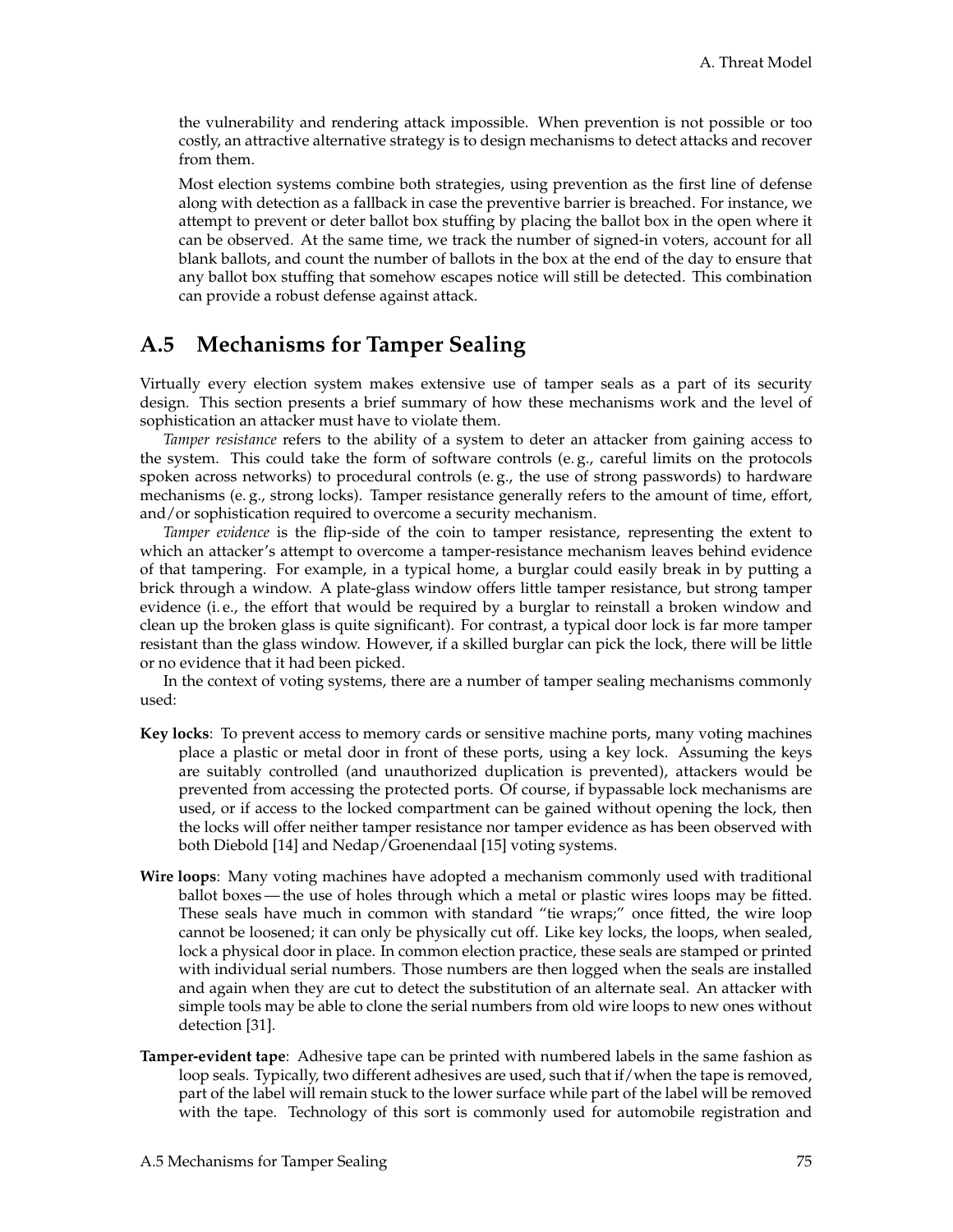the vulnerability and rendering attack impossible. When prevention is not possible or too costly, an attractive alternative strategy is to design mechanisms to detect attacks and recover from them.

Most election systems combine both strategies, using prevention as the first line of defense along with detection as a fallback in case the preventive barrier is breached. For instance, we attempt to prevent or deter ballot box stuffing by placing the ballot box in the open where it can be observed. At the same time, we track the number of signed-in voters, account for all blank ballots, and count the number of ballots in the box at the end of the day to ensure that any ballot box stuffing that somehow escapes notice will still be detected. This combination can provide a robust defense against attack.

## A.5 Mechanisms for Tamper Sealing

Virtually every election system makes extensive use of tamper seals as a part of its security design. This section presents a brief summary of how these mechanisms work and the level of sophistication an attacker must have to violate them.

*Tamper resistance* refers to the ability of a system to deter an attacker from gaining access to the system. This could take the form of software controls (e. g., careful limits on the protocols spoken across networks) to procedural controls (e. g., the use of strong passwords) to hardware mechanisms (e. g., strong locks). Tamper resistance generally refers to the amount of time, effort, and/or sophistication required to overcome a security mechanism.

*Tamper evidence* is the flip-side of the coin to tamper resistance, representing the extent to which an attacker's attempt to overcome a tamper-resistance mechanism leaves behind evidence of that tampering. For example, in a typical home, a burglar could easily break in by putting a brick through a window. A plate-glass window offers little tamper resistance, but strong tamper evidence (i. e., the effort that would be required by a burglar to reinstall a broken window and clean up the broken glass is quite significant). For contrast, a typical door lock is far more tamper resistant than the glass window. However, if a skilled burglar can pick the lock, there will be little or no evidence that it had been picked.

In the context of voting systems, there are a number of tamper sealing mechanisms commonly used:

**Key locks**: To prevent access to memory cards or sensitive machine ports, many voting machines place a plastic or metal door in front of these ports, using a key lock. Assuming the keys are suitably controlled (and unauthorized duplication is prevented), attackers would be prevented from accessing the protected ports. Of course, if bypassable lock mechanisms are used, or if access to the locked compartment can be gained without opening the lock, then the locks will offer neither tamper resistance nor tamper evidence as has been observed with both Diebold [14] and Nedap/Groenendaal [15] voting systems.

**Wire loops**: Many voting machines have adopted a mechanism commonly used with traditional ballot boxes — the use of holes through which a metal or plastic wires loops may be fitted. These seals have much in common with standard "tie wraps;" once fitted, the wire loop cannot be loosened; it can only be physically cut off. Like key locks, the loops, when sealed, lock a physical door in place. In common election practice, these seals are stamped or printed with individual serial numbers. Those numbers are then logged when the seals are installed and again when they are cut to detect the substitution of an alternate seal. An attacker with simple tools may be able to clone the serial numbers from old wire loops to new ones without detection [31].

**Tamper-evident tape**: Adhesive tape can be printed with numbered labels in the same fashion as loop seals. Typically, two different adhesives are used, such that if/when the tape is removed, part of the label will remain stuck to the lower surface while part of the label will be removed with the tape. Technology of this sort is commonly used for automobile registration and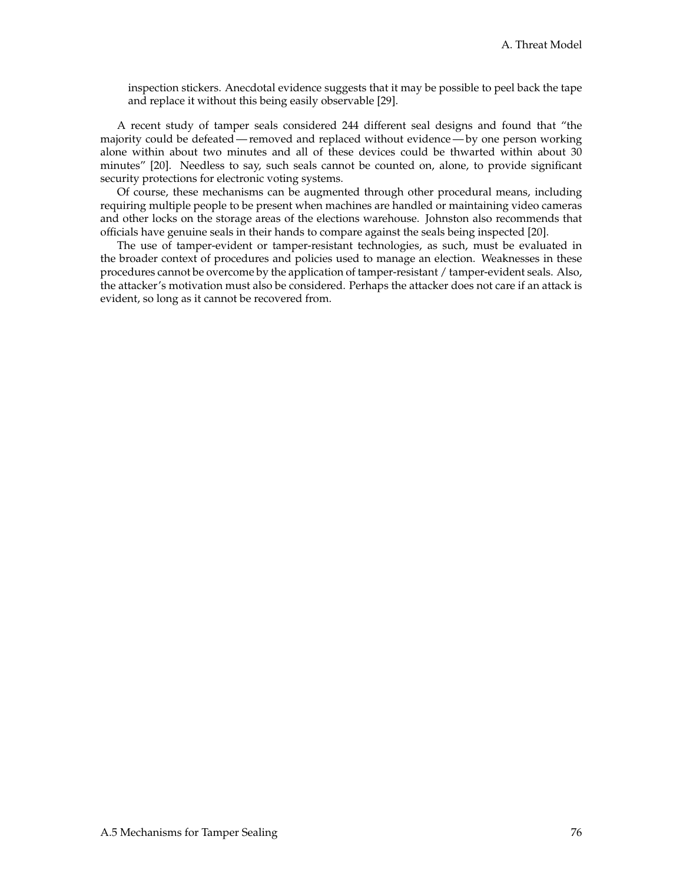inspection stickers. Anecdotal evidence suggests that it may be possible to peel back the tape and replace it without this being easily observable [29].

A recent study of tamper seals considered 244 different seal designs and found that "the majority could be defeated — removed and replaced without evidence — by one person working alone within about two minutes and all of these devices could be thwarted within about 30 minutes" [20]. Needless to say, such seals cannot be counted on, alone, to provide significant security protections for electronic voting systems.

Of course, these mechanisms can be augmented through other procedural means, including requiring multiple people to be present when machines are handled or maintaining video cameras and other locks on the storage areas of the elections warehouse. Johnston also recommends that officials have genuine seals in their hands to compare against the seals being inspected [20].

The use of tamper-evident or tamper-resistant technologies, as such, must be evaluated in the broader context of procedures and policies used to manage an election. Weaknesses in these procedures cannot be overcome by the application of tamper-resistant / tamper-evident seals. Also, the attacker's motivation must also be considered. Perhaps the attacker does not care if an attack is evident, so long as it cannot be recovered from.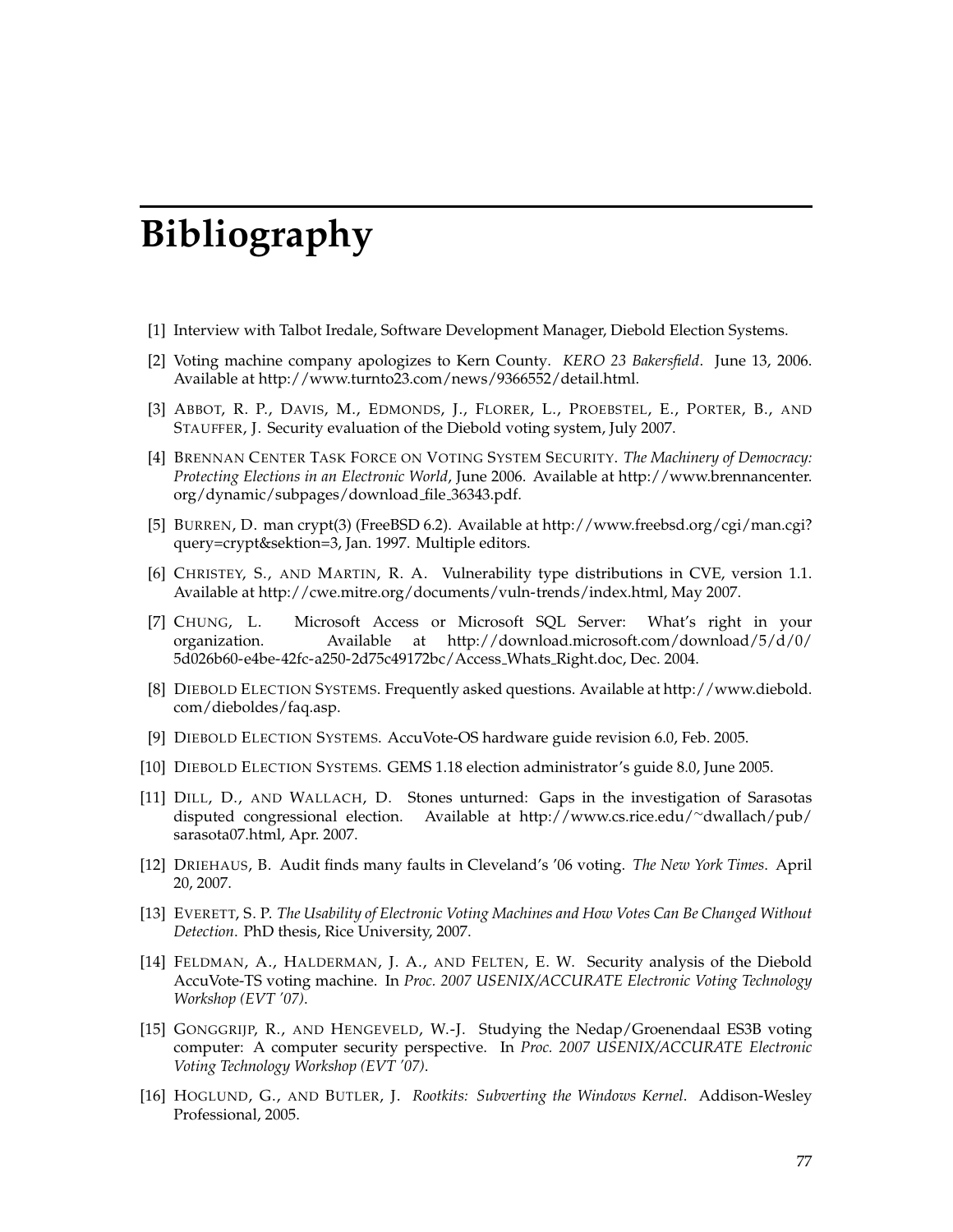# Bibliography

[1] Interview with Talbot Iredale, Software Development Manager, Diebold Election Systems.

[2] Voting machine company apologizes to Kern County. *KERO 23 Bakersfield*. June 13, 2006. Available at http://www.turnto23.com/news/9366552/detail.html.

[3] ABBOT, R. P., DAVIS, M., EDMONDS, J., FLORER, L., PROEBSTEL, E., PORTER, B., AND STAUFFER, J. Security evaluation of the Diebold voting system, July 2007.

[4] BRENNAN CENTER TASK FORCE ON VOTING SYSTEM SECURITY. *The Machinery of Democracy: Protecting Elections in an Electronic World*, June 2006. Available at http://www.brennancenter.org/dynamic/subpages/download_file_36343.pdf.

[5] BURREN, D. man crypt(3) (FreeBSD 6.2). Available at http://www.freebsd.org/cgi/man.cgi?query=crypt&sektion=3, Jan. 1997. Multiple editors.

[6] CHRISTEY, S., AND MARTIN, R. A. Vulnerability type distributions in CVE, version 1.1. Available at http://cwe.mitre.org/documents/vuln-trends/index.html, May 2007.

[7] CHUNG, L. Microsoft Access or Microsoft SQL Server: What's right in your organization. Available at http://download.microsoft.com/download/5/d/0/5d026b60-e4be-42fc-a250-2d75c49172bc/Access_Whats_Right.doc, Dec. 2004.

[8] DIEBOLD ELECTION SYSTEMS. Frequently asked questions. Available at http://www.diebold.com/dieboldes/faq.asp.

[9] DIEBOLD ELECTION SYSTEMS. AccuVote-OS hardware guide revision 6.0, Feb. 2005.

[10] DIEBOLD ELECTION SYSTEMS. GEMS 1.18 election administrator's guide 8.0, June 2005.

[11] DILL, D., AND WALLACH, D. Stones unturned: Gaps in the investigation of Sarasotas disputed congressional election. Available at http://www.cs.rice.edu/~dwallach/pub/sarasota07.html, Apr. 2007.

[12] DRIEHAUS, B. Audit finds many faults in Cleveland's '06 voting. *The New York Times*. April 20, 2007.

[13] EVERETT, S. P. *The Usability of Electronic Voting Machines and How Votes Can Be Changed Without Detection*. PhD thesis, Rice University, 2007.

[14] FELDMAN, A., HALDERMAN, J. A., AND FELTEN, E. W. Security analysis of the Diebold AccuVote-TS voting machine. In *Proc. 2007 USENIX/ACCURATE Electronic Voting Technology Workshop (EVT '07)*.

[15] GONGGRIJP, R., AND HENGEVELD, W.-J. Studying the Nedap/Groenendaal ES3B voting computer: A computer security perspective. In *Proc. 2007 USENIX/ACCURATE Electronic Voting Technology Workshop (EVT '07)*.

[16] HOGLUND, G., AND BUTLER, J. *Rootkits: Subverting the Windows Kernel*. Addison-Wesley Professional, 2005.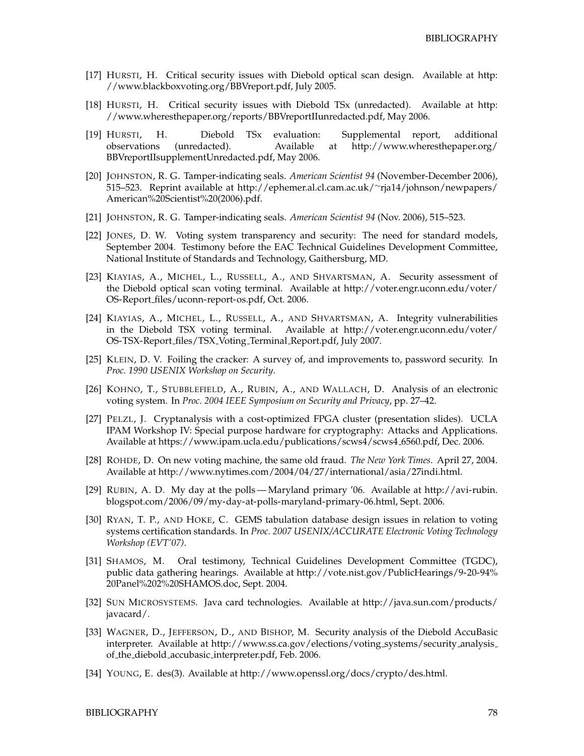[17] Hursti, H. Critical security issues with Diebold optical scan design. Available at http://www.blackboxvoting.org/BBVreport.pdf, July 2005.

[18] Hursti, H. Critical security issues with Diebold TSx (unredacted). Available at http://www.wheresthepaper.org/reports/BBVreportIIunredacted.pdf, May 2006.

[19] Hursti, H. Diebold TSx evaluation: Supplemental report, additional observations (unredacted). Available at http://www.wheresthepaper.org/BBVreportIIsupplementUnredacted.pdf, May 2006.

[20] Johnston, R. G. Tamper-indicating seals. *American Scientist 94* (November-December 2006), 515–523. Reprint available at http://ephemer.al.cl.cam.ac.uk/~rja14/johnson/newpapers/American%20Scientist%20(2006).pdf.

[21] Johnston, R. G. Tamper-indicating seals. *American Scientist 94* (Nov. 2006), 515–523.

[22] Jones, D. W. Voting system transparency and security: The need for standard models, September 2004. Testimony before the EAC Technical Guidelines Development Committee, National Institute of Standards and Technology, Gaithersburg, MD.

[23] Kiayias, A., Michel, L., Russell, A., and Shvartsman, A. Security assessment of the Diebold optical scan voting terminal. Available at http://voter.engr.uconn.edu/voter/OS-Report_files/uconn-report-os.pdf, Oct. 2006.

[24] Kiayias, A., Michel, L., Russell, A., and Shvartsman, A. Integrity vulnerabilities in the Diebold TSX voting terminal. Available at http://voter.engr.uconn.edu/voter/OS-TSX-Report_files/TSX_Voting_Terminal_Report.pdf, July 2007.

[25] Klein, D. V. Foiling the cracker: A survey of, and improvements to, password security. In *Proc. 1990 USENIX Workshop on Security*.

[26] Kohno, T., Stubblefield, A., Rubin, A., and Wallach, D. Analysis of an electronic voting system. In *Proc. 2004 IEEE Symposium on Security and Privacy*, pp. 27–42.

[27] Pelzl, J. Cryptanalysis with a cost-optimized FPGA cluster (presentation slides). UCLA IPAM Workshop IV: Special purpose hardware for cryptography: Attacks and Applications. Available at https://www.ipam.ucla.edu/publications/scws4/scws4_6560.pdf, Dec. 2006.

[28] Rohde, D. On new voting machine, the same old fraud. *The New York Times*. April 27, 2004. Available at http://www.nytimes.com/2004/04/27/international/asia/27indi.html.

[29] Rubin, A. D. My day at the polls — Maryland primary '06. Available at http://avi-rubin.blogspot.com/2006/09/my-day-at-polls-maryland-primary-06.html, Sept. 2006.

[30] Ryan, T. P., and Hoke, C. GEMS tabulation database design issues in relation to voting systems certification standards. In *Proc. 2007 USENIX/ACCURATE Electronic Voting Technology Workshop (EVT'07)*.

[31] Shamos, M. Oral testimony, Technical Guidelines Development Committee (TGDC), public data gathering hearings. Available at http://vote.nist.gov/PublicHearings/9-20-94%20Panel%202%20SHAMOS.doc, Sept. 2004.

[32] Sun Microsystems. Java card technologies. Available at http://java.sun.com/products/javacard/.

[33] Wagner, D., Jefferson, D., and Bishop, M. Security analysis of the Diebold AccuBasic interpreter. Available at http://www.ss.ca.gov/elections/voting_systems/security_analysis_of_the_diebold_accubasic_interpreter.pdf, Feb. 2006.

[34] Young, E. des(3). Available at http://www.openssl.org/docs/crypto/des.html.